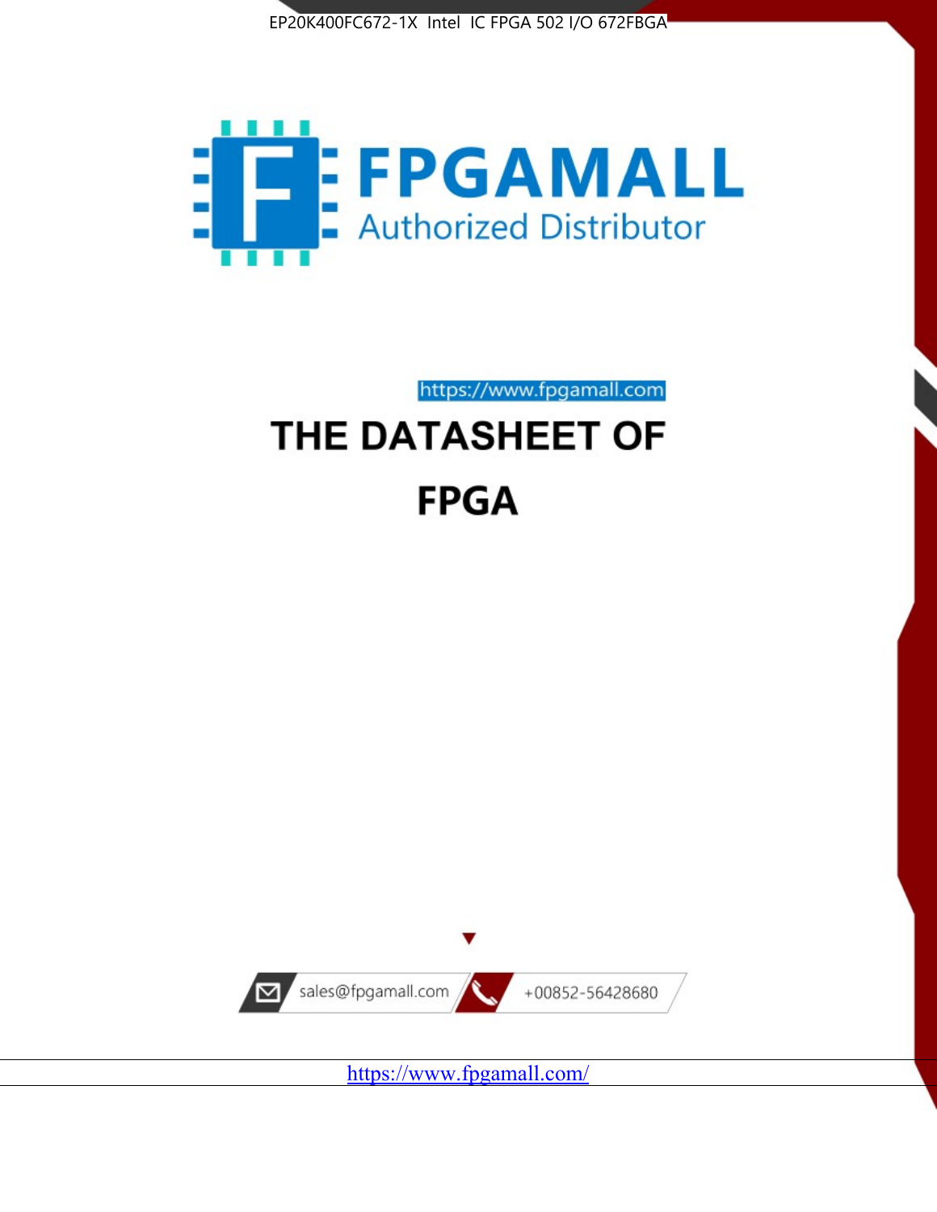EP20K400FC672-1X Intel IC FPGA 502 I/O 672FBGA

FPGAMALL

Authorized Distributor

https://www.fpgamall.com

# THE DATASHEET OF

# FPGA

sales@fpgamall.com

+00852-56428680

https://www.fpgamall.com/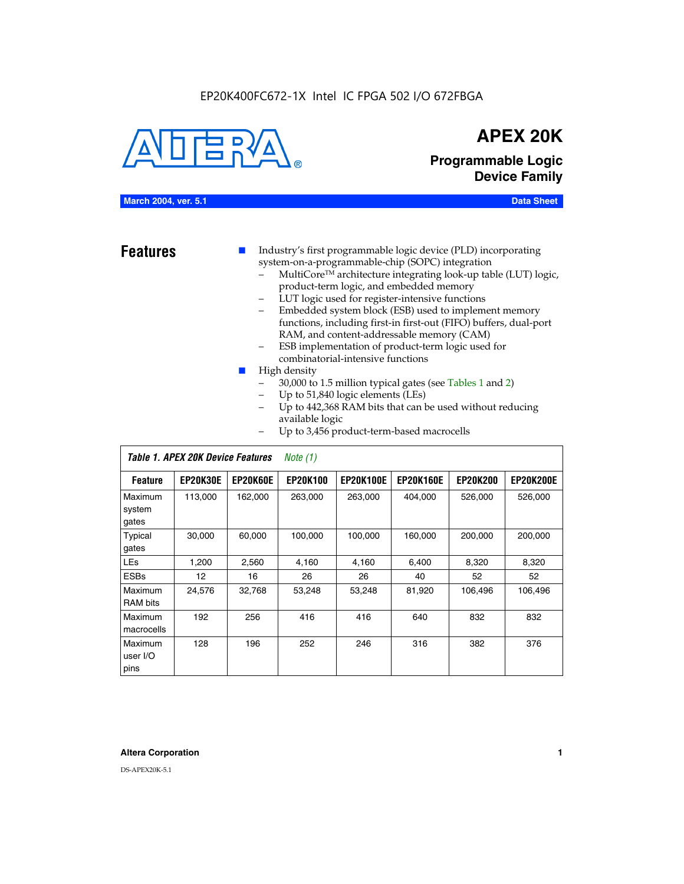EP20K400FC672-1X Intel IC FPGA 502 I/O 672FBGA

# APEX 20K

## Programmable Logic Device Family

**March 2004, ver. 5.1** **Data Sheet**

## Features

- Industry's first programmable logic device (PLD) incorporating system-on-a-programmable-chip (SOPC) integration
  - MultiCore™ architecture integrating look-up table (LUT) logic, product-term logic, and embedded memory
  - LUT logic used for register-intensive functions
  - Embedded system block (ESB) used to implement memory functions, including first-in first-out (FIFO) buffers, dual-port RAM, and content-addressable memory (CAM)
  - ESB implementation of product-term logic used for combinatorial-intensive functions
- High density
  - 30,000 to 1.5 million typical gates (see Tables 1 and 2)
  - Up to 51,840 logic elements (LEs)
  - Up to 442,368 RAM bits that can be used without reducing available logic
  - Up to 3,456 product-term-based macrocells

*Table 1. APEX 20K Device Features Note (1)*

| Feature | EP20K30E | EP20K60E | EP20K100 | EP20K100E | EP20K160E | EP20K200 | EP20K200E |
|---|---|---|---|---|---|---|---|
| Maximum system gates | 113,000 | 162,000 | 263,000 | 263,000 | 404,000 | 526,000 | 526,000 |
| Typical gates | 30,000 | 60,000 | 100,000 | 100,000 | 160,000 | 200,000 | 200,000 |
| LEs | 1,200 | 2,560 | 4,160 | 4,160 | 6,400 | 8,320 | 8,320 |
| ESBs | 12 | 16 | 26 | 26 | 40 | 52 | 52 |
| Maximum RAM bits | 24,576 | 32,768 | 53,248 | 53,248 | 81,920 | 106,496 | 106,496 |
| Maximum macrocells | 192 | 256 | 416 | 416 | 640 | 832 | 832 |
| Maximum user I/O pins | 128 | 196 | 252 | 246 | 316 | 382 | 376 |

**Altera Corporation**

DS-APEX20K-5.1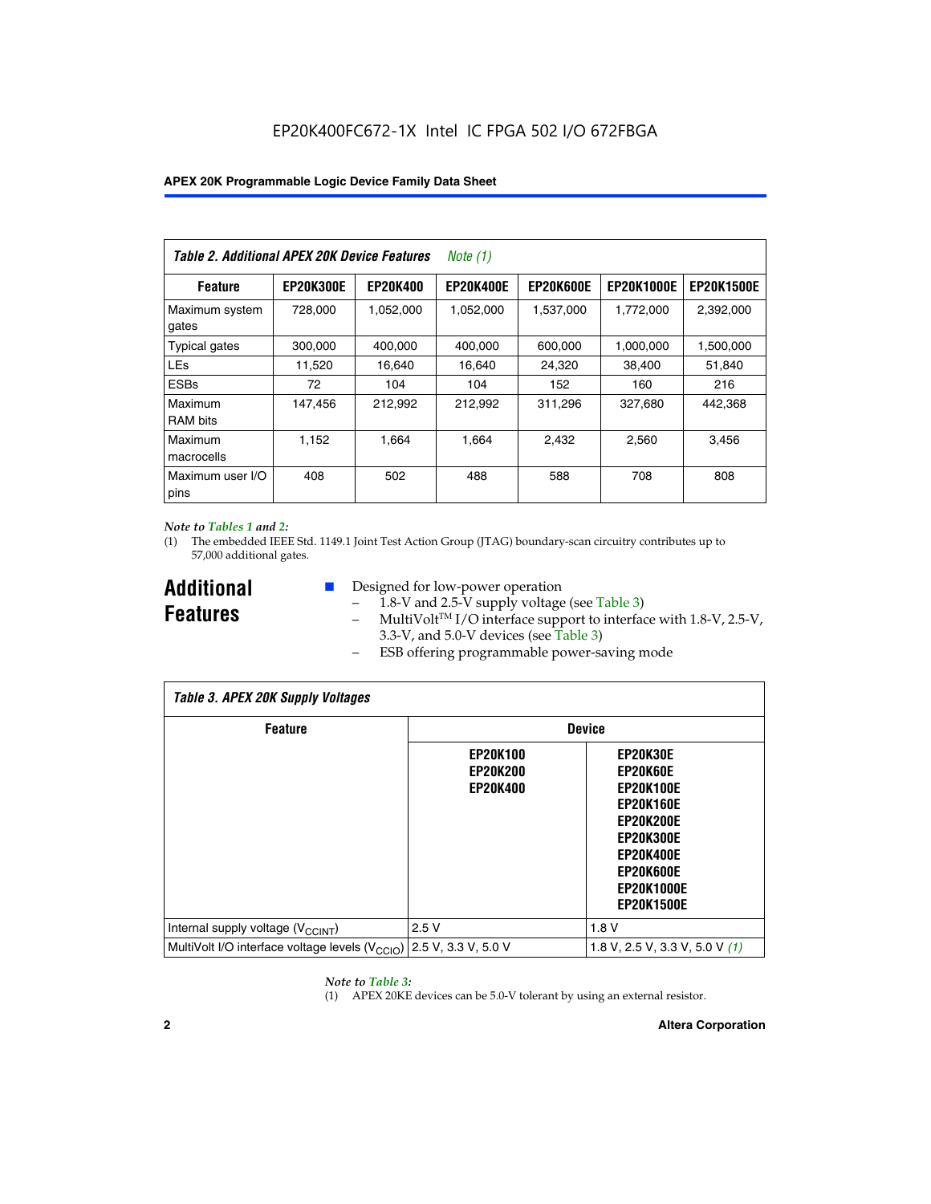EP20K400FC672-1X Intel IC FPGA 502 I/O 672FBGA

**Table 2. Additional APEX 20K Device Features** *Note (1)*

| Feature | EP20K300E | EP20K400 | EP20K400E | EP20K600E | EP20K1000E | EP20K1500E |
|---|---|---|---|---|---|---|
| Maximum system gates | 728,000 | 1,052,000 | 1,052,000 | 1,537,000 | 1,772,000 | 2,392,000 |
| Typical gates | 300,000 | 400,000 | 400,000 | 600,000 | 1,000,000 | 1,500,000 |
| LEs | 11,520 | 16,640 | 16,640 | 24,320 | 38,400 | 51,840 |
| ESBs | 72 | 104 | 104 | 152 | 160 | 216 |
| Maximum RAM bits | 147,456 | 212,992 | 212,992 | 311,296 | 327,680 | 442,368 |
| Maximum macrocells | 1,152 | 1,664 | 1,664 | 2,432 | 2,560 | 3,456 |
| Maximum user I/O pins | 408 | 502 | 488 | 588 | 708 | 808 |

*Note to Tables 1 and 2:*

(1) The embedded IEEE Std. 1149.1 Joint Test Action Group (JTAG) boundary-scan circuitry contributes up to 57,000 additional gates.

## Additional Features

- Designed for low-power operation
  - 1.8-V and 2.5-V supply voltage (see Table 3)
  - MultiVolt™ I/O interface support to interface with 1.8-V, 2.5-V, 3.3-V, and 5.0-V devices (see Table 3)
  - ESB offering programmable power-saving mode

**Table 3. APEX 20K Supply Voltages**

| Feature | Device | |
|---|---|---|
| | EP20K100 EP20K200 EP20K400 | EP20K30E EP20K60E EP20K100E EP20K160E EP20K200E EP20K300E EP20K400E EP20K600E EP20K1000E EP20K1500E |
| Internal supply voltage ($V_{CCINT}$) | 2.5 V | 1.8 V |
| MultiVolt I/O interface voltage levels ($V_{CCIO}$) | 2.5 V, 3.3 V, 5.0 V | 1.8 V, 2.5 V, 3.3 V, 5.0 V *(1)* |

*Note to Table 3:*

(1) APEX 20KE devices can be 5.0-V tolerant by using an external resistor.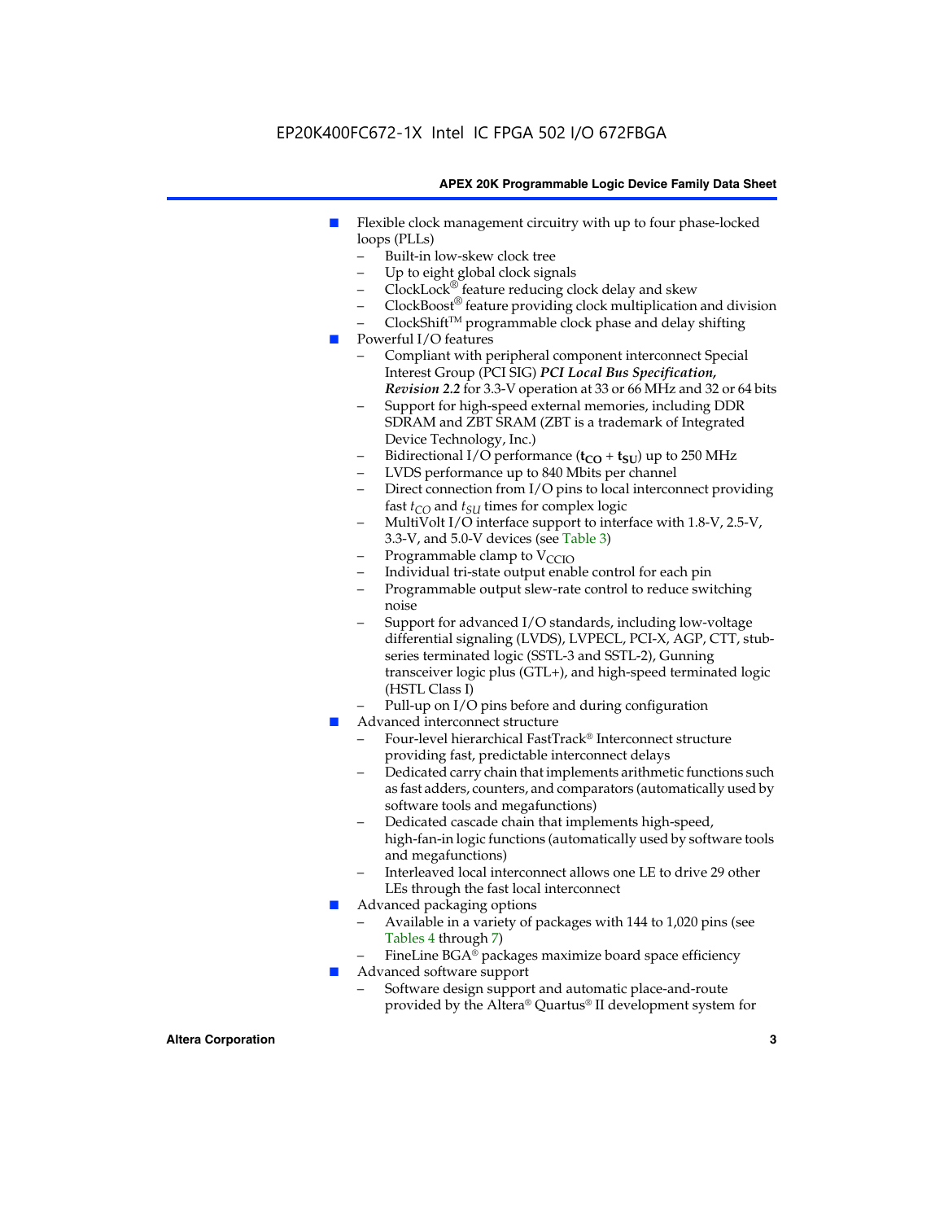- Flexible clock management circuitry with up to four phase-locked loops (PLLs)
  - Built-in low-skew clock tree
  - Up to eight global clock signals
  - ClockLock® feature reducing clock delay and skew
  - ClockBoost® feature providing clock multiplication and division
  - ClockShift™ programmable clock phase and delay shifting
- Powerful I/O features
  - Compliant with peripheral component interconnect Special Interest Group (PCI SIG) ***PCI Local Bus Specification, Revision 2.2*** for 3.3-V operation at 33 or 66 MHz and 32 or 64 bits
  - Support for high-speed external memories, including DDR SDRAM and ZBT SRAM (ZBT is a trademark of Integrated Device Technology, Inc.)
  - Bidirectional I/O performance ($\mathbf{t_{CO}} + \mathbf{t_{SU}}$) up to 250 MHz
  - LVDS performance up to 840 Mbits per channel
  - Direct connection from I/O pins to local interconnect providing fast $t_{CO}$ and $t_{SU}$ times for complex logic
  - MultiVolt I/O interface support to interface with 1.8-V, 2.5-V, 3.3-V, and 5.0-V devices (see Table 3)
  - Programmable clamp to $V_{CCIO}$
  - Individual tri-state output enable control for each pin
  - Programmable output slew-rate control to reduce switching noise
  - Support for advanced I/O standards, including low-voltage differential signaling (LVDS), LVPECL, PCI-X, AGP, CTT, stub-series terminated logic (SSTL-3 and SSTL-2), Gunning transceiver logic plus (GTL+), and high-speed terminated logic (HSTL Class I)
  - Pull-up on I/O pins before and during configuration
- Advanced interconnect structure
  - Four-level hierarchical FastTrack® Interconnect structure providing fast, predictable interconnect delays
  - Dedicated carry chain that implements arithmetic functions such as fast adders, counters, and comparators (automatically used by software tools and megafunctions)
  - Dedicated cascade chain that implements high-speed, high-fan-in logic functions (automatically used by software tools and megafunctions)
  - Interleaved local interconnect allows one LE to drive 29 other LEs through the fast local interconnect
- Advanced packaging options
  - Available in a variety of packages with 144 to 1,020 pins (see Tables 4 through 7)
  - FineLine BGA® packages maximize board space efficiency
- Advanced software support
  - Software design support and automatic place-and-route provided by the Altera® Quartus® II development system for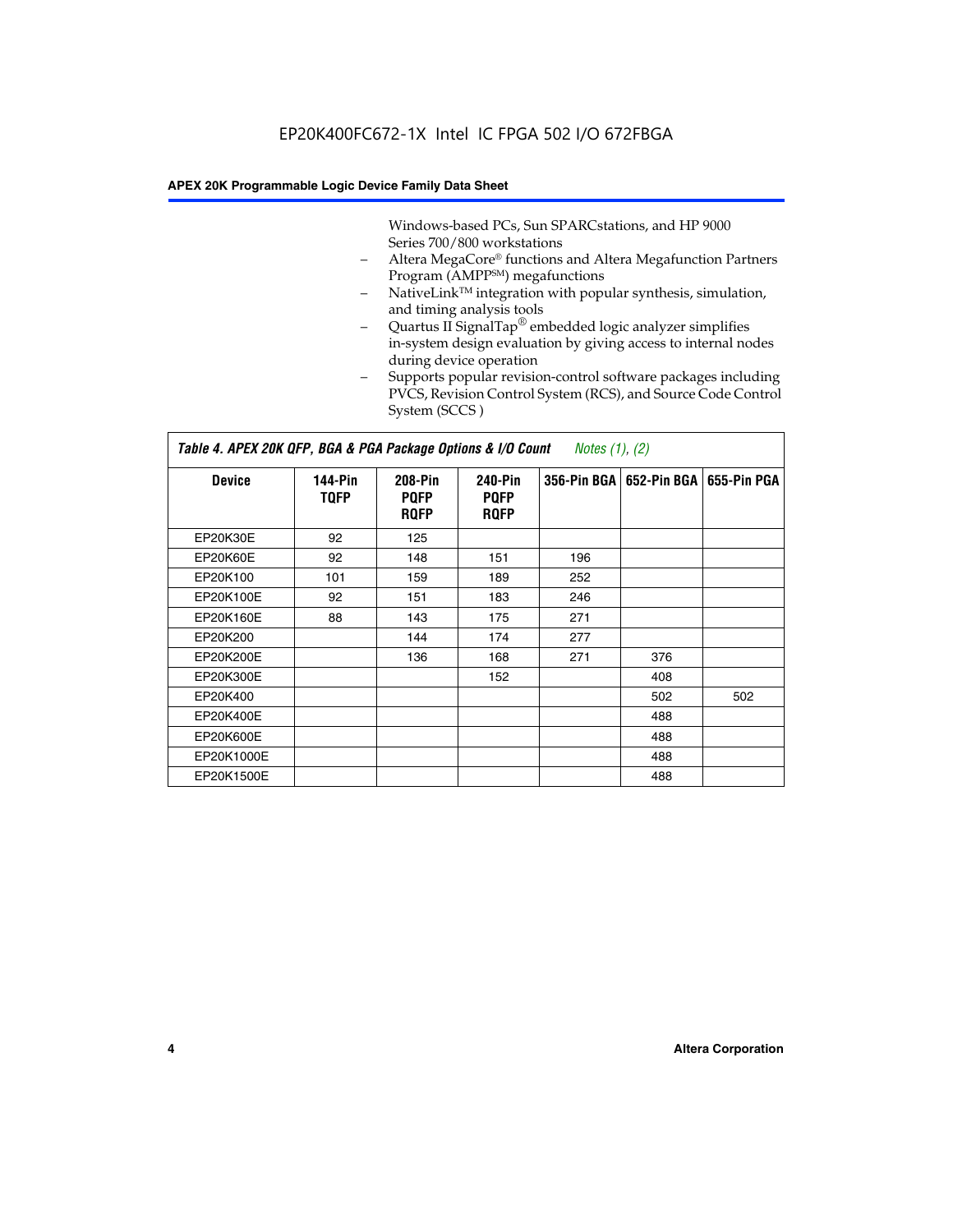Windows-based PCs, Sun SPARCstations, and HP 9000 Series 700/800 workstations

- Altera MegaCore® functions and Altera Megafunction Partners Program (AMPP℠) megafunctions
- NativeLink™ integration with popular synthesis, simulation, and timing analysis tools
- Quartus II SignalTap® embedded logic analyzer simplifies in-system design evaluation by giving access to internal nodes during device operation
- Supports popular revision-control software packages including PVCS, Revision Control System (RCS), and Source Code Control System (SCCS )

**Table 4. APEX 20K QFP, BGA & PGA Package Options & I/O Count** *Notes (1), (2)*

| Device | 144-Pin TQFP | 208-Pin PQFP RQFP | 240-Pin PQFP RQFP | 356-Pin BGA | 652-Pin BGA | 655-Pin PGA |
|---|---|---|---|---|---|---|
| EP20K30E | 92 | 125 | | | | |
| EP20K60E | 92 | 148 | 151 | 196 | | |
| EP20K100 | 101 | 159 | 189 | 252 | | |
| EP20K100E | 92 | 151 | 183 | 246 | | |
| EP20K160E | 88 | 143 | 175 | 271 | | |
| EP20K200 | | 144 | 174 | 277 | | |
| EP20K200E | | 136 | 168 | 271 | 376 | |
| EP20K300E | | | 152 | | 408 | |
| EP20K400 | | | | | 502 | 502 |
| EP20K400E | | | | | 488 | |
| EP20K600E | | | | | 488 | |
| EP20K1000E | | | | | 488 | |
| EP20K1500E | | | | | 488 | |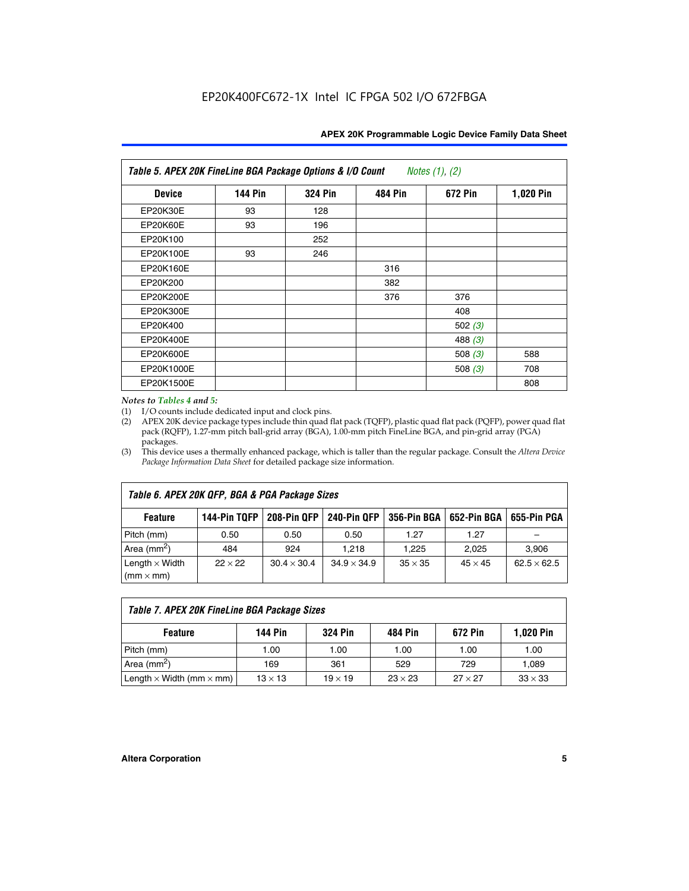EP20K400FC672-1X Intel IC FPGA 502 I/O 672FBGA

| Table 5. APEX 20K FineLine BGA Package Options & I/O Count *Notes (1), (2)* | | | | | |
|---|---|---|---|---|---|
| **Device** | **144 Pin** | **324 Pin** | **484 Pin** | **672 Pin** | **1,020 Pin** |
| EP20K30E | 93 | 128 | | | |
| EP20K60E | 93 | 196 | | | |
| EP20K100 | | 252 | | | |
| EP20K100E | 93 | 246 | | | |
| EP20K160E | | | 316 | | |
| EP20K200 | | | 382 | | |
| EP20K200E | | | 376 | 376 | |
| EP20K300E | | | | 408 | |
| EP20K400 | | | | 502 *(3)* | |
| EP20K400E | | | | 488 *(3)* | |
| EP20K600E | | | | 508 *(3)* | 588 |
| EP20K1000E | | | | 508 *(3)* | 708 |
| EP20K1500E | | | | | 808 |

*Notes to Tables 4 and 5:*

(1) I/O counts include dedicated input and clock pins.

(2) APEX 20K device package types include thin quad flat pack (TQFP), plastic quad flat pack (PQFP), power quad flat pack (RQFP), 1.27-mm pitch ball-grid array (BGA), 1.00-mm pitch FineLine BGA, and pin-grid array (PGA) packages.

(3) This device uses a thermally enhanced package, which is taller than the regular package. Consult the *Altera Device Package Information Data Sheet* for detailed package size information.

| Table 6. APEX 20K QFP, BGA & PGA Package Sizes | | | | | | |
|---|---|---|---|---|---|---|
| **Feature** | **144-Pin TQFP** | **208-Pin QFP** | **240-Pin QFP** | **356-Pin BGA** | **652-Pin BGA** | **655-Pin PGA** |
| Pitch (mm) | 0.50 | 0.50 | 0.50 | 1.27 | 1.27 | – |
| Area (mm$^2$) | 484 | 924 | 1,218 | 1,225 | 2,025 | 3,906 |
| Length × Width (mm × mm) | 22 × 22 | 30.4 × 30.4 | 34.9 × 34.9 | 35 × 35 | 45 × 45 | 62.5 × 62.5 |

| Table 7. APEX 20K FineLine BGA Package Sizes | | | | | |
|---|---|---|---|---|---|
| **Feature** | **144 Pin** | **324 Pin** | **484 Pin** | **672 Pin** | **1,020 Pin** |
| Pitch (mm) | 1.00 | 1.00 | 1.00 | 1.00 | 1.00 |
| Area (mm$^2$) | 169 | 361 | 529 | 729 | 1,089 |
| Length × Width (mm × mm) | 13 × 13 | 19 × 19 | 23 × 23 | 27 × 27 | 33 × 33 |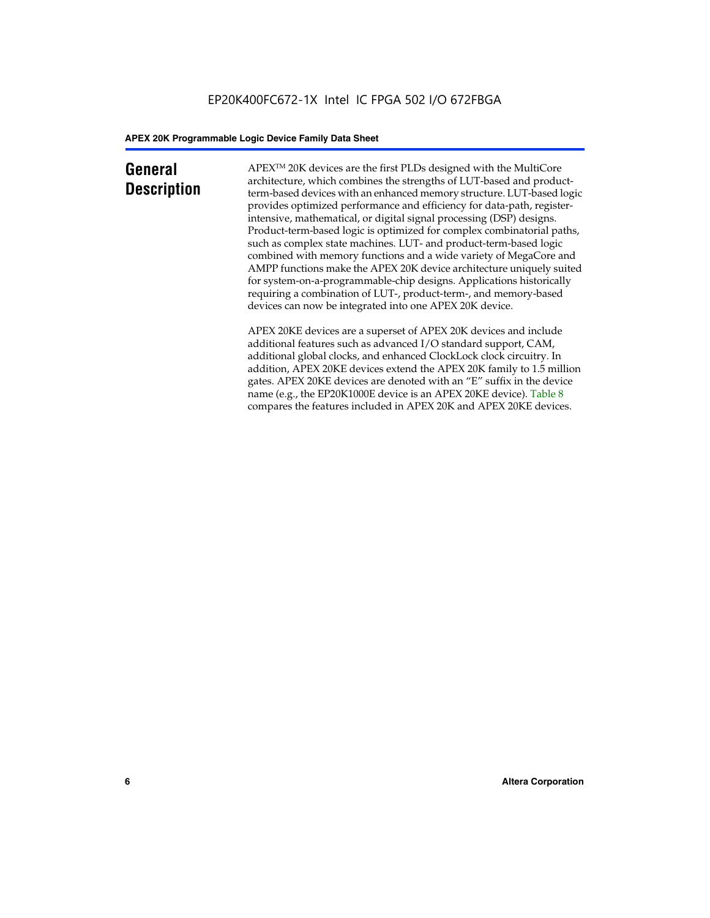# General Description

APEX™ 20K devices are the first PLDs designed with the MultiCore architecture, which combines the strengths of LUT-based and product-term-based devices with an enhanced memory structure. LUT-based logic provides optimized performance and efficiency for data-path, register-intensive, mathematical, or digital signal processing (DSP) designs. Product-term-based logic is optimized for complex combinatorial paths, such as complex state machines. LUT- and product-term-based logic combined with memory functions and a wide variety of MegaCore and AMPP functions make the APEX 20K device architecture uniquely suited for system-on-a-programmable-chip designs. Applications historically requiring a combination of LUT-, product-term-, and memory-based devices can now be integrated into one APEX 20K device.

APEX 20KE devices are a superset of APEX 20K devices and include additional features such as advanced I/O standard support, CAM, additional global clocks, and enhanced ClockLock clock circuitry. In addition, APEX 20KE devices extend the APEX 20K family to 1.5 million gates. APEX 20KE devices are denoted with an "E" suffix in the device name (e.g., the EP20K1000E device is an APEX 20KE device). Table 8 compares the features included in APEX 20K and APEX 20KE devices.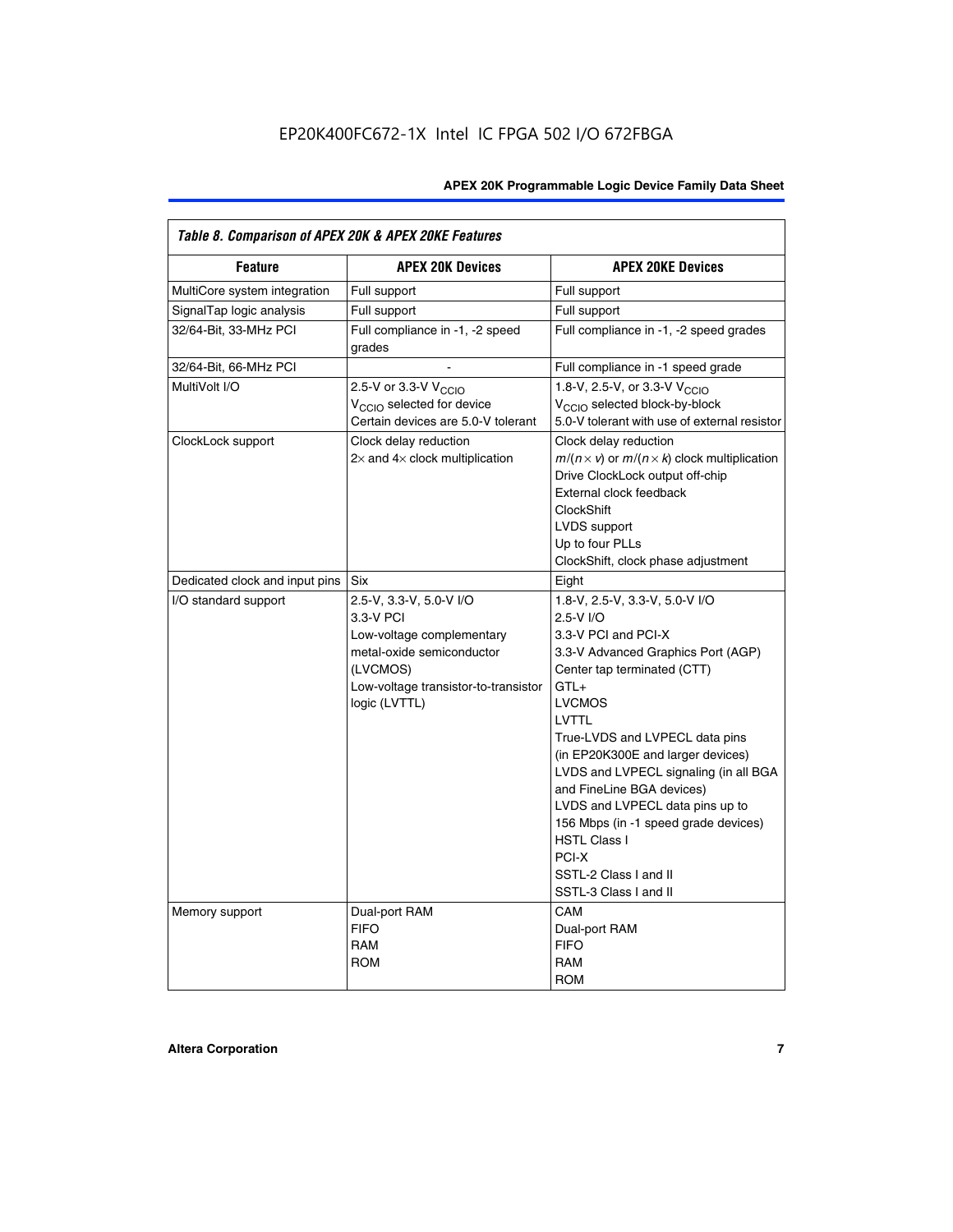EP20K400FC672-1X Intel IC FPGA 502 I/O 672FBGA

| *Table 8. Comparison of APEX 20K & APEX 20KE Features* | | |
|---|---|---|
| **Feature** | **APEX 20K Devices** | **APEX 20KE Devices** |
| MultiCore system integration | Full support | Full support |
| SignalTap logic analysis | Full support | Full support |
| 32/64-Bit, 33-MHz PCI | Full compliance in -1, -2 speed grades | Full compliance in -1, -2 speed grades |
| 32/64-Bit, 66-MHz PCI | - | Full compliance in -1 speed grade |
| MultiVolt I/O | 2.5-V or 3.3-V $V_{CCIO}$<br>$V_{CCIO}$ selected for device<br>Certain devices are 5.0-V tolerant | 1.8-V, 2.5-V, or 3.3-V $V_{CCIO}$<br>$V_{CCIO}$ selected block-by-block<br>5.0-V tolerant with use of external resistor |
| ClockLock support | Clock delay reduction<br>2× and 4× clock multiplication | Clock delay reduction<br>$m/(n \times v)$ or $m/(n \times k)$ clock multiplication<br>Drive ClockLock output off-chip<br>External clock feedback<br>ClockShift<br>LVDS support<br>Up to four PLLs<br>ClockShift, clock phase adjustment |
| Dedicated clock and input pins | Six | Eight |
| I/O standard support | 2.5-V, 3.3-V, 5.0-V I/O<br>3.3-V PCI<br>Low-voltage complementary metal-oxide semiconductor (LVCMOS)<br>Low-voltage transistor-to-transistor logic (LVTTL) | 1.8-V, 2.5-V, 3.3-V, 5.0-V I/O<br>2.5-V I/O<br>3.3-V PCI and PCI-X<br>3.3-V Advanced Graphics Port (AGP)<br>Center tap terminated (CTT)<br>GTL+<br>LVCMOS<br>LVTTL<br>True-LVDS and LVPECL data pins (in EP20K300E and larger devices)<br>LVDS and LVPECL signaling (in all BGA and FineLine BGA devices)<br>LVDS and LVPECL data pins up to 156 Mbps (in -1 speed grade devices)<br>HSTL Class I<br>PCI-X<br>SSTL-2 Class I and II<br>SSTL-3 Class I and II |
| Memory support | Dual-port RAM<br>FIFO<br>RAM<br>ROM | CAM<br>Dual-port RAM<br>FIFO<br>RAM<br>ROM |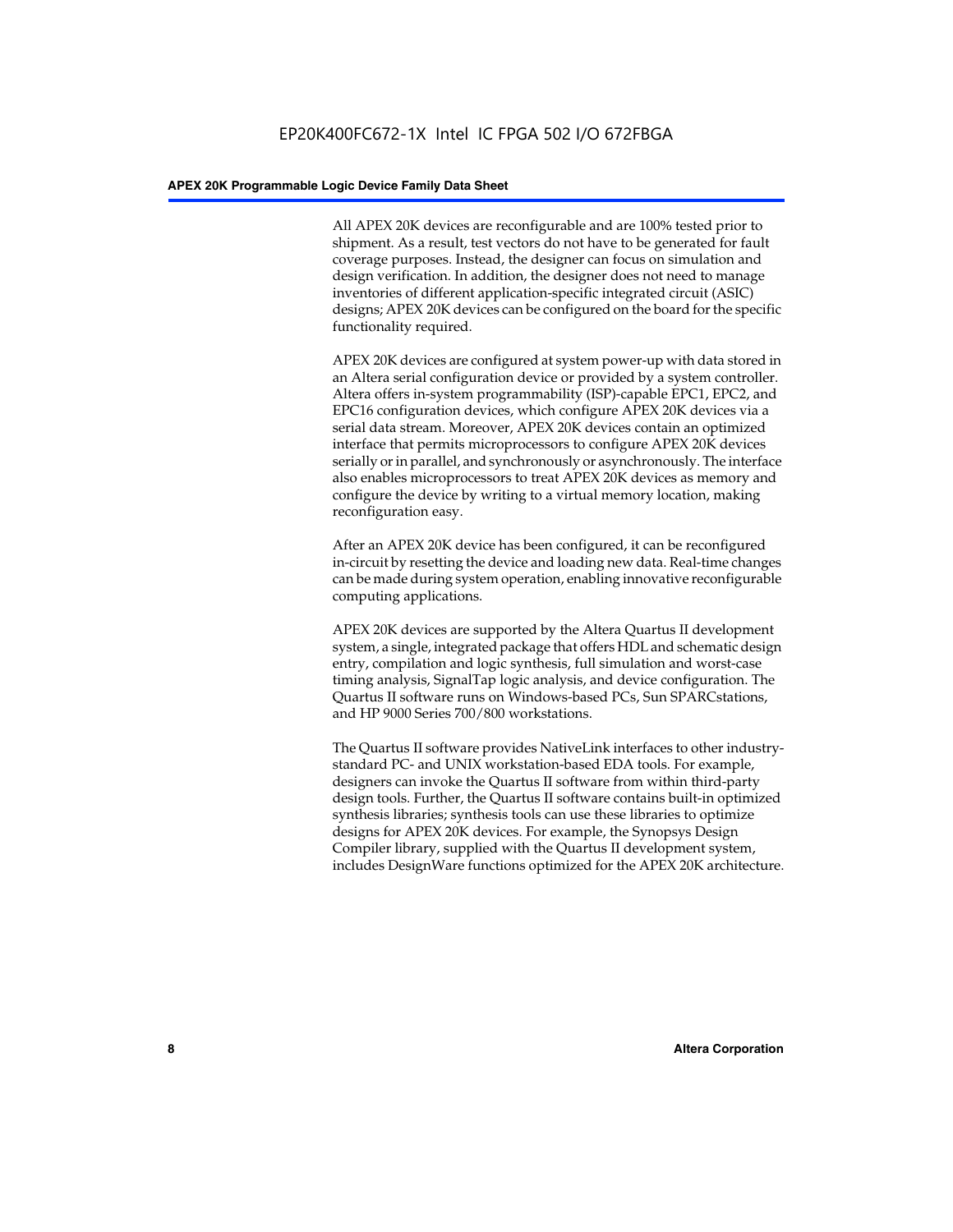All APEX 20K devices are reconfigurable and are 100% tested prior to shipment. As a result, test vectors do not have to be generated for fault coverage purposes. Instead, the designer can focus on simulation and design verification. In addition, the designer does not need to manage inventories of different application-specific integrated circuit (ASIC) designs; APEX 20K devices can be configured on the board for the specific functionality required.

APEX 20K devices are configured at system power-up with data stored in an Altera serial configuration device or provided by a system controller. Altera offers in-system programmability (ISP)-capable EPC1, EPC2, and EPC16 configuration devices, which configure APEX 20K devices via a serial data stream. Moreover, APEX 20K devices contain an optimized interface that permits microprocessors to configure APEX 20K devices serially or in parallel, and synchronously or asynchronously. The interface also enables microprocessors to treat APEX 20K devices as memory and configure the device by writing to a virtual memory location, making reconfiguration easy.

After an APEX 20K device has been configured, it can be reconfigured in-circuit by resetting the device and loading new data. Real-time changes can be made during system operation, enabling innovative reconfigurable computing applications.

APEX 20K devices are supported by the Altera Quartus II development system, a single, integrated package that offers HDL and schematic design entry, compilation and logic synthesis, full simulation and worst-case timing analysis, SignalTap logic analysis, and device configuration. The Quartus II software runs on Windows-based PCs, Sun SPARCstations, and HP 9000 Series 700/800 workstations.

The Quartus II software provides NativeLink interfaces to other industry-standard PC- and UNIX workstation-based EDA tools. For example, designers can invoke the Quartus II software from within third-party design tools. Further, the Quartus II software contains built-in optimized synthesis libraries; synthesis tools can use these libraries to optimize designs for APEX 20K devices. For example, the Synopsys Design Compiler library, supplied with the Quartus II development system, includes DesignWare functions optimized for the APEX 20K architecture.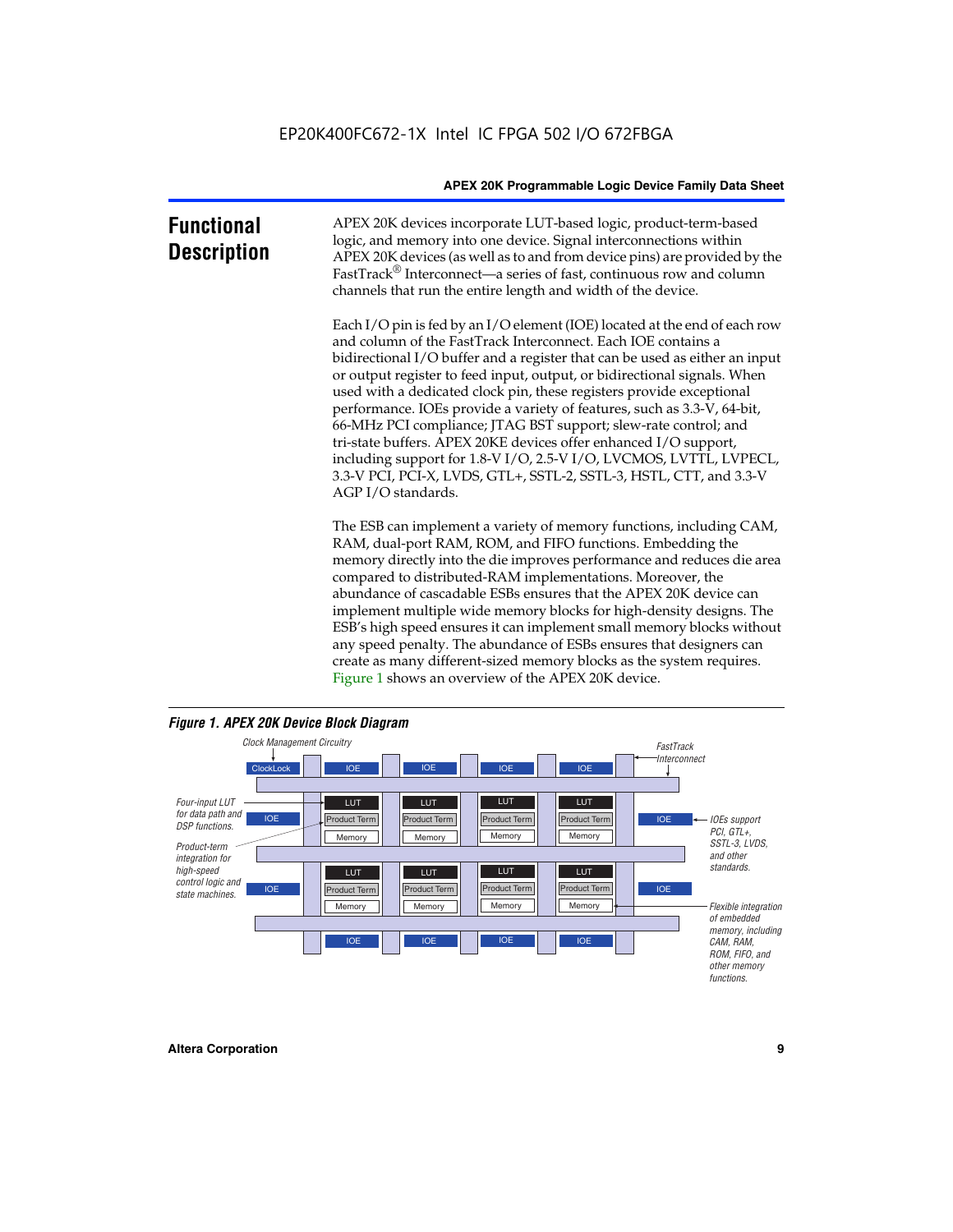## Functional Description

APEX 20K devices incorporate LUT-based logic, product-term-based logic, and memory into one device. Signal interconnections within APEX 20K devices (as well as to and from device pins) are provided by the FastTrack® Interconnect—a series of fast, continuous row and column channels that run the entire length and width of the device.

Each I/O pin is fed by an I/O element (IOE) located at the end of each row and column of the FastTrack Interconnect. Each IOE contains a bidirectional I/O buffer and a register that can be used as either an input or output register to feed input, output, or bidirectional signals. When used with a dedicated clock pin, these registers provide exceptional performance. IOEs provide a variety of features, such as 3.3-V, 64-bit, 66-MHz PCI compliance; JTAG BST support; slew-rate control; and tri-state buffers. APEX 20KE devices offer enhanced I/O support, including support for 1.8-V I/O, 2.5-V I/O, LVCMOS, LVTTL, LVPECL, 3.3-V PCI, PCI-X, LVDS, GTL+, SSTL-2, SSTL-3, HSTL, CTT, and 3.3-V AGP I/O standards.

The ESB can implement a variety of memory functions, including CAM, RAM, dual-port RAM, ROM, and FIFO functions. Embedding the memory directly into the die improves performance and reduces die area compared to distributed-RAM implementations. Moreover, the abundance of cascadable ESBs ensures that the APEX 20K device can implement multiple wide memory blocks for high-density designs. The ESB's high speed ensures it can implement small memory blocks without any speed penalty. The abundance of ESBs ensures that designers can create as many different-sized memory blocks as the system requires. Figure 1 shows an overview of the APEX 20K device.

**Figure 1. APEX 20K Device Block Diagram**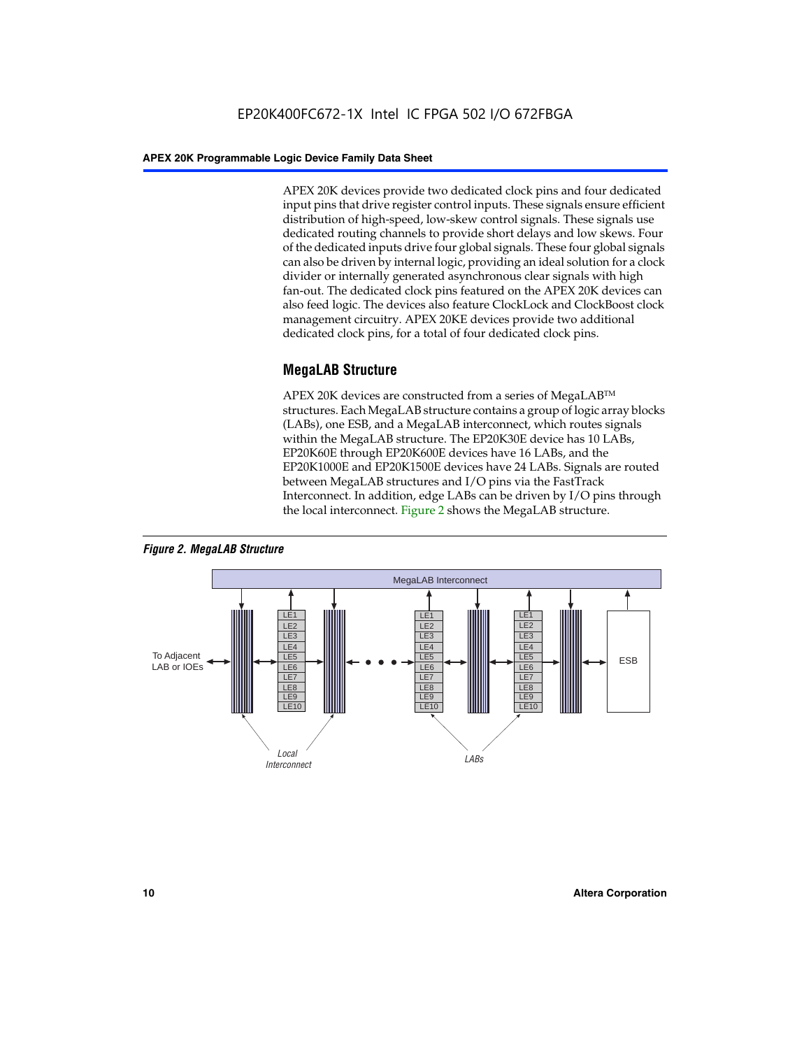APEX 20K devices provide two dedicated clock pins and four dedicated input pins that drive register control inputs. These signals ensure efficient distribution of high-speed, low-skew control signals. These signals use dedicated routing channels to provide short delays and low skews. Four of the dedicated inputs drive four global signals. These four global signals can also be driven by internal logic, providing an ideal solution for a clock divider or internally generated asynchronous clear signals with high fan-out. The dedicated clock pins featured on the APEX 20K devices can also feed logic. The devices also feature ClockLock and ClockBoost clock management circuitry. APEX 20KE devices provide two additional dedicated clock pins, for a total of four dedicated clock pins.

## MegaLAB Structure

APEX 20K devices are constructed from a series of MegaLAB™ structures. Each MegaLAB structure contains a group of logic array blocks (LABs), one ESB, and a MegaLAB interconnect, which routes signals within the MegaLAB structure. The EP20K30E device has 10 LABs, EP20K60E through EP20K600E devices have 16 LABs, and the EP20K1000E and EP20K1500E devices have 24 LABs. Signals are routed between MegaLAB structures and I/O pins via the FastTrack Interconnect. In addition, edge LABs can be driven by I/O pins through the local interconnect. Figure 2 shows the MegaLAB structure.

*Figure 2. MegaLAB Structure*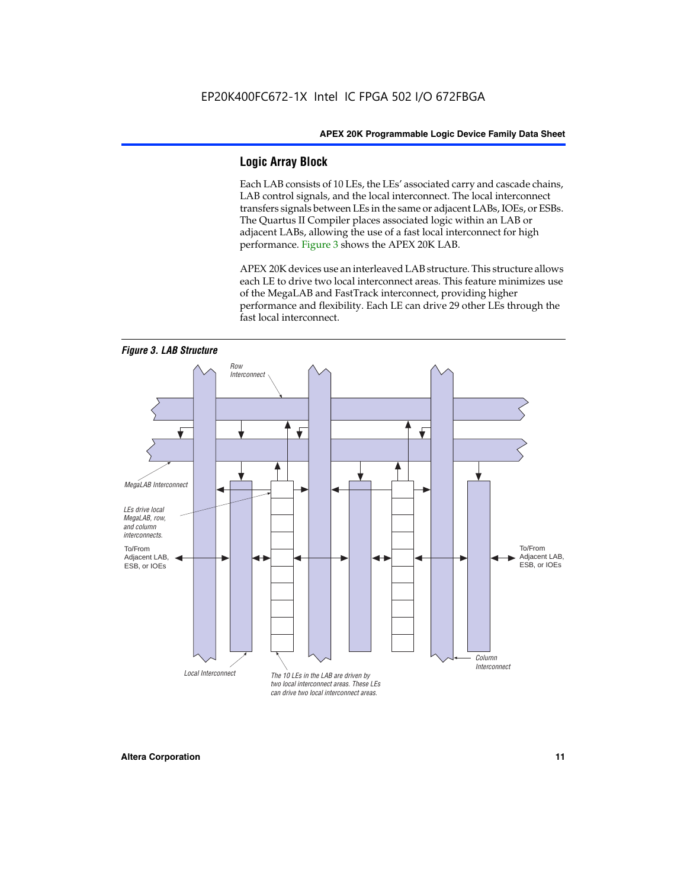## Logic Array Block

Each LAB consists of 10 LEs, the LEs' associated carry and cascade chains, LAB control signals, and the local interconnect. The local interconnect transfers signals between LEs in the same or adjacent LABs, IOEs, or ESBs. The Quartus II Compiler places associated logic within an LAB or adjacent LABs, allowing the use of a fast local interconnect for high performance. Figure 3 shows the APEX 20K LAB.

APEX 20K devices use an interleaved LAB structure. This structure allows each LE to drive two local interconnect areas. This feature minimizes use of the MegaLAB and FastTrack interconnect, providing higher performance and flexibility. Each LE can drive 29 other LEs through the fast local interconnect.

*Figure 3. LAB Structure*

Row Interconnect

MegaLAB Interconnect

LEs drive local MegaLAB, row, and column interconnects.

To/From Adjacent LAB, ESB, or IOEs

To/From Adjacent LAB, ESB, or IOEs

Column Interconnect

Local Interconnect

The 10 LEs in the LAB are driven by two local interconnect areas. These LEs can drive two local interconnect areas.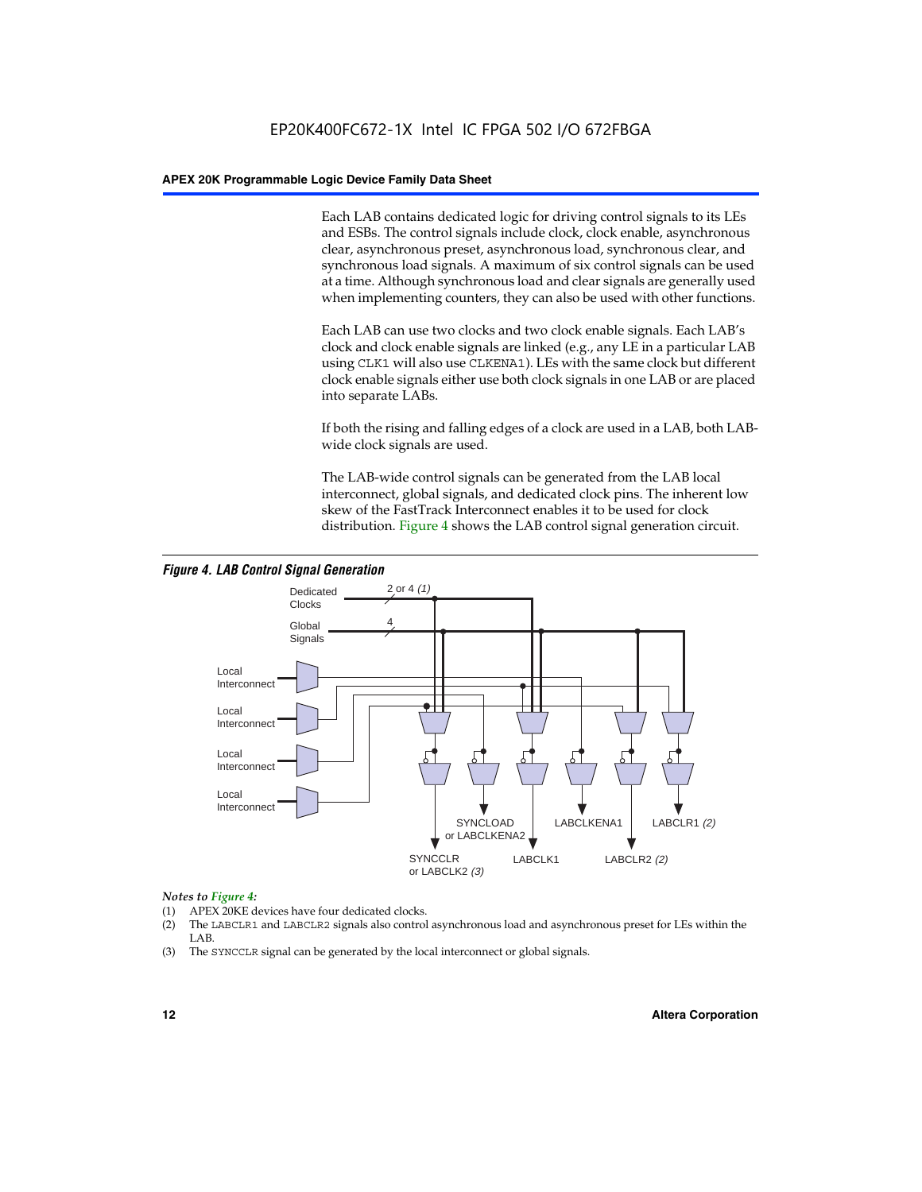Each LAB contains dedicated logic for driving control signals to its LEs and ESBs. The control signals include clock, clock enable, asynchronous clear, asynchronous preset, asynchronous load, synchronous clear, and synchronous load signals. A maximum of six control signals can be used at a time. Although synchronous load and clear signals are generally used when implementing counters, they can also be used with other functions.

Each LAB can use two clocks and two clock enable signals. Each LAB's clock and clock enable signals are linked (e.g., any LE in a particular LAB using `CLK1` will also use `CLKENA1`). LEs with the same clock but different clock enable signals either use both clock signals in one LAB or are placed into separate LABs.

If both the rising and falling edges of a clock are used in a LAB, both LAB-wide clock signals are used.

The LAB-wide control signals can be generated from the LAB local interconnect, global signals, and dedicated clock pins. The inherent low skew of the FastTrack Interconnect enables it to be used for clock distribution. Figure 4 shows the LAB control signal generation circuit.

***Figure 4. LAB Control Signal Generation***

Dedicated Clocks — 2 or 4 *(1)*
Global Signals — 4
Local Interconnect
Local Interconnect
Local Interconnect
Local Interconnect
SYNCCLR or LABCLK2 *(3)*
SYNCLOAD or LABCLKENA2
LABCLK1
LABCLKENA1
LABCLR2 *(2)*
LABCLR1 *(2)*

*Notes to Figure 4:*

(1) APEX 20KE devices have four dedicated clocks.
(2) The `LABCLR1` and `LABCLR2` signals also control asynchronous load and asynchronous preset for LEs within the LAB.
(3) The `SYNCCLR` signal can be generated by the local interconnect or global signals.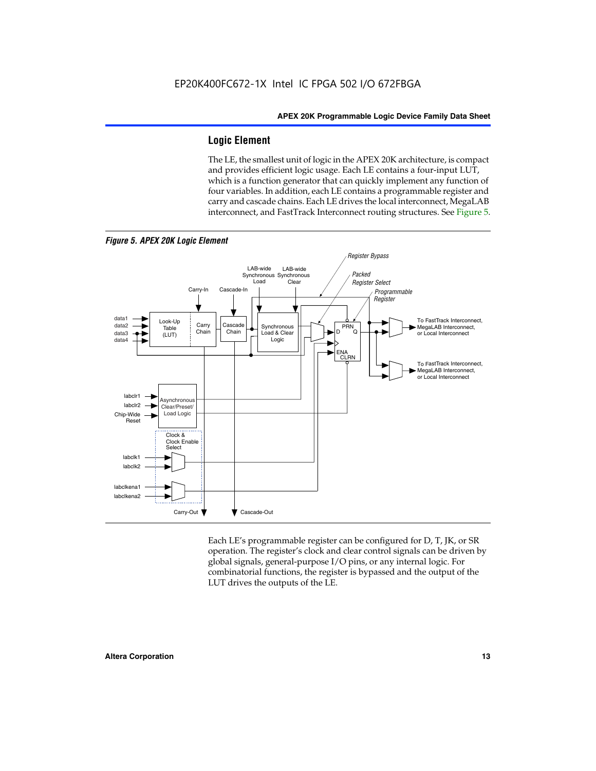## Logic Element

The LE, the smallest unit of logic in the APEX 20K architecture, is compact and provides efficient logic usage. Each LE contains a four-input LUT, which is a function generator that can quickly implement any function of four variables. In addition, each LE contains a programmable register and carry and cascade chains. Each LE drives the local interconnect, MegaLAB interconnect, and FastTrack Interconnect routing structures. See Figure 5.

*Figure 5. APEX 20K Logic Element*

Each LE's programmable register can be configured for D, T, JK, or SR operation. The register's clock and clear control signals can be driven by global signals, general-purpose I/O pins, or any internal logic. For combinatorial functions, the register is bypassed and the output of the LUT drives the outputs of the LE.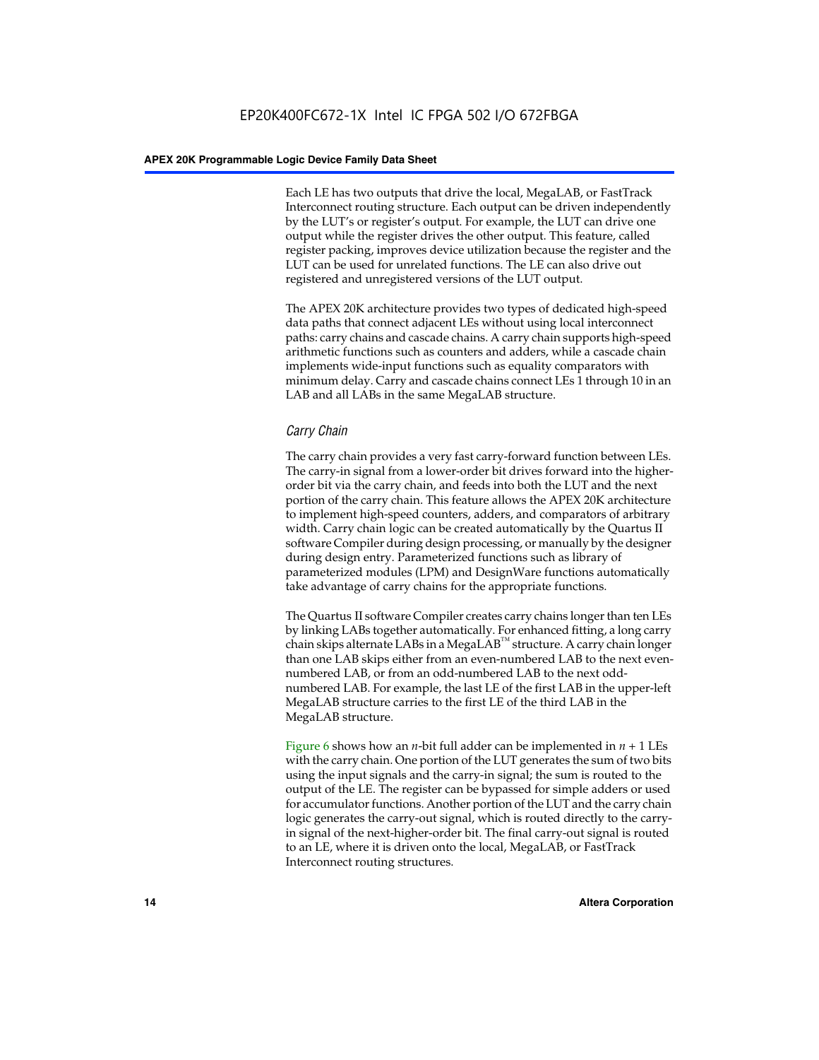Each LE has two outputs that drive the local, MegaLAB, or FastTrack Interconnect routing structure. Each output can be driven independently by the LUT's or register's output. For example, the LUT can drive one output while the register drives the other output. This feature, called register packing, improves device utilization because the register and the LUT can be used for unrelated functions. The LE can also drive out registered and unregistered versions of the LUT output.

The APEX 20K architecture provides two types of dedicated high-speed data paths that connect adjacent LEs without using local interconnect paths: carry chains and cascade chains. A carry chain supports high-speed arithmetic functions such as counters and adders, while a cascade chain implements wide-input functions such as equality comparators with minimum delay. Carry and cascade chains connect LEs 1 through 10 in an LAB and all LABs in the same MegaLAB structure.

### *Carry Chain*

The carry chain provides a very fast carry-forward function between LEs. The carry-in signal from a lower-order bit drives forward into the higher-order bit via the carry chain, and feeds into both the LUT and the next portion of the carry chain. This feature allows the APEX 20K architecture to implement high-speed counters, adders, and comparators of arbitrary width. Carry chain logic can be created automatically by the Quartus II software Compiler during design processing, or manually by the designer during design entry. Parameterized functions such as library of parameterized modules (LPM) and DesignWare functions automatically take advantage of carry chains for the appropriate functions.

The Quartus II software Compiler creates carry chains longer than ten LEs by linking LABs together automatically. For enhanced fitting, a long carry chain skips alternate LABs in a MegaLAB™ structure. A carry chain longer than one LAB skips either from an even-numbered LAB to the next even-numbered LAB, or from an odd-numbered LAB to the next odd-numbered LAB. For example, the last LE of the first LAB in the upper-left MegaLAB structure carries to the first LE of the third LAB in the MegaLAB structure.

Figure 6 shows how an $n$-bit full adder can be implemented in $n + 1$ LEs with the carry chain. One portion of the LUT generates the sum of two bits using the input signals and the carry-in signal; the sum is routed to the output of the LE. The register can be bypassed for simple adders or used for accumulator functions. Another portion of the LUT and the carry chain logic generates the carry-out signal, which is routed directly to the carry-in signal of the next-higher-order bit. The final carry-out signal is routed to an LE, where it is driven onto the local, MegaLAB, or FastTrack Interconnect routing structures.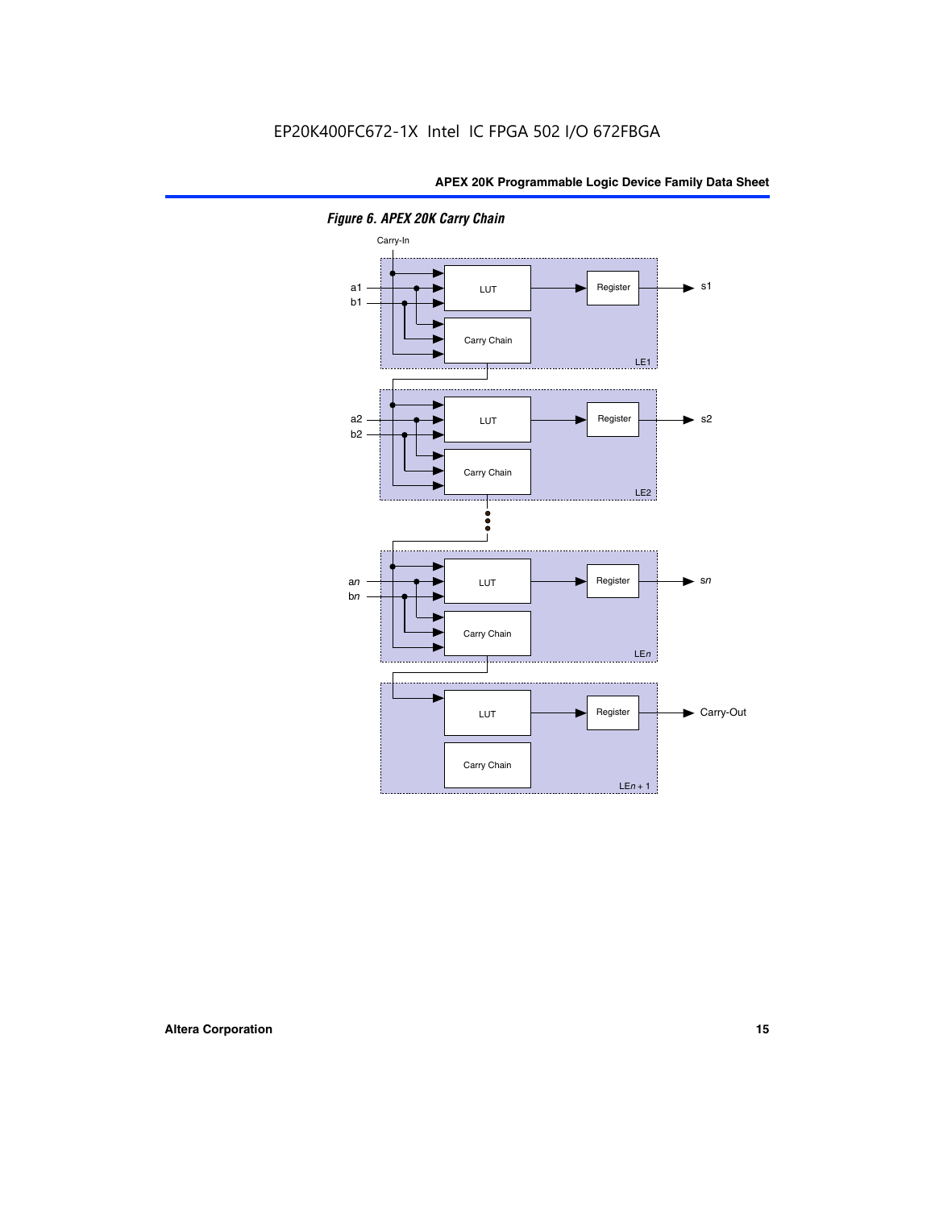*Figure 6. APEX 20K Carry Chain*

Carry-In

a1
b1

LUT

Register

s1

Carry Chain

LE1

a2
b2

LUT

Register

s2

Carry Chain

LE2

an
bn

LUT

Register

sn

Carry Chain

LEn

LUT

Register

Carry-Out

Carry Chain

LEn + 1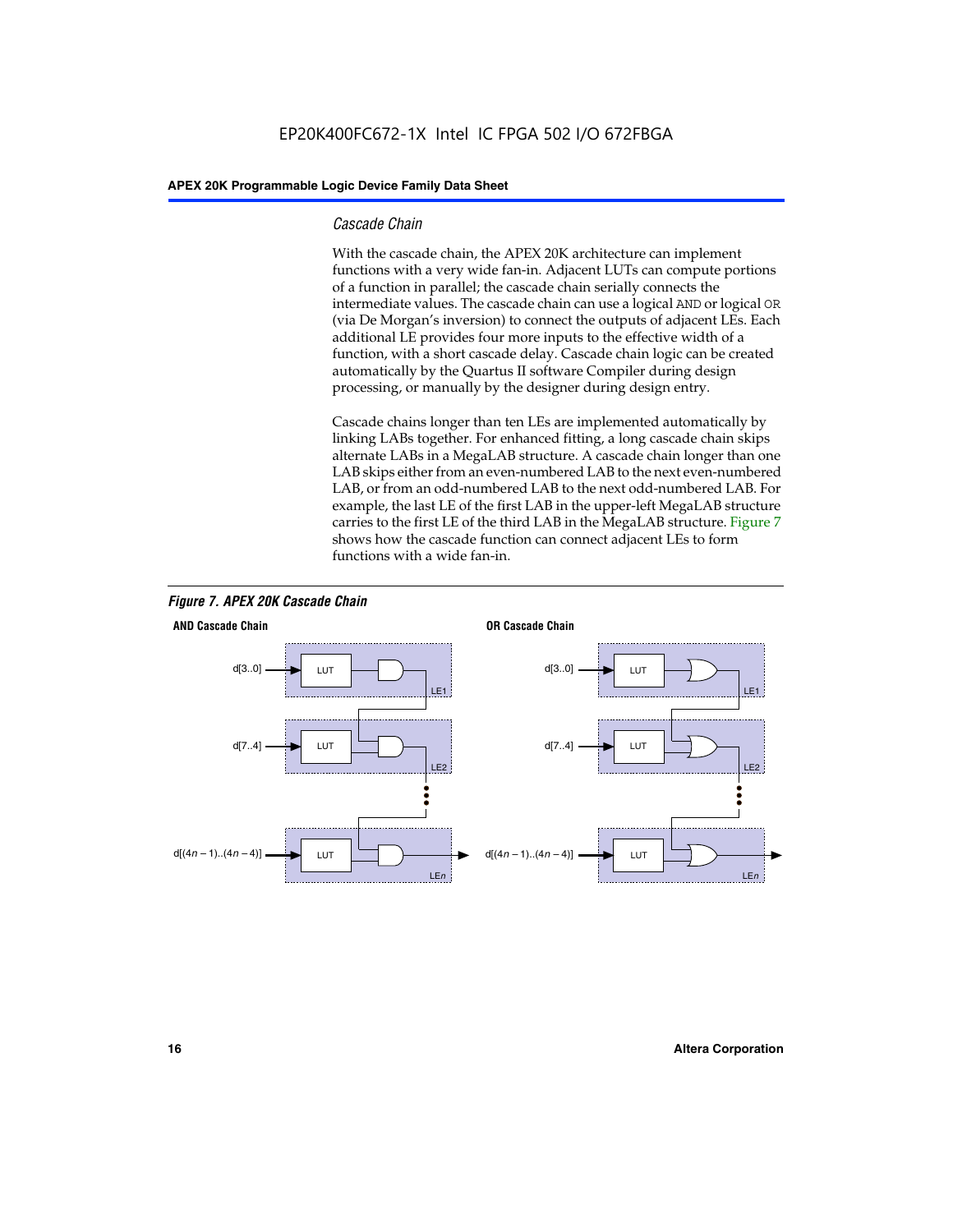### Cascade Chain

With the cascade chain, the APEX 20K architecture can implement functions with a very wide fan-in. Adjacent LUTs can compute portions of a function in parallel; the cascade chain serially connects the intermediate values. The cascade chain can use a logical `AND` or logical `OR` (via De Morgan's inversion) to connect the outputs of adjacent LEs. Each additional LE provides four more inputs to the effective width of a function, with a short cascade delay. Cascade chain logic can be created automatically by the Quartus II software Compiler during design processing, or manually by the designer during design entry.

Cascade chains longer than ten LEs are implemented automatically by linking LABs together. For enhanced fitting, a long cascade chain skips alternate LABs in a MegaLAB structure. A cascade chain longer than one LAB skips either from an even-numbered LAB to the next even-numbered LAB, or from an odd-numbered LAB to the next odd-numbered LAB. For example, the last LE of the first LAB in the upper-left MegaLAB structure carries to the first LE of the third LAB in the MegaLAB structure. Figure 7 shows how the cascade function can connect adjacent LEs to form functions with a wide fan-in.

*Figure 7. APEX 20K Cascade Chain*

**AND Cascade Chain**

d[3..0] → LUT → LE1
d[7..4] → LUT → LE2
d[(4n – 1)..(4n – 4)] → LUT → LEn

**OR Cascade Chain**

d[3..0] → LUT → LE1
d[7..4] → LUT → LE2
d[(4n – 1)..(4n – 4)] → LUT → LEn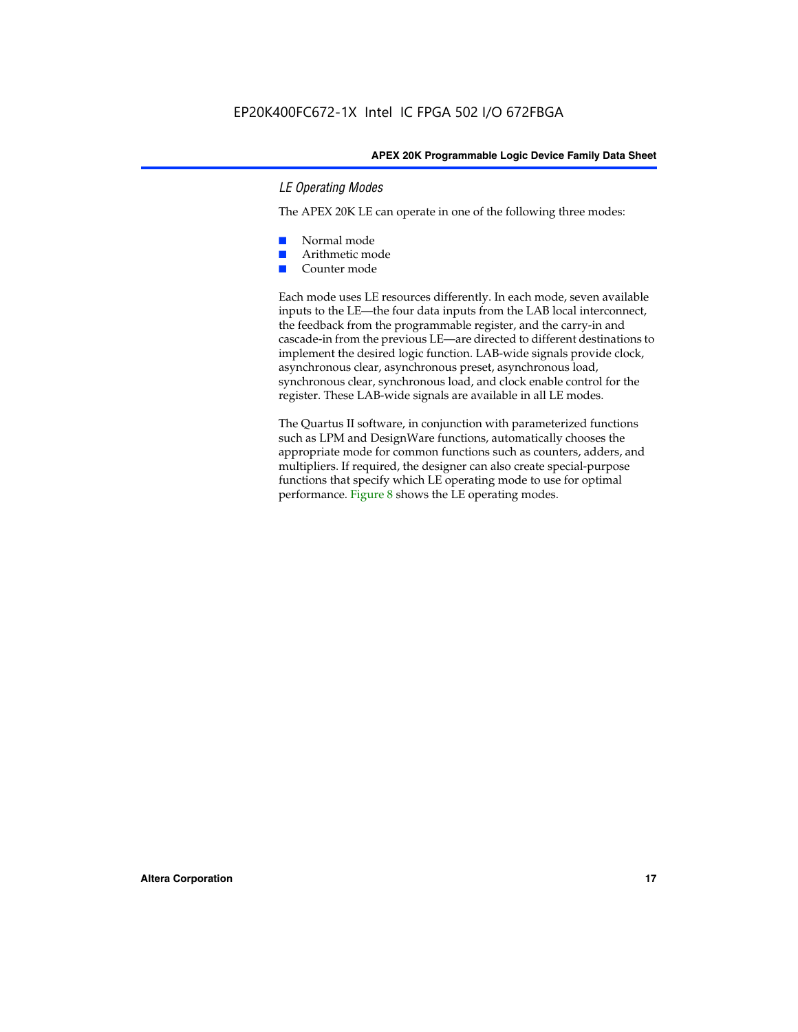### *LE Operating Modes*

The APEX 20K LE can operate in one of the following three modes:

- Normal mode
- Arithmetic mode
- Counter mode

Each mode uses LE resources differently. In each mode, seven available inputs to the LE—the four data inputs from the LAB local interconnect, the feedback from the programmable register, and the carry-in and cascade-in from the previous LE—are directed to different destinations to implement the desired logic function. LAB-wide signals provide clock, asynchronous clear, asynchronous preset, asynchronous load, synchronous clear, synchronous load, and clock enable control for the register. These LAB-wide signals are available in all LE modes.

The Quartus II software, in conjunction with parameterized functions such as LPM and DesignWare functions, automatically chooses the appropriate mode for common functions such as counters, adders, and multipliers. If required, the designer can also create special-purpose functions that specify which LE operating mode to use for optimal performance. Figure 8 shows the LE operating modes.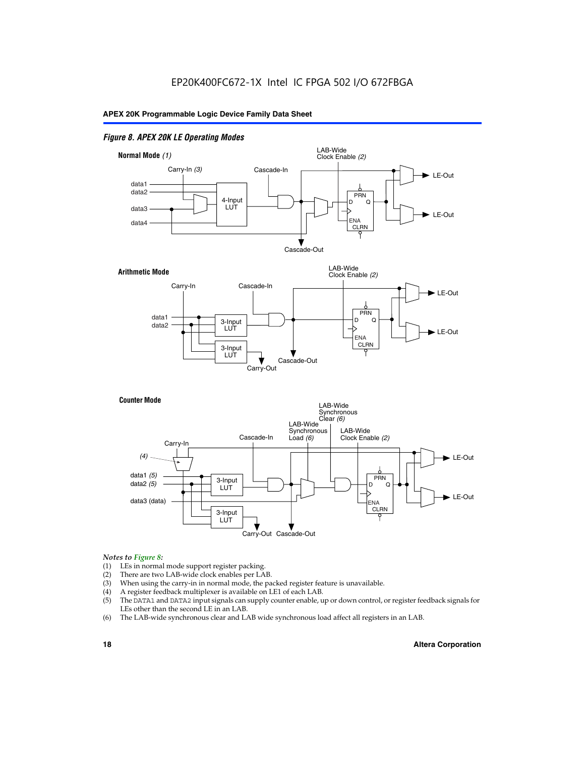*Figure 8. APEX 20K LE Operating Modes*

**Normal Mode** *(1)*

Carry-In *(3)*, Cascade-In, LAB-Wide Clock Enable *(2)*, data1, data2, data3, data4, 4-Input LUT, PRN, D, Q, ENA, CLRN, LE-Out, LE-Out, Cascade-Out

**Arithmetic Mode**

Carry-In, Cascade-In, LAB-Wide Clock Enable *(2)*, data1, data2, 3-Input LUT, 3-Input LUT, PRN, D, Q, ENA, CLRN, LE-Out, LE-Out, Cascade-Out, Carry-Out

**Counter Mode**

Carry-In, *(4)*, Cascade-In, LAB-Wide Synchronous Load *(6)*, LAB-Wide Synchronous Clear *(6)*, LAB-Wide Clock Enable *(2)*, data1 *(5)*, data2 *(5)*, data3 (data), 3-Input LUT, 3-Input LUT, PRN, D, Q, ENA, CLRN, LE-Out, LE-Out, Carry-Out, Cascade-Out

*Notes to Figure 8:*

(1) LEs in normal mode support register packing.
(2) There are two LAB-wide clock enables per LAB.
(3) When using the carry-in in normal mode, the packed register feature is unavailable.
(4) A register feedback multiplexer is available on LE1 of each LAB.
(5) The DATA1 and DATA2 input signals can supply counter enable, up or down control, or register feedback signals for LEs other than the second LE in an LAB.
(6) The LAB-wide synchronous clear and LAB wide synchronous load affect all registers in an LAB.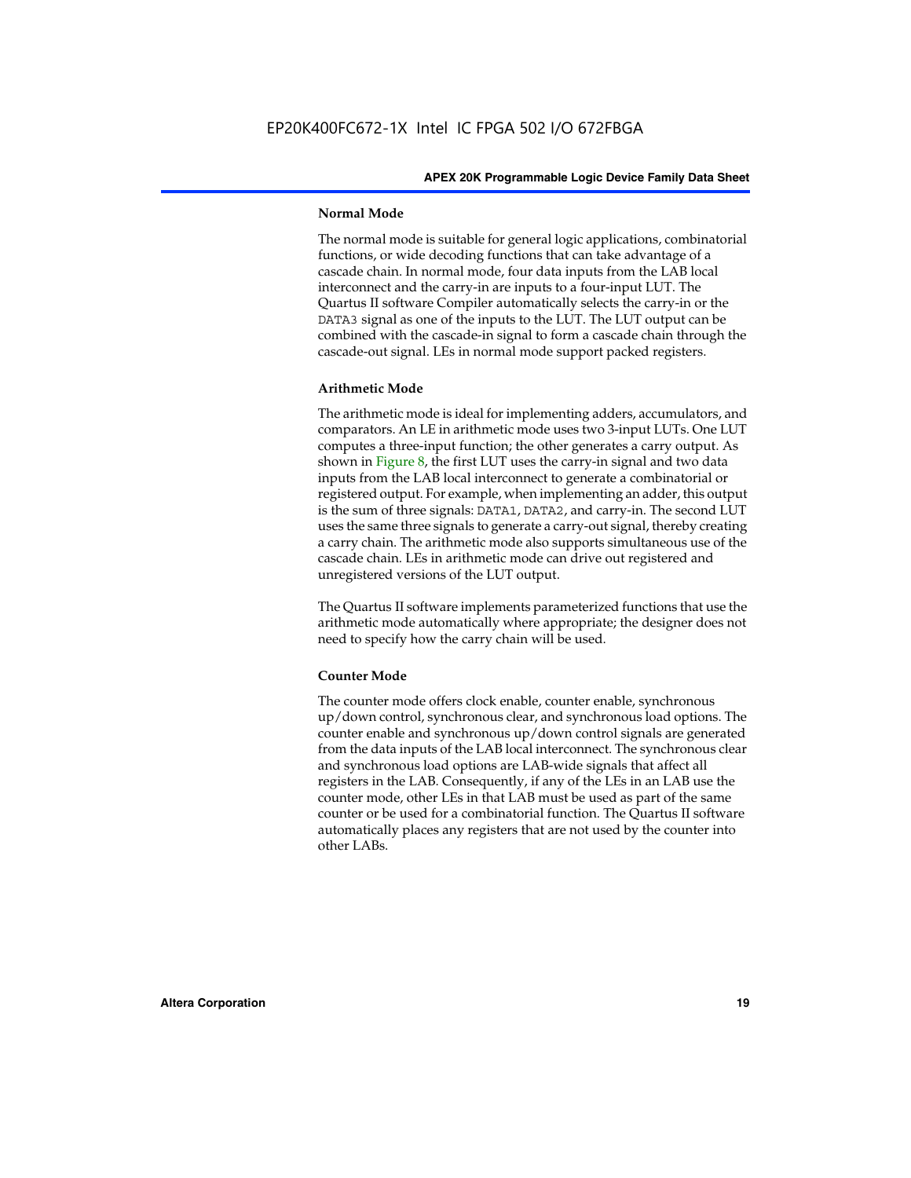### Normal Mode

The normal mode is suitable for general logic applications, combinatorial functions, or wide decoding functions that can take advantage of a cascade chain. In normal mode, four data inputs from the LAB local interconnect and the carry-in are inputs to a four-input LUT. The Quartus II software Compiler automatically selects the carry-in or the DATA3 signal as one of the inputs to the LUT. The LUT output can be combined with the cascade-in signal to form a cascade chain through the cascade-out signal. LEs in normal mode support packed registers.

### Arithmetic Mode

The arithmetic mode is ideal for implementing adders, accumulators, and comparators. An LE in arithmetic mode uses two 3-input LUTs. One LUT computes a three-input function; the other generates a carry output. As shown in Figure 8, the first LUT uses the carry-in signal and two data inputs from the LAB local interconnect to generate a combinatorial or registered output. For example, when implementing an adder, this output is the sum of three signals: DATA1, DATA2, and carry-in. The second LUT uses the same three signals to generate a carry-out signal, thereby creating a carry chain. The arithmetic mode also supports simultaneous use of the cascade chain. LEs in arithmetic mode can drive out registered and unregistered versions of the LUT output.

The Quartus II software implements parameterized functions that use the arithmetic mode automatically where appropriate; the designer does not need to specify how the carry chain will be used.

### Counter Mode

The counter mode offers clock enable, counter enable, synchronous up/down control, synchronous clear, and synchronous load options. The counter enable and synchronous up/down control signals are generated from the data inputs of the LAB local interconnect. The synchronous clear and synchronous load options are LAB-wide signals that affect all registers in the LAB. Consequently, if any of the LEs in an LAB use the counter mode, other LEs in that LAB must be used as part of the same counter or be used for a combinatorial function. The Quartus II software automatically places any registers that are not used by the counter into other LABs.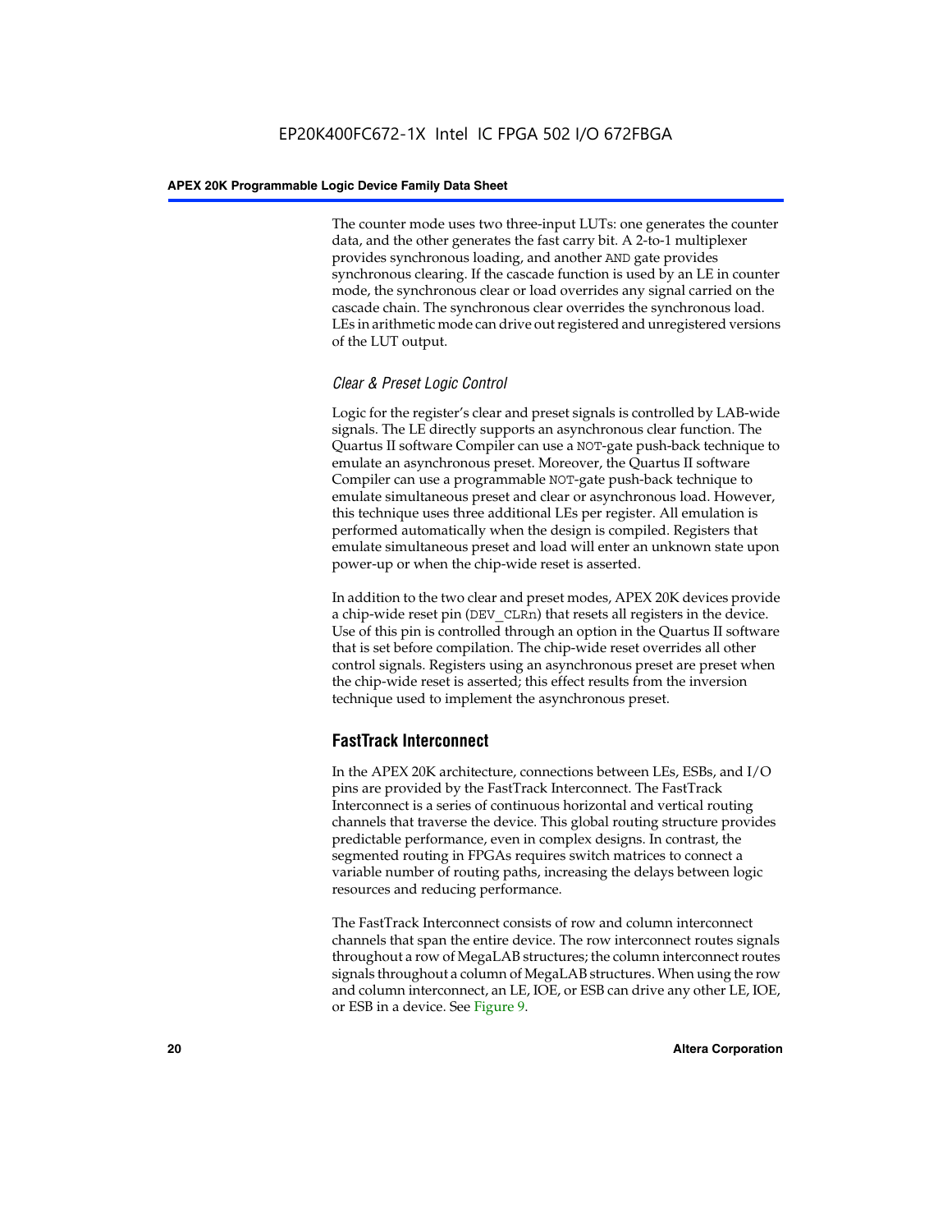The counter mode uses two three-input LUTs: one generates the counter data, and the other generates the fast carry bit. A 2-to-1 multiplexer provides synchronous loading, and another AND gate provides synchronous clearing. If the cascade function is used by an LE in counter mode, the synchronous clear or load overrides any signal carried on the cascade chain. The synchronous clear overrides the synchronous load. LEs in arithmetic mode can drive out registered and unregistered versions of the LUT output.

### *Clear & Preset Logic Control*

Logic for the register's clear and preset signals is controlled by LAB-wide signals. The LE directly supports an asynchronous clear function. The Quartus II software Compiler can use a NOT-gate push-back technique to emulate an asynchronous preset. Moreover, the Quartus II software Compiler can use a programmable NOT-gate push-back technique to emulate simultaneous preset and clear or asynchronous load. However, this technique uses three additional LEs per register. All emulation is performed automatically when the design is compiled. Registers that emulate simultaneous preset and load will enter an unknown state upon power-up or when the chip-wide reset is asserted.

In addition to the two clear and preset modes, APEX 20K devices provide a chip-wide reset pin (DEV_CLRn) that resets all registers in the device. Use of this pin is controlled through an option in the Quartus II software that is set before compilation. The chip-wide reset overrides all other control signals. Registers using an asynchronous preset are preset when the chip-wide reset is asserted; this effect results from the inversion technique used to implement the asynchronous preset.

## FastTrack Interconnect

In the APEX 20K architecture, connections between LEs, ESBs, and I/O pins are provided by the FastTrack Interconnect. The FastTrack Interconnect is a series of continuous horizontal and vertical routing channels that traverse the device. This global routing structure provides predictable performance, even in complex designs. In contrast, the segmented routing in FPGAs requires switch matrices to connect a variable number of routing paths, increasing the delays between logic resources and reducing performance.

The FastTrack Interconnect consists of row and column interconnect channels that span the entire device. The row interconnect routes signals throughout a row of MegaLAB structures; the column interconnect routes signals throughout a column of MegaLAB structures. When using the row and column interconnect, an LE, IOE, or ESB can drive any other LE, IOE, or ESB in a device. See Figure 9.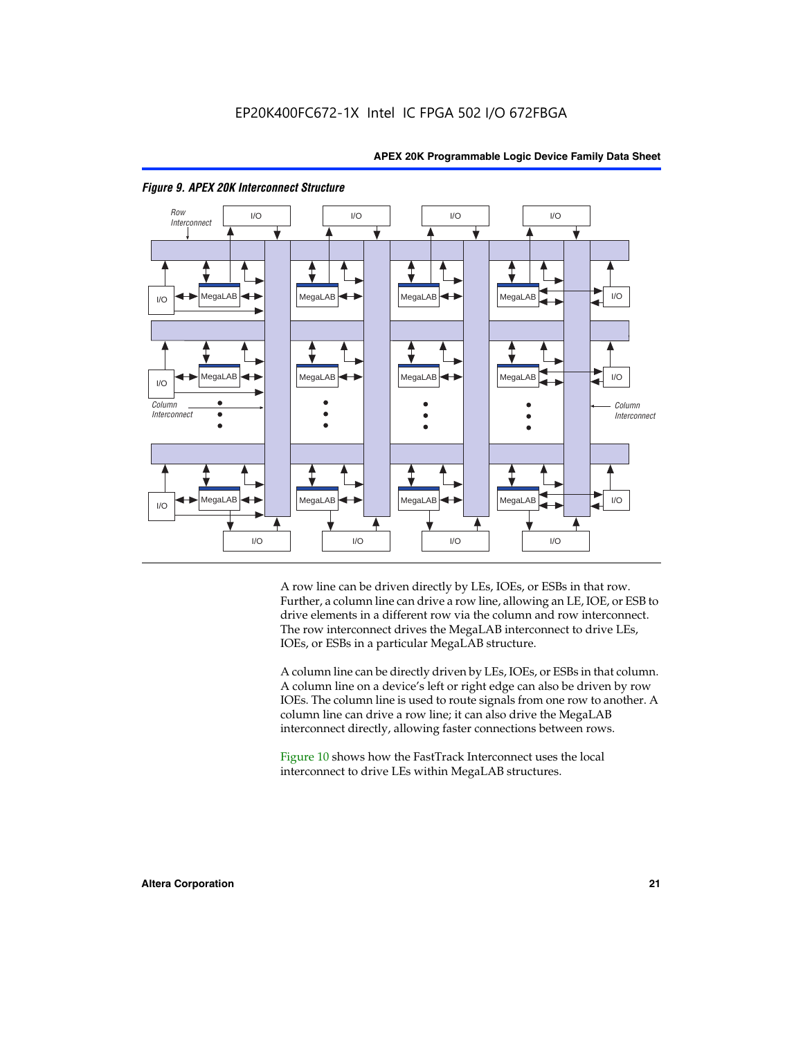*Figure 9. APEX 20K Interconnect Structure*

A row line can be driven directly by LEs, IOEs, or ESBs in that row. Further, a column line can drive a row line, allowing an LE, IOE, or ESB to drive elements in a different row via the column and row interconnect. The row interconnect drives the MegaLAB interconnect to drive LEs, IOEs, or ESBs in a particular MegaLAB structure.

A column line can be directly driven by LEs, IOEs, or ESBs in that column. A column line on a device's left or right edge can also be driven by row IOEs. The column line is used to route signals from one row to another. A column line can drive a row line; it can also drive the MegaLAB interconnect directly, allowing faster connections between rows.

Figure 10 shows how the FastTrack Interconnect uses the local interconnect to drive LEs within MegaLAB structures.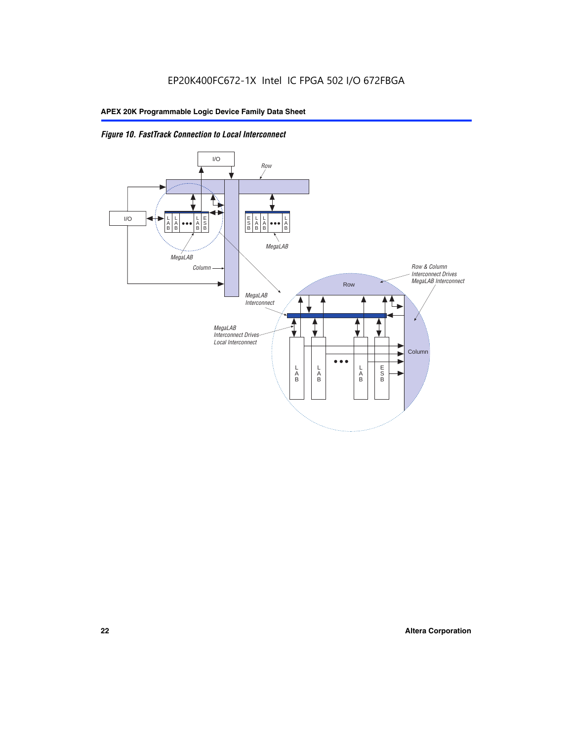*Figure 10. FastTrack Connection to Local Interconnect*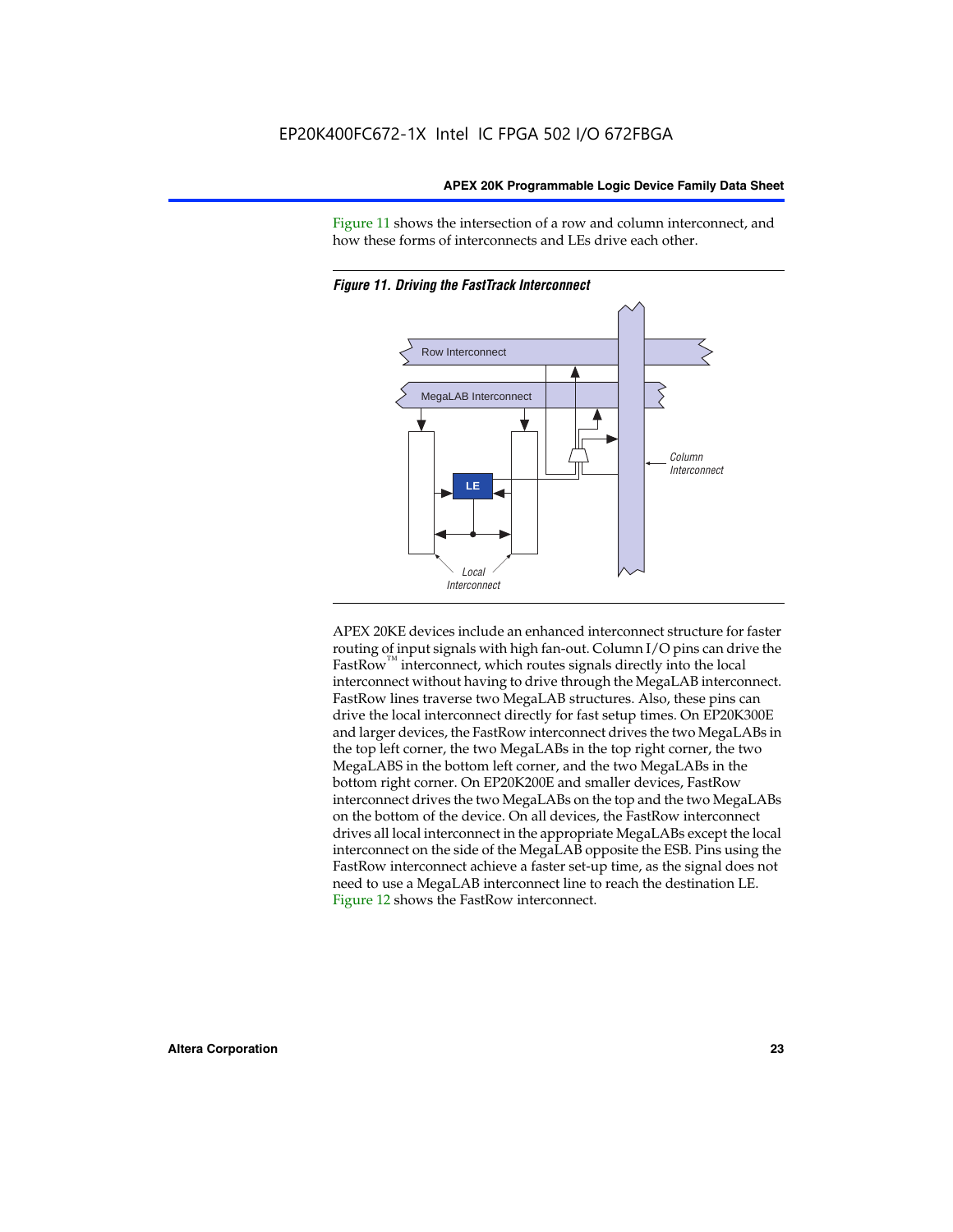Figure 11 shows the intersection of a row and column interconnect, and how these forms of interconnects and LEs drive each other.

*Figure 11. Driving the FastTrack Interconnect*

Row Interconnect

MegaLAB Interconnect

LE

Column Interconnect

Local Interconnect

APEX 20KE devices include an enhanced interconnect structure for faster routing of input signals with high fan-out. Column I/O pins can drive the FastRow™ interconnect, which routes signals directly into the local interconnect without having to drive through the MegaLAB interconnect. FastRow lines traverse two MegaLAB structures. Also, these pins can drive the local interconnect directly for fast setup times. On EP20K300E and larger devices, the FastRow interconnect drives the two MegaLABs in the top left corner, the two MegaLABs in the top right corner, the two MegaLABS in the bottom left corner, and the two MegaLABs in the bottom right corner. On EP20K200E and smaller devices, FastRow interconnect drives the two MegaLABs on the top and the two MegaLABs on the bottom of the device. On all devices, the FastRow interconnect drives all local interconnect in the appropriate MegaLABs except the local interconnect on the side of the MegaLAB opposite the ESB. Pins using the FastRow interconnect achieve a faster set-up time, as the signal does not need to use a MegaLAB interconnect line to reach the destination LE. Figure 12 shows the FastRow interconnect.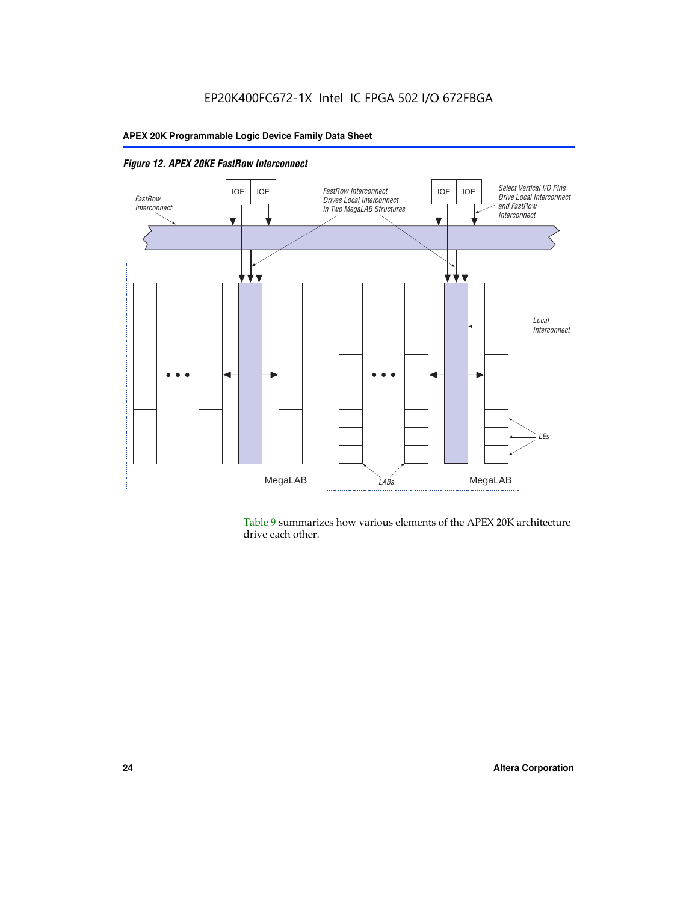*Figure 12. APEX 20KE FastRow Interconnect*

Table 9 summarizes how various elements of the APEX 20K architecture drive each other.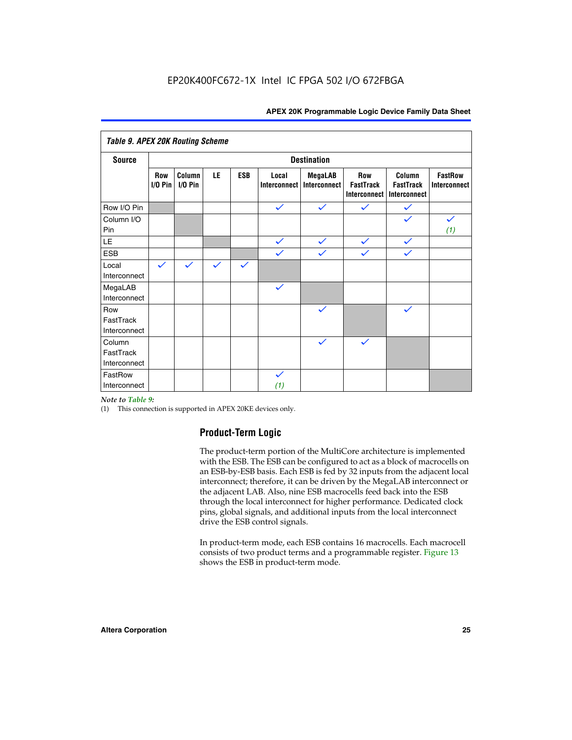EP20K400FC672-1X Intel IC FPGA 502 I/O 672FBGA

*Table 9. APEX 20K Routing Scheme*

| Source | Destination | | | | | | | | |
|---|---|---|---|---|---|---|---|---|---|
| | Row I/O Pin | Column I/O Pin | LE | ESB | Local Interconnect | MegaLAB Interconnect | Row FastTrack Interconnect | Column FastTrack Interconnect | FastRow Interconnect |
| Row I/O Pin | | | | | ✓ | ✓ | ✓ | ✓ | |
| Column I/O Pin | | | | | | | | ✓ | ✓ (1) |
| LE | | | | | ✓ | ✓ | ✓ | ✓ | |
| ESB | | | | | ✓ | ✓ | ✓ | ✓ | |
| Local Interconnect | ✓ | ✓ | ✓ | ✓ | | | | | |
| MegaLAB Interconnect | | | | | ✓ | | | | |
| Row FastTrack Interconnect | | | | | | ✓ | | ✓ | |
| Column FastTrack Interconnect | | | | | | ✓ | ✓ | | |
| FastRow Interconnect | | | | | ✓ (1) | | | | |

*Note to Table 9:*

(1) This connection is supported in APEX 20KE devices only.

## Product-Term Logic

The product-term portion of the MultiCore architecture is implemented with the ESB. The ESB can be configured to act as a block of macrocells on an ESB-by-ESB basis. Each ESB is fed by 32 inputs from the adjacent local interconnect; therefore, it can be driven by the MegaLAB interconnect or the adjacent LAB. Also, nine ESB macrocells feed back into the ESB through the local interconnect for higher performance. Dedicated clock pins, global signals, and additional inputs from the local interconnect drive the ESB control signals.

In product-term mode, each ESB contains 16 macrocells. Each macrocell consists of two product terms and a programmable register. Figure 13 shows the ESB in product-term mode.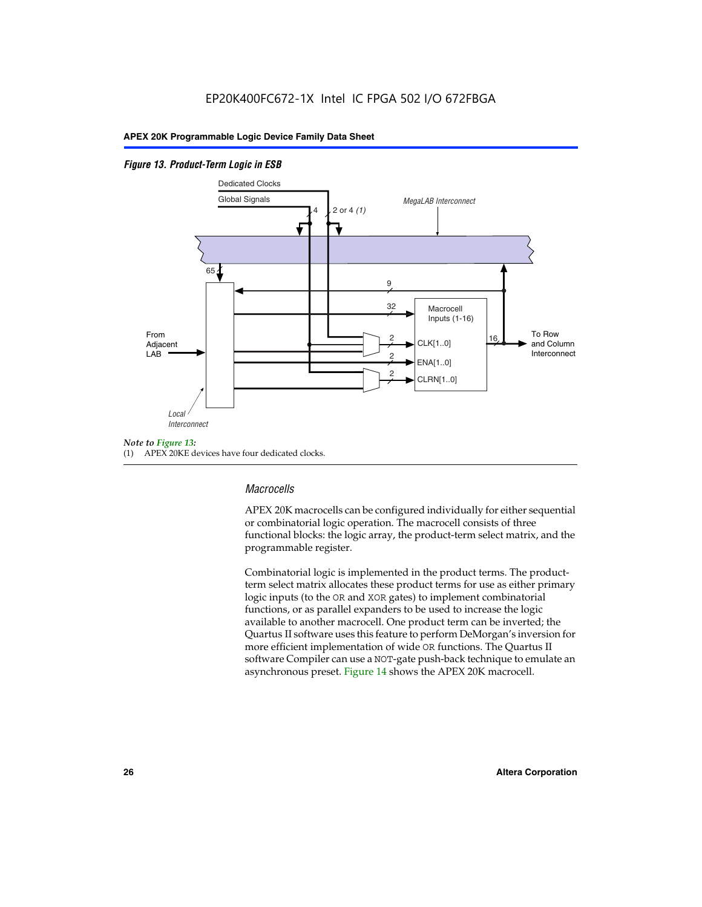*Figure 13. Product-Term Logic in ESB*

*Note to Figure 13:*
(1) APEX 20KE devices have four dedicated clocks.

### *Macrocells*

APEX 20K macrocells can be configured individually for either sequential or combinatorial logic operation. The macrocell consists of three functional blocks: the logic array, the product-term select matrix, and the programmable register.

Combinatorial logic is implemented in the product terms. The product-term select matrix allocates these product terms for use as either primary logic inputs (to the OR and XOR gates) to implement combinatorial functions, or as parallel expanders to be used to increase the logic available to another macrocell. One product term can be inverted; the Quartus II software uses this feature to perform DeMorgan's inversion for more efficient implementation of wide OR functions. The Quartus II software Compiler can use a NOT-gate push-back technique to emulate an asynchronous preset. Figure 14 shows the APEX 20K macrocell.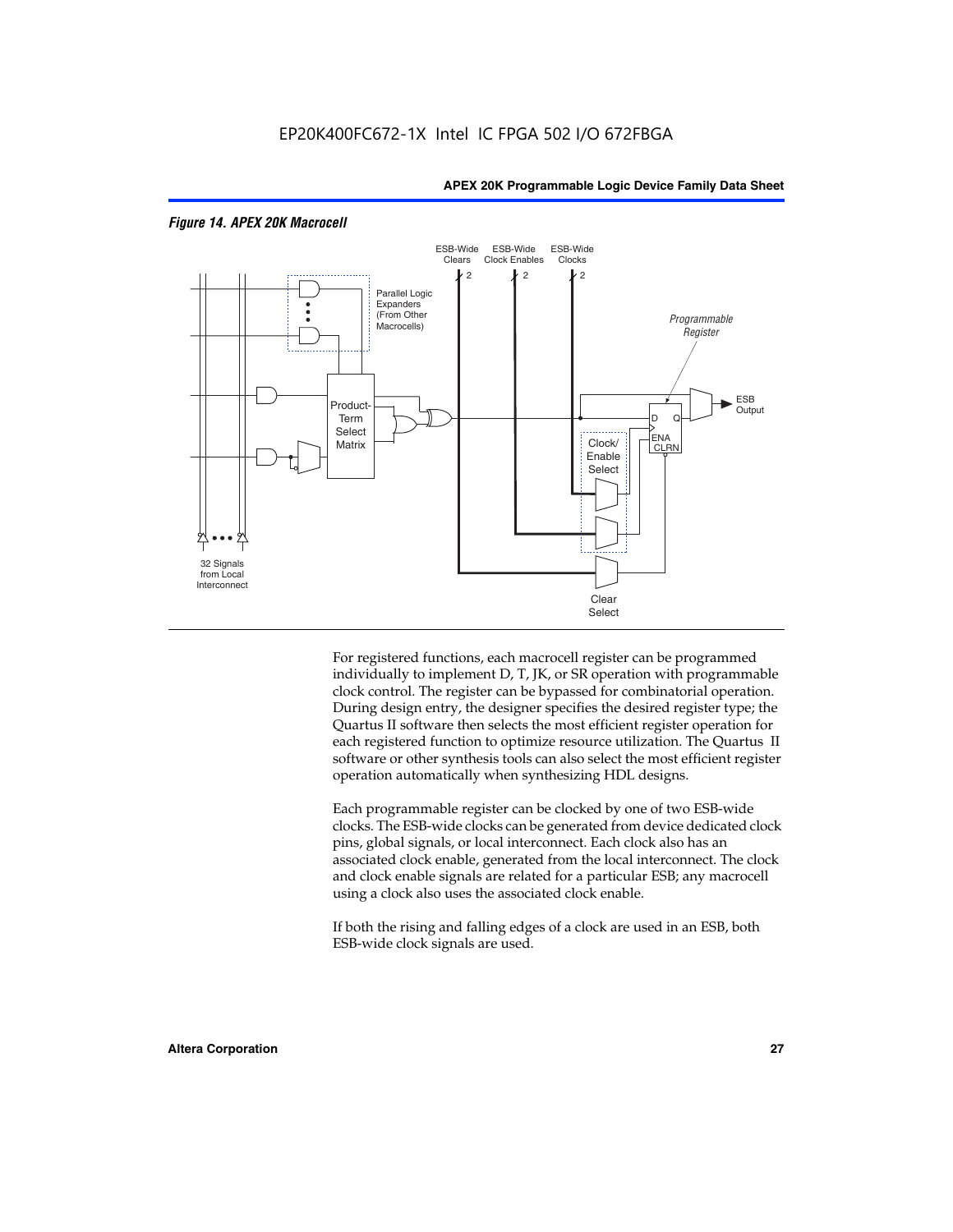*Figure 14. APEX 20K Macrocell*

For registered functions, each macrocell register can be programmed individually to implement D, T, JK, or SR operation with programmable clock control. The register can be bypassed for combinatorial operation. During design entry, the designer specifies the desired register type; the Quartus II software then selects the most efficient register operation for each registered function to optimize resource utilization. The Quartus II software or other synthesis tools can also select the most efficient register operation automatically when synthesizing HDL designs.

Each programmable register can be clocked by one of two ESB-wide clocks. The ESB-wide clocks can be generated from device dedicated clock pins, global signals, or local interconnect. Each clock also has an associated clock enable, generated from the local interconnect. The clock and clock enable signals are related for a particular ESB; any macrocell using a clock also uses the associated clock enable.

If both the rising and falling edges of a clock are used in an ESB, both ESB-wide clock signals are used.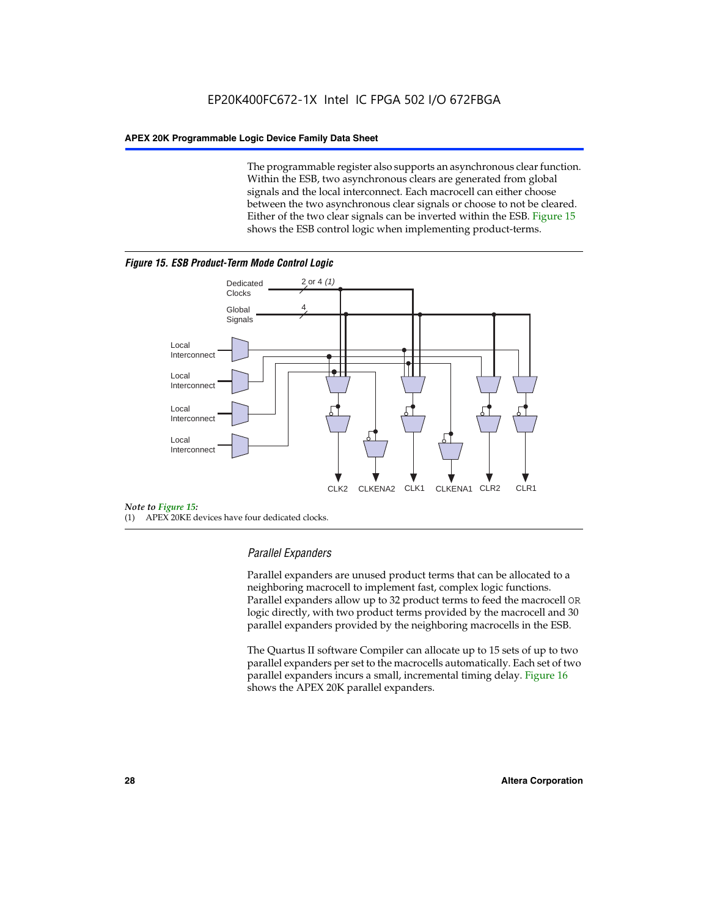The programmable register also supports an asynchronous clear function. Within the ESB, two asynchronous clears are generated from global signals and the local interconnect. Each macrocell can either choose between the two asynchronous clear signals or choose to not be cleared. Either of the two clear signals can be inverted within the ESB. Figure 15 shows the ESB control logic when implementing product-terms.

***Figure 15. ESB Product-Term Mode Control Logic***

Dedicated Clocks — 2 or 4 *(1)*

Global Signals — 4

Local Interconnect

Local Interconnect

Local Interconnect

Local Interconnect

CLK2 CLKENA2 CLK1 CLKENA1 CLR2 CLR1

*Note to Figure 15:*

(1) APEX 20KE devices have four dedicated clocks.

### *Parallel Expanders*

Parallel expanders are unused product terms that can be allocated to a neighboring macrocell to implement fast, complex logic functions. Parallel expanders allow up to 32 product terms to feed the macrocell `OR` logic directly, with two product terms provided by the macrocell and 30 parallel expanders provided by the neighboring macrocells in the ESB.

The Quartus II software Compiler can allocate up to 15 sets of up to two parallel expanders per set to the macrocells automatically. Each set of two parallel expanders incurs a small, incremental timing delay. Figure 16 shows the APEX 20K parallel expanders.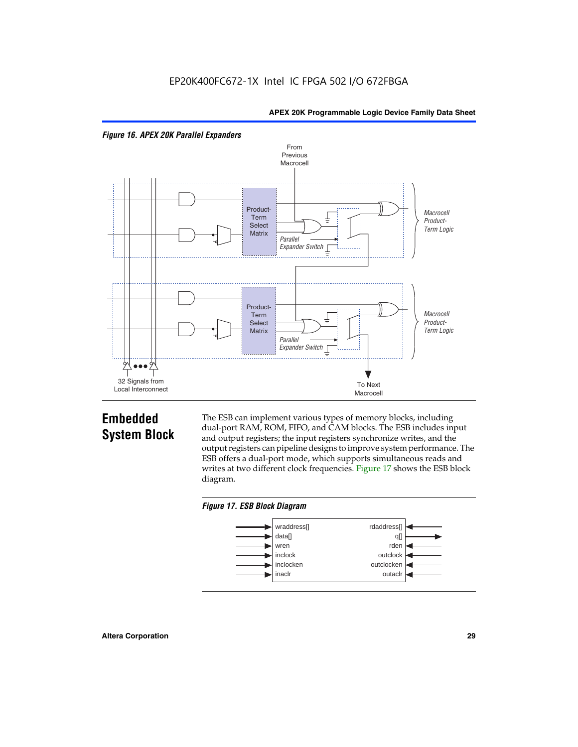*Figure 16. APEX 20K Parallel Expanders*

From Previous Macrocell

Product-Term Select Matrix

Parallel Expander Switch

Macrocell Product-Term Logic

Product-Term Select Matrix

Parallel Expander Switch

Macrocell Product-Term Logic

32 Signals from Local Interconnect

To Next Macrocell

## Embedded System Block

The ESB can implement various types of memory blocks, including dual-port RAM, ROM, FIFO, and CAM blocks. The ESB includes input and output registers; the input registers synchronize writes, and the output registers can pipeline designs to improve system performance. The ESB offers a dual-port mode, which supports simultaneous reads and writes at two different clock frequencies. Figure 17 shows the ESB block diagram.

*Figure 17. ESB Block Diagram*

wraddress[] | rdaddress[]
data[] | q[]
wren | rden
inclock | outclock
inclocken | outclocken
inaclr | outaclr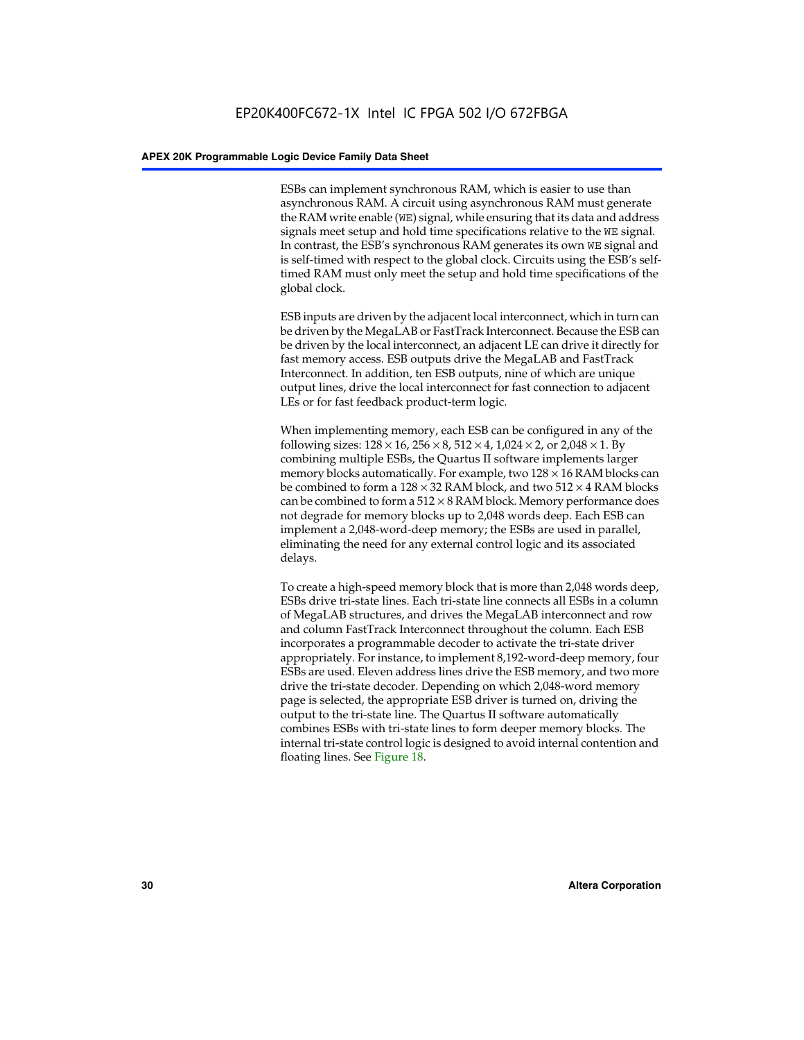ESBs can implement synchronous RAM, which is easier to use than asynchronous RAM. A circuit using asynchronous RAM must generate the RAM write enable (`WE`) signal, while ensuring that its data and address signals meet setup and hold time specifications relative to the `WE` signal. In contrast, the ESB's synchronous RAM generates its own `WE` signal and is self-timed with respect to the global clock. Circuits using the ESB's self-timed RAM must only meet the setup and hold time specifications of the global clock.

ESB inputs are driven by the adjacent local interconnect, which in turn can be driven by the MegaLAB or FastTrack Interconnect. Because the ESB can be driven by the local interconnect, an adjacent LE can drive it directly for fast memory access. ESB outputs drive the MegaLAB and FastTrack Interconnect. In addition, ten ESB outputs, nine of which are unique output lines, drive the local interconnect for fast connection to adjacent LEs or for fast feedback product-term logic.

When implementing memory, each ESB can be configured in any of the following sizes: $128 \times 16$, $256 \times 8$, $512 \times 4$, $1,024 \times 2$, or $2,048 \times 1$. By combining multiple ESBs, the Quartus II software implements larger memory blocks automatically. For example, two $128 \times 16$ RAM blocks can be combined to form a $128 \times 32$ RAM block, and two $512 \times 4$ RAM blocks can be combined to form a $512 \times 8$ RAM block. Memory performance does not degrade for memory blocks up to 2,048 words deep. Each ESB can implement a 2,048-word-deep memory; the ESBs are used in parallel, eliminating the need for any external control logic and its associated delays.

To create a high-speed memory block that is more than 2,048 words deep, ESBs drive tri-state lines. Each tri-state line connects all ESBs in a column of MegaLAB structures, and drives the MegaLAB interconnect and row and column FastTrack Interconnect throughout the column. Each ESB incorporates a programmable decoder to activate the tri-state driver appropriately. For instance, to implement 8,192-word-deep memory, four ESBs are used. Eleven address lines drive the ESB memory, and two more drive the tri-state decoder. Depending on which 2,048-word memory page is selected, the appropriate ESB driver is turned on, driving the output to the tri-state line. The Quartus II software automatically combines ESBs with tri-state lines to form deeper memory blocks. The internal tri-state control logic is designed to avoid internal contention and floating lines. See Figure 18.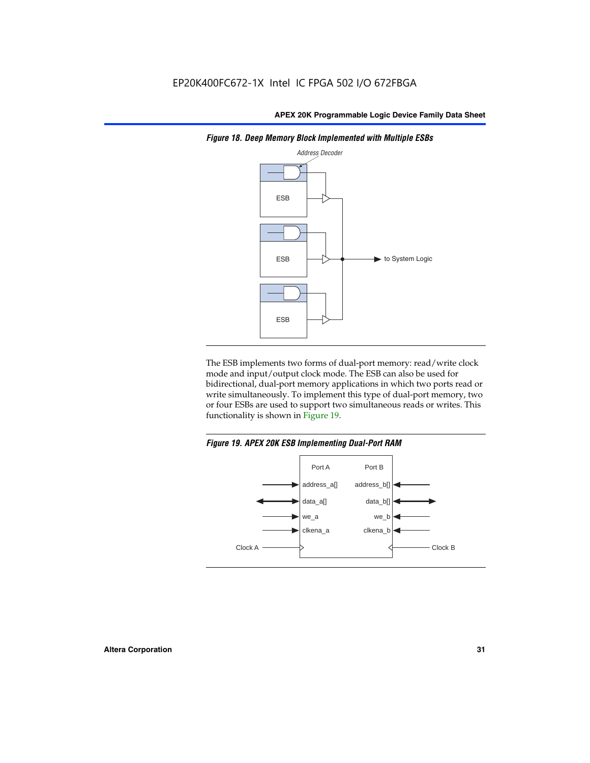**Figure 18. Deep Memory Block Implemented with Multiple ESBs**

The ESB implements two forms of dual-port memory: read/write clock mode and input/output clock mode. The ESB can also be used for bidirectional, dual-port memory applications in which two ports read or write simultaneously. To implement this type of dual-port memory, two or four ESBs are used to support two simultaneous reads or writes. This functionality is shown in Figure 19.

**Figure 19. APEX 20K ESB Implementing Dual-Port RAM**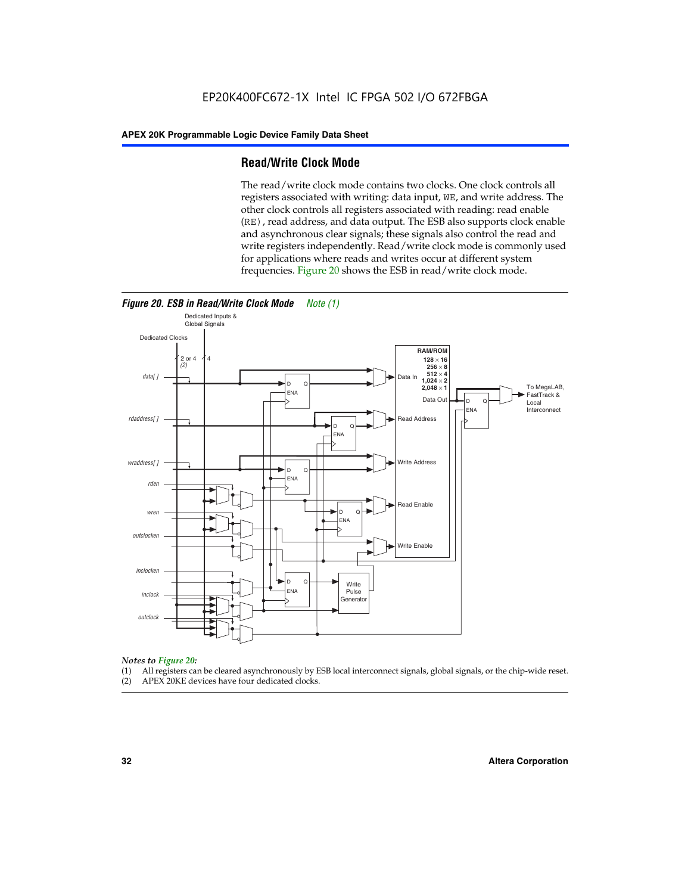## Read/Write Clock Mode

The read/write clock mode contains two clocks. One clock controls all registers associated with writing: data input, WE, and write address. The other clock controls all registers associated with reading: read enable (RE), read address, and data output. The ESB also supports clock enable and asynchronous clear signals; these signals also control the read and write registers independently. Read/write clock mode is commonly used for applications where reads and writes occur at different system frequencies. Figure 20 shows the ESB in read/write clock mode.

***Figure 20. ESB in Read/Write Clock Mode*** *Note (1)*

*Notes to Figure 20:*

(1) All registers can be cleared asynchronously by ESB local interconnect signals, global signals, or the chip-wide reset.
(2) APEX 20KE devices have four dedicated clocks.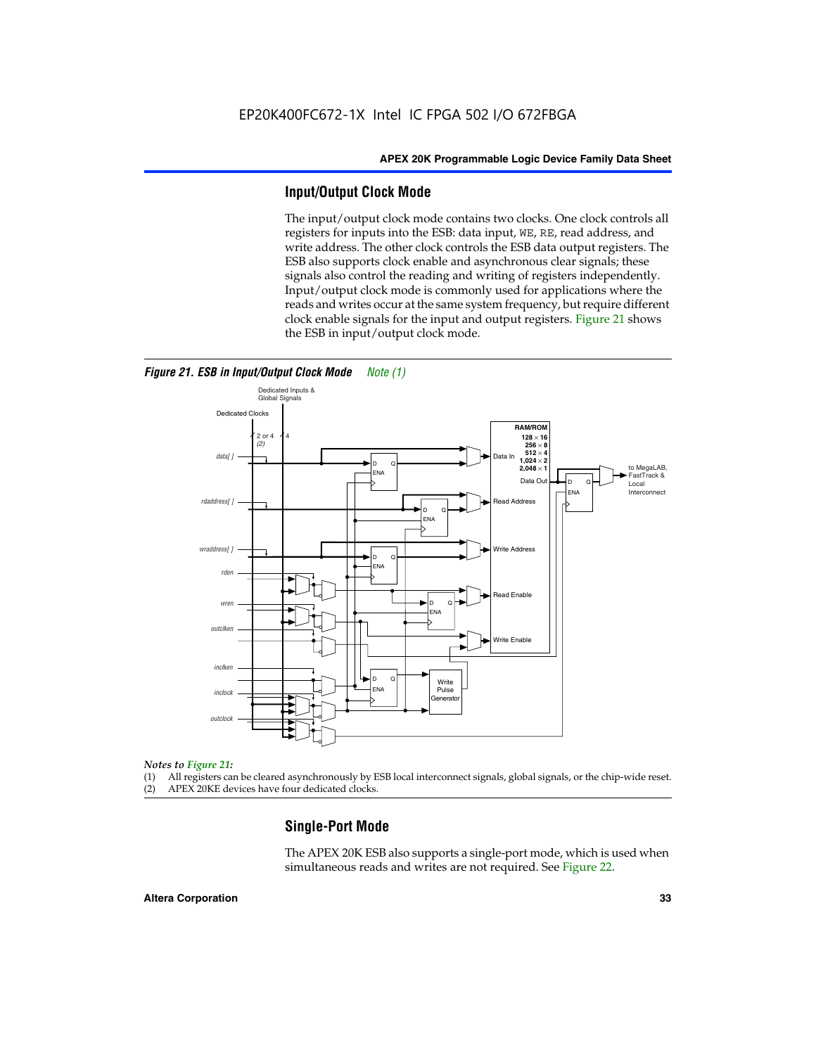## Input/Output Clock Mode

The input/output clock mode contains two clocks. One clock controls all registers for inputs into the ESB: data input, WE, RE, read address, and write address. The other clock controls the ESB data output registers. The ESB also supports clock enable and asynchronous clear signals; these signals also control the reading and writing of registers independently. Input/output clock mode is commonly used for applications where the reads and writes occur at the same system frequency, but require different clock enable signals for the input and output registers. Figure 21 shows the ESB in input/output clock mode.

*Figure 21. ESB in Input/Output Clock Mode Note (1)*

*Notes to Figure 21:*

(1) All registers can be cleared asynchronously by ESB local interconnect signals, global signals, or the chip-wide reset.
(2) APEX 20KE devices have four dedicated clocks.

## Single-Port Mode

The APEX 20K ESB also supports a single-port mode, which is used when simultaneous reads and writes are not required. See Figure 22.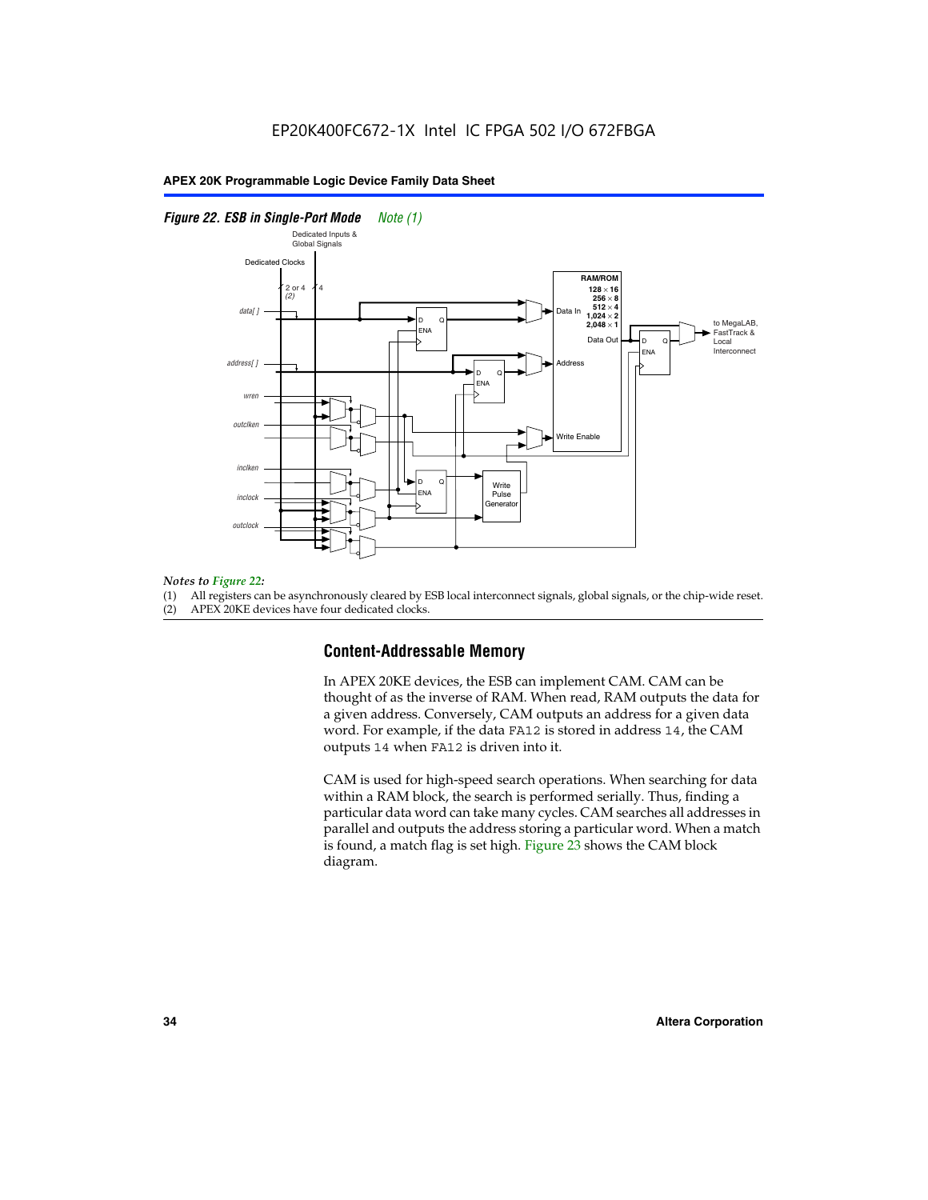*Figure 22. ESB in Single-Port Mode* *Note (1)*

*Notes to Figure 22:*

(1) All registers can be asynchronously cleared by ESB local interconnect signals, global signals, or the chip-wide reset.

(2) APEX 20KE devices have four dedicated clocks.

## Content-Addressable Memory

In APEX 20KE devices, the ESB can implement CAM. CAM can be thought of as the inverse of RAM. When read, RAM outputs the data for a given address. Conversely, CAM outputs an address for a given data word. For example, if the data `FA12` is stored in address `14`, the CAM outputs `14` when `FA12` is driven into it.

CAM is used for high-speed search operations. When searching for data within a RAM block, the search is performed serially. Thus, finding a particular data word can take many cycles. CAM searches all addresses in parallel and outputs the address storing a particular word. When a match is found, a match flag is set high. Figure 23 shows the CAM block diagram.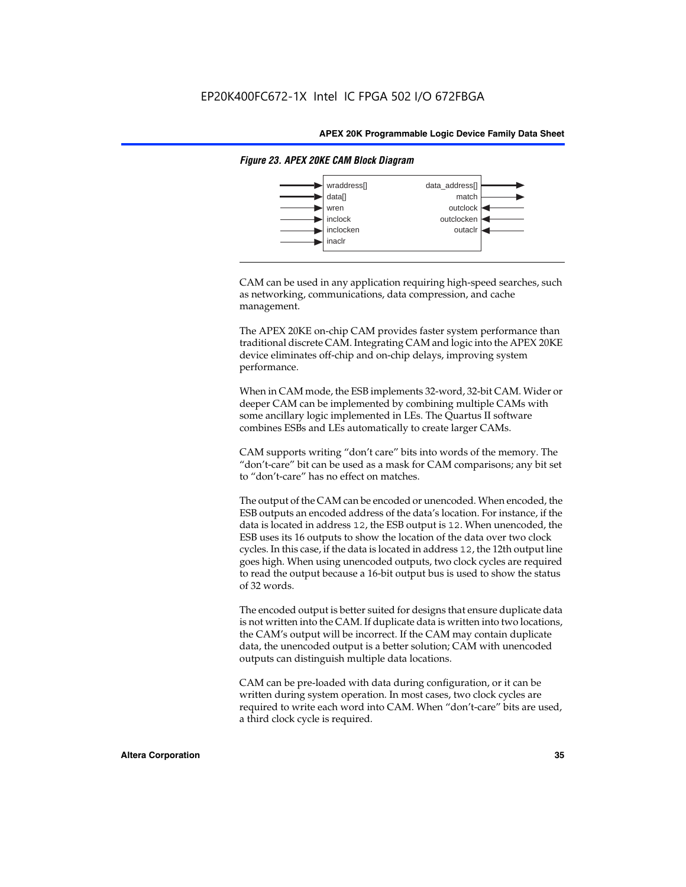*Figure 23. APEX 20KE CAM Block Diagram*

CAM can be used in any application requiring high-speed searches, such as networking, communications, data compression, and cache management.

The APEX 20KE on-chip CAM provides faster system performance than traditional discrete CAM. Integrating CAM and logic into the APEX 20KE device eliminates off-chip and on-chip delays, improving system performance.

When in CAM mode, the ESB implements 32-word, 32-bit CAM. Wider or deeper CAM can be implemented by combining multiple CAMs with some ancillary logic implemented in LEs. The Quartus II software combines ESBs and LEs automatically to create larger CAMs.

CAM supports writing "don't care" bits into words of the memory. The "don't-care" bit can be used as a mask for CAM comparisons; any bit set to "don't-care" has no effect on matches.

The output of the CAM can be encoded or unencoded. When encoded, the ESB outputs an encoded address of the data's location. For instance, if the data is located in address `12`, the ESB output is `12`. When unencoded, the ESB uses its 16 outputs to show the location of the data over two clock cycles. In this case, if the data is located in address `12`, the 12th output line goes high. When using unencoded outputs, two clock cycles are required to read the output because a 16-bit output bus is used to show the status of 32 words.

The encoded output is better suited for designs that ensure duplicate data is not written into the CAM. If duplicate data is written into two locations, the CAM's output will be incorrect. If the CAM may contain duplicate data, the unencoded output is a better solution; CAM with unencoded outputs can distinguish multiple data locations.

CAM can be pre-loaded with data during configuration, or it can be written during system operation. In most cases, two clock cycles are required to write each word into CAM. When "don't-care" bits are used, a third clock cycle is required.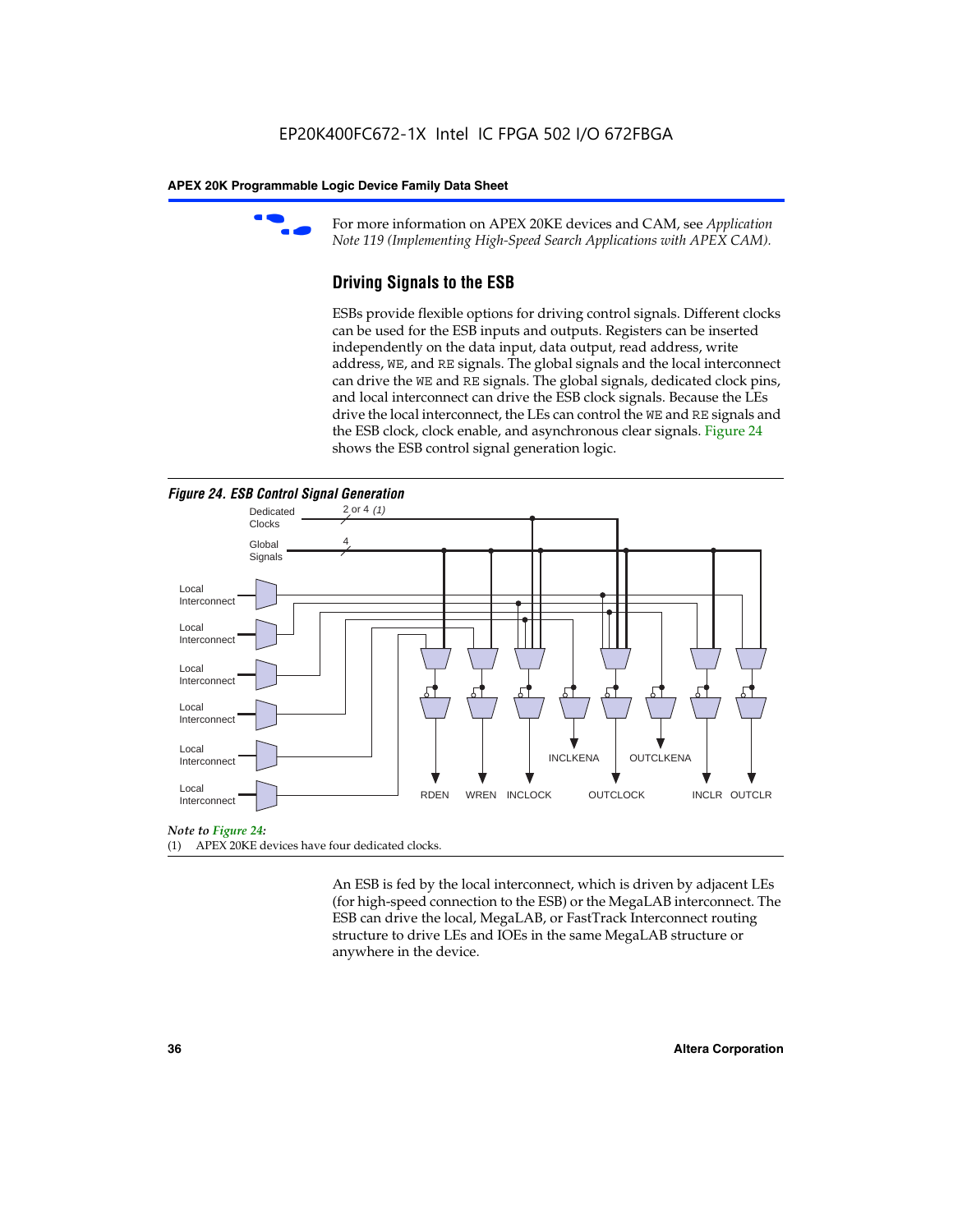For more information on APEX 20KE devices and CAM, see *Application Note 119 (Implementing High-Speed Search Applications with APEX CAM).*

## Driving Signals to the ESB

ESBs provide flexible options for driving control signals. Different clocks can be used for the ESB inputs and outputs. Registers can be inserted independently on the data input, data output, read address, write address, WE, and RE signals. The global signals and the local interconnect can drive the WE and RE signals. The global signals, dedicated clock pins, and local interconnect can drive the ESB clock signals. Because the LEs drive the local interconnect, the LEs can control the WE and RE signals and the ESB clock, clock enable, and asynchronous clear signals. Figure 24 shows the ESB control signal generation logic.

***Figure 24. ESB Control Signal Generation***

Dedicated Clocks 2 or 4 *(1)*

Global Signals 4

Local Interconnect

Local Interconnect

Local Interconnect

Local Interconnect

Local Interconnect

Local Interconnect

RDEN WREN INCLOCK INCLKENA OUTCLOCK OUTCLKENA INCLR OUTCLR

*Note to Figure 24:*

(1) APEX 20KE devices have four dedicated clocks.

An ESB is fed by the local interconnect, which is driven by adjacent LEs (for high-speed connection to the ESB) or the MegaLAB interconnect. The ESB can drive the local, MegaLAB, or FastTrack Interconnect routing structure to drive LEs and IOEs in the same MegaLAB structure or anywhere in the device.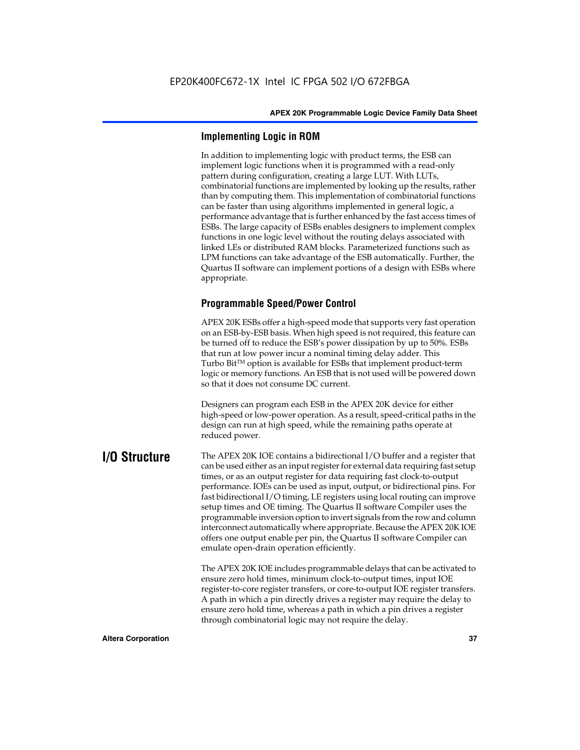### Implementing Logic in ROM

In addition to implementing logic with product terms, the ESB can implement logic functions when it is programmed with a read-only pattern during configuration, creating a large LUT. With LUTs, combinatorial functions are implemented by looking up the results, rather than by computing them. This implementation of combinatorial functions can be faster than using algorithms implemented in general logic, a performance advantage that is further enhanced by the fast access times of ESBs. The large capacity of ESBs enables designers to implement complex functions in one logic level without the routing delays associated with linked LEs or distributed RAM blocks. Parameterized functions such as LPM functions can take advantage of the ESB automatically. Further, the Quartus II software can implement portions of a design with ESBs where appropriate.

### Programmable Speed/Power Control

APEX 20K ESBs offer a high-speed mode that supports very fast operation on an ESB-by-ESB basis. When high speed is not required, this feature can be turned off to reduce the ESB's power dissipation by up to 50%. ESBs that run at low power incur a nominal timing delay adder. This Turbo Bit™ option is available for ESBs that implement product-term logic or memory functions. An ESB that is not used will be powered down so that it does not consume DC current.

Designers can program each ESB in the APEX 20K device for either high-speed or low-power operation. As a result, speed-critical paths in the design can run at high speed, while the remaining paths operate at reduced power.

## I/O Structure

The APEX 20K IOE contains a bidirectional I/O buffer and a register that can be used either as an input register for external data requiring fast setup times, or as an output register for data requiring fast clock-to-output performance. IOEs can be used as input, output, or bidirectional pins. For fast bidirectional I/O timing, LE registers using local routing can improve setup times and OE timing. The Quartus II software Compiler uses the programmable inversion option to invert signals from the row and column interconnect automatically where appropriate. Because the APEX 20K IOE offers one output enable per pin, the Quartus II software Compiler can emulate open-drain operation efficiently.

The APEX 20K IOE includes programmable delays that can be activated to ensure zero hold times, minimum clock-to-output times, input IOE register-to-core register transfers, or core-to-output IOE register transfers. A path in which a pin directly drives a register may require the delay to ensure zero hold time, whereas a path in which a pin drives a register through combinatorial logic may not require the delay.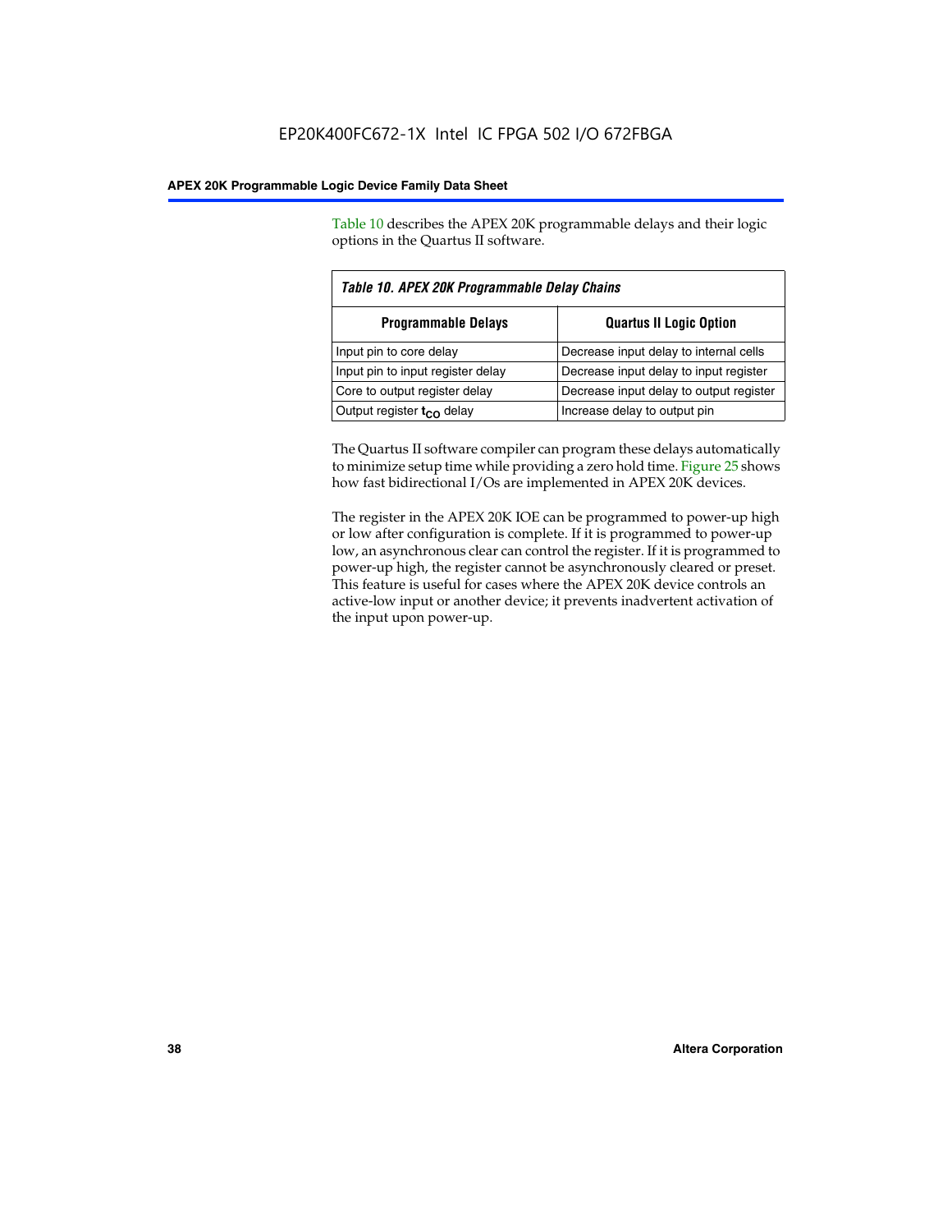Table 10 describes the APEX 20K programmable delays and their logic options in the Quartus II software.

*Table 10. APEX 20K Programmable Delay Chains*

| Programmable Delays | Quartus II Logic Option |
|---|---|
| Input pin to core delay | Decrease input delay to internal cells |
| Input pin to input register delay | Decrease input delay to input register |
| Core to output register delay | Decrease input delay to output register |
| Output register $t_{CO}$ delay | Increase delay to output pin |

The Quartus II software compiler can program these delays automatically to minimize setup time while providing a zero hold time. Figure 25 shows how fast bidirectional I/Os are implemented in APEX 20K devices.

The register in the APEX 20K IOE can be programmed to power-up high or low after configuration is complete. If it is programmed to power-up low, an asynchronous clear can control the register. If it is programmed to power-up high, the register cannot be asynchronously cleared or preset. This feature is useful for cases where the APEX 20K device controls an active-low input or another device; it prevents inadvertent activation of the input upon power-up.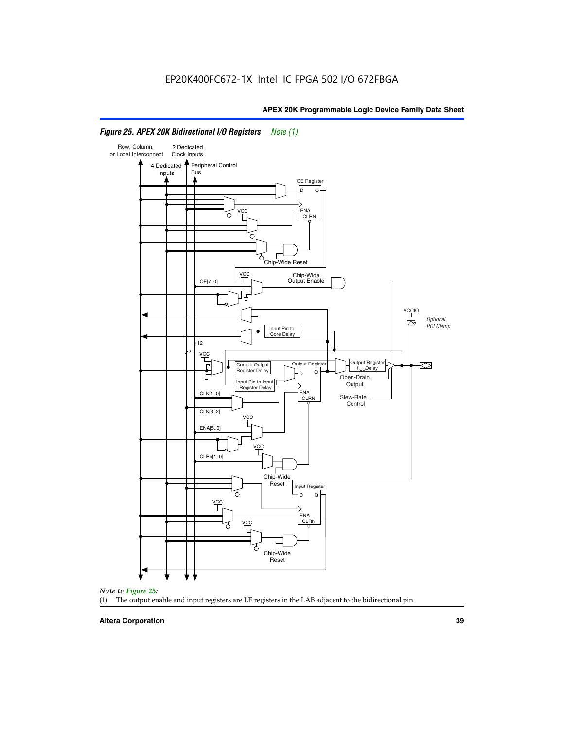EP20K400FC672-1X Intel IC FPGA 502 I/O 672FBGA

**Figure 25. APEX 20K Bidirectional I/O Registers** *Note (1)*

*Note to Figure 25:*

(1) The output enable and input registers are LE registers in the LAB adjacent to the bidirectional pin.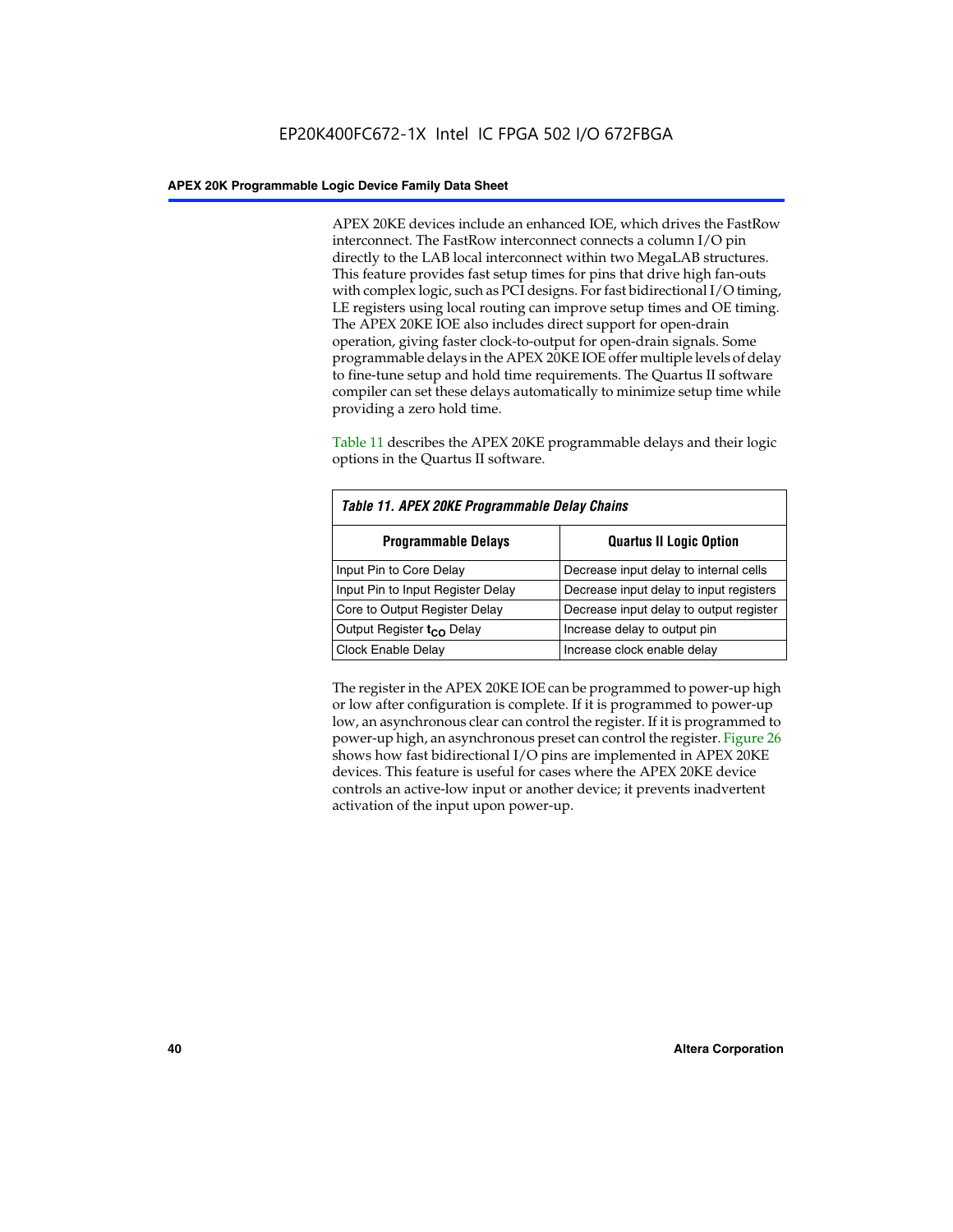APEX 20KE devices include an enhanced IOE, which drives the FastRow interconnect. The FastRow interconnect connects a column I/O pin directly to the LAB local interconnect within two MegaLAB structures. This feature provides fast setup times for pins that drive high fan-outs with complex logic, such as PCI designs. For fast bidirectional I/O timing, LE registers using local routing can improve setup times and OE timing. The APEX 20KE IOE also includes direct support for open-drain operation, giving faster clock-to-output for open-drain signals. Some programmable delays in the APEX 20KE IOE offer multiple levels of delay to fine-tune setup and hold time requirements. The Quartus II software compiler can set these delays automatically to minimize setup time while providing a zero hold time.

Table 11 describes the APEX 20KE programmable delays and their logic options in the Quartus II software.

*Table 11. APEX 20KE Programmable Delay Chains*

| Programmable Delays | Quartus II Logic Option |
|---|---|
| Input Pin to Core Delay | Decrease input delay to internal cells |
| Input Pin to Input Register Delay | Decrease input delay to input registers |
| Core to Output Register Delay | Decrease input delay to output register |
| Output Register $t_{CO}$ Delay | Increase delay to output pin |
| Clock Enable Delay | Increase clock enable delay |

The register in the APEX 20KE IOE can be programmed to power-up high or low after configuration is complete. If it is programmed to power-up low, an asynchronous clear can control the register. If it is programmed to power-up high, an asynchronous preset can control the register. Figure 26 shows how fast bidirectional I/O pins are implemented in APEX 20KE devices. This feature is useful for cases where the APEX 20KE device controls an active-low input or another device; it prevents inadvertent activation of the input upon power-up.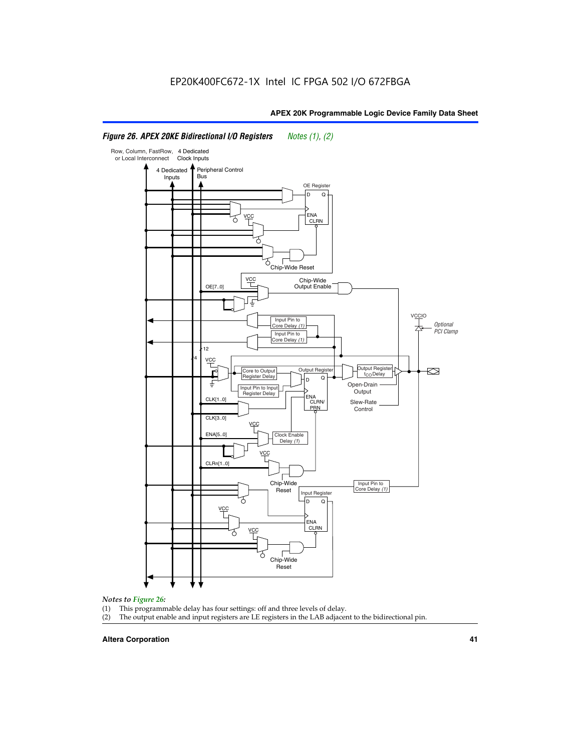## Figure 26. APEX 20KE Bidirectional I/O Registers *Notes (1), (2)*

*Notes to Figure 26:*

(1) This programmable delay has four settings: off and three levels of delay.

(2) The output enable and input registers are LE registers in the LAB adjacent to the bidirectional pin.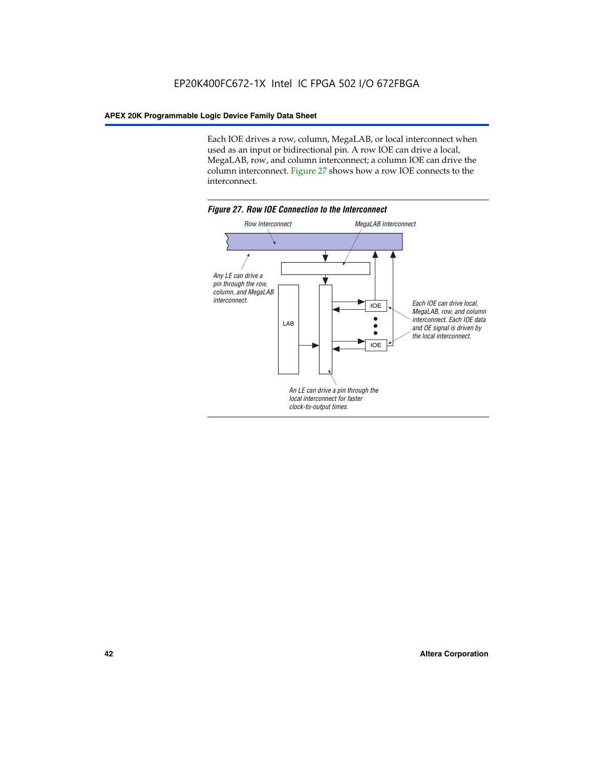Each IOE drives a row, column, MegaLAB, or local interconnect when used as an input or bidirectional pin. A row IOE can drive a local, MegaLAB, row, and column interconnect; a column IOE can drive the column interconnect. Figure 27 shows how a row IOE connects to the interconnect.

*Figure 27. Row IOE Connection to the Interconnect*

Row Interconnect

MegaLAB Interconnect

Any LE can drive a pin through the row, column, and MegaLAB interconnect.

LAB

IOE

IOE

Each IOE can drive local, MegaLAB, row, and column interconnect. Each IOE data and OE signal is driven by the local interconnect.

An LE can drive a pin through the local interconnect for faster clock-to-output times.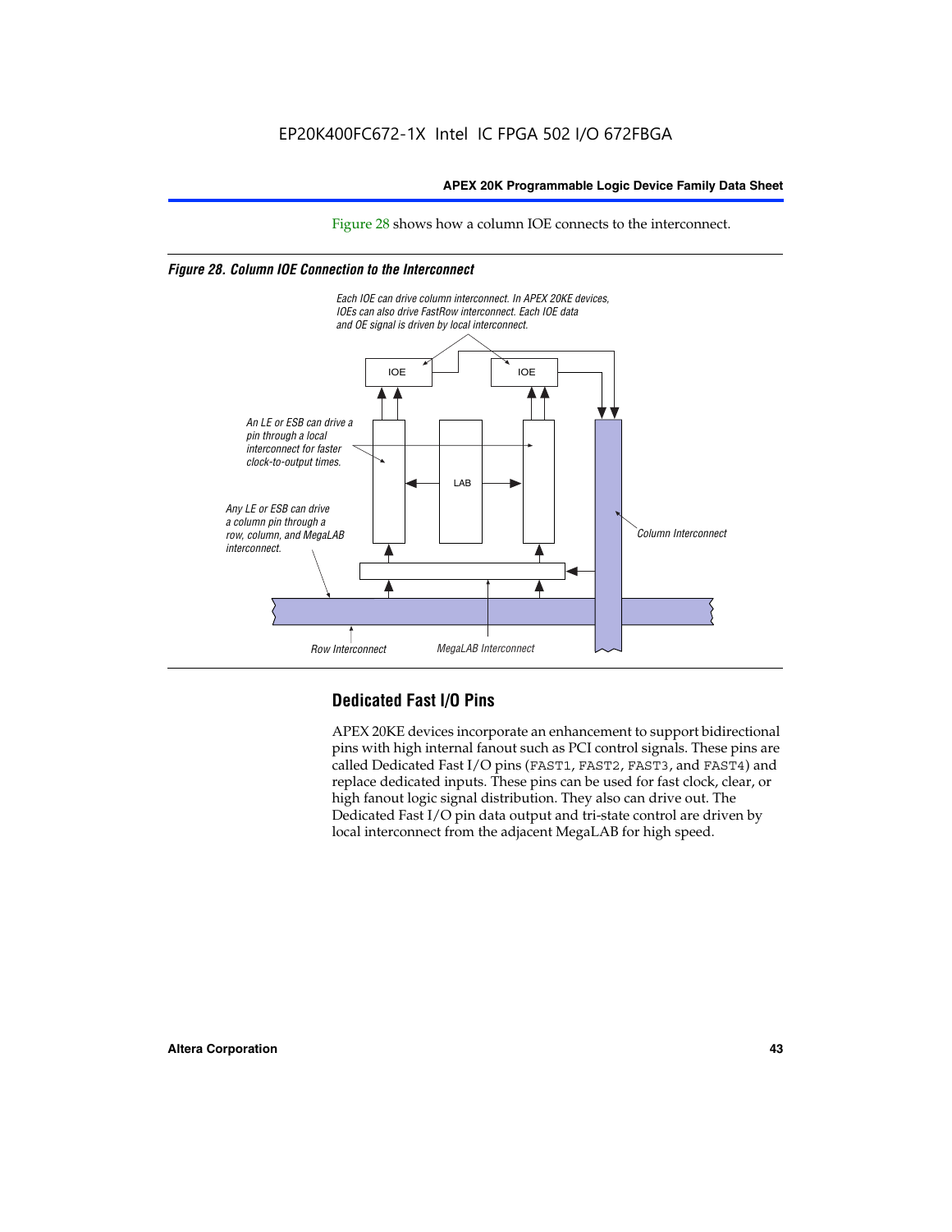Figure 28 shows how a column IOE connects to the interconnect.

*Figure 28. Column IOE Connection to the Interconnect*

Each IOE can drive column interconnect. In APEX 20KE devices, IOEs can also drive FastRow interconnect. Each IOE data and OE signal is driven by local interconnect.

An LE or ESB can drive a pin through a local interconnect for faster clock-to-output times.

Any LE or ESB can drive a column pin through a row, column, and MegaLAB interconnect.

Column Interconnect

Row Interconnect

MegaLAB Interconnect

## Dedicated Fast I/O Pins

APEX 20KE devices incorporate an enhancement to support bidirectional pins with high internal fanout such as PCI control signals. These pins are called Dedicated Fast I/O pins (FAST1, FAST2, FAST3, and FAST4) and replace dedicated inputs. These pins can be used for fast clock, clear, or high fanout logic signal distribution. They also can drive out. The Dedicated Fast I/O pin data output and tri-state control are driven by local interconnect from the adjacent MegaLAB for high speed.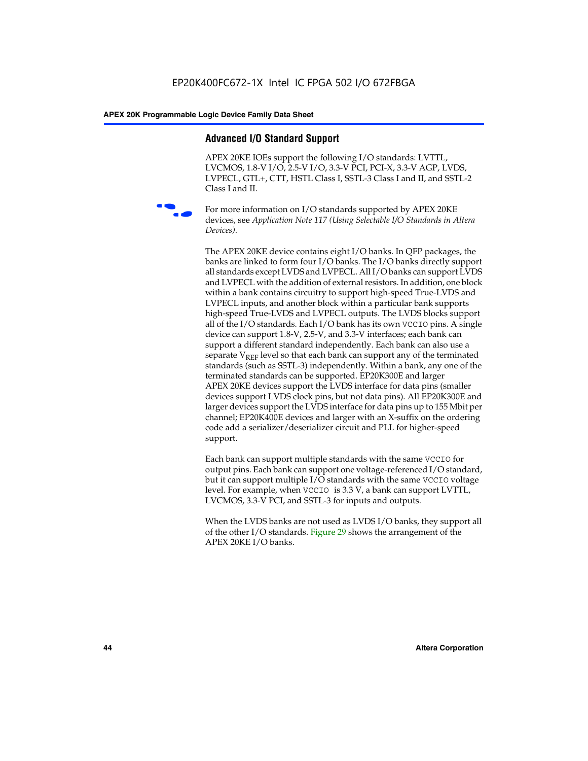## Advanced I/O Standard Support

APEX 20KE IOEs support the following I/O standards: LVTTL, LVCMOS, 1.8-V I/O, 2.5-V I/O, 3.3-V PCI, PCI-X, 3.3-V AGP, LVDS, LVPECL, GTL+, CTT, HSTL Class I, SSTL-3 Class I and II, and SSTL-2 Class I and II.

For more information on I/O standards supported by APEX 20KE devices, see *Application Note 117 (Using Selectable I/O Standards in Altera Devices)*.

The APEX 20KE device contains eight I/O banks. In QFP packages, the banks are linked to form four I/O banks. The I/O banks directly support all standards except LVDS and LVPECL. All I/O banks can support LVDS and LVPECL with the addition of external resistors. In addition, one block within a bank contains circuitry to support high-speed True-LVDS and LVPECL inputs, and another block within a particular bank supports high-speed True-LVDS and LVPECL outputs. The LVDS blocks support all of the I/O standards. Each I/O bank has its own `VCCIO` pins. A single device can support 1.8-V, 2.5-V, and 3.3-V interfaces; each bank can support a different standard independently. Each bank can also use a separate $V_{REF}$ level so that each bank can support any of the terminated standards (such as SSTL-3) independently. Within a bank, any one of the terminated standards can be supported. EP20K300E and larger APEX 20KE devices support the LVDS interface for data pins (smaller devices support LVDS clock pins, but not data pins). All EP20K300E and larger devices support the LVDS interface for data pins up to 155 Mbit per channel; EP20K400E devices and larger with an X-suffix on the ordering code add a serializer/deserializer circuit and PLL for higher-speed support.

Each bank can support multiple standards with the same `VCCIO` for output pins. Each bank can support one voltage-referenced I/O standard, but it can support multiple I/O standards with the same `VCCIO` voltage level. For example, when `VCCIO` is 3.3 V, a bank can support LVTTL, LVCMOS, 3.3-V PCI, and SSTL-3 for inputs and outputs.

When the LVDS banks are not used as LVDS I/O banks, they support all of the other I/O standards. Figure 29 shows the arrangement of the APEX 20KE I/O banks.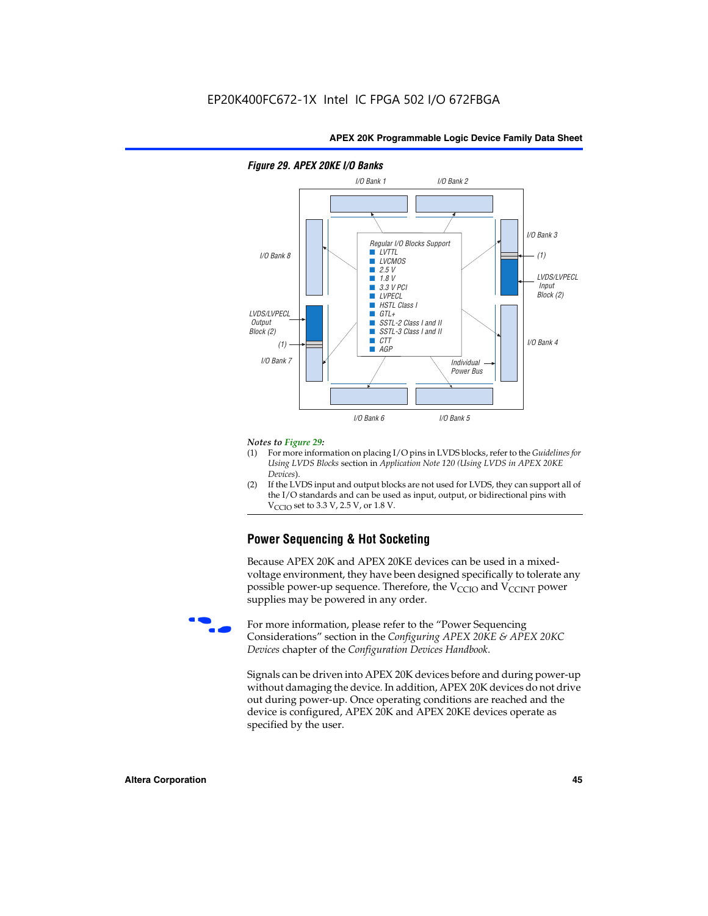**Figure 29. APEX 20KE I/O Banks**

I/O Bank 1  I/O Bank 2

I/O Bank 8

Regular I/O Blocks Support
- LVTTL
- LVCMOS
- 2.5 V
- 1.8 V
- 3.3 V PCI
- LVPECL
- HSTL Class I
- GTL+
- SSTL-2 Class I and II
- SSTL-3 Class I and II
- CTT
- AGP

I/O Bank 3

(1)

LVDS/LVPECL Input Block (2)

LVDS/LVPECL Output Block (2)

(1)

I/O Bank 7

I/O Bank 4

Individual Power Bus

I/O Bank 6  I/O Bank 5

*Notes to Figure 29:*

(1) For more information on placing I/O pins in LVDS blocks, refer to the *Guidelines for Using LVDS Blocks* section in *Application Note 120 (Using LVDS in APEX 20KE Devices)*.

(2) If the LVDS input and output blocks are not used for LVDS, they can support all of the I/O standards and can be used as input, output, or bidirectional pins with $V_{CCIO}$ set to 3.3 V, 2.5 V, or 1.8 V.

## Power Sequencing & Hot Socketing

Because APEX 20K and APEX 20KE devices can be used in a mixed-voltage environment, they have been designed specifically to tolerate any possible power-up sequence. Therefore, the $V_{CCIO}$ and $V_{CCINT}$ power supplies may be powered in any order.

For more information, please refer to the "Power Sequencing Considerations" section in the *Configuring APEX 20KE & APEX 20KC Devices* chapter of the *Configuration Devices Handbook*.

Signals can be driven into APEX 20K devices before and during power-up without damaging the device. In addition, APEX 20K devices do not drive out during power-up. Once operating conditions are reached and the device is configured, APEX 20K and APEX 20KE devices operate as specified by the user.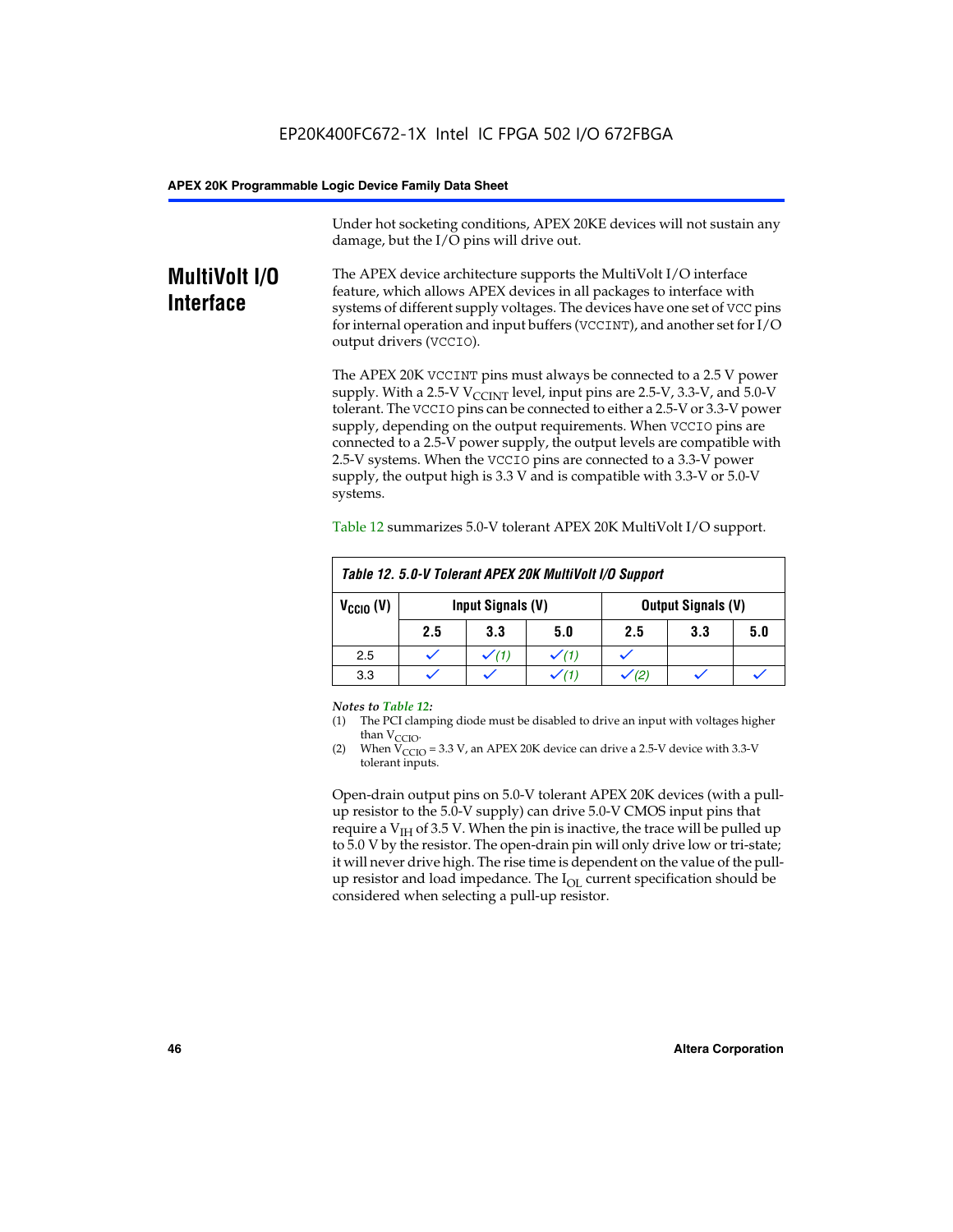Under hot socketing conditions, APEX 20KE devices will not sustain any damage, but the I/O pins will drive out.

## MultiVolt I/O Interface

The APEX device architecture supports the MultiVolt I/O interface feature, which allows APEX devices in all packages to interface with systems of different supply voltages. The devices have one set of VCC pins for internal operation and input buffers (VCCINT), and another set for I/O output drivers (VCCIO).

The APEX 20K VCCINT pins must always be connected to a 2.5 V power supply. With a 2.5-V $V_{CCINT}$ level, input pins are 2.5-V, 3.3-V, and 5.0-V tolerant. The VCCIO pins can be connected to either a 2.5-V or 3.3-V power supply, depending on the output requirements. When VCCIO pins are connected to a 2.5-V power supply, the output levels are compatible with 2.5-V systems. When the VCCIO pins are connected to a 3.3-V power supply, the output high is 3.3 V and is compatible with 3.3-V or 5.0-V systems.

Table 12 summarizes 5.0-V tolerant APEX 20K MultiVolt I/O support.

**Table 12. 5.0-V Tolerant APEX 20K MultiVolt I/O Support**

| $V_{CCIO}$ (V) | Input Signals (V) | | | Output Signals (V) | | |
|---|---|---|---|---|---|---|
| | 2.5 | 3.3 | 5.0 | 2.5 | 3.3 | 5.0 |
| 2.5 | ✓ | ✓ (1) | ✓ (1) | ✓ | | |
| 3.3 | ✓ | ✓ | ✓ (1) | ✓ (2) | ✓ | ✓ |

*Notes to Table 12:*

(1) The PCI clamping diode must be disabled to drive an input with voltages higher than $V_{CCIO}$.

(2) When $V_{CCIO}$ = 3.3 V, an APEX 20K device can drive a 2.5-V device with 3.3-V tolerant inputs.

Open-drain output pins on 5.0-V tolerant APEX 20K devices (with a pull-up resistor to the 5.0-V supply) can drive 5.0-V CMOS input pins that require a $V_{IH}$ of 3.5 V. When the pin is inactive, the trace will be pulled up to 5.0 V by the resistor. The open-drain pin will only drive low or tri-state; it will never drive high. The rise time is dependent on the value of the pull-up resistor and load impedance. The $I_{OL}$ current specification should be considered when selecting a pull-up resistor.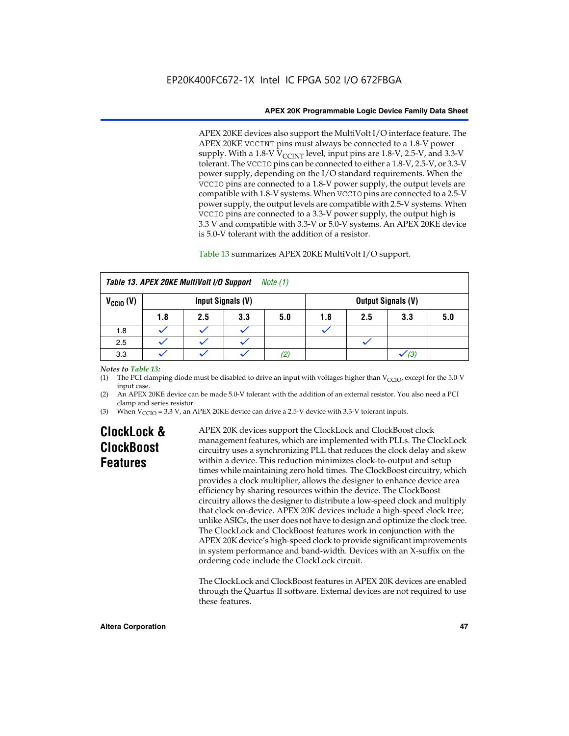APEX 20KE devices also support the MultiVolt I/O interface feature. The APEX 20KE VCCINT pins must always be connected to a 1.8-V power supply. With a 1.8-V $V_{CCINT}$ level, input pins are 1.8-V, 2.5-V, and 3.3-V tolerant. The VCCIO pins can be connected to either a 1.8-V, 2.5-V, or 3.3-V power supply, depending on the I/O standard requirements. When the VCCIO pins are connected to a 1.8-V power supply, the output levels are compatible with 1.8-V systems. When VCCIO pins are connected to a 2.5-V power supply, the output levels are compatible with 2.5-V systems. When VCCIO pins are connected to a 3.3-V power supply, the output high is 3.3 V and compatible with 3.3-V or 5.0-V systems. An APEX 20KE device is 5.0-V tolerant with the addition of a resistor.

Table 13 summarizes APEX 20KE MultiVolt I/O support.

**Table 13. APEX 20KE MultiVolt I/O Support** *Note (1)*

| $V_{CCIO}$ (V) | Input Signals (V) | | | | Output Signals (V) | | | |
|---|---|---|---|---|---|---|---|---|
| | 1.8 | 2.5 | 3.3 | 5.0 | 1.8 | 2.5 | 3.3 | 5.0 |
| 1.8 | ✓ | ✓ | ✓ | | ✓ | | | |
| 2.5 | ✓ | ✓ | ✓ | | | ✓ | | |
| 3.3 | ✓ | ✓ | ✓ | *(2)* | | | ✓ *(3)* | |

*Notes to Table 13:*

(1) The PCI clamping diode must be disabled to drive an input with voltages higher than $V_{CCIO}$, except for the 5.0-V input case.

(2) An APEX 20KE device can be made 5.0-V tolerant with the addition of an external resistor. You also need a PCI clamp and series resistor.

(3) When $V_{CCIO}$ = 3.3 V, an APEX 20KE device can drive a 2.5-V device with 3.3-V tolerant inputs.

## ClockLock & ClockBoost Features

APEX 20K devices support the ClockLock and ClockBoost clock management features, which are implemented with PLLs. The ClockLock circuitry uses a synchronizing PLL that reduces the clock delay and skew within a device. This reduction minimizes clock-to-output and setup times while maintaining zero hold times. The ClockBoost circuitry, which provides a clock multiplier, allows the designer to enhance device area efficiency by sharing resources within the device. The ClockBoost circuitry allows the designer to distribute a low-speed clock and multiply that clock on-device. APEX 20K devices include a high-speed clock tree; unlike ASICs, the user does not have to design and optimize the clock tree. The ClockLock and ClockBoost features work in conjunction with the APEX 20K device's high-speed clock to provide significant improvements in system performance and band-width. Devices with an X-suffix on the ordering code include the ClockLock circuit.

The ClockLock and ClockBoost features in APEX 20K devices are enabled through the Quartus II software. External devices are not required to use these features.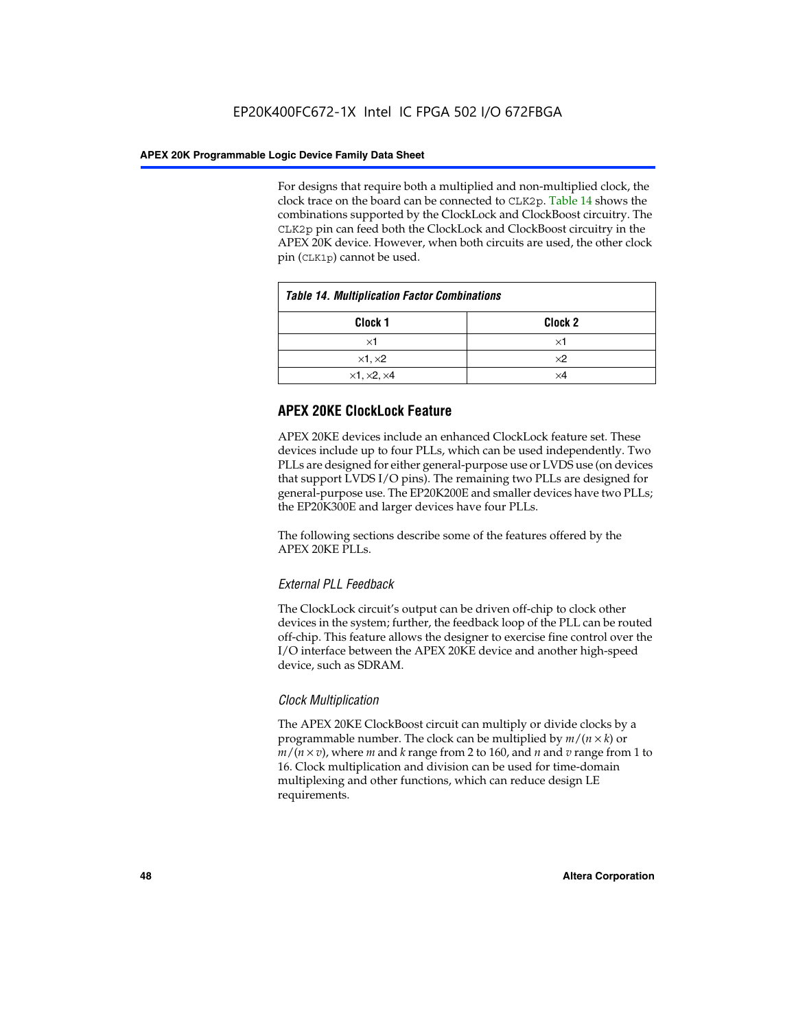For designs that require both a multiplied and non-multiplied clock, the clock trace on the board can be connected to CLK2p. Table 14 shows the combinations supported by the ClockLock and ClockBoost circuitry. The CLK2p pin can feed both the ClockLock and ClockBoost circuitry in the APEX 20K device. However, when both circuits are used, the other clock pin (CLK1p) cannot be used.

*Table 14. Multiplication Factor Combinations*

| Clock 1 | Clock 2 |
|---|---|
| ×1 | ×1 |
| ×1, ×2 | ×2 |
| ×1, ×2, ×4 | ×4 |

## APEX 20KE ClockLock Feature

APEX 20KE devices include an enhanced ClockLock feature set. These devices include up to four PLLs, which can be used independently. Two PLLs are designed for either general-purpose use or LVDS use (on devices that support LVDS I/O pins). The remaining two PLLs are designed for general-purpose use. The EP20K200E and smaller devices have two PLLs; the EP20K300E and larger devices have four PLLs.

The following sections describe some of the features offered by the APEX 20KE PLLs.

### *External PLL Feedback*

The ClockLock circuit's output can be driven off-chip to clock other devices in the system; further, the feedback loop of the PLL can be routed off-chip. This feature allows the designer to exercise fine control over the I/O interface between the APEX 20KE device and another high-speed device, such as SDRAM.

### *Clock Multiplication*

The APEX 20KE ClockBoost circuit can multiply or divide clocks by a programmable number. The clock can be multiplied by $m/(n \times k)$ or $m/(n \times v)$, where $m$ and $k$ range from 2 to 160, and $n$ and $v$ range from 1 to 16. Clock multiplication and division can be used for time-domain multiplexing and other functions, which can reduce design LE requirements.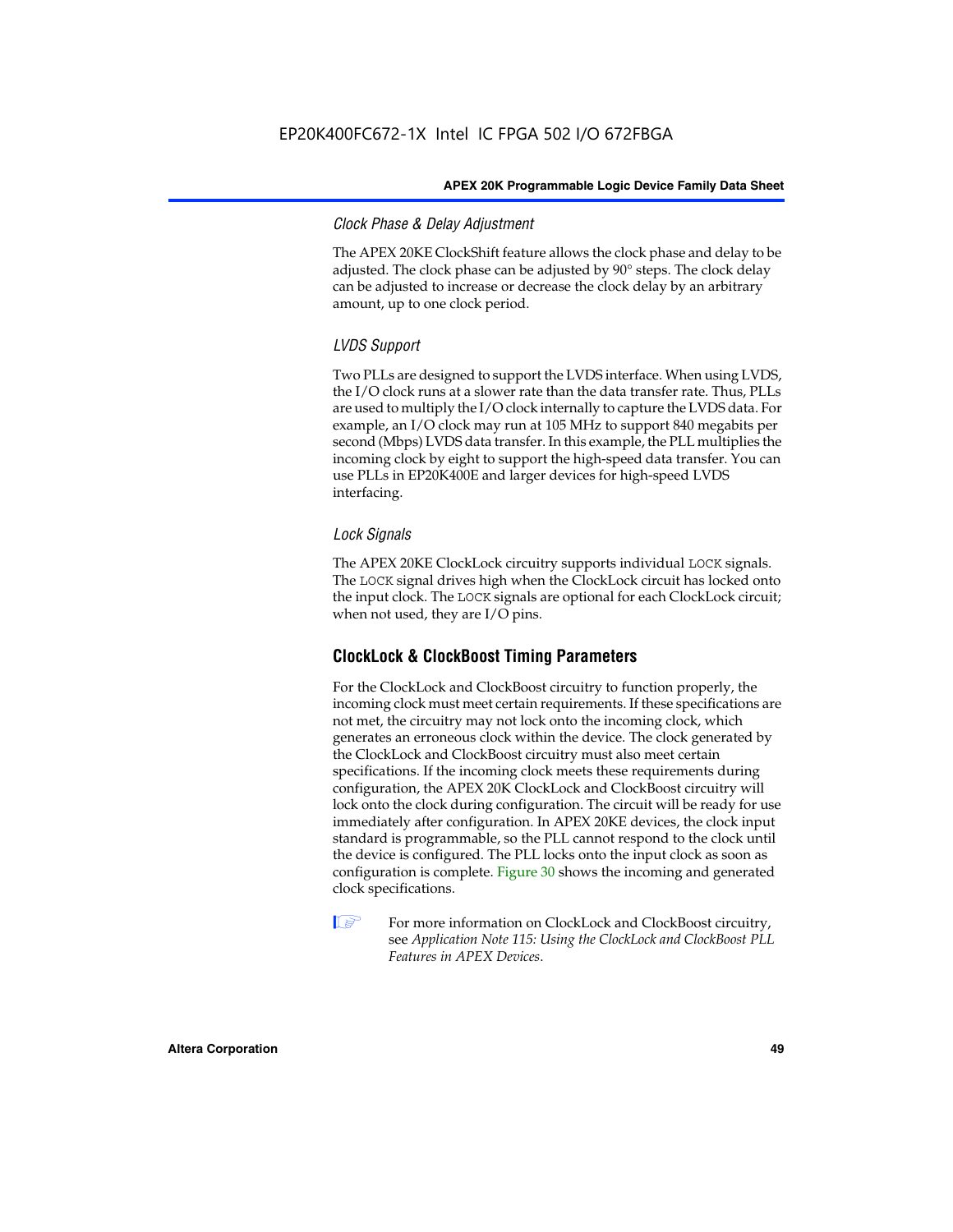### *Clock Phase & Delay Adjustment*

The APEX 20KE ClockShift feature allows the clock phase and delay to be adjusted. The clock phase can be adjusted by 90° steps. The clock delay can be adjusted to increase or decrease the clock delay by an arbitrary amount, up to one clock period.

### *LVDS Support*

Two PLLs are designed to support the LVDS interface. When using LVDS, the I/O clock runs at a slower rate than the data transfer rate. Thus, PLLs are used to multiply the I/O clock internally to capture the LVDS data. For example, an I/O clock may run at 105 MHz to support 840 megabits per second (Mbps) LVDS data transfer. In this example, the PLL multiplies the incoming clock by eight to support the high-speed data transfer. You can use PLLs in EP20K400E and larger devices for high-speed LVDS interfacing.

### *Lock Signals*

The APEX 20KE ClockLock circuitry supports individual `LOCK` signals. The `LOCK` signal drives high when the ClockLock circuit has locked onto the input clock. The `LOCK` signals are optional for each ClockLock circuit; when not used, they are I/O pins.

## ClockLock & ClockBoost Timing Parameters

For the ClockLock and ClockBoost circuitry to function properly, the incoming clock must meet certain requirements. If these specifications are not met, the circuitry may not lock onto the incoming clock, which generates an erroneous clock within the device. The clock generated by the ClockLock and ClockBoost circuitry must also meet certain specifications. If the incoming clock meets these requirements during configuration, the APEX 20K ClockLock and ClockBoost circuitry will lock onto the clock during configuration. The circuit will be ready for use immediately after configuration. In APEX 20KE devices, the clock input standard is programmable, so the PLL cannot respond to the clock until the device is configured. The PLL locks onto the input clock as soon as configuration is complete. Figure 30 shows the incoming and generated clock specifications.

For more information on ClockLock and ClockBoost circuitry, see *Application Note 115: Using the ClockLock and ClockBoost PLL Features in APEX Devices*.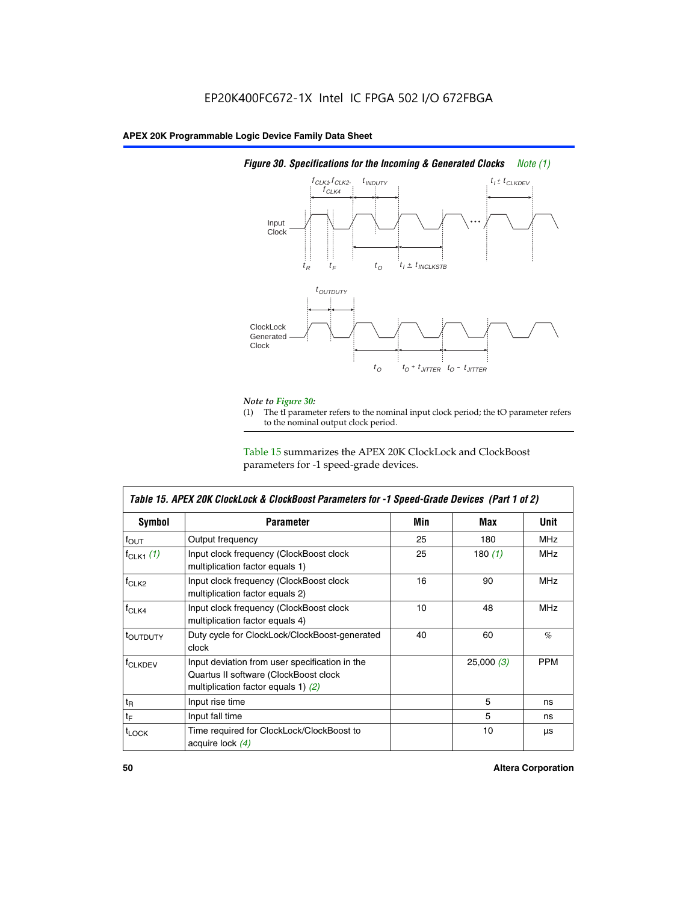EP20K400FC672-1X Intel IC FPGA 502 I/O 672FBGA

**Figure 30. Specifications for the Incoming & Generated Clocks** *Note (1)*

*Note to Figure 30:*

(1) The tI parameter refers to the nominal input clock period; the tO parameter refers to the nominal output clock period.

Table 15 summarizes the APEX 20K ClockLock and ClockBoost parameters for -1 speed-grade devices.

| Symbol | Parameter | Min | Max | Unit |
|---|---|---|---|---|
| $f_{OUT}$ | Output frequency | 25 | 180 | MHz |
| $f_{CLK1}$ *(1)* | Input clock frequency (ClockBoost clock multiplication factor equals 1) | 25 | 180 *(1)* | MHz |
| $f_{CLK2}$ | Input clock frequency (ClockBoost clock multiplication factor equals 2) | 16 | 90 | MHz |
| $f_{CLK4}$ | Input clock frequency (ClockBoost clock multiplication factor equals 4) | 10 | 48 | MHz |
| $t_{OUTDUTY}$ | Duty cycle for ClockLock/ClockBoost-generated clock | 40 | 60 | % |
| $f_{CLKDEV}$ | Input deviation from user specification in the Quartus II software (ClockBoost clock multiplication factor equals 1) *(2)* | | 25,000 *(3)* | PPM |
| $t_R$ | Input rise time | | 5 | ns |
| $t_F$ | Input fall time | | 5 | ns |
| $t_{LOCK}$ | Time required for ClockLock/ClockBoost to acquire lock *(4)* | | 10 | µs |

Table 15. APEX 20K ClockLock & ClockBoost Parameters for -1 Speed-Grade Devices (Part 1 of 2)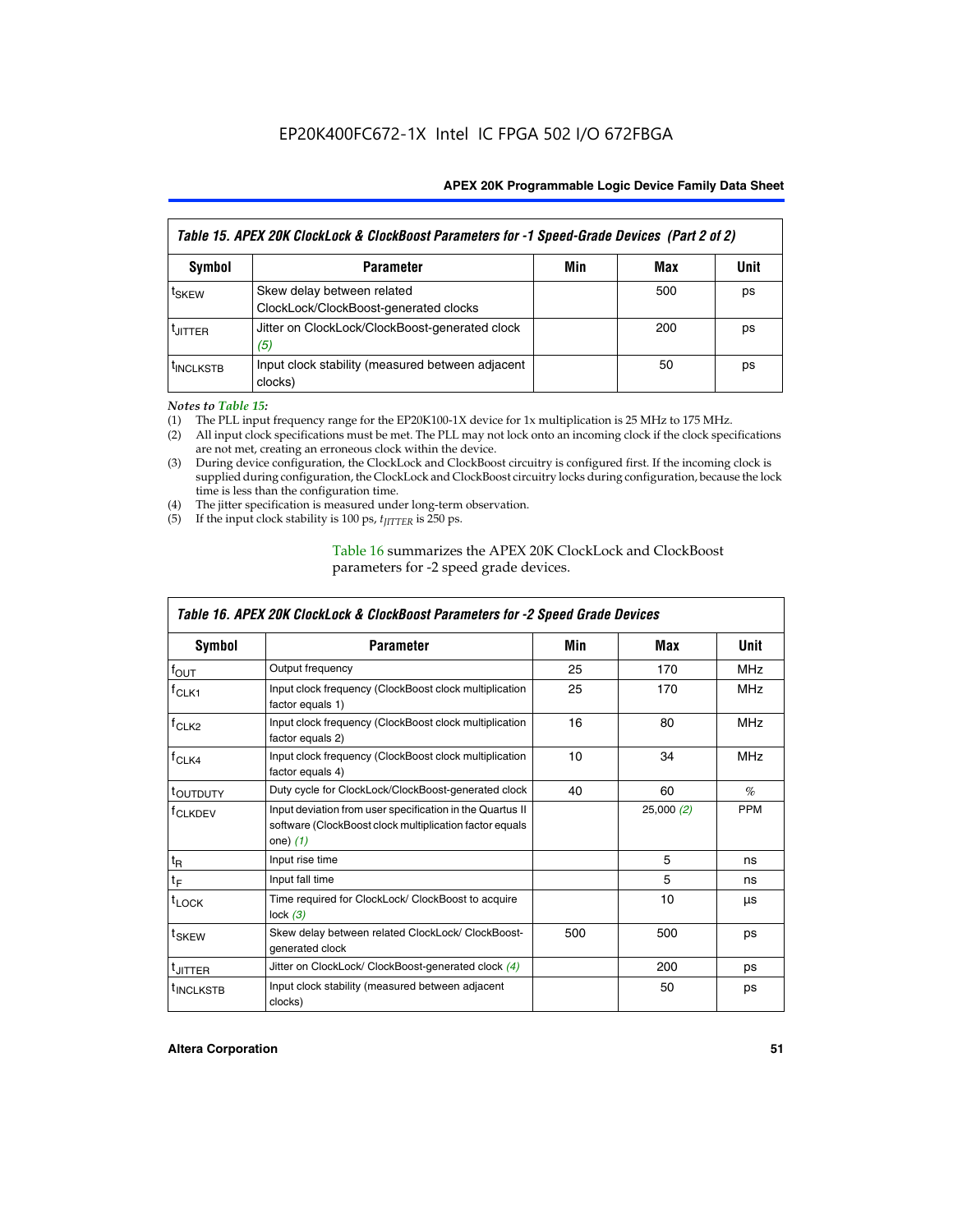EP20K400FC672-1X Intel IC FPGA 502 I/O 672FBGA

| Table 15. APEX 20K ClockLock & ClockBoost Parameters for -1 Speed-Grade Devices (Part 2 of 2) | | | | |
|---|---|---|---|---|
| **Symbol** | **Parameter** | **Min** | **Max** | **Unit** |
| $t_{SKEW}$ | Skew delay between related ClockLock/ClockBoost-generated clocks | | 500 | ps |
| $t_{JITTER}$ | Jitter on ClockLock/ClockBoost-generated clock *(5)* | | 200 | ps |
| $t_{INCLKSTB}$ | Input clock stability (measured between adjacent clocks) | | 50 | ps |

*Notes to Table 15:*

(1) The PLL input frequency range for the EP20K100-1X device for 1x multiplication is 25 MHz to 175 MHz.
(2) All input clock specifications must be met. The PLL may not lock onto an incoming clock if the clock specifications are not met, creating an erroneous clock within the device.
(3) During device configuration, the ClockLock and ClockBoost circuitry is configured first. If the incoming clock is supplied during configuration, the ClockLock and ClockBoost circuitry locks during configuration, because the lock time is less than the configuration time.
(4) The jitter specification is measured under long-term observation.
(5) If the input clock stability is 100 ps, $t_{JITTER}$ is 250 ps.

Table 16 summarizes the APEX 20K ClockLock and ClockBoost parameters for -2 speed grade devices.

| Table 16. APEX 20K ClockLock & ClockBoost Parameters for -2 Speed Grade Devices | | | | |
|---|---|---|---|---|
| **Symbol** | **Parameter** | **Min** | **Max** | **Unit** |
| $f_{OUT}$ | Output frequency | 25 | 170 | MHz |
| $f_{CLK1}$ | Input clock frequency (ClockBoost clock multiplication factor equals 1) | 25 | 170 | MHz |
| $f_{CLK2}$ | Input clock frequency (ClockBoost clock multiplication factor equals 2) | 16 | 80 | MHz |
| $f_{CLK4}$ | Input clock frequency (ClockBoost clock multiplication factor equals 4) | 10 | 34 | MHz |
| $t_{OUTDUTY}$ | Duty cycle for ClockLock/ClockBoost-generated clock | 40 | 60 | % |
| $f_{CLKDEV}$ | Input deviation from user specification in the Quartus II software (ClockBoost clock multiplication factor equals one) *(1)* | | 25,000 *(2)* | PPM |
| $t_R$ | Input rise time | | 5 | ns |
| $t_F$ | Input fall time | | 5 | ns |
| $t_{LOCK}$ | Time required for ClockLock/ ClockBoost to acquire lock *(3)* | | 10 | µs |
| $t_{SKEW}$ | Skew delay between related ClockLock/ ClockBoost-generated clock | 500 | 500 | ps |
| $t_{JITTER}$ | Jitter on ClockLock/ ClockBoost-generated clock *(4)* | | 200 | ps |
| $t_{INCLKSTB}$ | Input clock stability (measured between adjacent clocks) | | 50 | ps |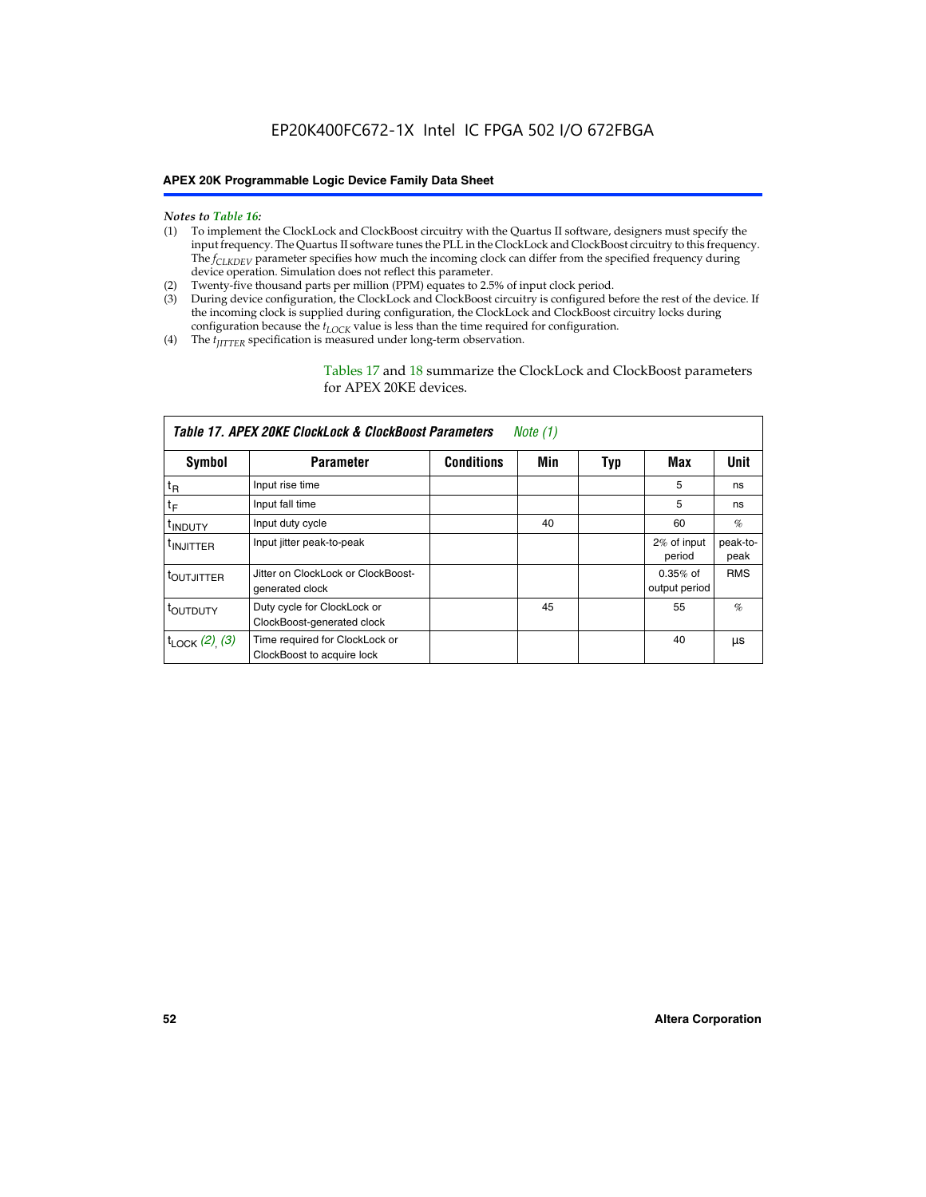*Notes to Table 16:*

(1) To implement the ClockLock and ClockBoost circuitry with the Quartus II software, designers must specify the input frequency. The Quartus II software tunes the PLL in the ClockLock and ClockBoost circuitry to this frequency. The $f_{CLKDEV}$ parameter specifies how much the incoming clock can differ from the specified frequency during device operation. Simulation does not reflect this parameter.

(2) Twenty-five thousand parts per million (PPM) equates to 2.5% of input clock period.

(3) During device configuration, the ClockLock and ClockBoost circuitry is configured before the rest of the device. If the incoming clock is supplied during configuration, the ClockLock and ClockBoost circuitry locks during configuration because the $t_{LOCK}$ value is less than the time required for configuration.

(4) The $t_{JITTER}$ specification is measured under long-term observation.

Tables 17 and 18 summarize the ClockLock and ClockBoost parameters for APEX 20KE devices.

**Table 17. APEX 20KE ClockLock & ClockBoost Parameters** *Note (1)*

| Symbol | Parameter | Conditions | Min | Typ | Max | Unit |
|---|---|---|---|---|---|---|
| $t_R$ | Input rise time | | | | 5 | ns |
| $t_F$ | Input fall time | | | | 5 | ns |
| $t_{INDUTY}$ | Input duty cycle | | 40 | | 60 | % |
| $t_{INJITTER}$ | Input jitter peak-to-peak | | | | 2% of input period | peak-to-peak |
| $t_{OUTJITTER}$ | Jitter on ClockLock or ClockBoost-generated clock | | | | 0.35% of output period | RMS |
| $t_{OUTDUTY}$ | Duty cycle for ClockLock or ClockBoost-generated clock | | 45 | | 55 | % |
| $t_{LOCK}$ *(2), (3)* | Time required for ClockLock or ClockBoost to acquire lock | | | | 40 | µs |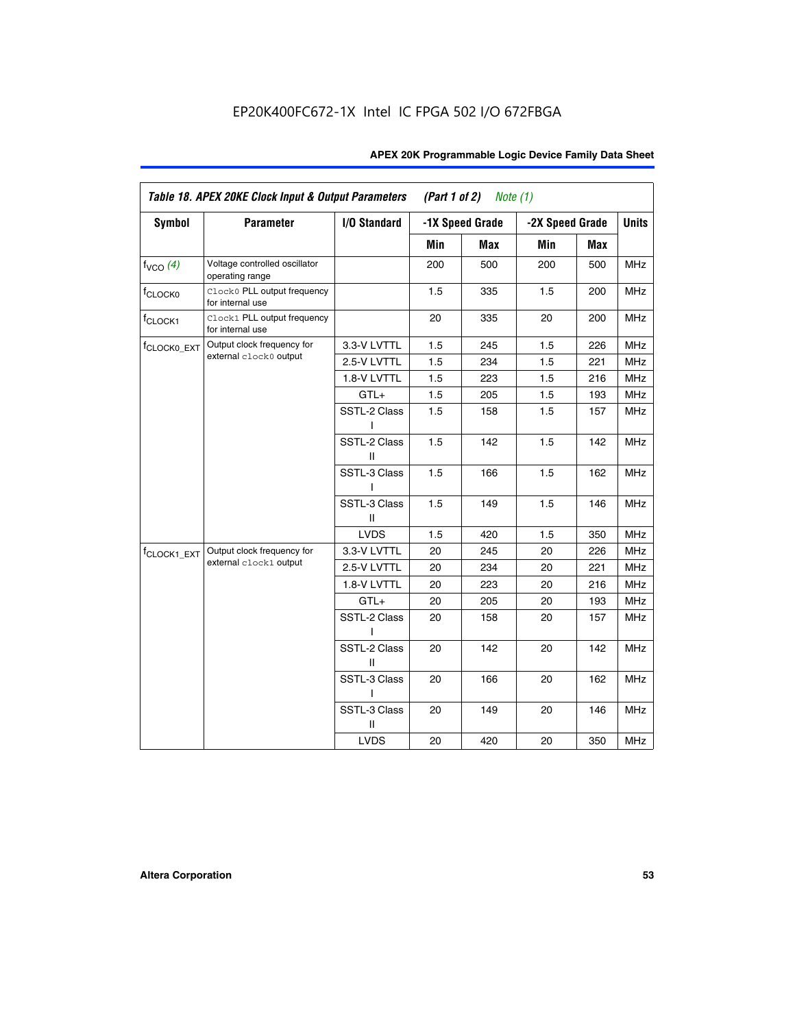EP20K400FC672-1X Intel IC FPGA 502 I/O 672FBGA

| Table 18. APEX 20KE Clock Input & Output Parameters (Part 1 of 2) *Note (1)* | | | | | | | |
|---|---|---|---|---|---|---|---|
| **Symbol** | **Parameter** | **I/O Standard** | **-1X Speed Grade** | | **-2X Speed Grade** | | **Units** |
| | | | **Min** | **Max** | **Min** | **Max** | |
| $f_{VCO}$ *(4)* | Voltage controlled oscillator operating range | | 200 | 500 | 200 | 500 | MHz |
| $f_{CLOCK0}$ | `Clock0` PLL output frequency for internal use | | 1.5 | 335 | 1.5 | 200 | MHz |
| $f_{CLOCK1}$ | `Clock1` PLL output frequency for internal use | | 20 | 335 | 20 | 200 | MHz |
| $f_{CLOCK0\_EXT}$ | Output clock frequency for external `clock0` output | 3.3-V LVTTL | 1.5 | 245 | 1.5 | 226 | MHz |
| | | 2.5-V LVTTL | 1.5 | 234 | 1.5 | 221 | MHz |
| | | 1.8-V LVTTL | 1.5 | 223 | 1.5 | 216 | MHz |
| | | GTL+ | 1.5 | 205 | 1.5 | 193 | MHz |
| | | SSTL-2 Class I | 1.5 | 158 | 1.5 | 157 | MHz |
| | | SSTL-2 Class II | 1.5 | 142 | 1.5 | 142 | MHz |
| | | SSTL-3 Class I | 1.5 | 166 | 1.5 | 162 | MHz |
| | | SSTL-3 Class II | 1.5 | 149 | 1.5 | 146 | MHz |
| | | LVDS | 1.5 | 420 | 1.5 | 350 | MHz |
| $f_{CLOCK1\_EXT}$ | Output clock frequency for external `clock1` output | 3.3-V LVTTL | 20 | 245 | 20 | 226 | MHz |
| | | 2.5-V LVTTL | 20 | 234 | 20 | 221 | MHz |
| | | 1.8-V LVTTL | 20 | 223 | 20 | 216 | MHz |
| | | GTL+ | 20 | 205 | 20 | 193 | MHz |
| | | SSTL-2 Class I | 20 | 158 | 20 | 157 | MHz |
| | | SSTL-2 Class II | 20 | 142 | 20 | 142 | MHz |
| | | SSTL-3 Class I | 20 | 166 | 20 | 162 | MHz |
| | | SSTL-3 Class II | 20 | 149 | 20 | 146 | MHz |
| | | LVDS | 20 | 420 | 20 | 350 | MHz |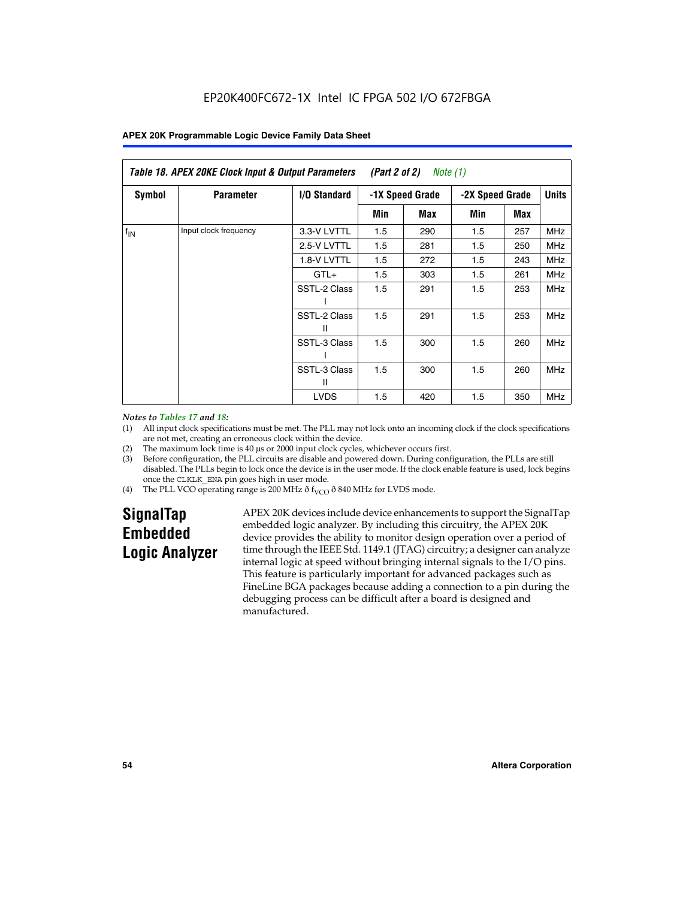EP20K400FC672-1X Intel IC FPGA 502 I/O 672FBGA

| Table 18. APEX 20KE Clock Input & Output Parameters (Part 2 of 2) Note (1) | | | | | | | |
|---|---|---|---|---|---|---|---|
| Symbol | Parameter | I/O Standard | -1X Speed Grade | | -2X Speed Grade | | Units |
| | | | Min | Max | Min | Max | |
| $f_{IN}$ | Input clock frequency | 3.3-V LVTTL | 1.5 | 290 | 1.5 | 257 | MHz |
| | | 2.5-V LVTTL | 1.5 | 281 | 1.5 | 250 | MHz |
| | | 1.8-V LVTTL | 1.5 | 272 | 1.5 | 243 | MHz |
| | | GTL+ | 1.5 | 303 | 1.5 | 261 | MHz |
| | | SSTL-2 Class I | 1.5 | 291 | 1.5 | 253 | MHz |
| | | SSTL-2 Class II | 1.5 | 291 | 1.5 | 253 | MHz |
| | | SSTL-3 Class I | 1.5 | 300 | 1.5 | 260 | MHz |
| | | SSTL-3 Class II | 1.5 | 300 | 1.5 | 260 | MHz |
| | | LVDS | 1.5 | 420 | 1.5 | 350 | MHz |

*Notes to Tables 17 and 18:*

(1) All input clock specifications must be met. The PLL may not lock onto an incoming clock if the clock specifications are not met, creating an erroneous clock within the device.

(2) The maximum lock time is 40 µs or 2000 input clock cycles, whichever occurs first.

(3) Before configuration, the PLL circuits are disable and powered down. During configuration, the PLLs are still disabled. The PLLs begin to lock once the device is in the user mode. If the clock enable feature is used, lock begins once the CLKLK_ENA pin goes high in user mode.

(4) The PLL VCO operating range is 200 MHz ð $f_{VCO}$ ð 840 MHz for LVDS mode.

## SignalTap Embedded Logic Analyzer

APEX 20K devices include device enhancements to support the SignalTap embedded logic analyzer. By including this circuitry, the APEX 20K device provides the ability to monitor design operation over a period of time through the IEEE Std. 1149.1 (JTAG) circuitry; a designer can analyze internal logic at speed without bringing internal signals to the I/O pins. This feature is particularly important for advanced packages such as FineLine BGA packages because adding a connection to a pin during the debugging process can be difficult after a board is designed and manufactured.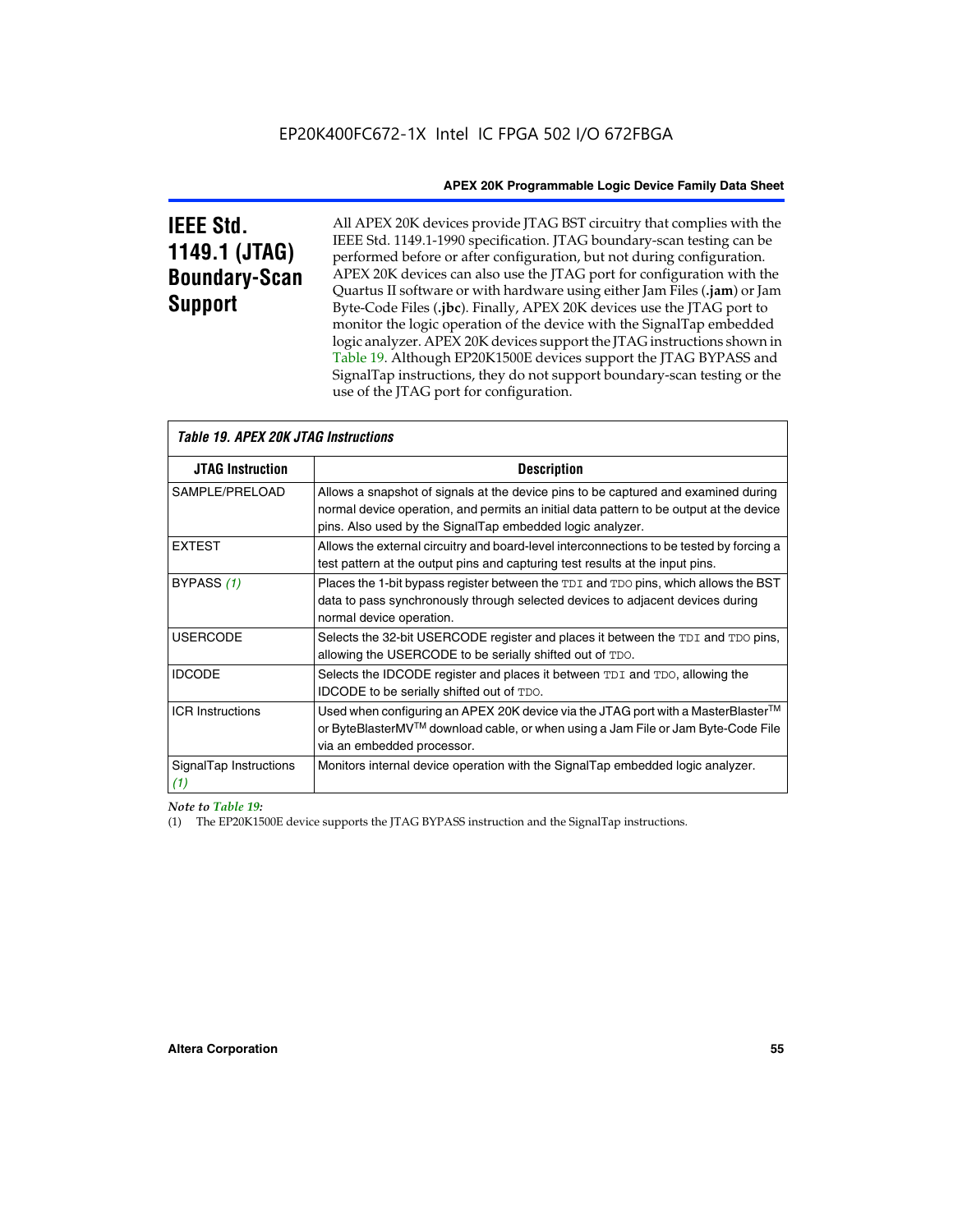## IEEE Std. 1149.1 (JTAG) Boundary-Scan Support

All APEX 20K devices provide JTAG BST circuitry that complies with the IEEE Std. 1149.1-1990 specification. JTAG boundary-scan testing can be performed before or after configuration, but not during configuration. APEX 20K devices can also use the JTAG port for configuration with the Quartus II software or with hardware using either Jam Files (**.jam**) or Jam Byte-Code Files (**.jbc**). Finally, APEX 20K devices use the JTAG port to monitor the logic operation of the device with the SignalTap embedded logic analyzer. APEX 20K devices support the JTAG instructions shown in Table 19. Although EP20K1500E devices support the JTAG BYPASS and SignalTap instructions, they do not support boundary-scan testing or the use of the JTAG port for configuration.

*Table 19. APEX 20K JTAG Instructions*

| JTAG Instruction | Description |
| --- | --- |
| SAMPLE/PRELOAD | Allows a snapshot of signals at the device pins to be captured and examined during normal device operation, and permits an initial data pattern to be output at the device pins. Also used by the SignalTap embedded logic analyzer. |
| EXTEST | Allows the external circuitry and board-level interconnections to be tested by forcing a test pattern at the output pins and capturing test results at the input pins. |
| BYPASS *(1)* | Places the 1-bit bypass register between the TDI and TDO pins, which allows the BST data to pass synchronously through selected devices to adjacent devices during normal device operation. |
| USERCODE | Selects the 32-bit USERCODE register and places it between the TDI and TDO pins, allowing the USERCODE to be serially shifted out of TDO. |
| IDCODE | Selects the IDCODE register and places it between TDI and TDO, allowing the IDCODE to be serially shifted out of TDO. |
| ICR Instructions | Used when configuring an APEX 20K device via the JTAG port with a MasterBlaster™ or ByteBlasterMV™ download cable, or when using a Jam File or Jam Byte-Code File via an embedded processor. |
| SignalTap Instructions *(1)* | Monitors internal device operation with the SignalTap embedded logic analyzer. |

*Note to Table 19:*

(1) The EP20K1500E device supports the JTAG BYPASS instruction and the SignalTap instructions.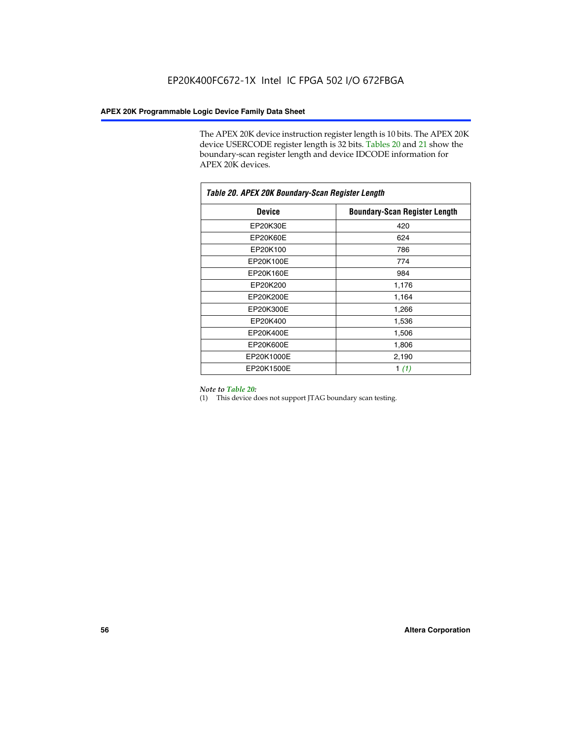The APEX 20K device instruction register length is 10 bits. The APEX 20K device USERCODE register length is 32 bits. Tables 20 and 21 show the boundary-scan register length and device IDCODE information for APEX 20K devices.

**Table 20. APEX 20K Boundary-Scan Register Length**

| Device | Boundary-Scan Register Length |
|---|---|
| EP20K30E | 420 |
| EP20K60E | 624 |
| EP20K100 | 786 |
| EP20K100E | 774 |
| EP20K160E | 984 |
| EP20K200 | 1,176 |
| EP20K200E | 1,164 |
| EP20K300E | 1,266 |
| EP20K400 | 1,536 |
| EP20K400E | 1,506 |
| EP20K600E | 1,806 |
| EP20K1000E | 2,190 |
| EP20K1500E | 1 *(1)* |

*Note to Table 20:*

(1) This device does not support JTAG boundary scan testing.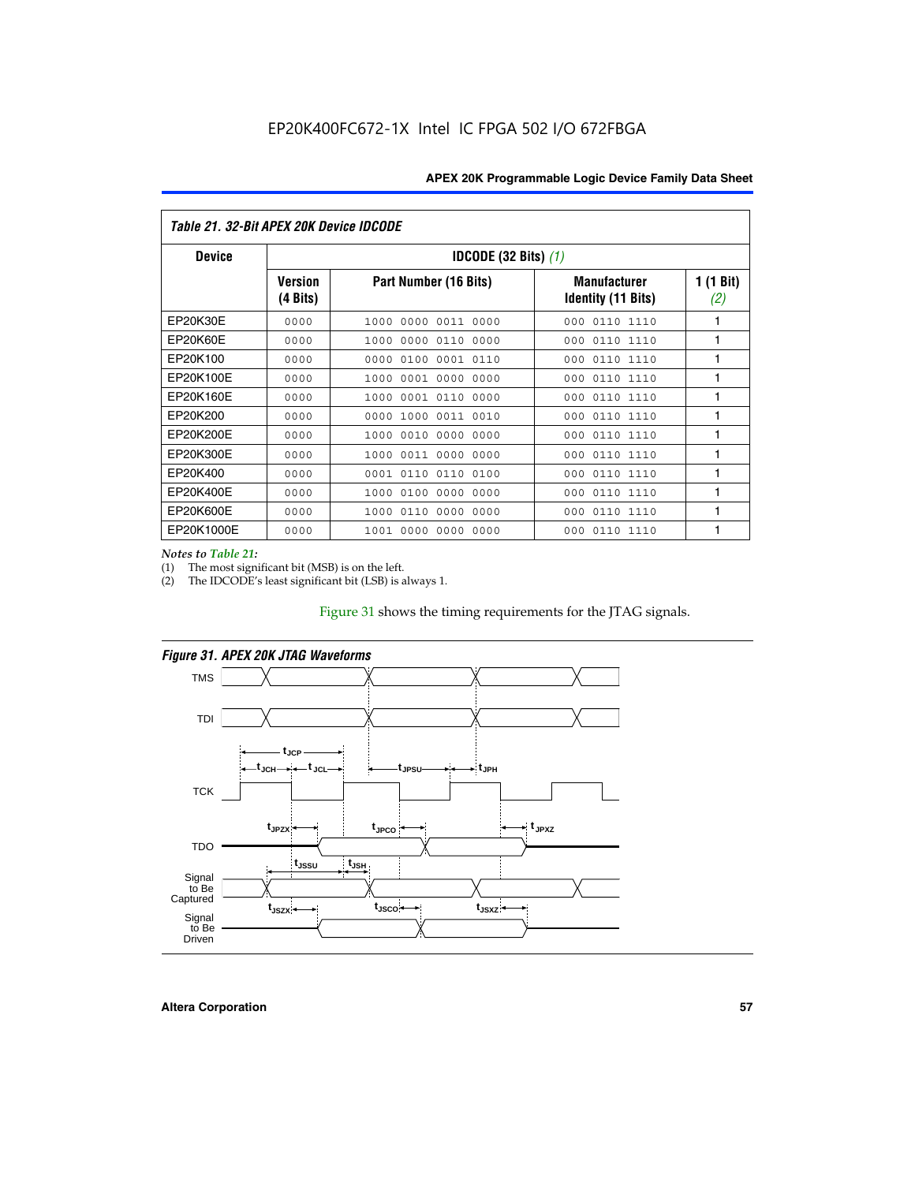EP20K400FC672-1X Intel IC FPGA 502 I/O 672FBGA

| *Table 21. 32-Bit APEX 20K Device IDCODE* | | | | |
|---|---|---|---|---|
| **Device** | **IDCODE (32 Bits)** *(1)* | | | |
| | **Version (4 Bits)** | **Part Number (16 Bits)** | **Manufacturer Identity (11 Bits)** | **1 (1 Bit)** *(2)* |
| EP20K30E | 0000 | 1000 0000 0011 0000 | 000 0110 1110 | 1 |
| EP20K60E | 0000 | 1000 0000 0110 0000 | 000 0110 1110 | 1 |
| EP20K100 | 0000 | 0000 0100 0001 0110 | 000 0110 1110 | 1 |
| EP20K100E | 0000 | 1000 0001 0000 0000 | 000 0110 1110 | 1 |
| EP20K160E | 0000 | 1000 0001 0110 0000 | 000 0110 1110 | 1 |
| EP20K200 | 0000 | 0000 1000 0011 0010 | 000 0110 1110 | 1 |
| EP20K200E | 0000 | 1000 0010 0000 0000 | 000 0110 1110 | 1 |
| EP20K300E | 0000 | 1000 0011 0000 0000 | 000 0110 1110 | 1 |
| EP20K400 | 0000 | 0001 0110 0110 0100 | 000 0110 1110 | 1 |
| EP20K400E | 0000 | 1000 0100 0000 0000 | 000 0110 1110 | 1 |
| EP20K600E | 0000 | 1000 0110 0000 0000 | 000 0110 1110 | 1 |
| EP20K1000E | 0000 | 1001 0000 0000 0000 | 000 0110 1110 | 1 |

*Notes to Table 21:*
(1) The most significant bit (MSB) is on the left.
(2) The IDCODE's least significant bit (LSB) is always 1.

Figure 31 shows the timing requirements for the JTAG signals.

*Figure 31. APEX 20K JTAG Waveforms*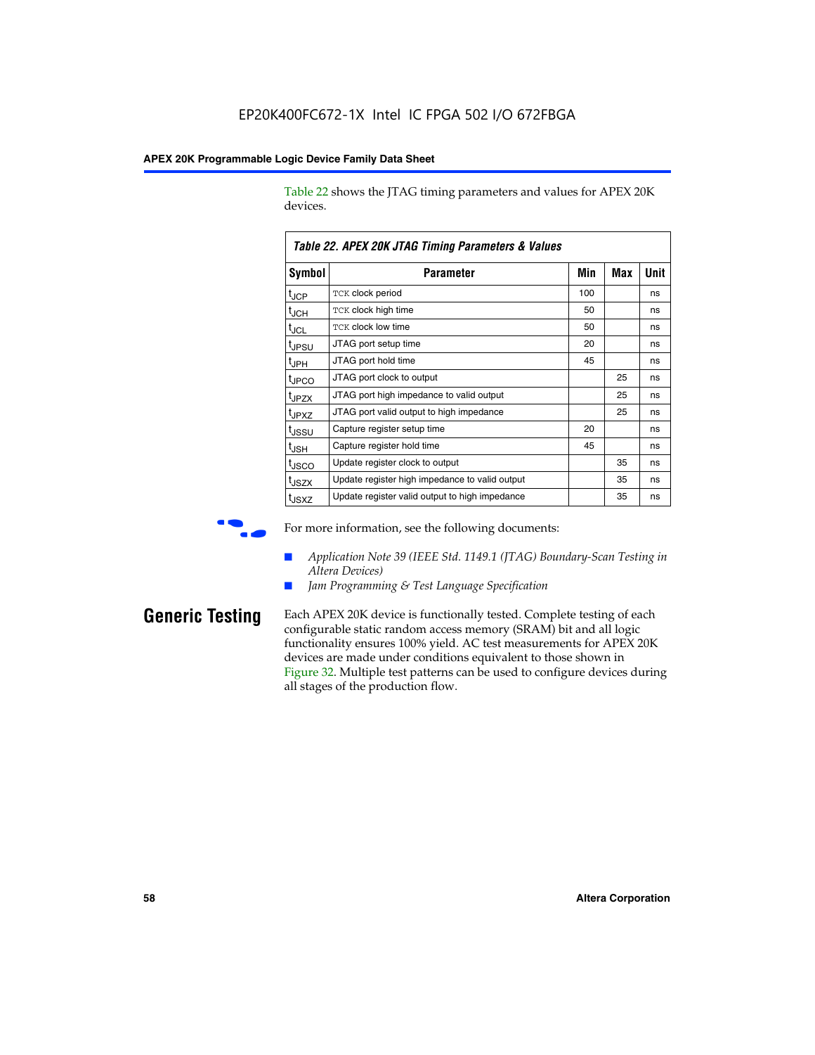Table 22 shows the JTAG timing parameters and values for APEX 20K devices.

**Table 22. APEX 20K JTAG Timing Parameters & Values**

| Symbol | Parameter | Min | Max | Unit |
|---|---|---|---|---|
| $t_{JCP}$ | TCK clock period | 100 | | ns |
| $t_{JCH}$ | TCK clock high time | 50 | | ns |
| $t_{JCL}$ | TCK clock low time | 50 | | ns |
| $t_{JPSU}$ | JTAG port setup time | 20 | | ns |
| $t_{JPH}$ | JTAG port hold time | 45 | | ns |
| $t_{JPCO}$ | JTAG port clock to output | | 25 | ns |
| $t_{JPZX}$ | JTAG port high impedance to valid output | | 25 | ns |
| $t_{JPXZ}$ | JTAG port valid output to high impedance | | 25 | ns |
| $t_{JSSU}$ | Capture register setup time | 20 | | ns |
| $t_{JSH}$ | Capture register hold time | 45 | | ns |
| $t_{JSCO}$ | Update register clock to output | | 35 | ns |
| $t_{JSZX}$ | Update register high impedance to valid output | | 35 | ns |
| $t_{JSXZ}$ | Update register valid output to high impedance | | 35 | ns |

For more information, see the following documents:

- *Application Note 39 (IEEE Std. 1149.1 (JTAG) Boundary-Scan Testing in Altera Devices)*
- *Jam Programming & Test Language Specification*

## Generic Testing

Each APEX 20K device is functionally tested. Complete testing of each configurable static random access memory (SRAM) bit and all logic functionality ensures 100% yield. AC test measurements for APEX 20K devices are made under conditions equivalent to those shown in Figure 32. Multiple test patterns can be used to configure devices during all stages of the production flow.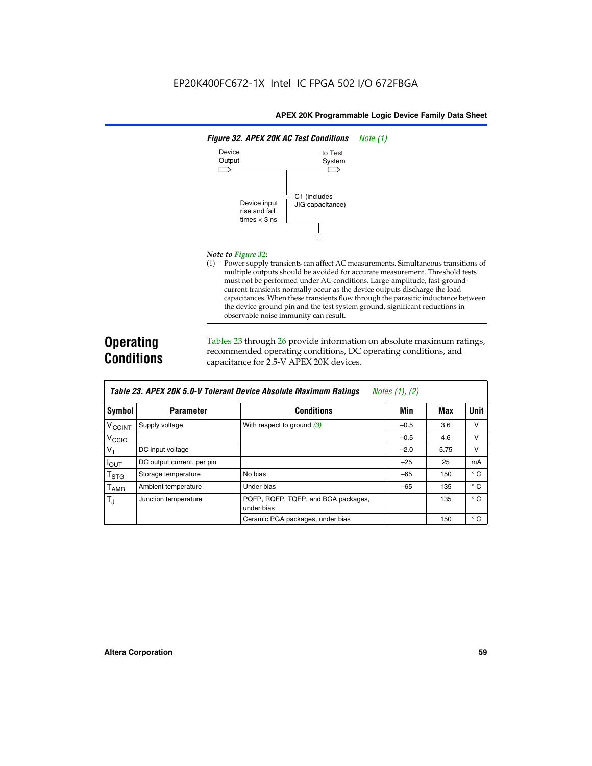**Figure 32. APEX 20K AC Test Conditions** *Note (1)*

Device Output

to Test System

C1 (includes JIG capacitance)

Device input rise and fall times < 3 ns

*Note to Figure 32:*

(1) Power supply transients can affect AC measurements. Simultaneous transitions of multiple outputs should be avoided for accurate measurement. Threshold tests must not be performed under AC conditions. Large-amplitude, fast-ground-current transients normally occur as the device outputs discharge the load capacitances. When these transients flow through the parasitic inductance between the device ground pin and the test system ground, significant reductions in observable noise immunity can result.

## Operating Conditions

Tables 23 through 26 provide information on absolute maximum ratings, recommended operating conditions, DC operating conditions, and capacitance for 2.5-V APEX 20K devices.

**Table 23. APEX 20K 5.0-V Tolerant Device Absolute Maximum Ratings** *Notes (1), (2)*

| Symbol | Parameter | Conditions | Min | Max | Unit |
|---|---|---|---|---|---|
| $V_{CCINT}$ | Supply voltage | With respect to ground *(3)* | –0.5 | 3.6 | V |
| $V_{CCIO}$ | | | –0.5 | 4.6 | V |
| $V_I$ | DC input voltage | | –2.0 | 5.75 | V |
| $I_{OUT}$ | DC output current, per pin | | –25 | 25 | mA |
| $T_{STG}$ | Storage temperature | No bias | –65 | 150 | ° C |
| $T_{AMB}$ | Ambient temperature | Under bias | –65 | 135 | ° C |
| $T_J$ | Junction temperature | PQFP, RQFP, TQFP, and BGA packages, under bias | | 135 | ° C |
| | | Ceramic PGA packages, under bias | | 150 | ° C |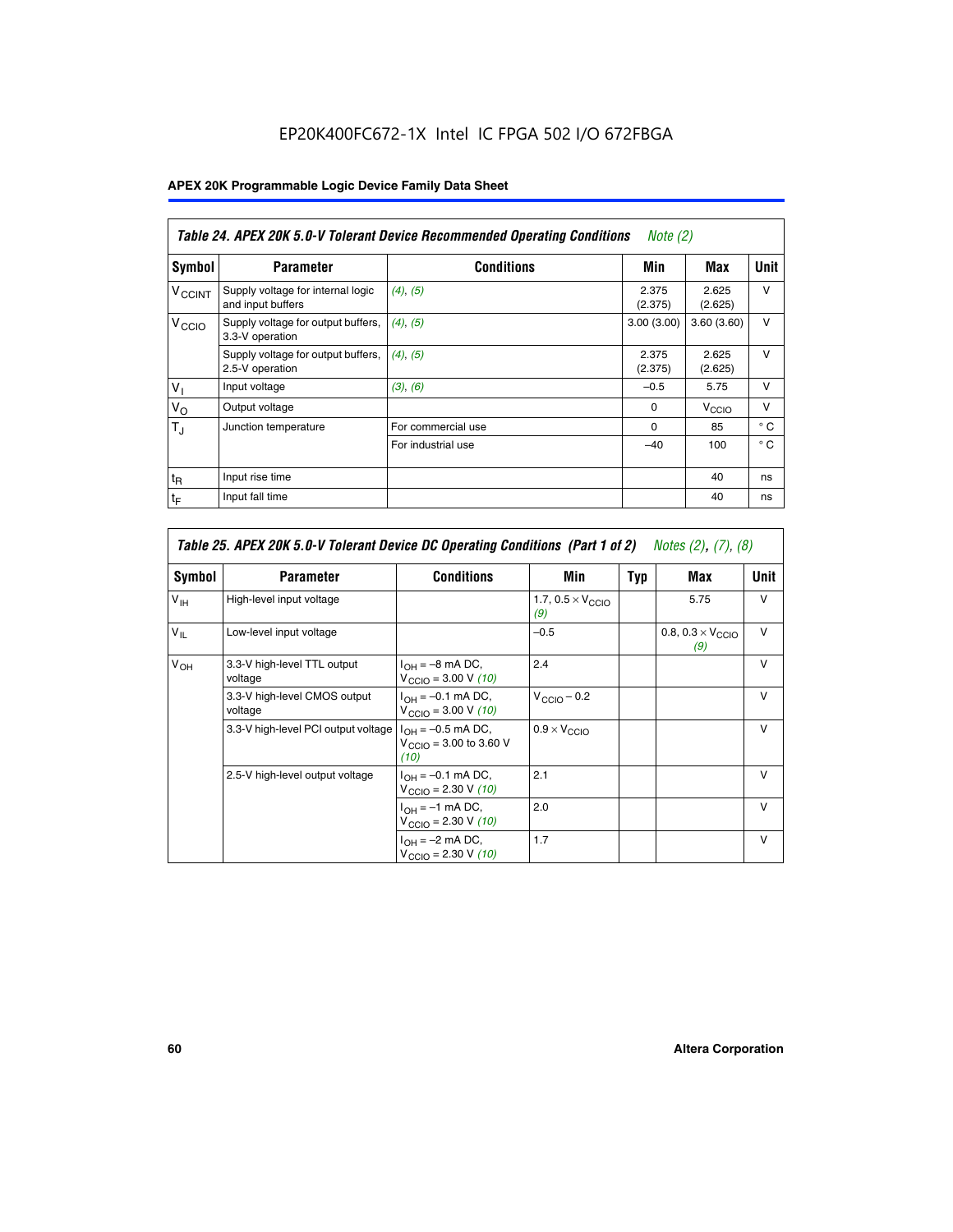EP20K400FC672-1X Intel IC FPGA 502 I/O 672FBGA

## APEX 20K Programmable Logic Device Family Data Sheet

| Table 24. APEX 20K 5.0-V Tolerant Device Recommended Operating Conditions *Note (2)* | | | | | |
|---|---|---|---|---|---|
| **Symbol** | **Parameter** | **Conditions** | **Min** | **Max** | **Unit** |
| $V_{CCINT}$ | Supply voltage for internal logic and input buffers | *(4), (5)* | 2.375 (2.375) | 2.625 (2.625) | V |
| $V_{CCIO}$ | Supply voltage for output buffers, 3.3-V operation | *(4), (5)* | 3.00 (3.00) | 3.60 (3.60) | V |
| | Supply voltage for output buffers, 2.5-V operation | *(4), (5)* | 2.375 (2.375) | 2.625 (2.625) | V |
| $V_I$ | Input voltage | *(3), (6)* | –0.5 | 5.75 | V |
| $V_O$ | Output voltage | | 0 | $V_{CCIO}$ | V |
| $T_J$ | Junction temperature | For commercial use | 0 | 85 | ° C |
| | | For industrial use | –40 | 100 | ° C |
| $t_R$ | Input rise time | | | 40 | ns |
| $t_F$ | Input fall time | | | 40 | ns |

| Table 25. APEX 20K 5.0-V Tolerant Device DC Operating Conditions (Part 1 of 2) *Notes (2), (7), (8)* | | | | | | |
|---|---|---|---|---|---|---|
| **Symbol** | **Parameter** | **Conditions** | **Min** | **Typ** | **Max** | **Unit** |
| $V_{IH}$ | High-level input voltage | | 1.7, 0.5 × $V_{CCIO}$ *(9)* | | 5.75 | V |
| $V_{IL}$ | Low-level input voltage | | –0.5 | | 0.8, 0.3 × $V_{CCIO}$ *(9)* | V |
| $V_{OH}$ | 3.3-V high-level TTL output voltage | $I_{OH}$ = –8 mA DC, $V_{CCIO}$ = 3.00 V *(10)* | 2.4 | | | V |
| | 3.3-V high-level CMOS output voltage | $I_{OH}$ = –0.1 mA DC, $V_{CCIO}$ = 3.00 V *(10)* | $V_{CCIO}$ – 0.2 | | | V |
| | 3.3-V high-level PCI output voltage | $I_{OH}$ = –0.5 mA DC, $V_{CCIO}$ = 3.00 to 3.60 V *(10)* | 0.9 × $V_{CCIO}$ | | | V |
| | 2.5-V high-level output voltage | $I_{OH}$ = –0.1 mA DC, $V_{CCIO}$ = 2.30 V *(10)* | 2.1 | | | V |
| | | $I_{OH}$ = –1 mA DC, $V_{CCIO}$ = 2.30 V *(10)* | 2.0 | | | V |
| | | $I_{OH}$ = –2 mA DC, $V_{CCIO}$ = 2.30 V *(10)* | 1.7 | | | V |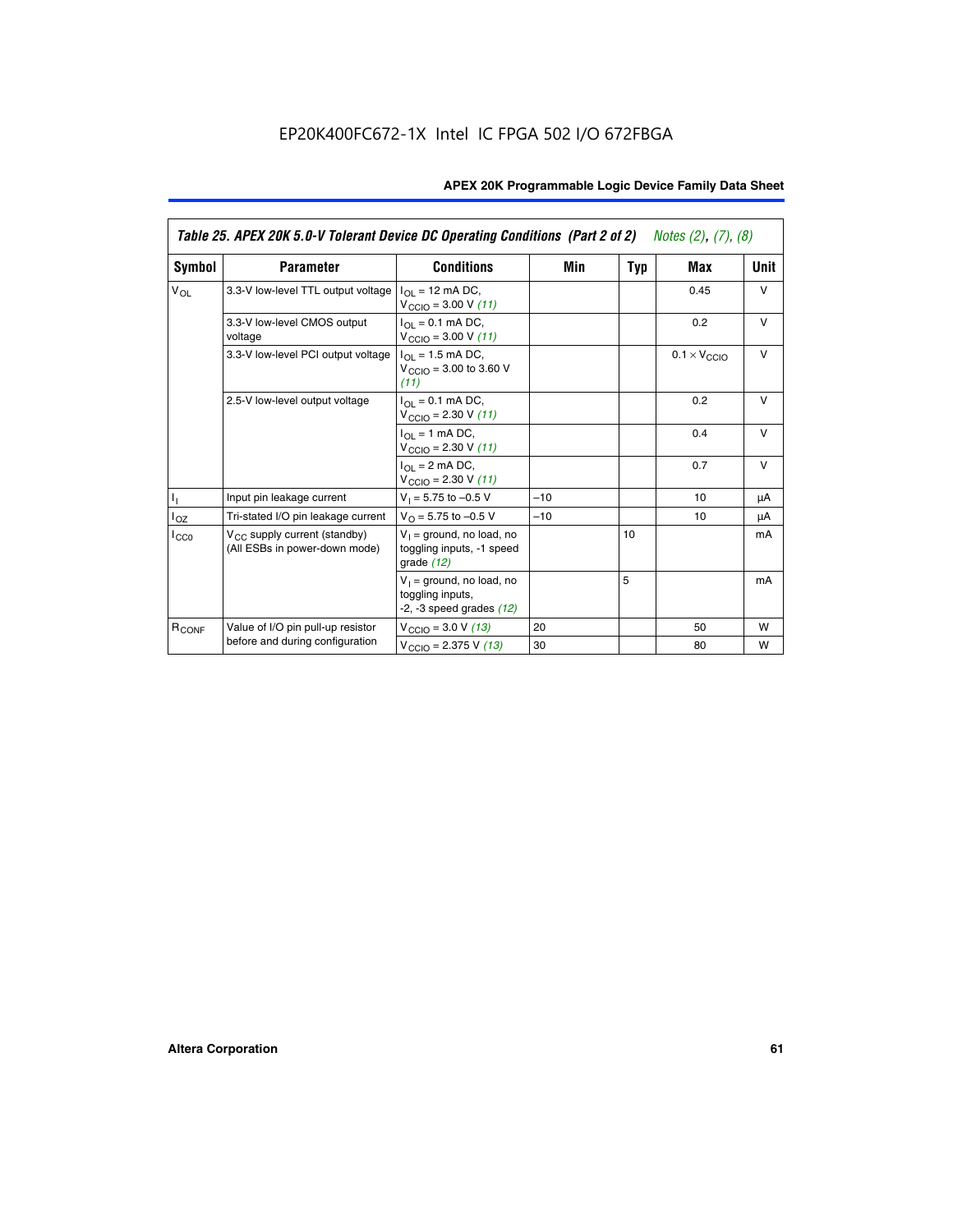EP20K400FC672-1X Intel IC FPGA 502 I/O 672FBGA

**Table 25. APEX 20K 5.0-V Tolerant Device DC Operating Conditions (Part 2 of 2)** *Notes (2), (7), (8)*

| Symbol | Parameter | Conditions | Min | Typ | Max | Unit |
|---|---|---|---|---|---|---|
| $V_{OL}$ | 3.3-V low-level TTL output voltage | $I_{OL}$ = 12 mA DC, $V_{CCIO}$ = 3.00 V *(11)* | | | 0.45 | V |
| | 3.3-V low-level CMOS output voltage | $I_{OL}$ = 0.1 mA DC, $V_{CCIO}$ = 3.00 V *(11)* | | | 0.2 | V |
| | 3.3-V low-level PCI output voltage | $I_{OL}$ = 1.5 mA DC, $V_{CCIO}$ = 3.00 to 3.60 V *(11)* | | | $0.1 \times V_{CCIO}$ | V |
| | 2.5-V low-level output voltage | $I_{OL}$ = 0.1 mA DC, $V_{CCIO}$ = 2.30 V *(11)* | | | 0.2 | V |
| | | $I_{OL}$ = 1 mA DC, $V_{CCIO}$ = 2.30 V *(11)* | | | 0.4 | V |
| | | $I_{OL}$ = 2 mA DC, $V_{CCIO}$ = 2.30 V *(11)* | | | 0.7 | V |
| $I_I$ | Input pin leakage current | $V_I$ = 5.75 to –0.5 V | –10 | | 10 | µA |
| $I_{OZ}$ | Tri-stated I/O pin leakage current | $V_O$ = 5.75 to –0.5 V | –10 | | 10 | µA |
| $I_{CC0}$ | $V_{CC}$ supply current (standby) (All ESBs in power-down mode) | $V_I$ = ground, no load, no toggling inputs, -1 speed grade *(12)* | | 10 | | mA |
| | | $V_I$ = ground, no load, no toggling inputs, -2, -3 speed grades *(12)* | | 5 | | mA |
| $R_{CONF}$ | Value of I/O pin pull-up resistor before and during configuration | $V_{CCIO}$ = 3.0 V *(13)* | 20 | | 50 | W |
| | | $V_{CCIO}$ = 2.375 V *(13)* | 30 | | 80 | W |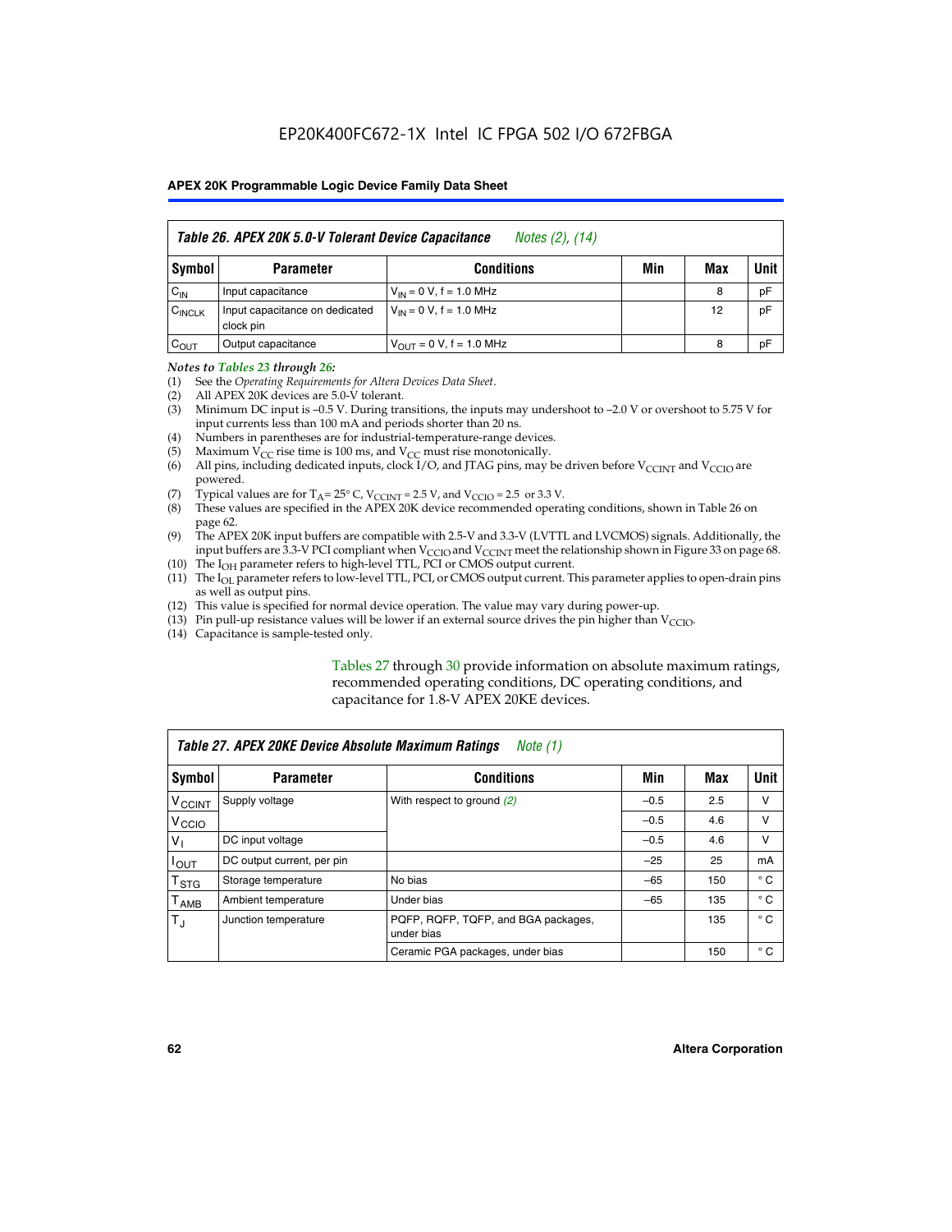## Table 26. APEX 20K 5.0-V Tolerant Device Capacitance *Notes (2), (14)*

| Symbol | Parameter | Conditions | Min | Max | Unit |
|---|---|---|---|---|---|
| $C_{IN}$ | Input capacitance | $V_{IN}$ = 0 V, f = 1.0 MHz | | 8 | pF |
| $C_{INCLK}$ | Input capacitance on dedicated clock pin | $V_{IN}$ = 0 V, f = 1.0 MHz | | 12 | pF |
| $C_{OUT}$ | Output capacitance | $V_{OUT}$ = 0 V, f = 1.0 MHz | | 8 | pF |

*Notes to Tables 23 through 26:*

(1) See the *Operating Requirements for Altera Devices Data Sheet*.
(2) All APEX 20K devices are 5.0-V tolerant.
(3) Minimum DC input is –0.5 V. During transitions, the inputs may undershoot to –2.0 V or overshoot to 5.75 V for input currents less than 100 mA and periods shorter than 20 ns.
(4) Numbers in parentheses are for industrial-temperature-range devices.
(5) Maximum $V_{CC}$ rise time is 100 ms, and $V_{CC}$ must rise monotonically.
(6) All pins, including dedicated inputs, clock I/O, and JTAG pins, may be driven before $V_{CCINT}$ and $V_{CCIO}$ are powered.
(7) Typical values are for $T_A$ = 25° C, $V_{CCINT}$ = 2.5 V, and $V_{CCIO}$ = 2.5 or 3.3 V.
(8) These values are specified in the APEX 20K device recommended operating conditions, shown in Table 26 on page 62.
(9) The APEX 20K input buffers are compatible with 2.5-V and 3.3-V (LVTTL and LVCMOS) signals. Additionally, the input buffers are 3.3-V PCI compliant when $V_{CCIO}$ and $V_{CCINT}$ meet the relationship shown in Figure 33 on page 68.
(10) The $I_{OH}$ parameter refers to high-level TTL, PCI or CMOS output current.
(11) The $I_{OL}$ parameter refers to low-level TTL, PCI, or CMOS output current. This parameter applies to open-drain pins as well as output pins.
(12) This value is specified for normal device operation. The value may vary during power-up.
(13) Pin pull-up resistance values will be lower if an external source drives the pin higher than $V_{CCIO}$.
(14) Capacitance is sample-tested only.

Tables 27 through 30 provide information on absolute maximum ratings, recommended operating conditions, DC operating conditions, and capacitance for 1.8-V APEX 20KE devices.

## Table 27. APEX 20KE Device Absolute Maximum Ratings *Note (1)*

| Symbol | Parameter | Conditions | Min | Max | Unit |
|---|---|---|---|---|---|
| $V_{CCINT}$ | Supply voltage | With respect to ground *(2)* | –0.5 | 2.5 | V |
| $V_{CCIO}$ | | | –0.5 | 4.6 | V |
| $V_I$ | DC input voltage | | –0.5 | 4.6 | V |
| $I_{OUT}$ | DC output current, per pin | | –25 | 25 | mA |
| $T_{STG}$ | Storage temperature | No bias | –65 | 150 | ° C |
| $T_{AMB}$ | Ambient temperature | Under bias | –65 | 135 | ° C |
| $T_J$ | Junction temperature | PQFP, RQFP, TQFP, and BGA packages, under bias | | 135 | ° C |
| | | Ceramic PGA packages, under bias | | 150 | ° C |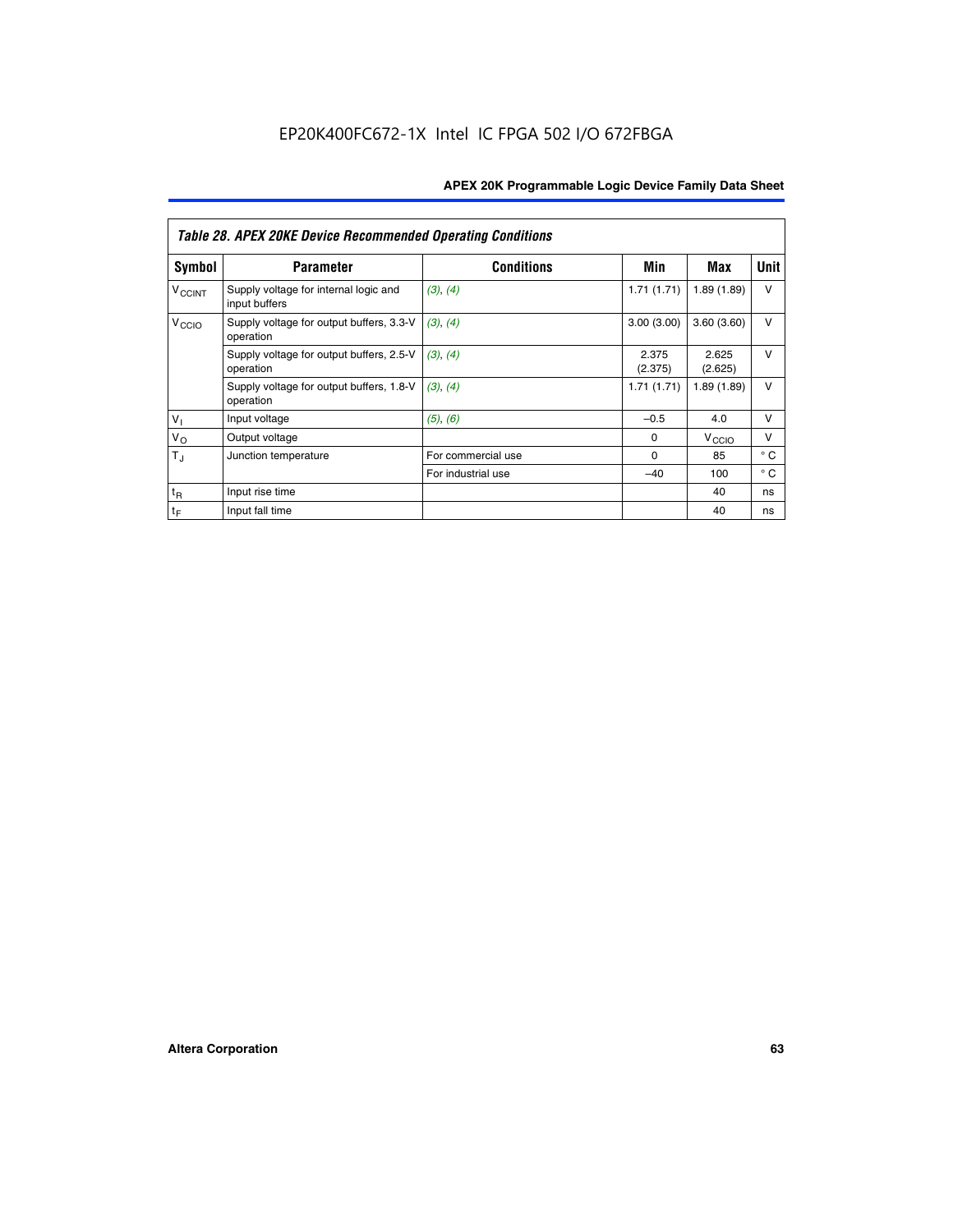| *Table 28. APEX 20KE Device Recommended Operating Conditions* | | | | | |
|---|---|---|---|---|---|
| **Symbol** | **Parameter** | **Conditions** | **Min** | **Max** | **Unit** |
| $V_{CCINT}$ | Supply voltage for internal logic and input buffers | *(3), (4)* | 1.71 (1.71) | 1.89 (1.89) | V |
| $V_{CCIO}$ | Supply voltage for output buffers, 3.3-V operation | *(3), (4)* | 3.00 (3.00) | 3.60 (3.60) | V |
| | Supply voltage for output buffers, 2.5-V operation | *(3), (4)* | 2.375 (2.375) | 2.625 (2.625) | V |
| | Supply voltage for output buffers, 1.8-V operation | *(3), (4)* | 1.71 (1.71) | 1.89 (1.89) | V |
| $V_I$ | Input voltage | *(5), (6)* | –0.5 | 4.0 | V |
| $V_O$ | Output voltage | | 0 | $V_{CCIO}$ | V |
| $T_J$ | Junction temperature | For commercial use | 0 | 85 | ° C |
| | | For industrial use | –40 | 100 | ° C |
| $t_R$ | Input rise time | | | 40 | ns |
| $t_F$ | Input fall time | | | 40 | ns |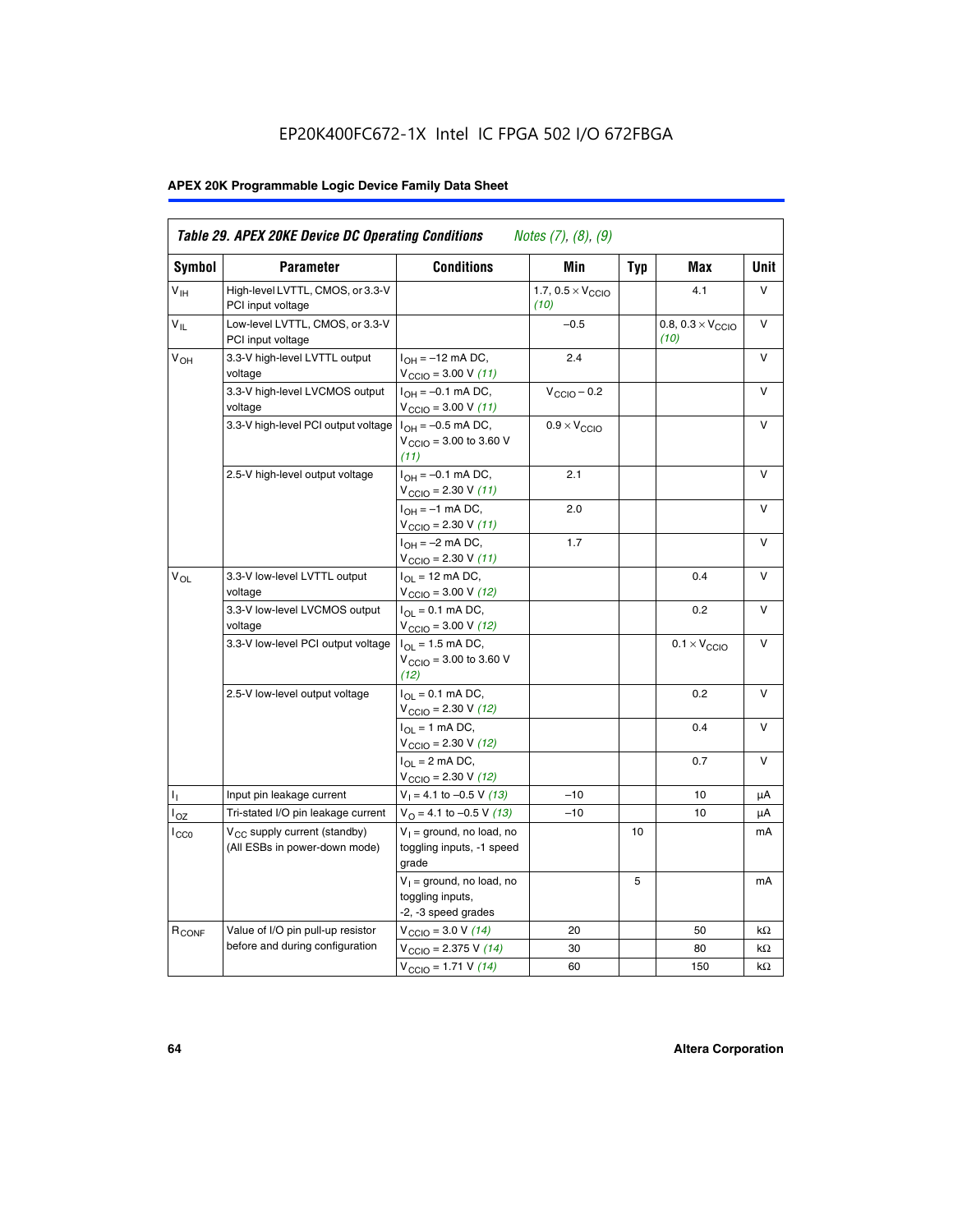**Table 29. APEX 20KE Device DC Operating Conditions** *Notes (7), (8), (9)*

| Symbol | Parameter | Conditions | Min | Typ | Max | Unit |
|---|---|---|---|---|---|---|
| $V_{IH}$ | High-level LVTTL, CMOS, or 3.3-V PCI input voltage | | 1.7, $0.5 \times V_{CCIO}$ *(10)* | | 4.1 | V |
| $V_{IL}$ | Low-level LVTTL, CMOS, or 3.3-V PCI input voltage | | –0.5 | | 0.8, $0.3 \times V_{CCIO}$ *(10)* | V |
| $V_{OH}$ | 3.3-V high-level LVTTL output voltage | $I_{OH}$ = –12 mA DC, $V_{CCIO}$ = 3.00 V *(11)* | 2.4 | | | V |
| | 3.3-V high-level LVCMOS output voltage | $I_{OH}$ = –0.1 mA DC, $V_{CCIO}$ = 3.00 V *(11)* | $V_{CCIO}$ – 0.2 | | | V |
| | 3.3-V high-level PCI output voltage | $I_{OH}$ = –0.5 mA DC, $V_{CCIO}$ = 3.00 to 3.60 V *(11)* | $0.9 \times V_{CCIO}$ | | | V |
| | 2.5-V high-level output voltage | $I_{OH}$ = –0.1 mA DC, $V_{CCIO}$ = 2.30 V *(11)* | 2.1 | | | V |
| | | $I_{OH}$ = –1 mA DC, $V_{CCIO}$ = 2.30 V *(11)* | 2.0 | | | V |
| | | $I_{OH}$ = –2 mA DC, $V_{CCIO}$ = 2.30 V *(11)* | 1.7 | | | V |
| $V_{OL}$ | 3.3-V low-level LVTTL output voltage | $I_{OL}$ = 12 mA DC, $V_{CCIO}$ = 3.00 V *(12)* | | | 0.4 | V |
| | 3.3-V low-level LVCMOS output voltage | $I_{OL}$ = 0.1 mA DC, $V_{CCIO}$ = 3.00 V *(12)* | | | 0.2 | V |
| | 3.3-V low-level PCI output voltage | $I_{OL}$ = 1.5 mA DC, $V_{CCIO}$ = 3.00 to 3.60 V *(12)* | | | $0.1 \times V_{CCIO}$ | V |
| | 2.5-V low-level output voltage | $I_{OL}$ = 0.1 mA DC, $V_{CCIO}$ = 2.30 V *(12)* | | | 0.2 | V |
| | | $I_{OL}$ = 1 mA DC, $V_{CCIO}$ = 2.30 V *(12)* | | | 0.4 | V |
| | | $I_{OL}$ = 2 mA DC, $V_{CCIO}$ = 2.30 V *(12)* | | | 0.7 | V |
| $I_I$ | Input pin leakage current | $V_I$ = 4.1 to –0.5 V *(13)* | –10 | | 10 | µA |
| $I_{OZ}$ | Tri-stated I/O pin leakage current | $V_O$ = 4.1 to –0.5 V *(13)* | –10 | | 10 | µA |
| $I_{CC0}$ | $V_{CC}$ supply current (standby) (All ESBs in power-down mode) | $V_I$ = ground, no load, no toggling inputs, -1 speed grade | | 10 | | mA |
| | | $V_I$ = ground, no load, no toggling inputs, -2, -3 speed grades | | 5 | | mA |
| $R_{CONF}$ | Value of I/O pin pull-up resistor before and during configuration | $V_{CCIO}$ = 3.0 V *(14)* | 20 | | 50 | kΩ |
| | | $V_{CCIO}$ = 2.375 V *(14)* | 30 | | 80 | kΩ |
| | | $V_{CCIO}$ = 1.71 V *(14)* | 60 | | 150 | kΩ |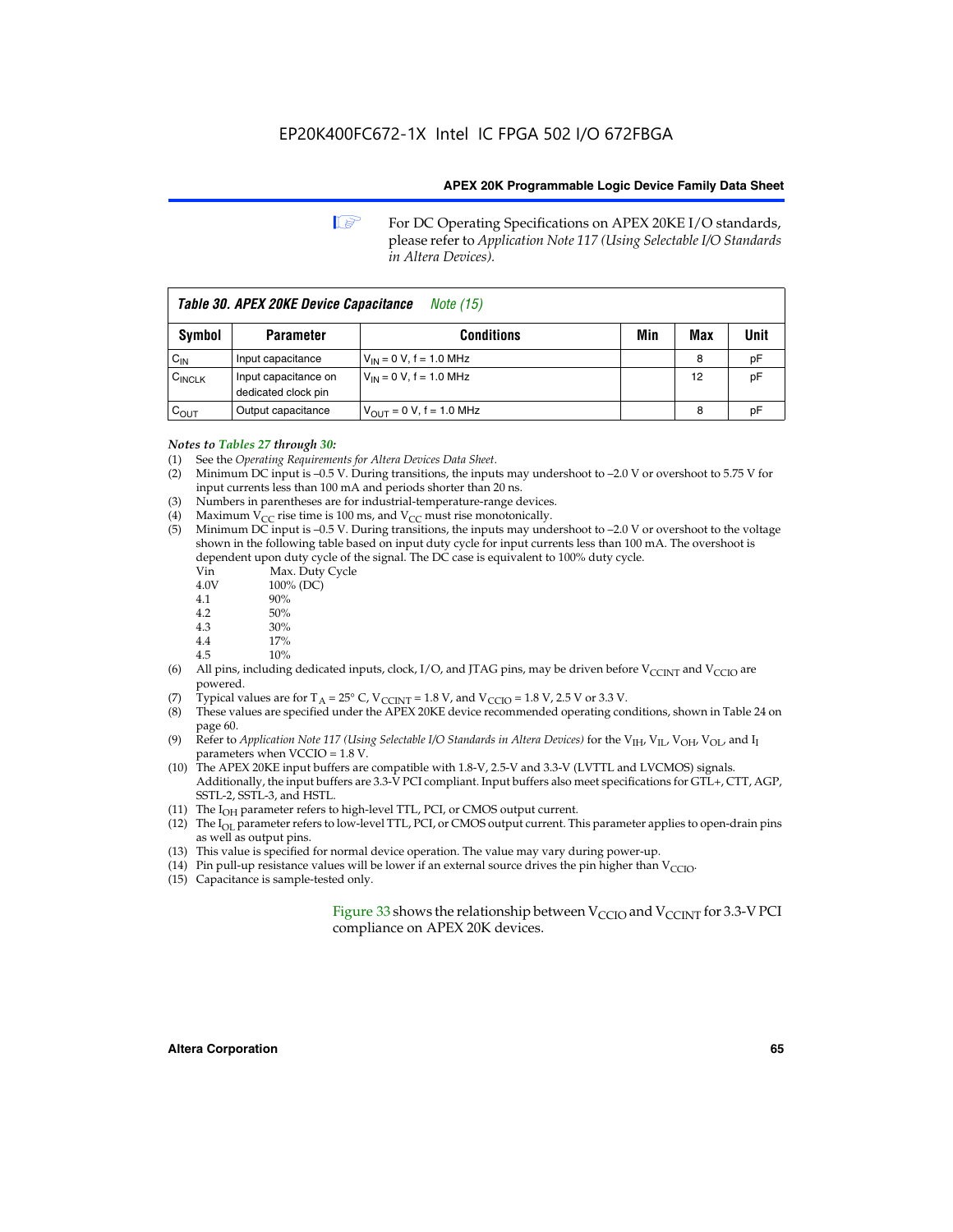For DC Operating Specifications on APEX 20KE I/O standards, please refer to *Application Note 117 (Using Selectable I/O Standards in Altera Devices).*

**Table 30. APEX 20KE Device Capacitance** *Note (15)*

| Symbol | Parameter | Conditions | Min | Max | Unit |
|---|---|---|---|---|---|
| $C_{IN}$ | Input capacitance | $V_{IN}$ = 0 V, f = 1.0 MHz | | 8 | pF |
| $C_{INCLK}$ | Input capacitance on dedicated clock pin | $V_{IN}$ = 0 V, f = 1.0 MHz | | 12 | pF |
| $C_{OUT}$ | Output capacitance | $V_{OUT}$ = 0 V, f = 1.0 MHz | | 8 | pF |

*Notes to Tables 27 through 30:*

(1) See the *Operating Requirements for Altera Devices Data Sheet*.
(2) Minimum DC input is –0.5 V. During transitions, the inputs may undershoot to –2.0 V or overshoot to 5.75 V for input currents less than 100 mA and periods shorter than 20 ns.
(3) Numbers in parentheses are for industrial-temperature-range devices.
(4) Maximum $V_{CC}$ rise time is 100 ms, and $V_{CC}$ must rise monotonically.
(5) Minimum DC input is –0.5 V. During transitions, the inputs may undershoot to –2.0 V or overshoot to the voltage shown in the following table based on input duty cycle for input currents less than 100 mA. The overshoot is dependent upon duty cycle of the signal. The DC case is equivalent to 100% duty cycle.

| Vin | Max. Duty Cycle |
|---|---|
| 4.0V | 100% (DC) |
| 4.1 | 90% |
| 4.2 | 50% |
| 4.3 | 30% |
| 4.4 | 17% |
| 4.5 | 10% |

(6) All pins, including dedicated inputs, clock, I/O, and JTAG pins, may be driven before $V_{CCINT}$ and $V_{CCIO}$ are powered.
(7) Typical values are for $T_A$ = 25° C, $V_{CCINT}$ = 1.8 V, and $V_{CCIO}$ = 1.8 V, 2.5 V or 3.3 V.
(8) These values are specified under the APEX 20KE device recommended operating conditions, shown in Table 24 on page 60.
(9) Refer to *Application Note 117 (Using Selectable I/O Standards in Altera Devices)* for the $V_{IH}$, $V_{IL}$, $V_{OH}$, $V_{OL}$, and $I_I$ parameters when VCCIO = 1.8 V.
(10) The APEX 20KE input buffers are compatible with 1.8-V, 2.5-V and 3.3-V (LVTTL and LVCMOS) signals. Additionally, the input buffers are 3.3-V PCI compliant. Input buffers also meet specifications for GTL+, CTT, AGP, SSTL-2, SSTL-3, and HSTL.
(11) The $I_{OH}$ parameter refers to high-level TTL, PCI, or CMOS output current.
(12) The $I_{OL}$ parameter refers to low-level TTL, PCI, or CMOS output current. This parameter applies to open-drain pins as well as output pins.
(13) This value is specified for normal device operation. The value may vary during power-up.
(14) Pin pull-up resistance values will be lower if an external source drives the pin higher than $V_{CCIO}$.
(15) Capacitance is sample-tested only.

Figure 33 shows the relationship between $V_{CCIO}$ and $V_{CCINT}$ for 3.3-V PCI compliance on APEX 20K devices.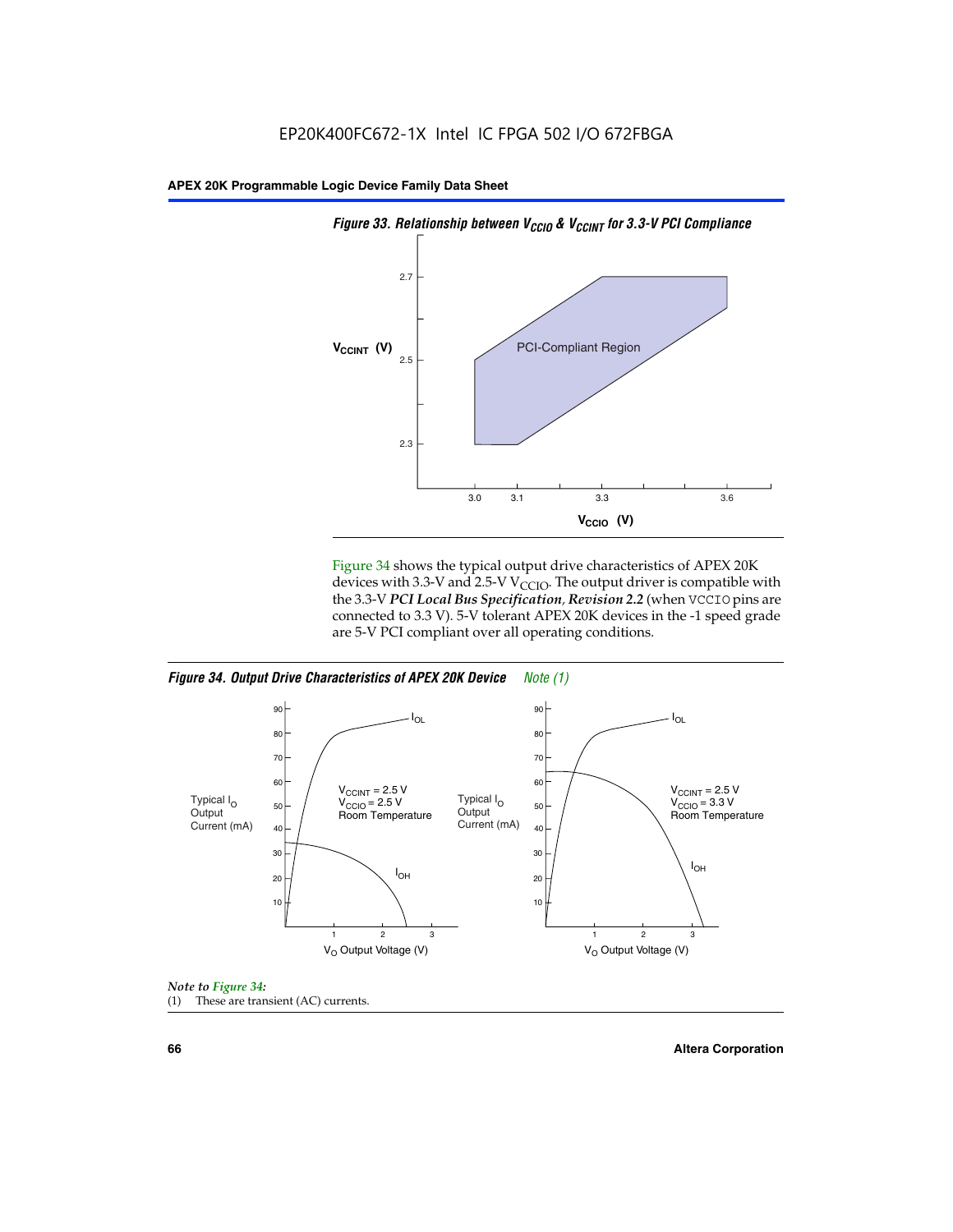*Figure 33. Relationship between $V_{CCIO}$ & $V_{CCINT}$ for 3.3-V PCI Compliance*

Figure 34 shows the typical output drive characteristics of APEX 20K devices with 3.3-V and 2.5-V $V_{CCIO}$. The output driver is compatible with the 3.3-V ***PCI Local Bus Specification, Revision 2.2*** (when VCCIO pins are connected to 3.3 V). 5-V tolerant APEX 20K devices in the -1 speed grade are 5-V PCI compliant over all operating conditions.

*Figure 34. Output Drive Characteristics of APEX 20K Device* *Note (1)*

*Note to Figure 34:*

(1) These are transient (AC) currents.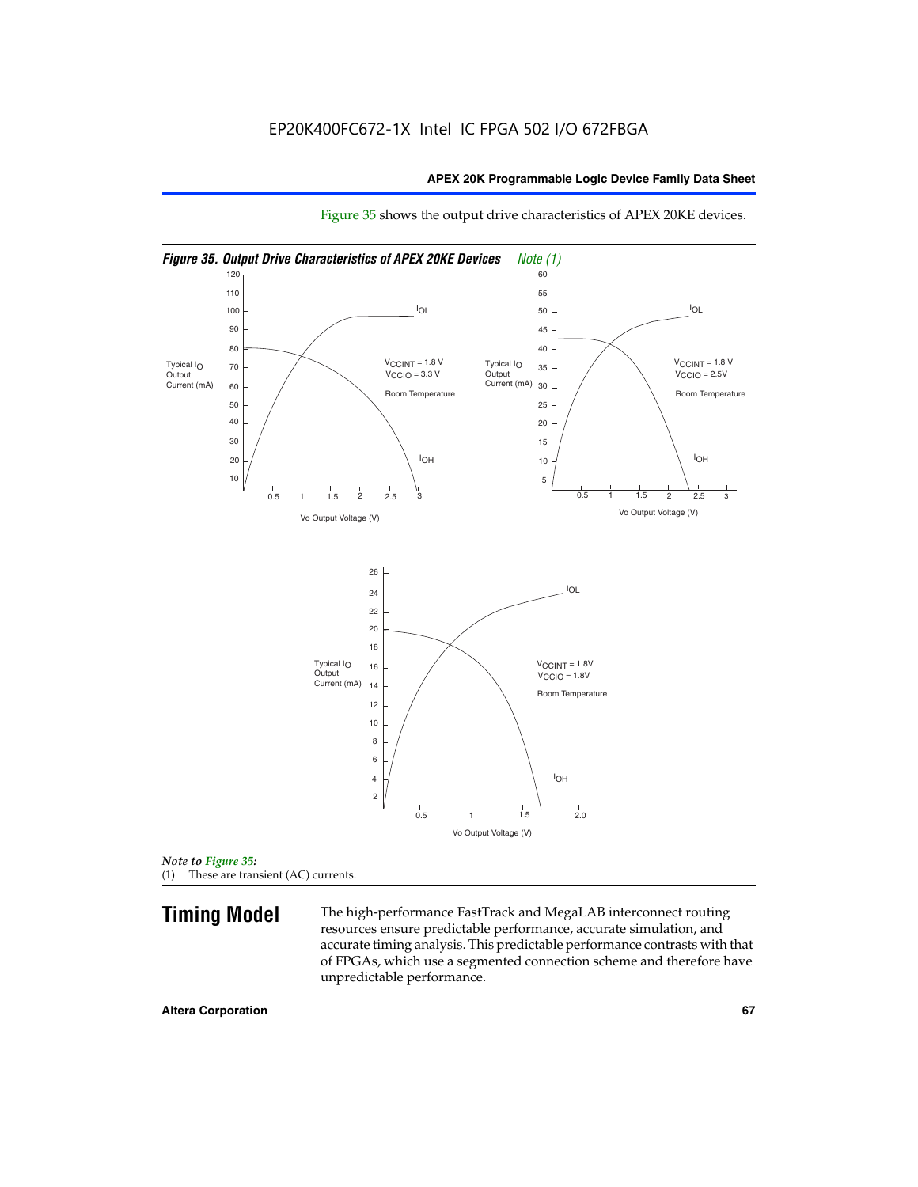EP20K400FC672-1X Intel IC FPGA 502 I/O 672FBGA

Figure 35 shows the output drive characteristics of APEX 20KE devices.

*Figure 35. Output Drive Characteristics of APEX 20KE Devices* *Note (1)*

*Note to Figure 35:*
(1) These are transient (AC) currents.

## Timing Model

The high-performance FastTrack and MegaLAB interconnect routing resources ensure predictable performance, accurate simulation, and accurate timing analysis. This predictable performance contrasts with that of FPGAs, which use a segmented connection scheme and therefore have unpredictable performance.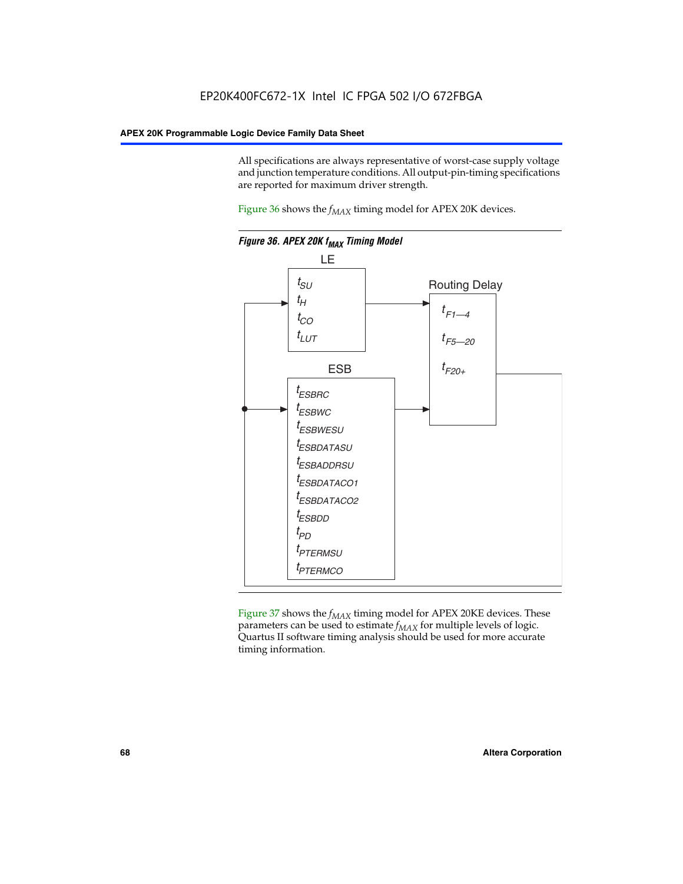All specifications are always representative of worst-case supply voltage and junction temperature conditions. All output-pin-timing specifications are reported for maximum driver strength.

Figure 36 shows the $f_{MAX}$ timing model for APEX 20K devices.

*Figure 36. APEX 20K $f_{MAX}$ Timing Model*

LE

$t_{SU}$
$t_H$
$t_{CO}$
$t_{LUT}$

Routing Delay

$t_{F1-4}$
$t_{F5-20}$
$t_{F20+}$

ESB

$t_{ESBRC}$
$t_{ESBWC}$
$t_{ESBWESU}$
$t_{ESBDATASU}$
$t_{ESBADDRSU}$
$t_{ESBDATACO1}$
$t_{ESBDATACO2}$
$t_{ESBDD}$
$t_{PD}$
$t_{PTERMSU}$
$t_{PTERMCO}$

Figure 37 shows the $f_{MAX}$ timing model for APEX 20KE devices. These parameters can be used to estimate $f_{MAX}$ for multiple levels of logic. Quartus II software timing analysis should be used for more accurate timing information.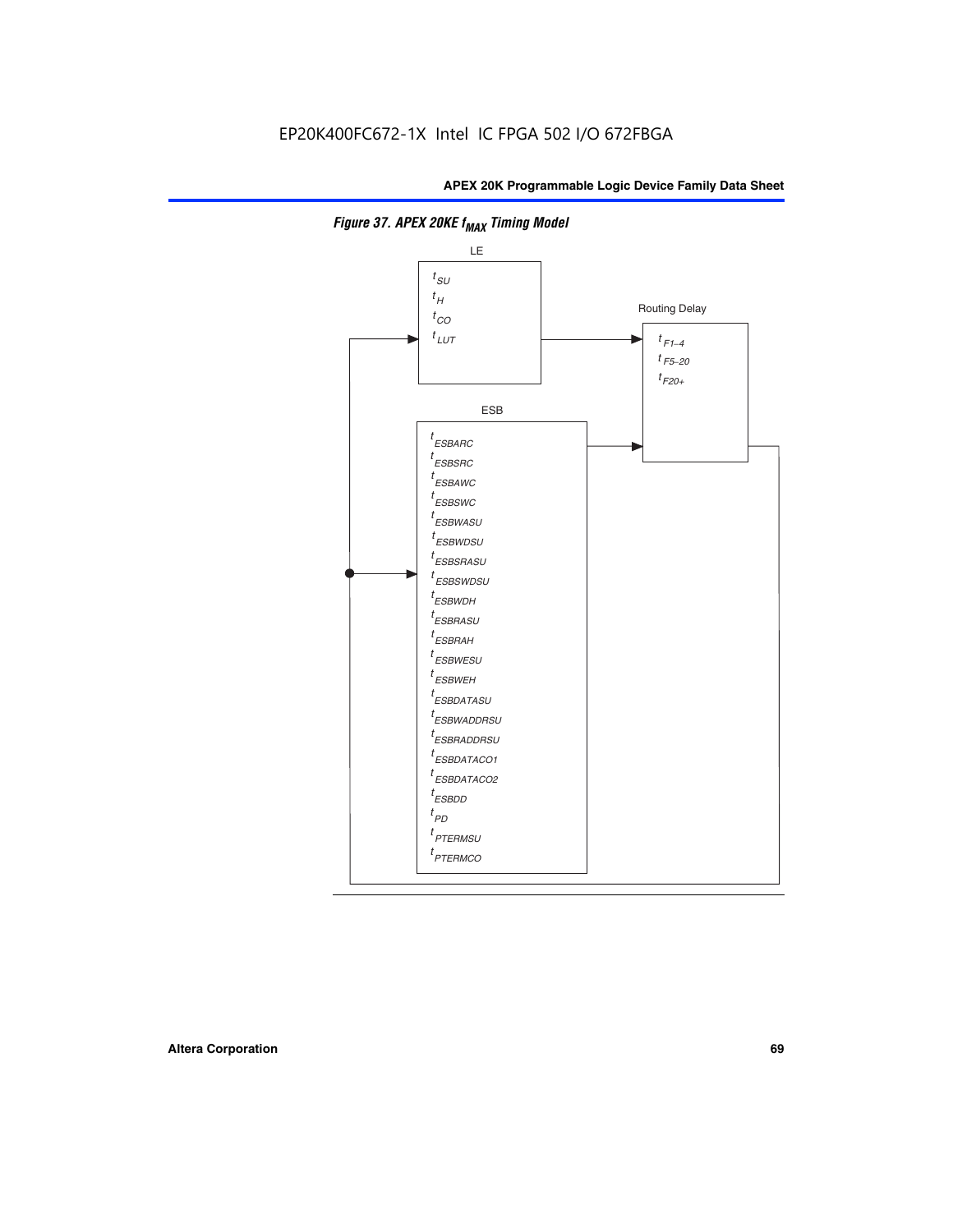EP20K400FC672-1X Intel IC FPGA 502 I/O 672FBGA

**Figure 37. APEX 20KE $f_{MAX}$ Timing Model**

LE

$t_{SU}$
$t_{H}$
$t_{CO}$
$t_{LUT}$

Routing Delay

$t_{F1-4}$
$t_{F5-20}$
$t_{F20+}$

ESB

$t_{ESBARC}$
$t_{ESBSRC}$
$t_{ESBAWC}$
$t_{ESBSWC}$
$t_{ESBWASU}$
$t_{ESBWDSU}$
$t_{ESBSRASU}$
$t_{ESBSWDSU}$
$t_{ESBWDH}$
$t_{ESBRASU}$
$t_{ESBRAH}$
$t_{ESBWESU}$
$t_{ESBWEH}$
$t_{ESBDATASU}$
$t_{ESBWADDRSU}$
$t_{ESBRADDRSU}$
$t_{ESBDATACO1}$
$t_{ESBDATACO2}$
$t_{ESBDD}$
$t_{PD}$
$t_{PTERMSU}$
$t_{PTERMCO}$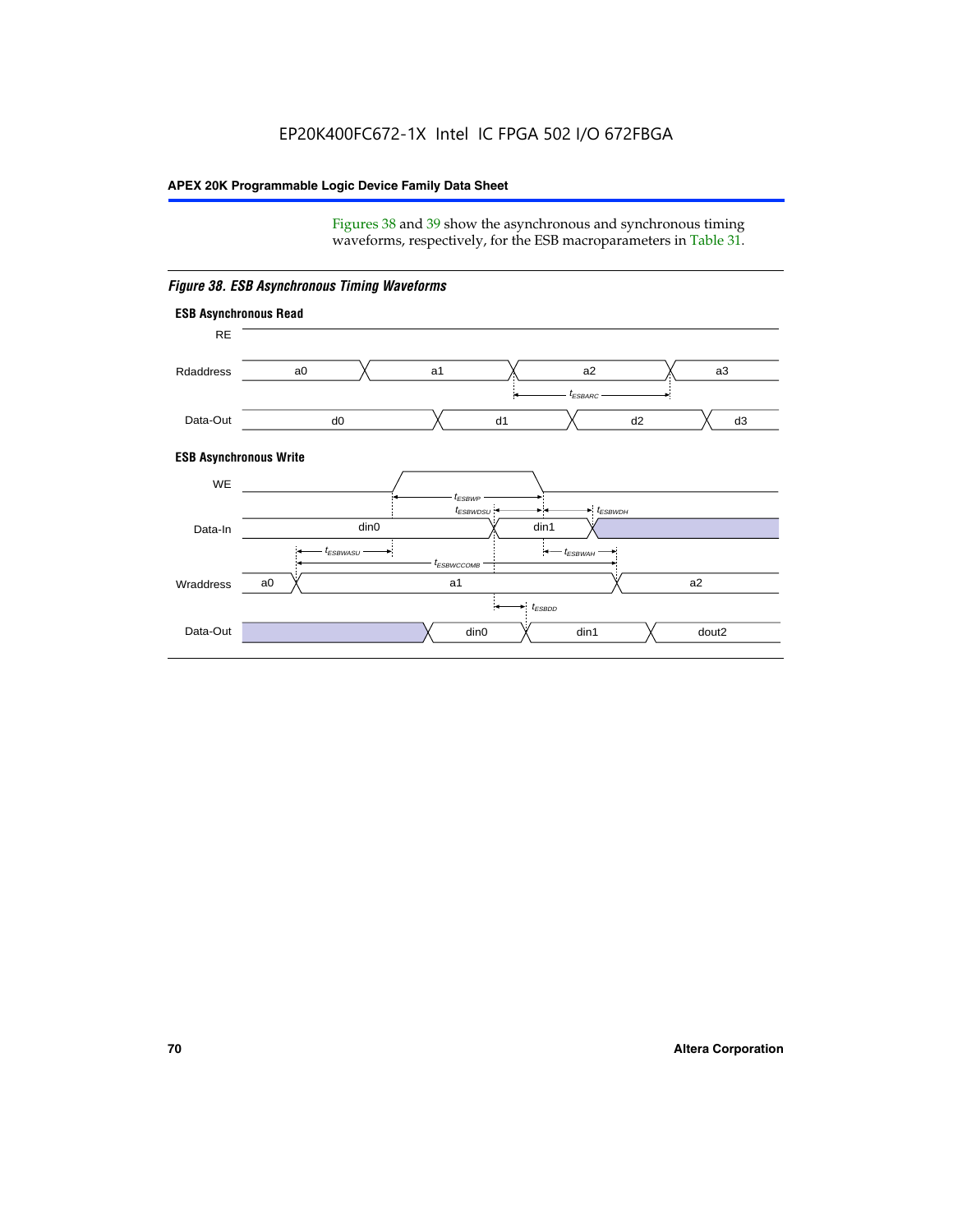Figures 38 and 39 show the asynchronous and synchronous timing waveforms, respectively, for the ESB macroparameters in Table 31.

*Figure 38. ESB Asynchronous Timing Waveforms*

**ESB Asynchronous Read**

RE

Rdaddress: a0, a1, a2, a3

$t_{ESBARC}$

Data-Out: d0, d1, d2, d3

**ESB Asynchronous Write**

WE

$t_{ESBWP}$

$t_{ESBWDSU}$ $t_{ESBWDH}$

Data-In: din0, din1

$t_{ESBWASU}$ $t_{ESBWAH}$

$t_{ESBWCCOMB}$

Wraddress: a0, a1, a2

$t_{ESBDD}$

Data-Out: din0, din1, dout2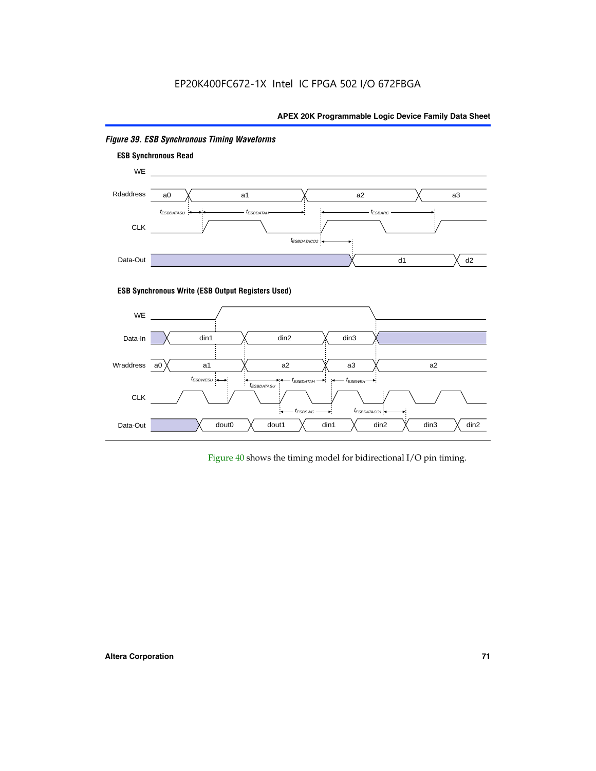*Figure 39. ESB Synchronous Timing Waveforms*

**ESB Synchronous Read**

WE

Rdaddress a0 a1 a2 a3

$t_{ESBDATASU}$ $t_{ESBDATAH}$ $t_{ESBARC}$

CLK

$t_{ESBDATACO2}$

Data-Out d1 d2

**ESB Synchronous Write (ESB Output Registers Used)**

WE

Data-In din1 din2 din3

Wraddress a0 a1 a2 a3 a2

$t_{ESBWESU}$ $t_{ESBDATASU}$ $t_{ESBDATAH}$ $t_{ESBWEH}$

CLK

$t_{ESBSWC}$ $t_{ESBDATACO1}$

Data-Out dout0 dout1 din1 din2 din3 din2

Figure 40 shows the timing model for bidirectional I/O pin timing.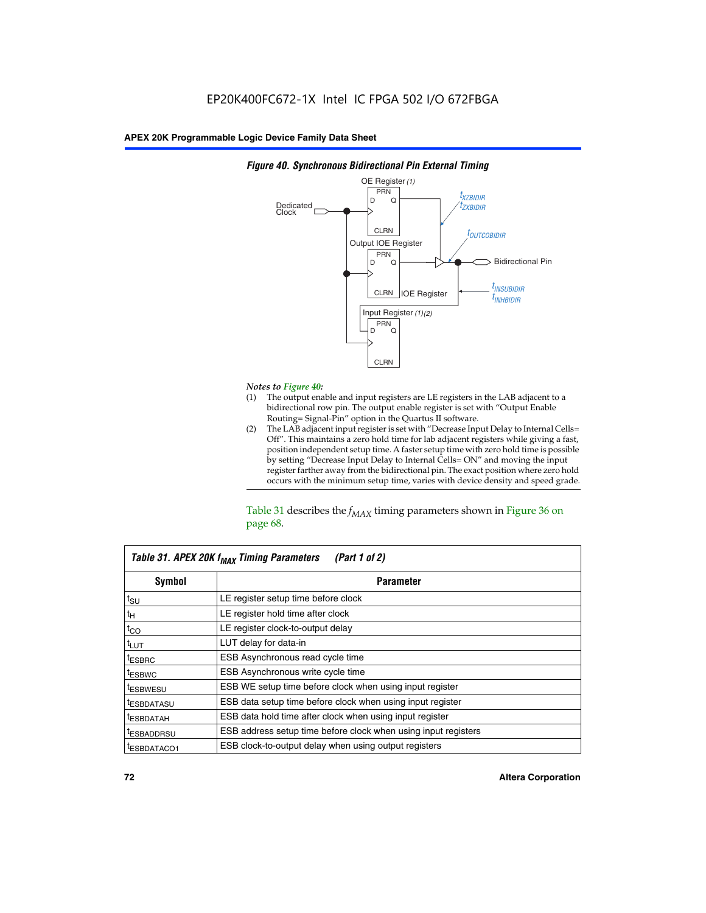**Figure 40. Synchronous Bidirectional Pin External Timing**

*Notes to Figure 40:*

(1) The output enable and input registers are LE registers in the LAB adjacent to a bidirectional row pin. The output enable register is set with "Output Enable Routing= Signal-Pin" option in the Quartus II software.

(2) The LAB adjacent input register is set with "Decrease Input Delay to Internal Cells= Off". This maintains a zero hold time for lab adjacent registers while giving a fast, position independent setup time. A faster setup time with zero hold time is possible by setting "Decrease Input Delay to Internal Cells= ON" and moving the input register farther away from the bidirectional pin. The exact position where zero hold occurs with the minimum setup time, varies with device density and speed grade.

Table 31 describes the $f_{MAX}$ timing parameters shown in Figure 36 on page 68.

**Table 31. APEX 20K $f_{MAX}$ Timing Parameters (Part 1 of 2)**

| Symbol | Parameter |
|---|---|
| $t_{SU}$ | LE register setup time before clock |
| $t_H$ | LE register hold time after clock |
| $t_{CO}$ | LE register clock-to-output delay |
| $t_{LUT}$ | LUT delay for data-in |
| $t_{ESBRC}$ | ESB Asynchronous read cycle time |
| $t_{ESBWC}$ | ESB Asynchronous write cycle time |
| $t_{ESBWESU}$ | ESB WE setup time before clock when using input register |
| $t_{ESBDATASU}$ | ESB data setup time before clock when using input register |
| $t_{ESBDATAH}$ | ESB data hold time after clock when using input register |
| $t_{ESBADDRSU}$ | ESB address setup time before clock when using input registers |
| $t_{ESBDATACO1}$ | ESB clock-to-output delay when using output registers |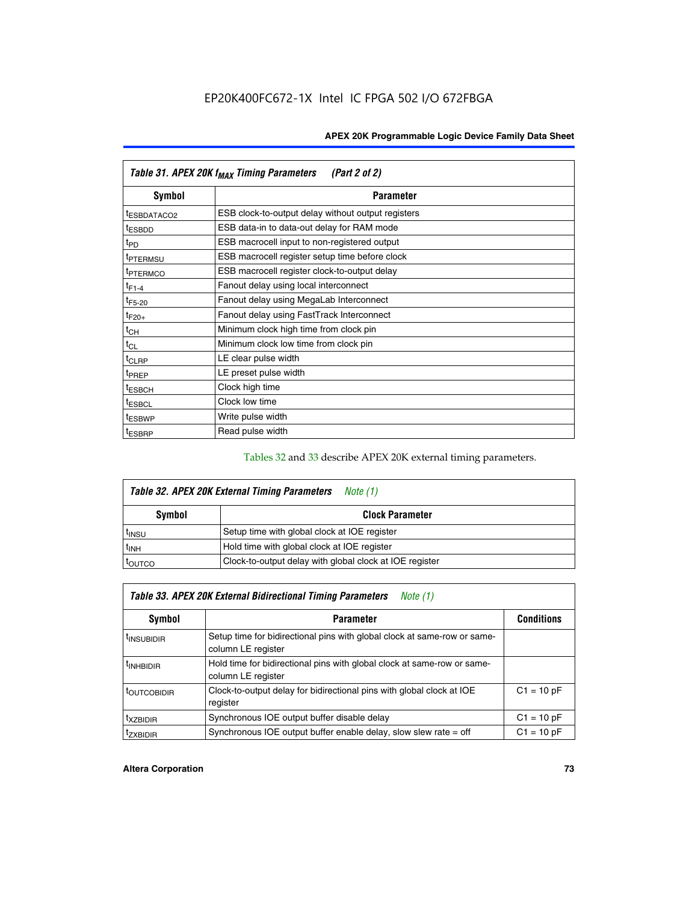| Table 31. APEX 20K $f_{MAX}$ Timing Parameters (Part 2 of 2) | |
|---|---|
| **Symbol** | **Parameter** |
| $t_{ESBDATACO2}$ | ESB clock-to-output delay without output registers |
| $t_{ESBDD}$ | ESB data-in to data-out delay for RAM mode |
| $t_{PD}$ | ESB macrocell input to non-registered output |
| $t_{PTERMSU}$ | ESB macrocell register setup time before clock |
| $t_{PTERMCO}$ | ESB macrocell register clock-to-output delay |
| $t_{F1-4}$ | Fanout delay using local interconnect |
| $t_{F5-20}$ | Fanout delay using MegaLab Interconnect |
| $t_{F20+}$ | Fanout delay using FastTrack Interconnect |
| $t_{CH}$ | Minimum clock high time from clock pin |
| $t_{CL}$ | Minimum clock low time from clock pin |
| $t_{CLRP}$ | LE clear pulse width |
| $t_{PREP}$ | LE preset pulse width |
| $t_{ESBCH}$ | Clock high time |
| $t_{ESBCL}$ | Clock low time |
| $t_{ESBWP}$ | Write pulse width |
| $t_{ESBRP}$ | Read pulse width |

Tables 32 and 33 describe APEX 20K external timing parameters.

| Table 32. APEX 20K External Timing Parameters *Note (1)* | |
|---|---|
| **Symbol** | **Clock Parameter** |
| $t_{INSU}$ | Setup time with global clock at IOE register |
| $t_{INH}$ | Hold time with global clock at IOE register |
| $t_{OUTCO}$ | Clock-to-output delay with global clock at IOE register |

| Table 33. APEX 20K External Bidirectional Timing Parameters *Note (1)* | | |
|---|---|---|
| **Symbol** | **Parameter** | **Conditions** |
| $t_{INSUBIDIR}$ | Setup time for bidirectional pins with global clock at same-row or same-column LE register | |
| $t_{INHBIDIR}$ | Hold time for bidirectional pins with global clock at same-row or same-column LE register | |
| $t_{OUTCOBIDIR}$ | Clock-to-output delay for bidirectional pins with global clock at IOE register | C1 = 10 pF |
| $t_{XZBIDIR}$ | Synchronous IOE output buffer disable delay | C1 = 10 pF |
| $t_{ZXBIDIR}$ | Synchronous IOE output buffer enable delay, slow slew rate = off | C1 = 10 pF |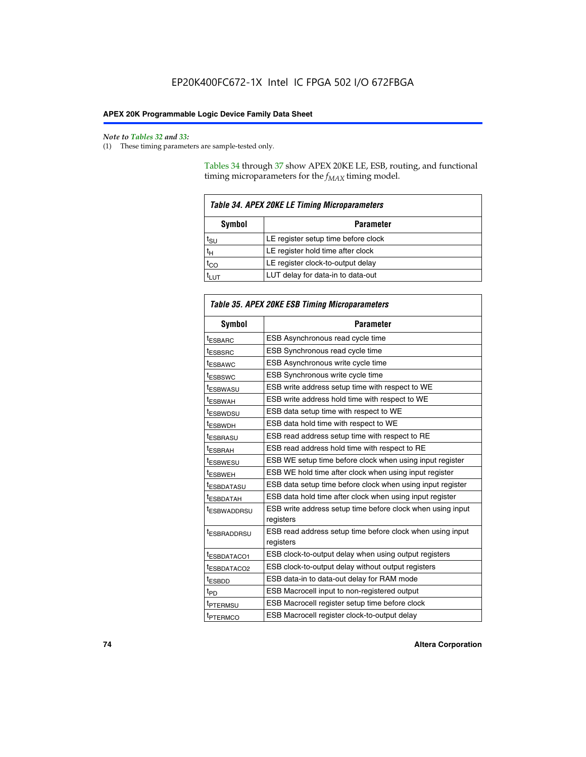*Note to Tables 32 and 33:*

(1) These timing parameters are sample-tested only.

Tables 34 through 37 show APEX 20KE LE, ESB, routing, and functional timing microparameters for the $f_{MAX}$ timing model.

| *Table 34. APEX 20KE LE Timing Microparameters* | |
|---|---|
| **Symbol** | **Parameter** |
| $t_{SU}$ | LE register setup time before clock |
| $t_{H}$ | LE register hold time after clock |
| $t_{CO}$ | LE register clock-to-output delay |
| $t_{LUT}$ | LUT delay for data-in to data-out |

| *Table 35. APEX 20KE ESB Timing Microparameters* | |
|---|---|
| **Symbol** | **Parameter** |
| $t_{ESBARC}$ | ESB Asynchronous read cycle time |
| $t_{ESBSRC}$ | ESB Synchronous read cycle time |
| $t_{ESBAWC}$ | ESB Asynchronous write cycle time |
| $t_{ESBSWC}$ | ESB Synchronous write cycle time |
| $t_{ESBWASU}$ | ESB write address setup time with respect to WE |
| $t_{ESBWAH}$ | ESB write address hold time with respect to WE |
| $t_{ESBWDSU}$ | ESB data setup time with respect to WE |
| $t_{ESBWDH}$ | ESB data hold time with respect to WE |
| $t_{ESBRASU}$ | ESB read address setup time with respect to RE |
| $t_{ESBRAH}$ | ESB read address hold time with respect to RE |
| $t_{ESBWESU}$ | ESB WE setup time before clock when using input register |
| $t_{ESBWEH}$ | ESB WE hold time after clock when using input register |
| $t_{ESBDATASU}$ | ESB data setup time before clock when using input register |
| $t_{ESBDATAH}$ | ESB data hold time after clock when using input register |
| $t_{ESBWADDRSU}$ | ESB write address setup time before clock when using input registers |
| $t_{ESBRADDRSU}$ | ESB read address setup time before clock when using input registers |
| $t_{ESBDATACO1}$ | ESB clock-to-output delay when using output registers |
| $t_{ESBDATACO2}$ | ESB clock-to-output delay without output registers |
| $t_{ESBDD}$ | ESB data-in to data-out delay for RAM mode |
| $t_{PD}$ | ESB Macrocell input to non-registered output |
| $t_{PTERMSU}$ | ESB Macrocell register setup time before clock |
| $t_{PTERMCO}$ | ESB Macrocell register clock-to-output delay |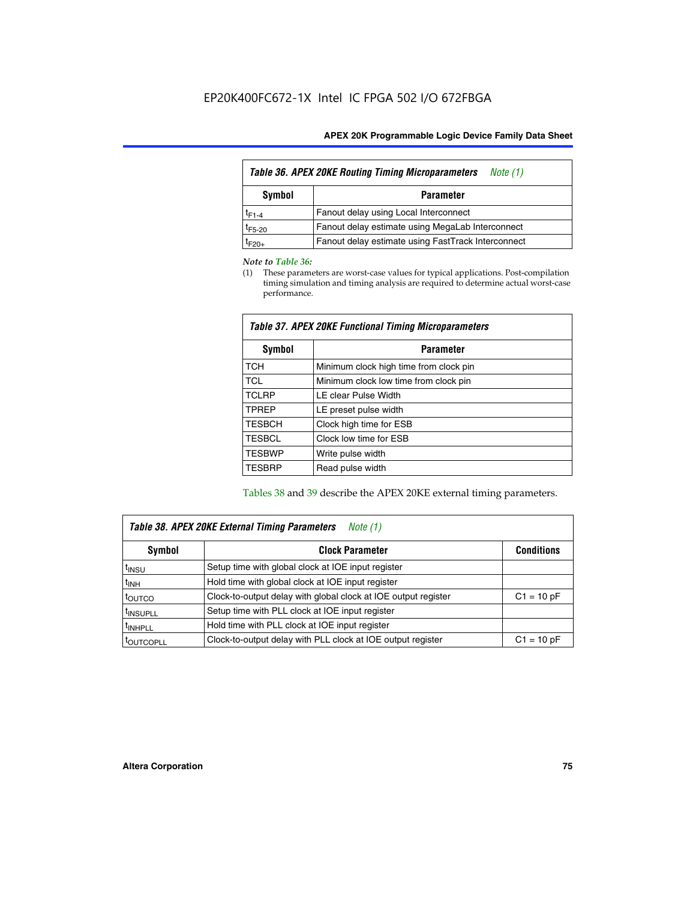| Table 36. APEX 20KE Routing Timing Microparameters *Note (1)* | |
|---|---|
| **Symbol** | **Parameter** |
| $t_{F1-4}$ | Fanout delay using Local Interconnect |
| $t_{F5-20}$ | Fanout delay estimate using MegaLab Interconnect |
| $t_{F20+}$ | Fanout delay estimate using FastTrack Interconnect |

*Note to Table 36:*

(1) These parameters are worst-case values for typical applications. Post-compilation timing simulation and timing analysis are required to determine actual worst-case performance.

| Table 37. APEX 20KE Functional Timing Microparameters | |
|---|---|
| **Symbol** | **Parameter** |
| TCH | Minimum clock high time from clock pin |
| TCL | Minimum clock low time from clock pin |
| TCLRP | LE clear Pulse Width |
| TPREP | LE preset pulse width |
| TESBCH | Clock high time for ESB |
| TESBCL | Clock low time for ESB |
| TESBWP | Write pulse width |
| TESBRP | Read pulse width |

Tables 38 and 39 describe the APEX 20KE external timing parameters.

| Table 38. APEX 20KE External Timing Parameters *Note (1)* | | |
|---|---|---|
| **Symbol** | **Clock Parameter** | **Conditions** |
| $t_{INSU}$ | Setup time with global clock at IOE input register | |
| $t_{INH}$ | Hold time with global clock at IOE input register | |
| $t_{OUTCO}$ | Clock-to-output delay with global clock at IOE output register | C1 = 10 pF |
| $t_{INSUPLL}$ | Setup time with PLL clock at IOE input register | |
| $t_{INHPLL}$ | Hold time with PLL clock at IOE input register | |
| $t_{OUTCOPLL}$ | Clock-to-output delay with PLL clock at IOE output register | C1 = 10 pF |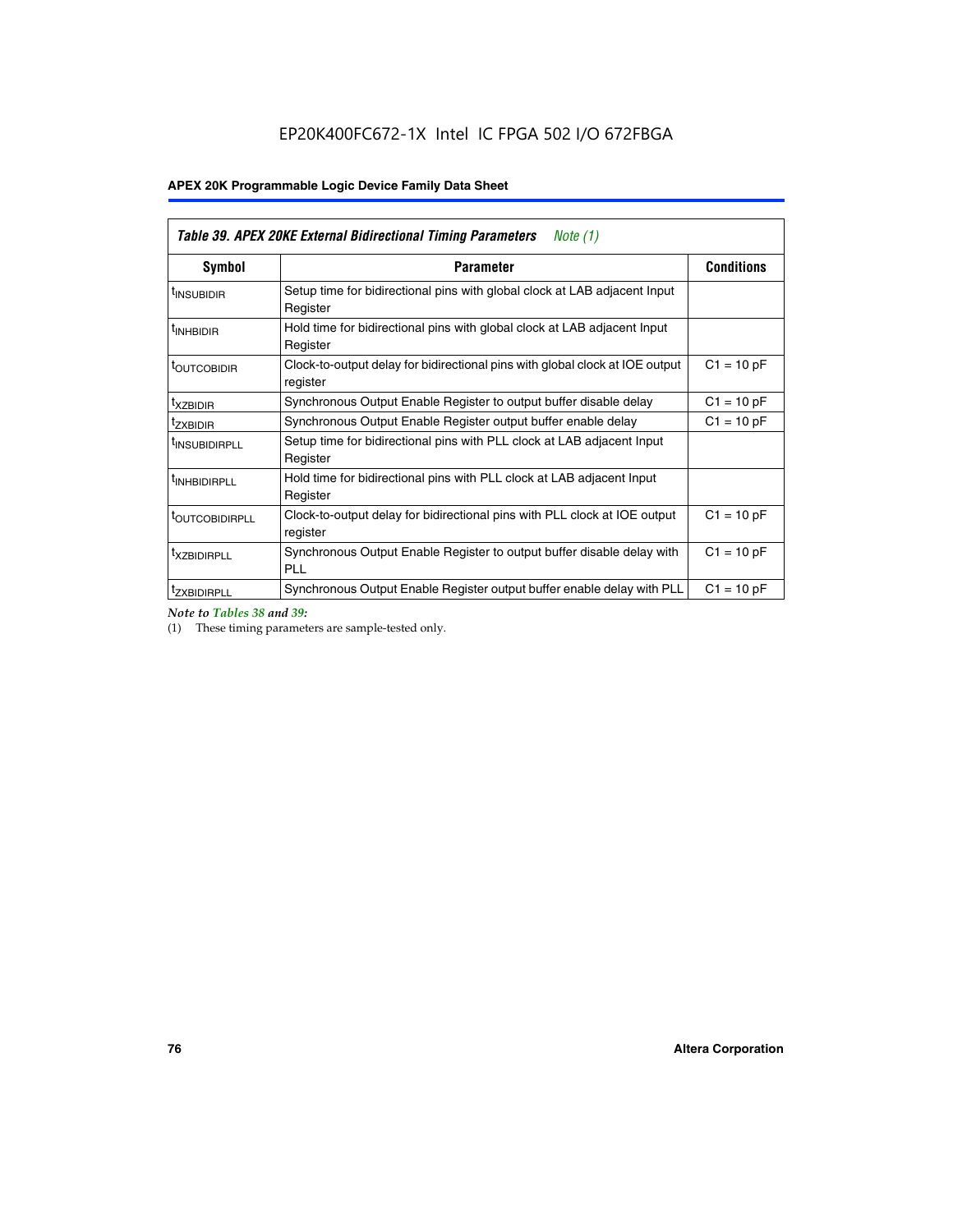**Table 39. APEX 20KE External Bidirectional Timing Parameters** *Note (1)*

| Symbol | Parameter | Conditions |
|---|---|---|
| $t_{INSUBIDIR}$ | Setup time for bidirectional pins with global clock at LAB adjacent Input Register | |
| $t_{INHBIDIR}$ | Hold time for bidirectional pins with global clock at LAB adjacent Input Register | |
| $t_{OUTCOBIDIR}$ | Clock-to-output delay for bidirectional pins with global clock at IOE output register | C1 = 10 pF |
| $t_{XZBIDIR}$ | Synchronous Output Enable Register to output buffer disable delay | C1 = 10 pF |
| $t_{ZXBIDIR}$ | Synchronous Output Enable Register output buffer enable delay | C1 = 10 pF |
| $t_{INSUBIDIRPLL}$ | Setup time for bidirectional pins with PLL clock at LAB adjacent Input Register | |
| $t_{INHBIDIRPLL}$ | Hold time for bidirectional pins with PLL clock at LAB adjacent Input Register | |
| $t_{OUTCOBIDIRPLL}$ | Clock-to-output delay for bidirectional pins with PLL clock at IOE output register | C1 = 10 pF |
| $t_{XZBIDIRPLL}$ | Synchronous Output Enable Register to output buffer disable delay with PLL | C1 = 10 pF |
| $t_{ZXBIDIRPLL}$ | Synchronous Output Enable Register output buffer enable delay with PLL | C1 = 10 pF |

*Note to Tables 38 and 39:*

(1) These timing parameters are sample-tested only.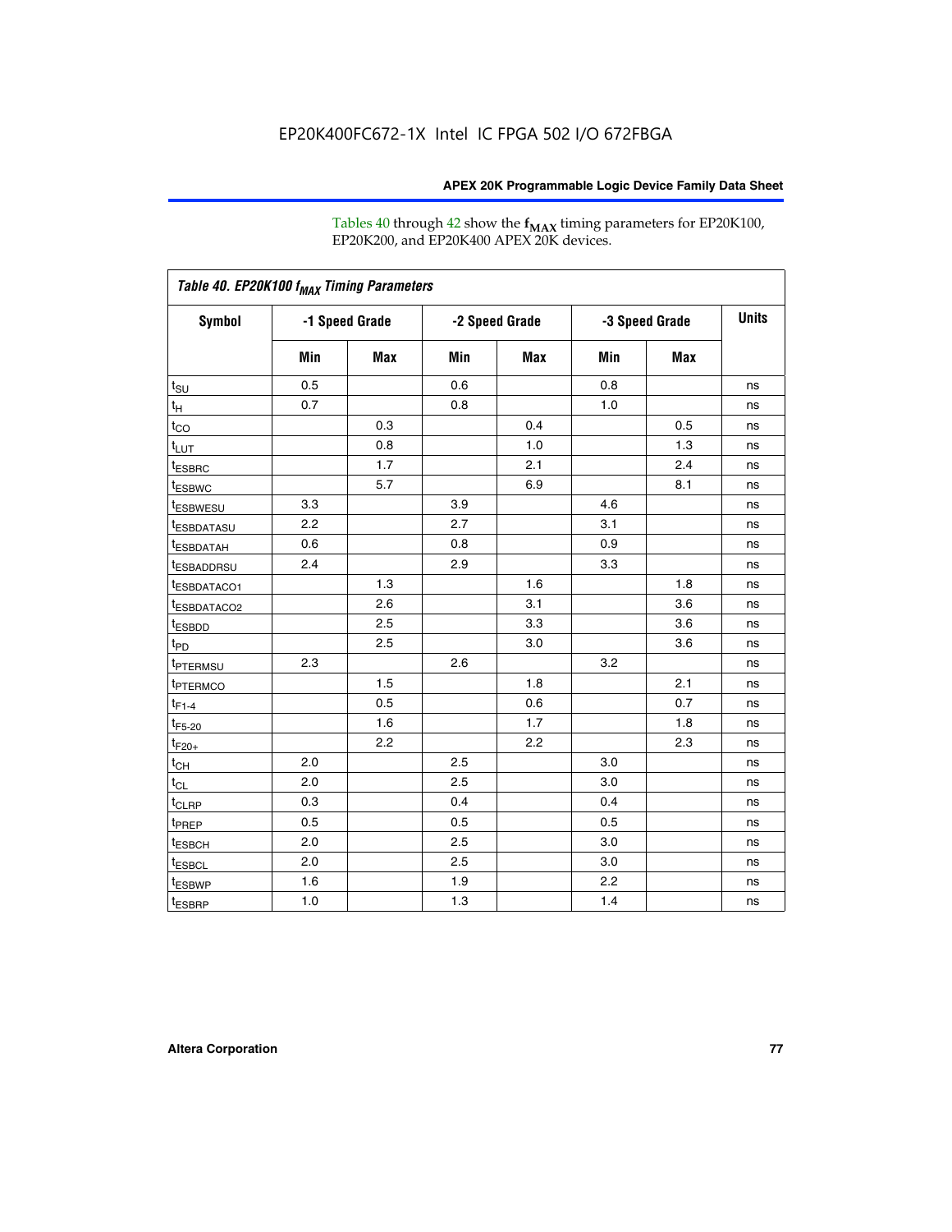Tables 40 through 42 show the $f_{MAX}$ timing parameters for EP20K100, EP20K200, and EP20K400 APEX 20K devices.

| *Table 40. EP20K100 $f_{MAX}$ Timing Parameters* | | | | | | | |
|---|---|---|---|---|---|---|---|
| **Symbol** | **-1 Speed Grade** | | **-2 Speed Grade** | | **-3 Speed Grade** | | **Units** |
| | **Min** | **Max** | **Min** | **Max** | **Min** | **Max** | |
| $t_{SU}$ | 0.5 | | 0.6 | | 0.8 | | ns |
| $t_H$ | 0.7 | | 0.8 | | 1.0 | | ns |
| $t_{CO}$ | | 0.3 | | 0.4 | | 0.5 | ns |
| $t_{LUT}$ | | 0.8 | | 1.0 | | 1.3 | ns |
| $t_{ESBRC}$ | | 1.7 | | 2.1 | | 2.4 | ns |
| $t_{ESBWC}$ | | 5.7 | | 6.9 | | 8.1 | ns |
| $t_{ESBWESU}$ | 3.3 | | 3.9 | | 4.6 | | ns |
| $t_{ESBDATASU}$ | 2.2 | | 2.7 | | 3.1 | | ns |
| $t_{ESBDATAH}$ | 0.6 | | 0.8 | | 0.9 | | ns |
| $t_{ESBADDRSU}$ | 2.4 | | 2.9 | | 3.3 | | ns |
| $t_{ESBDATACO1}$ | | 1.3 | | 1.6 | | 1.8 | ns |
| $t_{ESBDATACO2}$ | | 2.6 | | 3.1 | | 3.6 | ns |
| $t_{ESBDD}$ | | 2.5 | | 3.3 | | 3.6 | ns |
| $t_{PD}$ | | 2.5 | | 3.0 | | 3.6 | ns |
| $t_{PTERMSU}$ | 2.3 | | 2.6 | | 3.2 | | ns |
| $t_{PTERMCO}$ | | 1.5 | | 1.8 | | 2.1 | ns |
| $t_{F1-4}$ | | 0.5 | | 0.6 | | 0.7 | ns |
| $t_{F5-20}$ | | 1.6 | | 1.7 | | 1.8 | ns |
| $t_{F20+}$ | | 2.2 | | 2.2 | | 2.3 | ns |
| $t_{CH}$ | 2.0 | | 2.5 | | 3.0 | | ns |
| $t_{CL}$ | 2.0 | | 2.5 | | 3.0 | | ns |
| $t_{CLRP}$ | 0.3 | | 0.4 | | 0.4 | | ns |
| $t_{PREP}$ | 0.5 | | 0.5 | | 0.5 | | ns |
| $t_{ESBCH}$ | 2.0 | | 2.5 | | 3.0 | | ns |
| $t_{ESBCL}$ | 2.0 | | 2.5 | | 3.0 | | ns |
| $t_{ESBWP}$ | 1.6 | | 1.9 | | 2.2 | | ns |
| $t_{ESBRP}$ | 1.0 | | 1.3 | | 1.4 | | ns |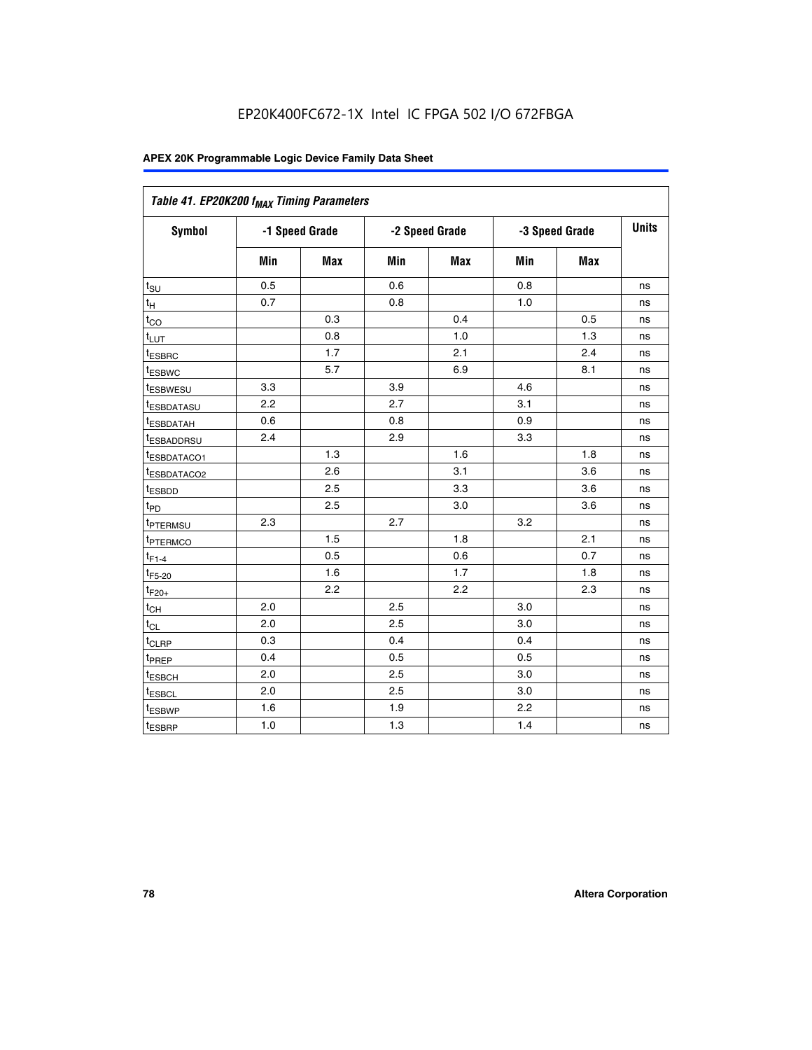EP20K400FC672-1X Intel IC FPGA 502 I/O 672FBGA

| Table 41. EP20K200 $f_{MAX}$ Timing Parameters | | | | | | | |
|---|---|---|---|---|---|---|---|
| Symbol | -1 Speed Grade | | -2 Speed Grade | | -3 Speed Grade | | Units |
| | Min | Max | Min | Max | Min | Max | |
| $t_{SU}$ | 0.5 | | 0.6 | | 0.8 | | ns |
| $t_{H}$ | 0.7 | | 0.8 | | 1.0 | | ns |
| $t_{CO}$ | | 0.3 | | 0.4 | | 0.5 | ns |
| $t_{LUT}$ | | 0.8 | | 1.0 | | 1.3 | ns |
| $t_{ESBRC}$ | | 1.7 | | 2.1 | | 2.4 | ns |
| $t_{ESBWC}$ | | 5.7 | | 6.9 | | 8.1 | ns |
| $t_{ESBWESU}$ | 3.3 | | 3.9 | | 4.6 | | ns |
| $t_{ESBDATASU}$ | 2.2 | | 2.7 | | 3.1 | | ns |
| $t_{ESBDATAH}$ | 0.6 | | 0.8 | | 0.9 | | ns |
| $t_{ESBADDRSU}$ | 2.4 | | 2.9 | | 3.3 | | ns |
| $t_{ESBDATACO1}$ | | 1.3 | | 1.6 | | 1.8 | ns |
| $t_{ESBDATACO2}$ | | 2.6 | | 3.1 | | 3.6 | ns |
| $t_{ESBDD}$ | | 2.5 | | 3.3 | | 3.6 | ns |
| $t_{PD}$ | | 2.5 | | 3.0 | | 3.6 | ns |
| $t_{PTERMSU}$ | 2.3 | | 2.7 | | 3.2 | | ns |
| $t_{PTERMCO}$ | | 1.5 | | 1.8 | | 2.1 | ns |
| $t_{F1-4}$ | | 0.5 | | 0.6 | | 0.7 | ns |
| $t_{F5-20}$ | | 1.6 | | 1.7 | | 1.8 | ns |
| $t_{F20+}$ | | 2.2 | | 2.2 | | 2.3 | ns |
| $t_{CH}$ | 2.0 | | 2.5 | | 3.0 | | ns |
| $t_{CL}$ | 2.0 | | 2.5 | | 3.0 | | ns |
| $t_{CLRP}$ | 0.3 | | 0.4 | | 0.4 | | ns |
| $t_{PREP}$ | 0.4 | | 0.5 | | 0.5 | | ns |
| $t_{ESBCH}$ | 2.0 | | 2.5 | | 3.0 | | ns |
| $t_{ESBCL}$ | 2.0 | | 2.5 | | 3.0 | | ns |
| $t_{ESBWP}$ | 1.6 | | 1.9 | | 2.2 | | ns |
| $t_{ESBRP}$ | 1.0 | | 1.3 | | 1.4 | | ns |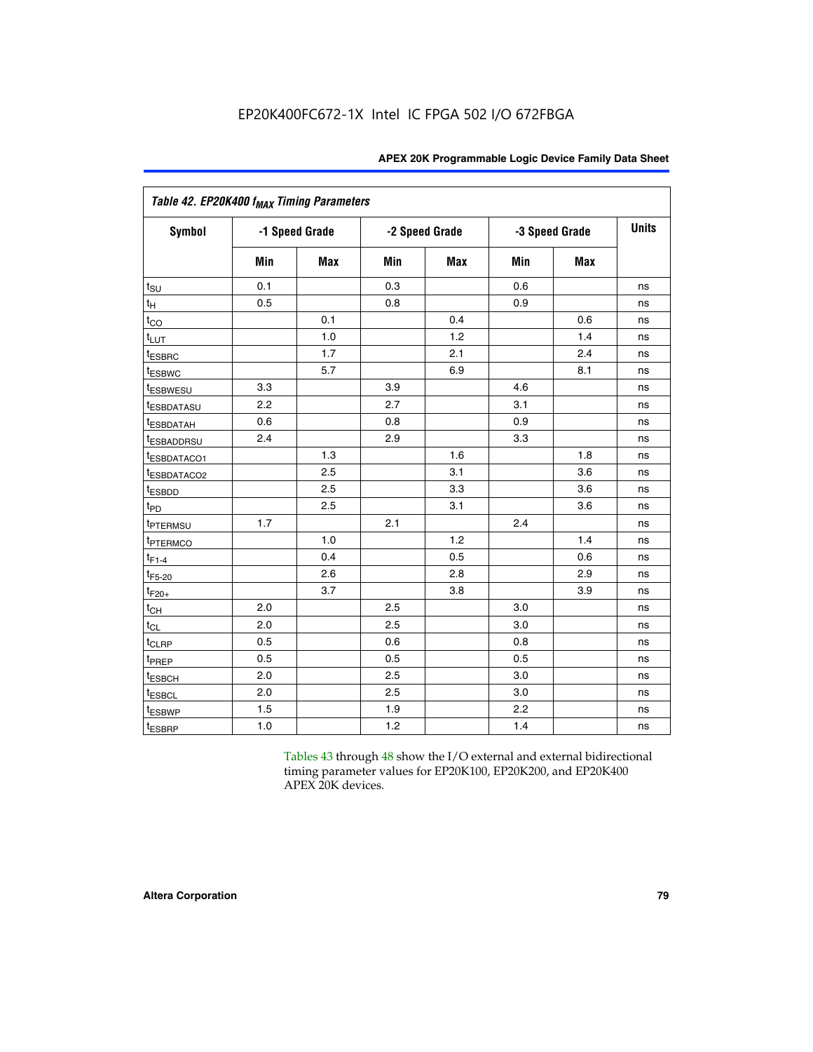EP20K400FC672-1X Intel IC FPGA 502 I/O 672FBGA

| Table 42. EP20K400 $f_{MAX}$ Timing Parameters | | | | | | | |
|---|---|---|---|---|---|---|---|
| Symbol | -1 Speed Grade | | -2 Speed Grade | | -3 Speed Grade | | Units |
| | Min | Max | Min | Max | Min | Max | |
| $t_{SU}$ | 0.1 | | 0.3 | | 0.6 | | ns |
| $t_H$ | 0.5 | | 0.8 | | 0.9 | | ns |
| $t_{CO}$ | | 0.1 | | 0.4 | | 0.6 | ns |
| $t_{LUT}$ | | 1.0 | | 1.2 | | 1.4 | ns |
| $t_{ESBRC}$ | | 1.7 | | 2.1 | | 2.4 | ns |
| $t_{ESBWC}$ | | 5.7 | | 6.9 | | 8.1 | ns |
| $t_{ESBWESU}$ | 3.3 | | 3.9 | | 4.6 | | ns |
| $t_{ESBDATASU}$ | 2.2 | | 2.7 | | 3.1 | | ns |
| $t_{ESBDATAH}$ | 0.6 | | 0.8 | | 0.9 | | ns |
| $t_{ESBADDRSU}$ | 2.4 | | 2.9 | | 3.3 | | ns |
| $t_{ESBDATACO1}$ | | 1.3 | | 1.6 | | 1.8 | ns |
| $t_{ESBDATACO2}$ | | 2.5 | | 3.1 | | 3.6 | ns |
| $t_{ESBDD}$ | | 2.5 | | 3.3 | | 3.6 | ns |
| $t_{PD}$ | | 2.5 | | 3.1 | | 3.6 | ns |
| $t_{PTERMSU}$ | 1.7 | | 2.1 | | 2.4 | | ns |
| $t_{PTERMCO}$ | | 1.0 | | 1.2 | | 1.4 | ns |
| $t_{F1-4}$ | | 0.4 | | 0.5 | | 0.6 | ns |
| $t_{F5-20}$ | | 2.6 | | 2.8 | | 2.9 | ns |
| $t_{F20+}$ | | 3.7 | | 3.8 | | 3.9 | ns |
| $t_{CH}$ | 2.0 | | 2.5 | | 3.0 | | ns |
| $t_{CL}$ | 2.0 | | 2.5 | | 3.0 | | ns |
| $t_{CLRP}$ | 0.5 | | 0.6 | | 0.8 | | ns |
| $t_{PREP}$ | 0.5 | | 0.5 | | 0.5 | | ns |
| $t_{ESBCH}$ | 2.0 | | 2.5 | | 3.0 | | ns |
| $t_{ESBCL}$ | 2.0 | | 2.5 | | 3.0 | | ns |
| $t_{ESBWP}$ | 1.5 | | 1.9 | | 2.2 | | ns |
| $t_{ESBRP}$ | 1.0 | | 1.2 | | 1.4 | | ns |

Tables 43 through 48 show the I/O external and external bidirectional timing parameter values for EP20K100, EP20K200, and EP20K400 APEX 20K devices.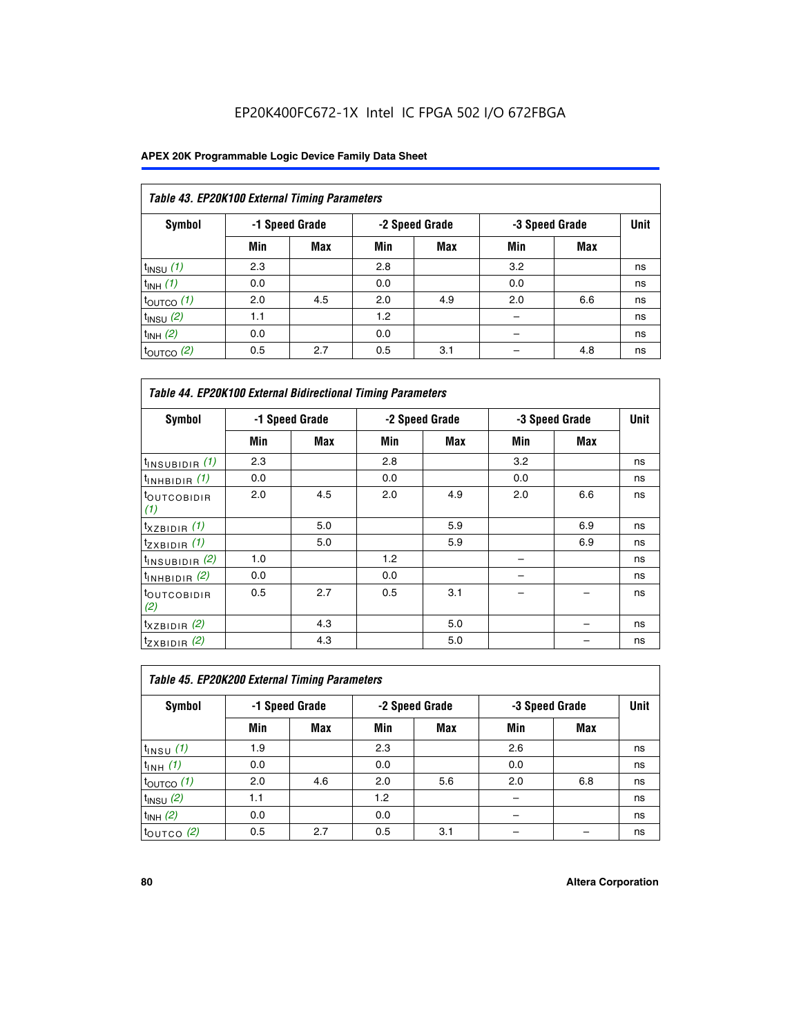EP20K400FC672-1X Intel IC FPGA 502 I/O 672FBGA

| Table 43. EP20K100 External Timing Parameters | | | | | | | |
|---|---|---|---|---|---|---|---|
| Symbol | -1 Speed Grade | | -2 Speed Grade | | -3 Speed Grade | | Unit |
| | Min | Max | Min | Max | Min | Max | |
| $t_{INSU}$ (1) | 2.3 | | 2.8 | | 3.2 | | ns |
| $t_{INH}$ (1) | 0.0 | | 0.0 | | 0.0 | | ns |
| $t_{OUTCO}$ (1) | 2.0 | 4.5 | 2.0 | 4.9 | 2.0 | 6.6 | ns |
| $t_{INSU}$ (2) | 1.1 | | 1.2 | | – | | ns |
| $t_{INH}$ (2) | 0.0 | | 0.0 | | – | | ns |
| $t_{OUTCO}$ (2) | 0.5 | 2.7 | 0.5 | 3.1 | – | 4.8 | ns |

| Table 44. EP20K100 External Bidirectional Timing Parameters | | | | | | | |
|---|---|---|---|---|---|---|---|
| Symbol | -1 Speed Grade | | -2 Speed Grade | | -3 Speed Grade | | Unit |
| | Min | Max | Min | Max | Min | Max | |
| $t_{INSUBIDIR}$ (1) | 2.3 | | 2.8 | | 3.2 | | ns |
| $t_{INHBIDIR}$ (1) | 0.0 | | 0.0 | | 0.0 | | ns |
| $t_{OUTCOBIDIR}$ (1) | 2.0 | 4.5 | 2.0 | 4.9 | 2.0 | 6.6 | ns |
| $t_{XZBIDIR}$ (1) | | 5.0 | | 5.9 | | 6.9 | ns |
| $t_{ZXBIDIR}$ (1) | | 5.0 | | 5.9 | | 6.9 | ns |
| $t_{INSUBIDIR}$ (2) | 1.0 | | 1.2 | | – | | ns |
| $t_{INHBIDIR}$ (2) | 0.0 | | 0.0 | | – | | ns |
| $t_{OUTCOBIDIR}$ (2) | 0.5 | 2.7 | 0.5 | 3.1 | – | – | ns |
| $t_{XZBIDIR}$ (2) | | 4.3 | | 5.0 | | – | ns |
| $t_{ZXBIDIR}$ (2) | | 4.3 | | 5.0 | | – | ns |

| Table 45. EP20K200 External Timing Parameters | | | | | | | |
|---|---|---|---|---|---|---|---|
| Symbol | -1 Speed Grade | | -2 Speed Grade | | -3 Speed Grade | | Unit |
| | Min | Max | Min | Max | Min | Max | |
| $t_{INSU}$ (1) | 1.9 | | 2.3 | | 2.6 | | ns |
| $t_{INH}$ (1) | 0.0 | | 0.0 | | 0.0 | | ns |
| $t_{OUTCO}$ (1) | 2.0 | 4.6 | 2.0 | 5.6 | 2.0 | 6.8 | ns |
| $t_{INSU}$ (2) | 1.1 | | 1.2 | | – | | ns |
| $t_{INH}$ (2) | 0.0 | | 0.0 | | – | | ns |
| $t_{OUTCO}$ (2) | 0.5 | 2.7 | 0.5 | 3.1 | – | – | ns |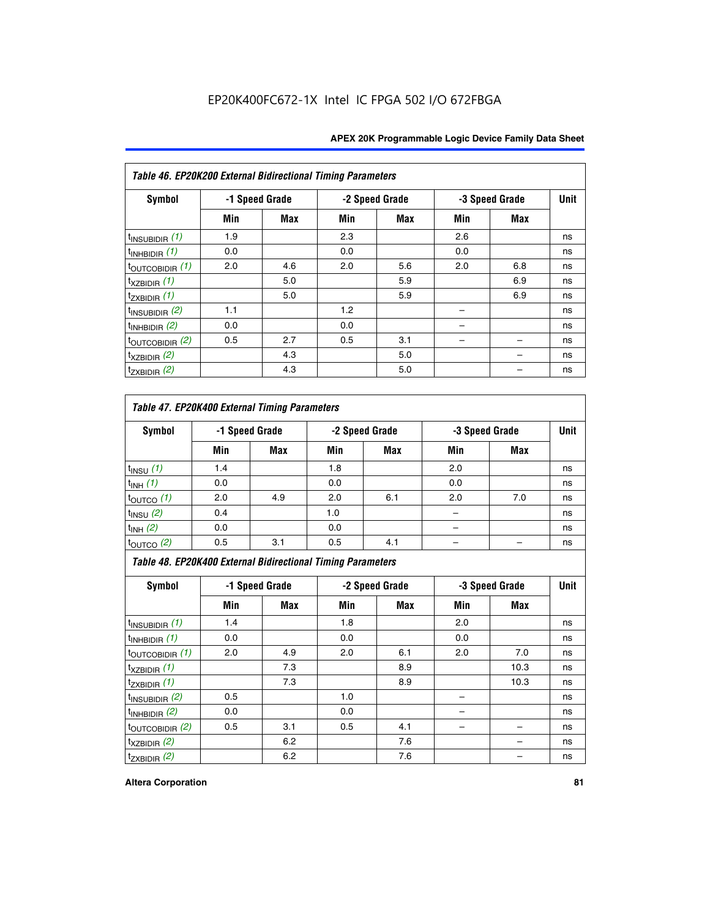EP20K400FC672-1X Intel IC FPGA 502 I/O 672FBGA

**Table 46. EP20K200 External Bidirectional Timing Parameters**

| Symbol | -1 Speed Grade | | -2 Speed Grade | | -3 Speed Grade | | Unit |
|---|---|---|---|---|---|---|---|
| | Min | Max | Min | Max | Min | Max | |
| $t_{INSUBIDIR}$ *(1)* | 1.9 | | 2.3 | | 2.6 | | ns |
| $t_{INHBIDIR}$ *(1)* | 0.0 | | 0.0 | | 0.0 | | ns |
| $t_{OUTCOBIDIR}$ *(1)* | 2.0 | 4.6 | 2.0 | 5.6 | 2.0 | 6.8 | ns |
| $t_{XZBIDIR}$ *(1)* | | 5.0 | | 5.9 | | 6.9 | ns |
| $t_{ZXBIDIR}$ *(1)* | | 5.0 | | 5.9 | | 6.9 | ns |
| $t_{INSUBIDIR}$ *(2)* | 1.1 | | 1.2 | | – | | ns |
| $t_{INHBIDIR}$ *(2)* | 0.0 | | 0.0 | | – | | ns |
| $t_{OUTCOBIDIR}$ *(2)* | 0.5 | 2.7 | 0.5 | 3.1 | – | – | ns |
| $t_{XZBIDIR}$ *(2)* | | 4.3 | | 5.0 | | – | ns |
| $t_{ZXBIDIR}$ *(2)* | | 4.3 | | 5.0 | | – | ns |

**Table 47. EP20K400 External Timing Parameters**

| Symbol | -1 Speed Grade | | -2 Speed Grade | | -3 Speed Grade | | Unit |
|---|---|---|---|---|---|---|---|
| | Min | Max | Min | Max | Min | Max | |
| $t_{INSU}$ *(1)* | 1.4 | | 1.8 | | 2.0 | | ns |
| $t_{INH}$ *(1)* | 0.0 | | 0.0 | | 0.0 | | ns |
| $t_{OUTCO}$ *(1)* | 2.0 | 4.9 | 2.0 | 6.1 | 2.0 | 7.0 | ns |
| $t_{INSU}$ *(2)* | 0.4 | | 1.0 | | – | | ns |
| $t_{INH}$ *(2)* | 0.0 | | 0.0 | | – | | ns |
| $t_{OUTCO}$ *(2)* | 0.5 | 3.1 | 0.5 | 4.1 | – | – | ns |

**Table 48. EP20K400 External Bidirectional Timing Parameters**

| Symbol | -1 Speed Grade | | -2 Speed Grade | | -3 Speed Grade | | Unit |
|---|---|---|---|---|---|---|---|
| | Min | Max | Min | Max | Min | Max | |
| $t_{INSUBIDIR}$ *(1)* | 1.4 | | 1.8 | | 2.0 | | ns |
| $t_{INHBIDIR}$ *(1)* | 0.0 | | 0.0 | | 0.0 | | ns |
| $t_{OUTCOBIDIR}$ *(1)* | 2.0 | 4.9 | 2.0 | 6.1 | 2.0 | 7.0 | ns |
| $t_{XZBIDIR}$ *(1)* | | 7.3 | | 8.9 | | 10.3 | ns |
| $t_{ZXBIDIR}$ *(1)* | | 7.3 | | 8.9 | | 10.3 | ns |
| $t_{INSUBIDIR}$ *(2)* | 0.5 | | 1.0 | | – | | ns |
| $t_{INHBIDIR}$ *(2)* | 0.0 | | 0.0 | | – | | ns |
| $t_{OUTCOBIDIR}$ *(2)* | 0.5 | 3.1 | 0.5 | 4.1 | – | – | ns |
| $t_{XZBIDIR}$ *(2)* | | 6.2 | | 7.6 | | – | ns |
| $t_{ZXBIDIR}$ *(2)* | | 6.2 | | 7.6 | | – | ns |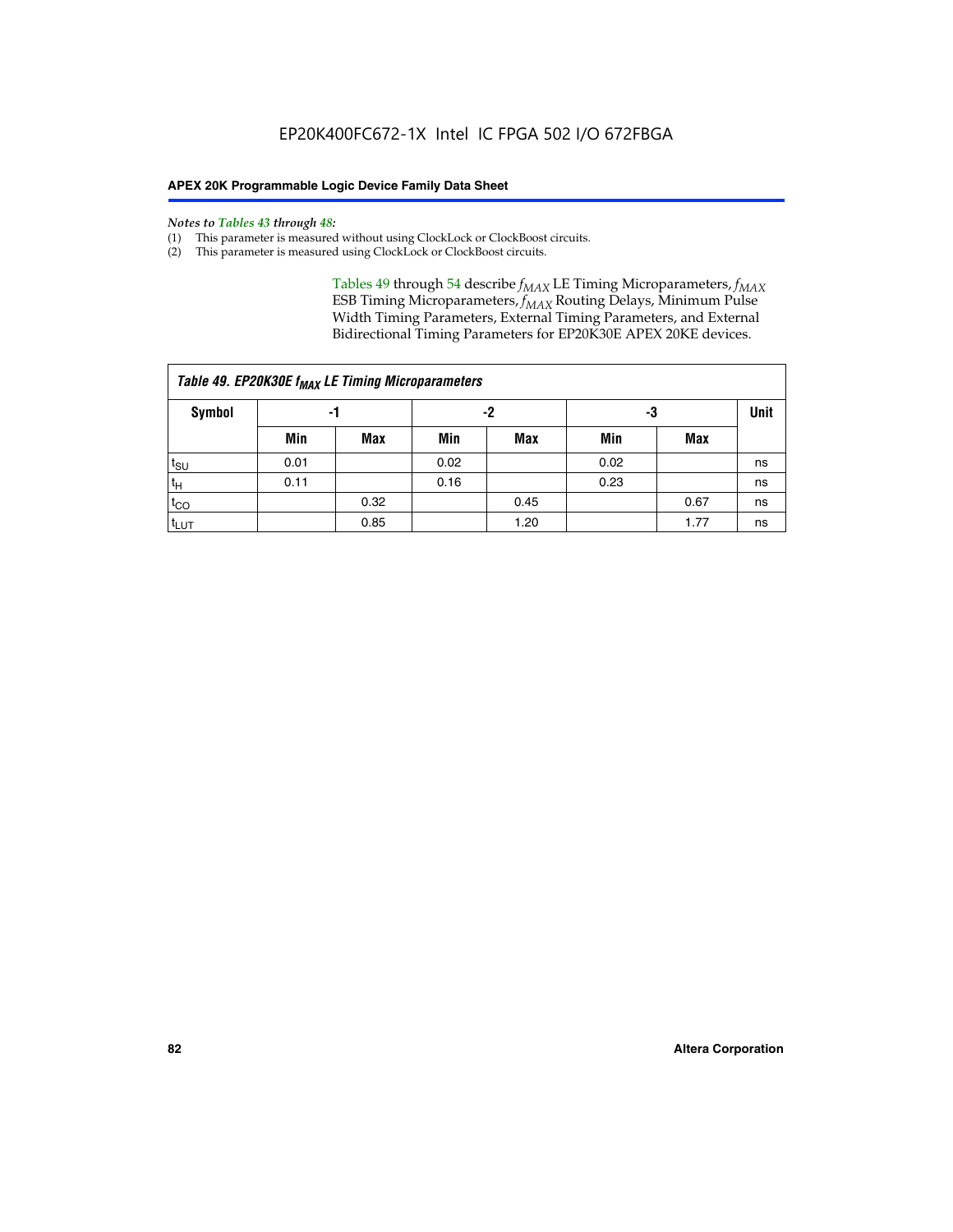*Notes to Tables 43 through 48:*

(1) This parameter is measured without using ClockLock or ClockBoost circuits.
(2) This parameter is measured using ClockLock or ClockBoost circuits.

Tables 49 through 54 describe $f_{MAX}$ LE Timing Microparameters, $f_{MAX}$ ESB Timing Microparameters, $f_{MAX}$ Routing Delays, Minimum Pulse Width Timing Parameters, External Timing Parameters, and External Bidirectional Timing Parameters for EP20K30E APEX 20KE devices.

**Table 49. EP20K30E $f_{MAX}$ LE Timing Microparameters**

| Symbol | -1 | | -2 | | -3 | | Unit |
|---|---|---|---|---|---|---|---|
| | Min | Max | Min | Max | Min | Max | |
| $t_{SU}$ | 0.01 | | 0.02 | | 0.02 | | ns |
| $t_{H}$ | 0.11 | | 0.16 | | 0.23 | | ns |
| $t_{CO}$ | | 0.32 | | 0.45 | | 0.67 | ns |
| $t_{LUT}$ | | 0.85 | | 1.20 | | 1.77 | ns |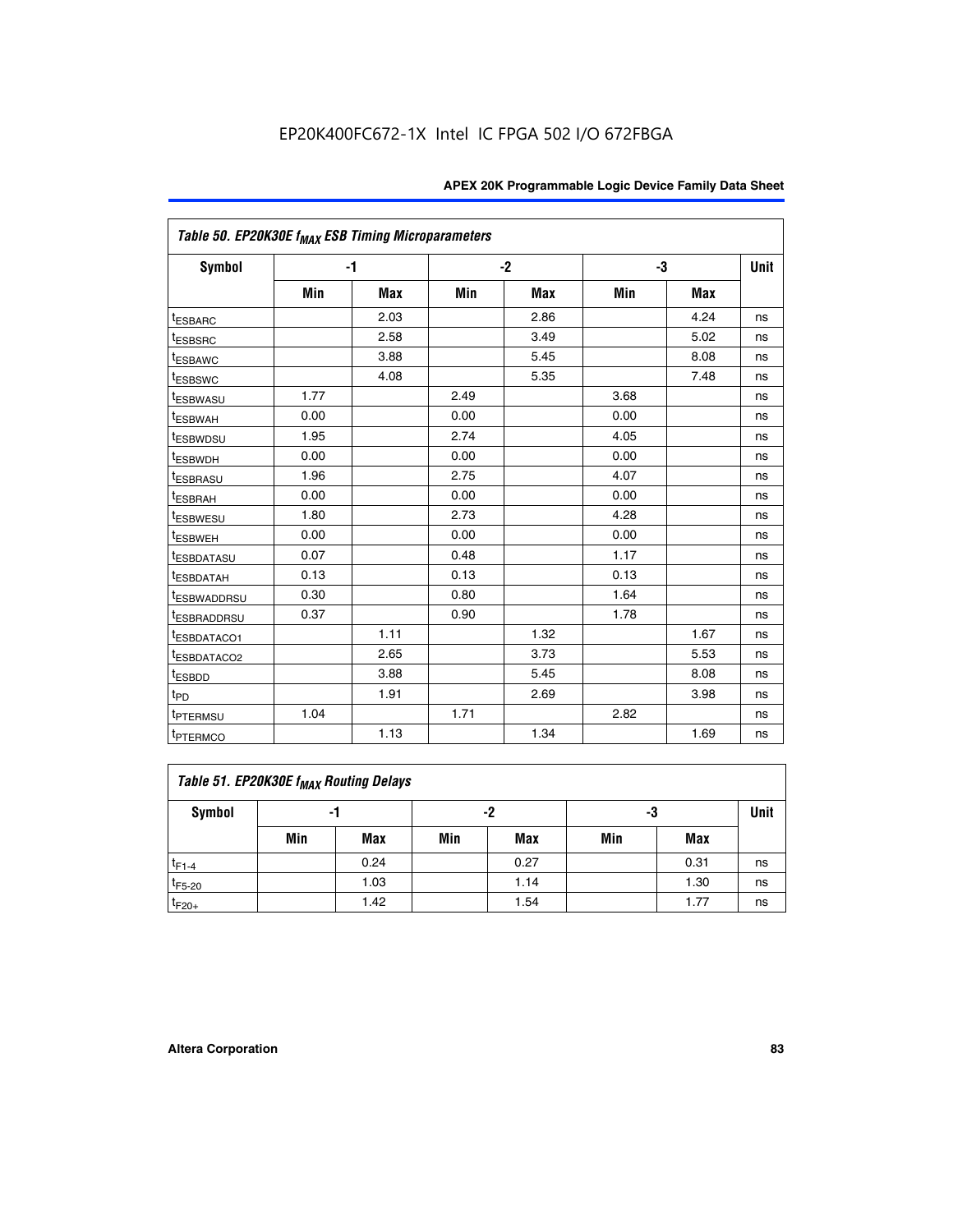### Table 50. EP20K30E $f_{MAX}$ ESB Timing Microparameters

| Symbol | -1 | | -2 | | -3 | | Unit |
|---|---|---|---|---|---|---|---|
| | Min | Max | Min | Max | Min | Max | |
| $t_{ESBARC}$ | | 2.03 | | 2.86 | | 4.24 | ns |
| $t_{ESBSRC}$ | | 2.58 | | 3.49 | | 5.02 | ns |
| $t_{ESBAWC}$ | | 3.88 | | 5.45 | | 8.08 | ns |
| $t_{ESBSWC}$ | | 4.08 | | 5.35 | | 7.48 | ns |
| $t_{ESBWASU}$ | 1.77 | | 2.49 | | 3.68 | | ns |
| $t_{ESBWAH}$ | 0.00 | | 0.00 | | 0.00 | | ns |
| $t_{ESBWDSU}$ | 1.95 | | 2.74 | | 4.05 | | ns |
| $t_{ESBWDH}$ | 0.00 | | 0.00 | | 0.00 | | ns |
| $t_{ESBRASU}$ | 1.96 | | 2.75 | | 4.07 | | ns |
| $t_{ESBRAH}$ | 0.00 | | 0.00 | | 0.00 | | ns |
| $t_{ESBWESU}$ | 1.80 | | 2.73 | | 4.28 | | ns |
| $t_{ESBWEH}$ | 0.00 | | 0.00 | | 0.00 | | ns |
| $t_{ESBDATASU}$ | 0.07 | | 0.48 | | 1.17 | | ns |
| $t_{ESBDATAH}$ | 0.13 | | 0.13 | | 0.13 | | ns |
| $t_{ESBWADDRSU}$ | 0.30 | | 0.80 | | 1.64 | | ns |
| $t_{ESBRADDRSU}$ | 0.37 | | 0.90 | | 1.78 | | ns |
| $t_{ESBDATACO1}$ | | 1.11 | | 1.32 | | 1.67 | ns |
| $t_{ESBDATACO2}$ | | 2.65 | | 3.73 | | 5.53 | ns |
| $t_{ESBDD}$ | | 3.88 | | 5.45 | | 8.08 | ns |
| $t_{PD}$ | | 1.91 | | 2.69 | | 3.98 | ns |
| $t_{PTERMSU}$ | 1.04 | | 1.71 | | 2.82 | | ns |
| $t_{PTERMCO}$ | | 1.13 | | 1.34 | | 1.69 | ns |

### Table 51. EP20K30E $f_{MAX}$ Routing Delays

| Symbol | -1 | | -2 | | -3 | | Unit |
|---|---|---|---|---|---|---|---|
| | Min | Max | Min | Max | Min | Max | |
| $t_{F1-4}$ | | 0.24 | | 0.27 | | 0.31 | ns |
| $t_{F5-20}$ | | 1.03 | | 1.14 | | 1.30 | ns |
| $t_{F20+}$ | | 1.42 | | 1.54 | | 1.77 | ns |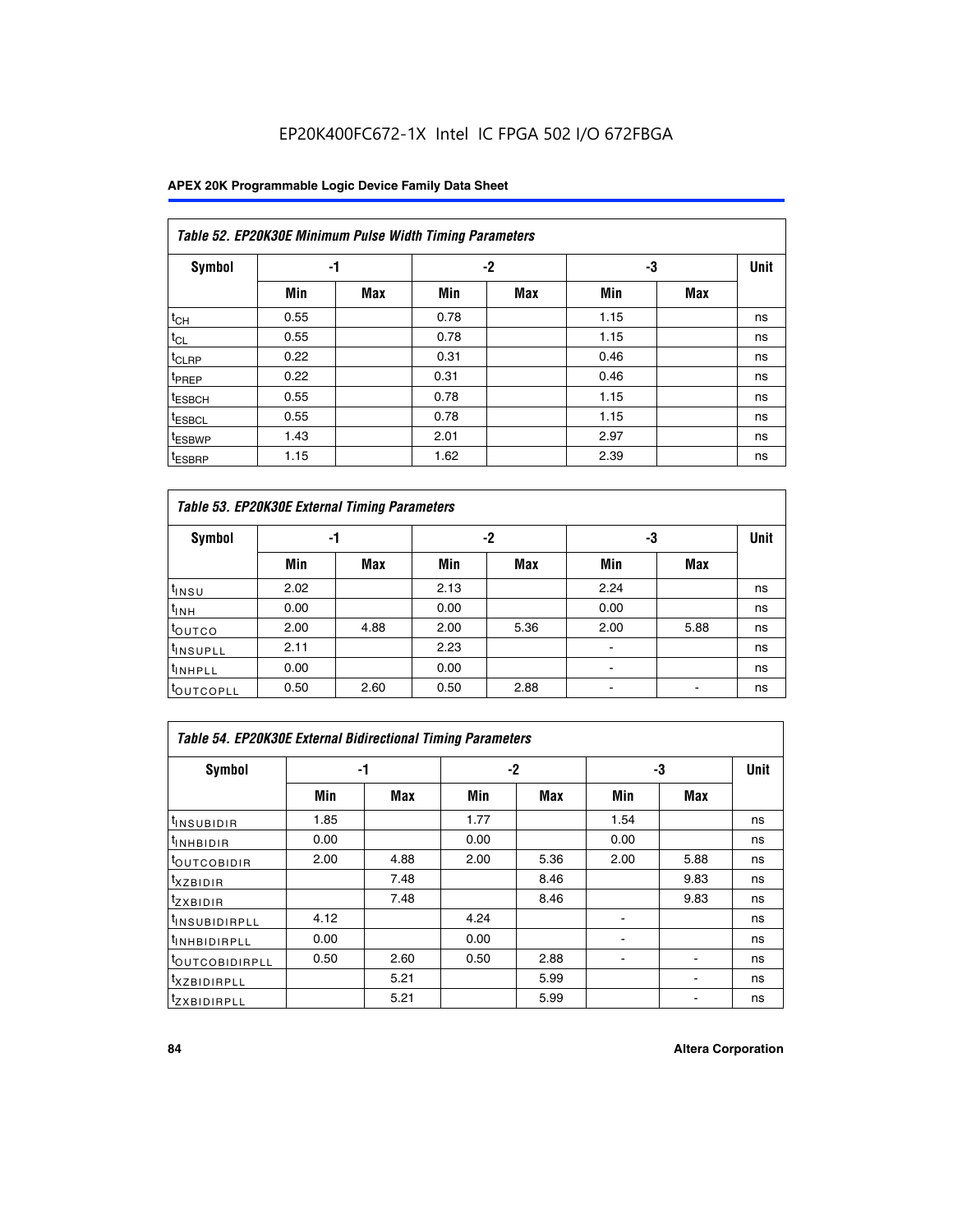| Table 52. EP20K30E Minimum Pulse Width Timing Parameters | | | | | | | |
|---|---|---|---|---|---|---|---|
| Symbol | -1 | | -2 | | -3 | | Unit |
| | Min | Max | Min | Max | Min | Max | |
| $t_{CH}$ | 0.55 | | 0.78 | | 1.15 | | ns |
| $t_{CL}$ | 0.55 | | 0.78 | | 1.15 | | ns |
| $t_{CLRP}$ | 0.22 | | 0.31 | | 0.46 | | ns |
| $t_{PREP}$ | 0.22 | | 0.31 | | 0.46 | | ns |
| $t_{ESBCH}$ | 0.55 | | 0.78 | | 1.15 | | ns |
| $t_{ESBCL}$ | 0.55 | | 0.78 | | 1.15 | | ns |
| $t_{ESBWP}$ | 1.43 | | 2.01 | | 2.97 | | ns |
| $t_{ESBRP}$ | 1.15 | | 1.62 | | 2.39 | | ns |

| Table 53. EP20K30E External Timing Parameters | | | | | | | |
|---|---|---|---|---|---|---|---|
| Symbol | -1 | | -2 | | -3 | | Unit |
| | Min | Max | Min | Max | Min | Max | |
| $t_{INSU}$ | 2.02 | | 2.13 | | 2.24 | | ns |
| $t_{INH}$ | 0.00 | | 0.00 | | 0.00 | | ns |
| $t_{OUTCO}$ | 2.00 | 4.88 | 2.00 | 5.36 | 2.00 | 5.88 | ns |
| $t_{INSUPLL}$ | 2.11 | | 2.23 | | - | | ns |
| $t_{INHPLL}$ | 0.00 | | 0.00 | | - | | ns |
| $t_{OUTCOPLL}$ | 0.50 | 2.60 | 0.50 | 2.88 | - | - | ns |

| Table 54. EP20K30E External Bidirectional Timing Parameters | | | | | | | |
|---|---|---|---|---|---|---|---|
| Symbol | -1 | | -2 | | -3 | | Unit |
| | Min | Max | Min | Max | Min | Max | |
| $t_{INSUBIDIR}$ | 1.85 | | 1.77 | | 1.54 | | ns |
| $t_{INHBIDIR}$ | 0.00 | | 0.00 | | 0.00 | | ns |
| $t_{OUTCOBIDIR}$ | 2.00 | 4.88 | 2.00 | 5.36 | 2.00 | 5.88 | ns |
| $t_{XZBIDIR}$ | | 7.48 | | 8.46 | | 9.83 | ns |
| $t_{ZXBIDIR}$ | | 7.48 | | 8.46 | | 9.83 | ns |
| $t_{INSUBIDIRPLL}$ | 4.12 | | 4.24 | | - | | ns |
| $t_{INHBIDIRPLL}$ | 0.00 | | 0.00 | | - | | ns |
| $t_{OUTCOBIDIRPLL}$ | 0.50 | 2.60 | 0.50 | 2.88 | - | - | ns |
| $t_{XZBIDIRPLL}$ | | 5.21 | | 5.99 | | - | ns |
| $t_{ZXBIDIRPLL}$ | | 5.21 | | 5.99 | | - | ns |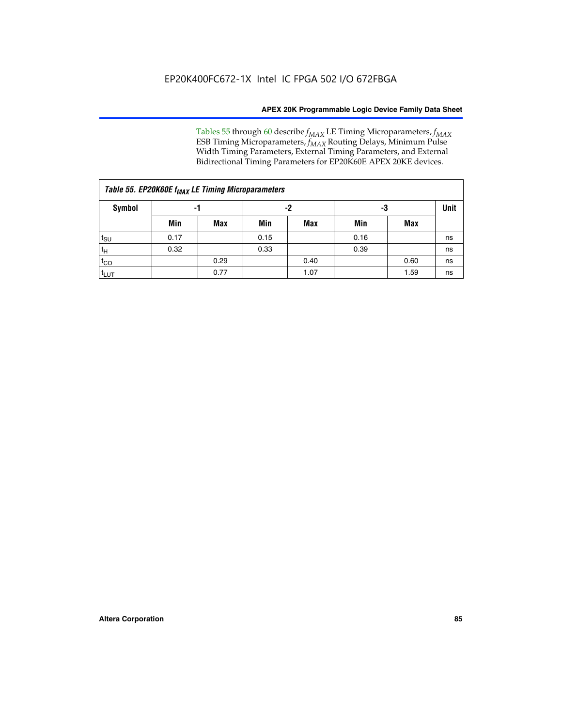Tables 55 through 60 describe $f_{MAX}$ LE Timing Microparameters, $f_{MAX}$ ESB Timing Microparameters, $f_{MAX}$ Routing Delays, Minimum Pulse Width Timing Parameters, External Timing Parameters, and External Bidirectional Timing Parameters for EP20K60E APEX 20KE devices.

**Table 55. EP20K60E $f_{MAX}$ LE Timing Microparameters**

| Symbol | -1 | | -2 | | -3 | | Unit |
|---|---|---|---|---|---|---|---|
| | Min | Max | Min | Max | Min | Max | |
| $t_{SU}$ | 0.17 | | 0.15 | | 0.16 | | ns |
| $t_{H}$ | 0.32 | | 0.33 | | 0.39 | | ns |
| $t_{CO}$ | | 0.29 | | 0.40 | | 0.60 | ns |
| $t_{LUT}$ | | 0.77 | | 1.07 | | 1.59 | ns |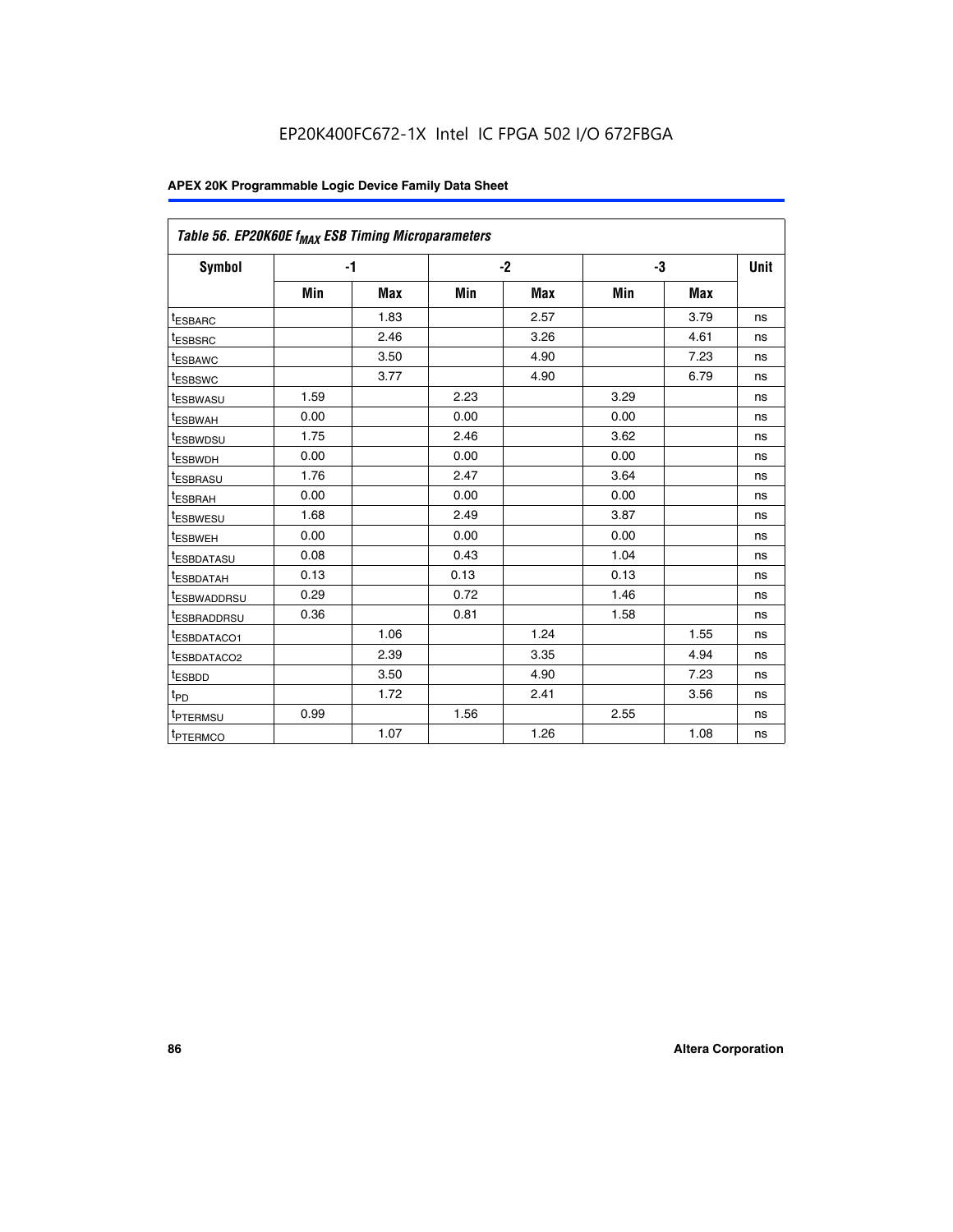EP20K400FC672-1X Intel IC FPGA 502 I/O 672FBGA

| Table 56. EP20K60E $f_{MAX}$ ESB Timing Microparameters | | | | | | | |
|---|---|---|---|---|---|---|---|
| Symbol | -1 | | -2 | | -3 | | Unit |
| | Min | Max | Min | Max | Min | Max | |
| $t_{ESBARC}$ | | 1.83 | | 2.57 | | 3.79 | ns |
| $t_{ESBSRC}$ | | 2.46 | | 3.26 | | 4.61 | ns |
| $t_{ESBAWC}$ | | 3.50 | | 4.90 | | 7.23 | ns |
| $t_{ESBSWC}$ | | 3.77 | | 4.90 | | 6.79 | ns |
| $t_{ESBWASU}$ | 1.59 | | 2.23 | | 3.29 | | ns |
| $t_{ESBWAH}$ | 0.00 | | 0.00 | | 0.00 | | ns |
| $t_{ESBWDSU}$ | 1.75 | | 2.46 | | 3.62 | | ns |
| $t_{ESBWDH}$ | 0.00 | | 0.00 | | 0.00 | | ns |
| $t_{ESBRASU}$ | 1.76 | | 2.47 | | 3.64 | | ns |
| $t_{ESBRAH}$ | 0.00 | | 0.00 | | 0.00 | | ns |
| $t_{ESBWESU}$ | 1.68 | | 2.49 | | 3.87 | | ns |
| $t_{ESBWEH}$ | 0.00 | | 0.00 | | 0.00 | | ns |
| $t_{ESBDATASU}$ | 0.08 | | 0.43 | | 1.04 | | ns |
| $t_{ESBDATAH}$ | 0.13 | | 0.13 | | 0.13 | | ns |
| $t_{ESBWADDRSU}$ | 0.29 | | 0.72 | | 1.46 | | ns |
| $t_{ESBRADDRSU}$ | 0.36 | | 0.81 | | 1.58 | | ns |
| $t_{ESBDATACO1}$ | | 1.06 | | 1.24 | | 1.55 | ns |
| $t_{ESBDATACO2}$ | | 2.39 | | 3.35 | | 4.94 | ns |
| $t_{ESBDD}$ | | 3.50 | | 4.90 | | 7.23 | ns |
| $t_{PD}$ | | 1.72 | | 2.41 | | 3.56 | ns |
| $t_{PTERMSU}$ | 0.99 | | 1.56 | | 2.55 | | ns |
| $t_{PTERMCO}$ | | 1.07 | | 1.26 | | 1.08 | ns |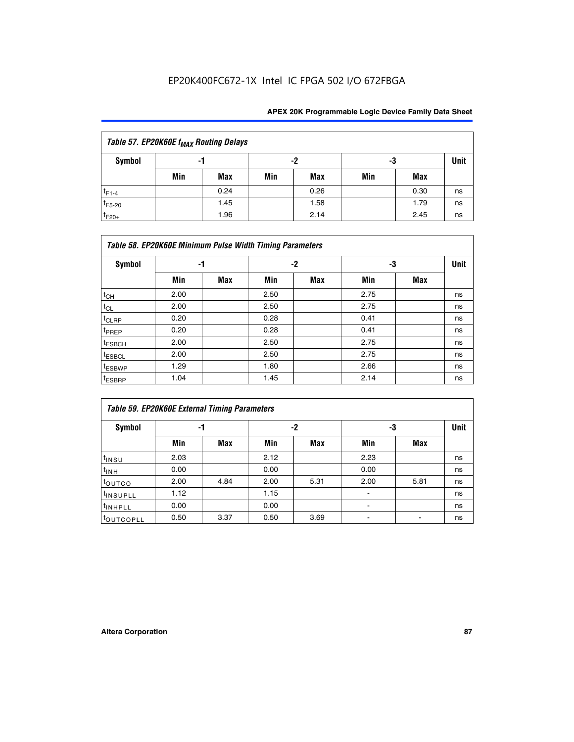EP20K400FC672-1X Intel IC FPGA 502 I/O 672FBGA

| Table 57. EP20K60E $f_{MAX}$ Routing Delays | | | | | | | |
|---|---|---|---|---|---|---|---|
| Symbol | -1 | | -2 | | -3 | | Unit |
| | Min | Max | Min | Max | Min | Max | |
| $t_{F1-4}$ | | 0.24 | | 0.26 | | 0.30 | ns |
| $t_{F5-20}$ | | 1.45 | | 1.58 | | 1.79 | ns |
| $t_{F20+}$ | | 1.96 | | 2.14 | | 2.45 | ns |

| Table 58. EP20K60E Minimum Pulse Width Timing Parameters | | | | | | | |
|---|---|---|---|---|---|---|---|
| Symbol | -1 | | -2 | | -3 | | Unit |
| | Min | Max | Min | Max | Min | Max | |
| $t_{CH}$ | 2.00 | | 2.50 | | 2.75 | | ns |
| $t_{CL}$ | 2.00 | | 2.50 | | 2.75 | | ns |
| $t_{CLRP}$ | 0.20 | | 0.28 | | 0.41 | | ns |
| $t_{PREP}$ | 0.20 | | 0.28 | | 0.41 | | ns |
| $t_{ESBCH}$ | 2.00 | | 2.50 | | 2.75 | | ns |
| $t_{ESBCL}$ | 2.00 | | 2.50 | | 2.75 | | ns |
| $t_{ESBWP}$ | 1.29 | | 1.80 | | 2.66 | | ns |
| $t_{ESBRP}$ | 1.04 | | 1.45 | | 2.14 | | ns |

| Table 59. EP20K60E External Timing Parameters | | | | | | | |
|---|---|---|---|---|---|---|---|
| Symbol | -1 | | -2 | | -3 | | Unit |
| | Min | Max | Min | Max | Min | Max | |
| $t_{INSU}$ | 2.03 | | 2.12 | | 2.23 | | ns |
| $t_{INH}$ | 0.00 | | 0.00 | | 0.00 | | ns |
| $t_{OUTCO}$ | 2.00 | 4.84 | 2.00 | 5.31 | 2.00 | 5.81 | ns |
| $t_{INSUPLL}$ | 1.12 | | 1.15 | | - | | ns |
| $t_{INHPLL}$ | 0.00 | | 0.00 | | - | | ns |
| $t_{OUTCOPLL}$ | 0.50 | 3.37 | 0.50 | 3.69 | - | - | ns |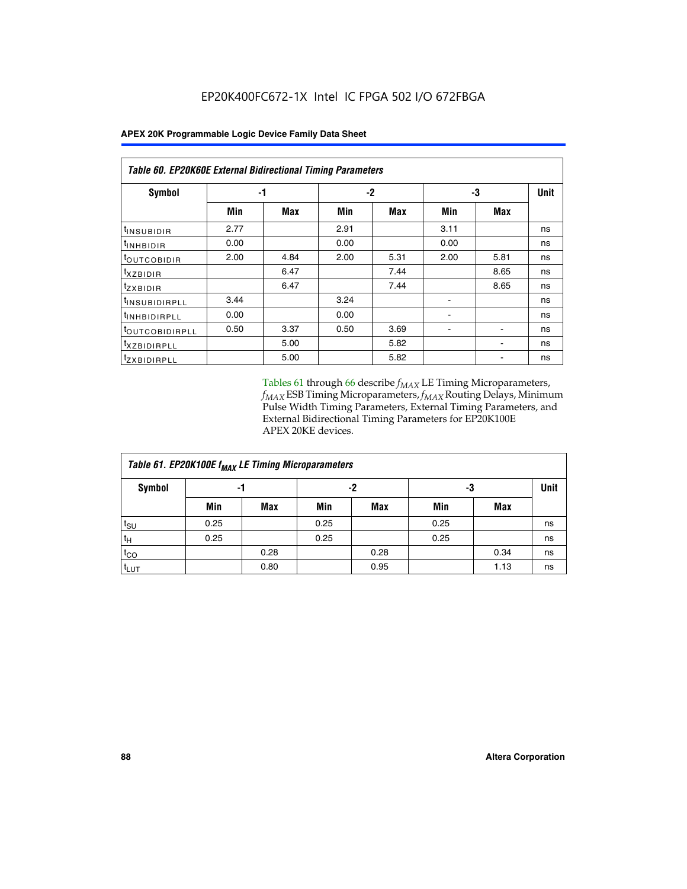EP20K400FC672-1X Intel IC FPGA 502 I/O 672FBGA

| Table 60. EP20K60E External Bidirectional Timing Parameters | | | | | | | |
|---|---|---|---|---|---|---|---|
| Symbol | -1 | | -2 | | -3 | | Unit |
| | Min | Max | Min | Max | Min | Max | |
| $t_{INSUBIDIR}$ | 2.77 | | 2.91 | | 3.11 | | ns |
| $t_{INHBIDIR}$ | 0.00 | | 0.00 | | 0.00 | | ns |
| $t_{OUTCOBIDIR}$ | 2.00 | 4.84 | 2.00 | 5.31 | 2.00 | 5.81 | ns |
| $t_{XZBIDIR}$ | | 6.47 | | 7.44 | | 8.65 | ns |
| $t_{ZXBIDIR}$ | | 6.47 | | 7.44 | | 8.65 | ns |
| $t_{INSUBIDIRPLL}$ | 3.44 | | 3.24 | | - | | ns |
| $t_{INHBIDIRPLL}$ | 0.00 | | 0.00 | | - | | ns |
| $t_{OUTCOBIDIRPLL}$ | 0.50 | 3.37 | 0.50 | 3.69 | - | - | ns |
| $t_{XZBIDIRPLL}$ | | 5.00 | | 5.82 | | - | ns |
| $t_{ZXBIDIRPLL}$ | | 5.00 | | 5.82 | | - | ns |

Tables 61 through 66 describe $f_{MAX}$ LE Timing Microparameters, $f_{MAX}$ ESB Timing Microparameters, $f_{MAX}$ Routing Delays, Minimum Pulse Width Timing Parameters, External Timing Parameters, and External Bidirectional Timing Parameters for EP20K100E APEX 20KE devices.

| Table 61. EP20K100E $f_{MAX}$ LE Timing Microparameters | | | | | | | |
|---|---|---|---|---|---|---|---|
| Symbol | -1 | | -2 | | -3 | | Unit |
| | Min | Max | Min | Max | Min | Max | |
| $t_{SU}$ | 0.25 | | 0.25 | | 0.25 | | ns |
| $t_{H}$ | 0.25 | | 0.25 | | 0.25 | | ns |
| $t_{CO}$ | | 0.28 | | 0.28 | | 0.34 | ns |
| $t_{LUT}$ | | 0.80 | | 0.95 | | 1.13 | ns |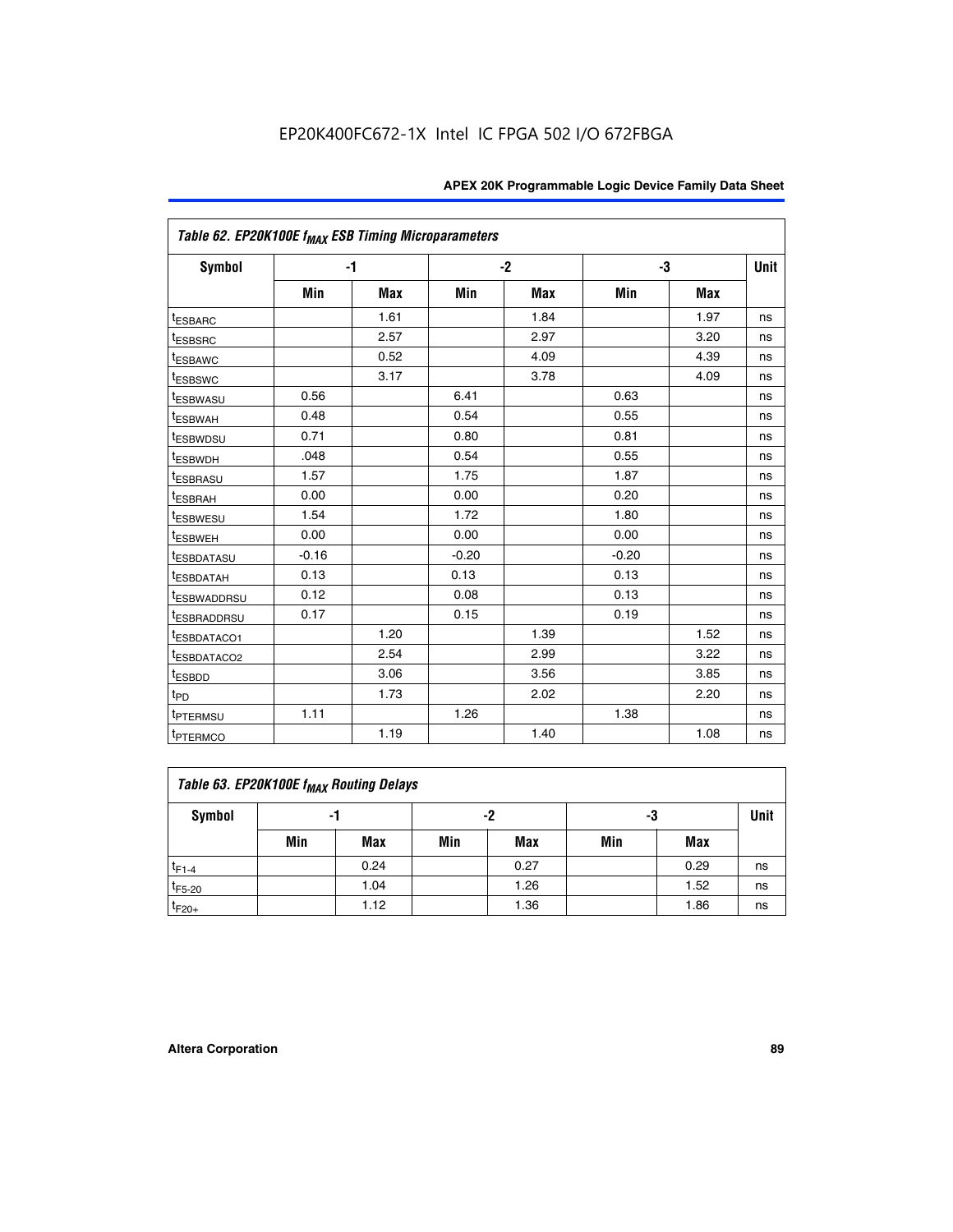EP20K400FC672-1X Intel IC FPGA 502 I/O 672FBGA

| Table 62. EP20K100E $f_{MAX}$ ESB Timing Microparameters | | | | | | | |
|---|---|---|---|---|---|---|---|
| Symbol | -1 | | -2 | | -3 | | Unit |
| | Min | Max | Min | Max | Min | Max | |
| $t_{ESBARC}$ | | 1.61 | | 1.84 | | 1.97 | ns |
| $t_{ESBSRC}$ | | 2.57 | | 2.97 | | 3.20 | ns |
| $t_{ESBAWC}$ | | 0.52 | | 4.09 | | 4.39 | ns |
| $t_{ESBSWC}$ | | 3.17 | | 3.78 | | 4.09 | ns |
| $t_{ESBWASU}$ | 0.56 | | 6.41 | | 0.63 | | ns |
| $t_{ESBWAH}$ | 0.48 | | 0.54 | | 0.55 | | ns |
| $t_{ESBWDSU}$ | 0.71 | | 0.80 | | 0.81 | | ns |
| $t_{ESBWDH}$ | .048 | | 0.54 | | 0.55 | | ns |
| $t_{ESBRASU}$ | 1.57 | | 1.75 | | 1.87 | | ns |
| $t_{ESBRAH}$ | 0.00 | | 0.00 | | 0.20 | | ns |
| $t_{ESBWESU}$ | 1.54 | | 1.72 | | 1.80 | | ns |
| $t_{ESBWEH}$ | 0.00 | | 0.00 | | 0.00 | | ns |
| $t_{ESBDATASU}$ | -0.16 | | -0.20 | | -0.20 | | ns |
| $t_{ESBDATAH}$ | 0.13 | | 0.13 | | 0.13 | | ns |
| $t_{ESBWADDRSU}$ | 0.12 | | 0.08 | | 0.13 | | ns |
| $t_{ESBRADDRSU}$ | 0.17 | | 0.15 | | 0.19 | | ns |
| $t_{ESBDATACO1}$ | | 1.20 | | 1.39 | | 1.52 | ns |
| $t_{ESBDATACO2}$ | | 2.54 | | 2.99 | | 3.22 | ns |
| $t_{ESBDD}$ | | 3.06 | | 3.56 | | 3.85 | ns |
| $t_{PD}$ | | 1.73 | | 2.02 | | 2.20 | ns |
| $t_{PTERMSU}$ | 1.11 | | 1.26 | | 1.38 | | ns |
| $t_{PTERMCO}$ | | 1.19 | | 1.40 | | 1.08 | ns |

| Table 63. EP20K100E $f_{MAX}$ Routing Delays | | | | | | | |
|---|---|---|---|---|---|---|---|
| Symbol | -1 | | -2 | | -3 | | Unit |
| | Min | Max | Min | Max | Min | Max | |
| $t_{F1-4}$ | | 0.24 | | 0.27 | | 0.29 | ns |
| $t_{F5-20}$ | | 1.04 | | 1.26 | | 1.52 | ns |
| $t_{F20+}$ | | 1.12 | | 1.36 | | 1.86 | ns |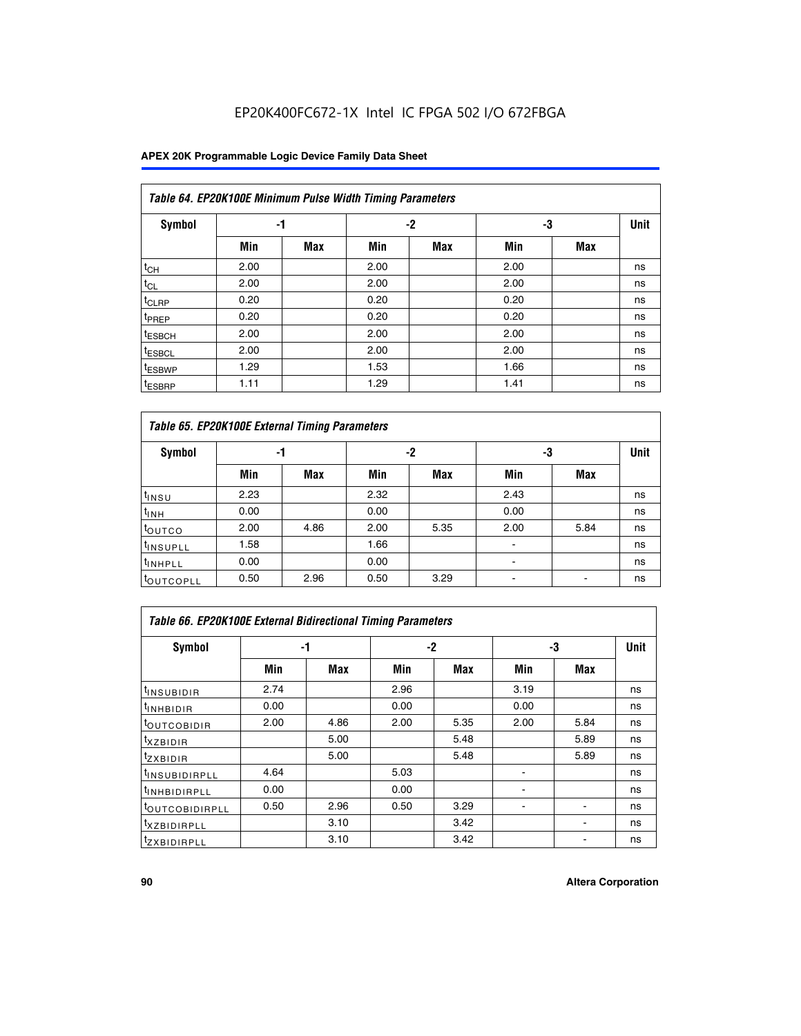EP20K400FC672-1X Intel IC FPGA 502 I/O 672FBGA

| Table 64. EP20K100E Minimum Pulse Width Timing Parameters | | | | | | | |
|---|---|---|---|---|---|---|---|
| Symbol | -1 | | -2 | | -3 | | Unit |
| | Min | Max | Min | Max | Min | Max | |
| $t_{CH}$ | 2.00 | | 2.00 | | 2.00 | | ns |
| $t_{CL}$ | 2.00 | | 2.00 | | 2.00 | | ns |
| $t_{CLRP}$ | 0.20 | | 0.20 | | 0.20 | | ns |
| $t_{PREP}$ | 0.20 | | 0.20 | | 0.20 | | ns |
| $t_{ESBCH}$ | 2.00 | | 2.00 | | 2.00 | | ns |
| $t_{ESBCL}$ | 2.00 | | 2.00 | | 2.00 | | ns |
| $t_{ESBWP}$ | 1.29 | | 1.53 | | 1.66 | | ns |
| $t_{ESBRP}$ | 1.11 | | 1.29 | | 1.41 | | ns |

| Table 65. EP20K100E External Timing Parameters | | | | | | | |
|---|---|---|---|---|---|---|---|
| Symbol | -1 | | -2 | | -3 | | Unit |
| | Min | Max | Min | Max | Min | Max | |
| $t_{INSU}$ | 2.23 | | 2.32 | | 2.43 | | ns |
| $t_{INH}$ | 0.00 | | 0.00 | | 0.00 | | ns |
| $t_{OUTCO}$ | 2.00 | 4.86 | 2.00 | 5.35 | 2.00 | 5.84 | ns |
| $t_{INSUPLL}$ | 1.58 | | 1.66 | | - | | ns |
| $t_{INHPLL}$ | 0.00 | | 0.00 | | - | | ns |
| $t_{OUTCOPLL}$ | 0.50 | 2.96 | 0.50 | 3.29 | - | - | ns |

| Table 66. EP20K100E External Bidirectional Timing Parameters | | | | | | | |
|---|---|---|---|---|---|---|---|
| Symbol | -1 | | -2 | | -3 | | Unit |
| | Min | Max | Min | Max | Min | Max | |
| $t_{INSUBIDIR}$ | 2.74 | | 2.96 | | 3.19 | | ns |
| $t_{INHBIDIR}$ | 0.00 | | 0.00 | | 0.00 | | ns |
| $t_{OUTCOBIDIR}$ | 2.00 | 4.86 | 2.00 | 5.35 | 2.00 | 5.84 | ns |
| $t_{XZBIDIR}$ | | 5.00 | | 5.48 | | 5.89 | ns |
| $t_{ZXBIDIR}$ | | 5.00 | | 5.48 | | 5.89 | ns |
| $t_{INSUBIDIRPLL}$ | 4.64 | | 5.03 | | - | | ns |
| $t_{INHBIDIRPLL}$ | 0.00 | | 0.00 | | - | | ns |
| $t_{OUTCOBIDIRPLL}$ | 0.50 | 2.96 | 0.50 | 3.29 | - | - | ns |
| $t_{XZBIDIRPLL}$ | | 3.10 | | 3.42 | | - | ns |
| $t_{ZXBIDIRPLL}$ | | 3.10 | | 3.42 | | - | ns |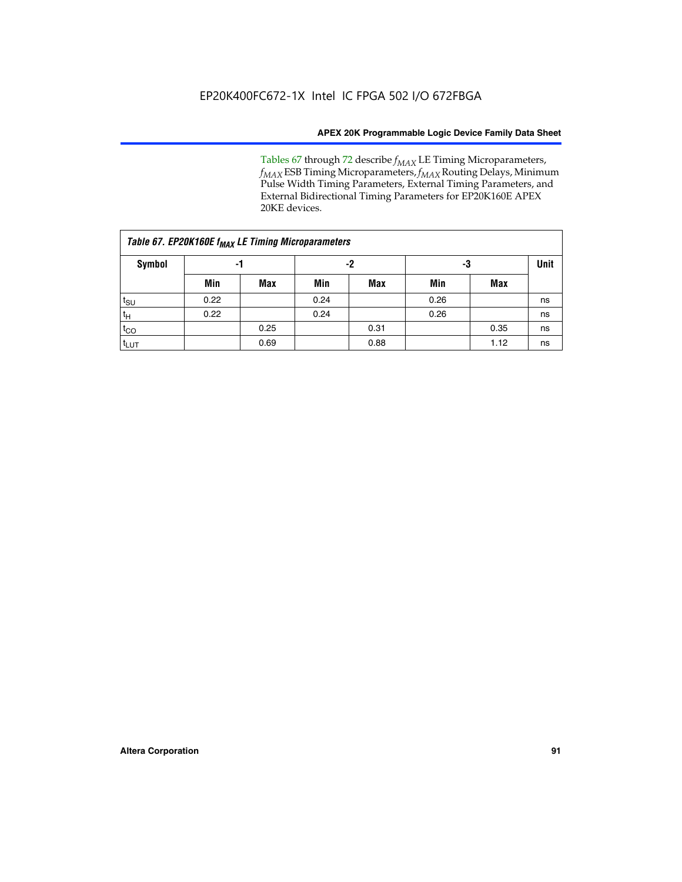Tables 67 through 72 describe $f_{MAX}$ LE Timing Microparameters, $f_{MAX}$ ESB Timing Microparameters, $f_{MAX}$ Routing Delays, Minimum Pulse Width Timing Parameters, External Timing Parameters, and External Bidirectional Timing Parameters for EP20K160E APEX 20KE devices.

| Table 67. EP20K160E $f_{MAX}$ LE Timing Microparameters | | | | | | | |
|---|---|---|---|---|---|---|---|
| **Symbol** | **-1** | | **-2** | | **-3** | | **Unit** |
| | **Min** | **Max** | **Min** | **Max** | **Min** | **Max** | |
| $t_{SU}$ | 0.22 | | 0.24 | | 0.26 | | ns |
| $t_{H}$ | 0.22 | | 0.24 | | 0.26 | | ns |
| $t_{CO}$ | | 0.25 | | 0.31 | | 0.35 | ns |
| $t_{LUT}$ | | 0.69 | | 0.88 | | 1.12 | ns |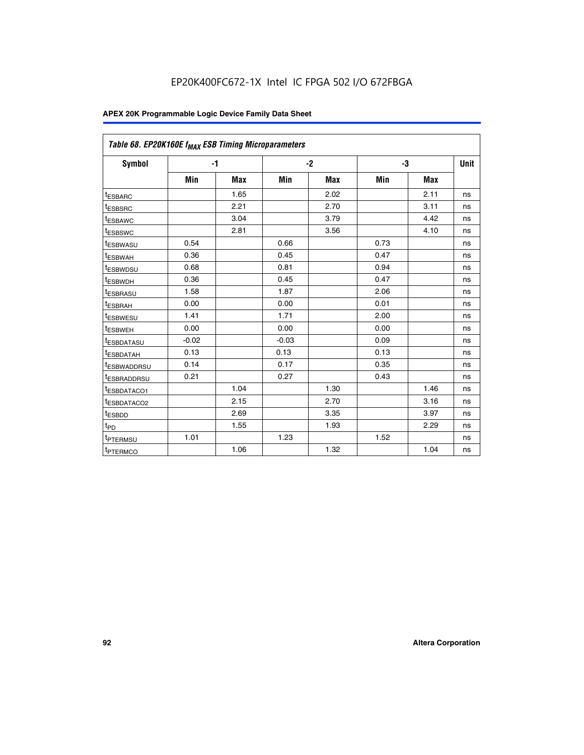EP20K400FC672-1X Intel IC FPGA 502 I/O 672FBGA

| Table 68. EP20K160E $f_{MAX}$ ESB Timing Microparameters | | | | | | | |
|---|---|---|---|---|---|---|---|
| Symbol | -1 | | -2 | | -3 | | Unit |
| | Min | Max | Min | Max | Min | Max | |
| $t_{ESBARC}$ | | 1.65 | | 2.02 | | 2.11 | ns |
| $t_{ESBSRC}$ | | 2.21 | | 2.70 | | 3.11 | ns |
| $t_{ESBAWC}$ | | 3.04 | | 3.79 | | 4.42 | ns |
| $t_{ESBSWC}$ | | 2.81 | | 3.56 | | 4.10 | ns |
| $t_{ESBWASU}$ | 0.54 | | 0.66 | | 0.73 | | ns |
| $t_{ESBWAH}$ | 0.36 | | 0.45 | | 0.47 | | ns |
| $t_{ESBWDSU}$ | 0.68 | | 0.81 | | 0.94 | | ns |
| $t_{ESBWDH}$ | 0.36 | | 0.45 | | 0.47 | | ns |
| $t_{ESBRASU}$ | 1.58 | | 1.87 | | 2.06 | | ns |
| $t_{ESBRAH}$ | 0.00 | | 0.00 | | 0.01 | | ns |
| $t_{ESBWESU}$ | 1.41 | | 1.71 | | 2.00 | | ns |
| $t_{ESBWEH}$ | 0.00 | | 0.00 | | 0.00 | | ns |
| $t_{ESBDATASU}$ | -0.02 | | -0.03 | | 0.09 | | ns |
| $t_{ESBDATAH}$ | 0.13 | | 0.13 | | 0.13 | | ns |
| $t_{ESBWADDRSU}$ | 0.14 | | 0.17 | | 0.35 | | ns |
| $t_{ESBRADDRSU}$ | 0.21 | | 0.27 | | 0.43 | | ns |
| $t_{ESBDATACO1}$ | | 1.04 | | 1.30 | | 1.46 | ns |
| $t_{ESBDATACO2}$ | | 2.15 | | 2.70 | | 3.16 | ns |
| $t_{ESBDD}$ | | 2.69 | | 3.35 | | 3.97 | ns |
| $t_{PD}$ | | 1.55 | | 1.93 | | 2.29 | ns |
| $t_{PTERMSU}$ | 1.01 | | 1.23 | | 1.52 | | ns |
| $t_{PTERMCO}$ | | 1.06 | | 1.32 | | 1.04 | ns |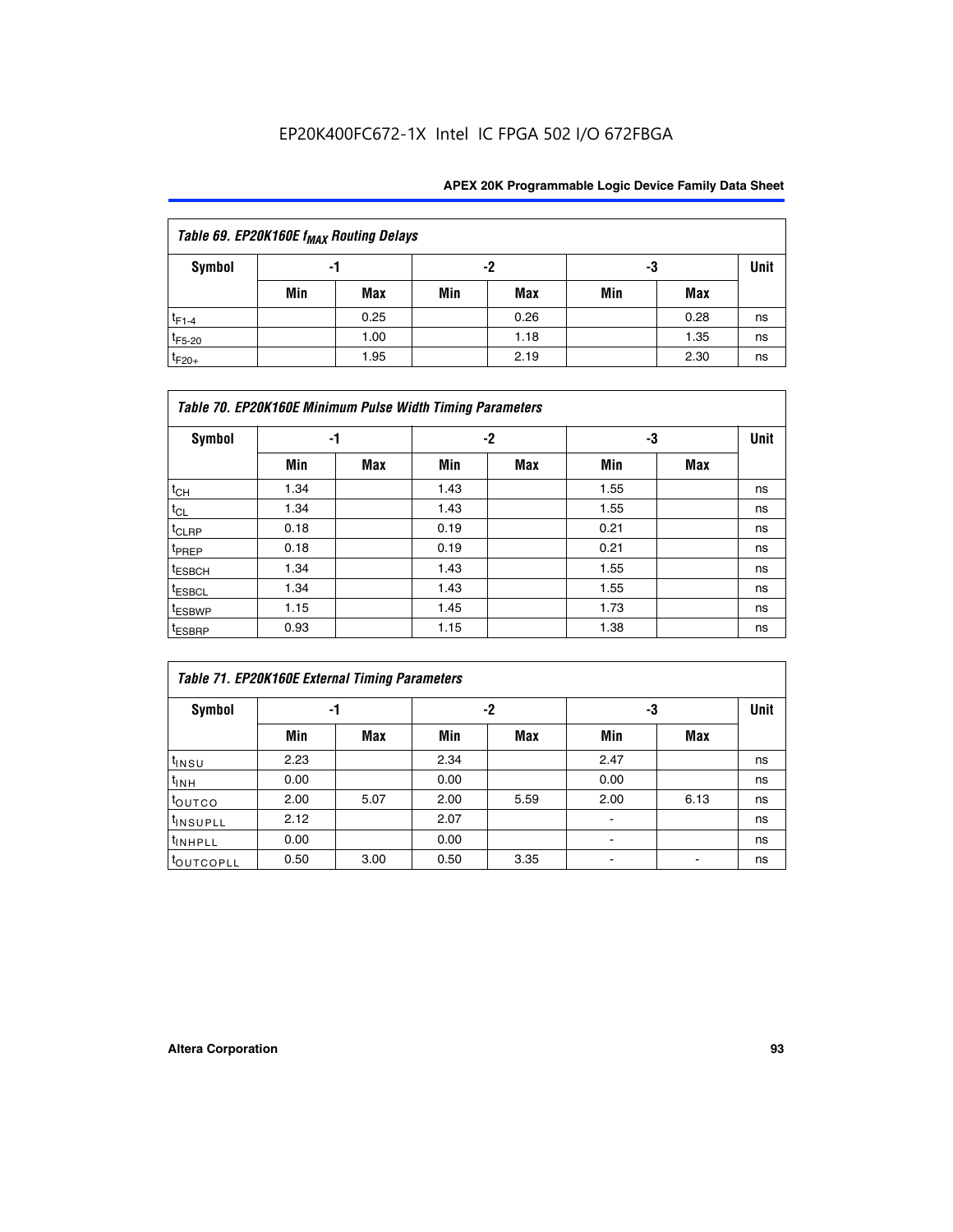| Table 69. EP20K160E $f_{MAX}$ Routing Delays | | | | | | | |
|---|---|---|---|---|---|---|---|
| Symbol | -1 | | -2 | | -3 | | Unit |
| | Min | Max | Min | Max | Min | Max | |
| $t_{F1-4}$ | | 0.25 | | 0.26 | | 0.28 | ns |
| $t_{F5-20}$ | | 1.00 | | 1.18 | | 1.35 | ns |
| $t_{F20+}$ | | 1.95 | | 2.19 | | 2.30 | ns |

| Table 70. EP20K160E Minimum Pulse Width Timing Parameters | | | | | | | |
|---|---|---|---|---|---|---|---|
| Symbol | -1 | | -2 | | -3 | | Unit |
| | Min | Max | Min | Max | Min | Max | |
| $t_{CH}$ | 1.34 | | 1.43 | | 1.55 | | ns |
| $t_{CL}$ | 1.34 | | 1.43 | | 1.55 | | ns |
| $t_{CLRP}$ | 0.18 | | 0.19 | | 0.21 | | ns |
| $t_{PREP}$ | 0.18 | | 0.19 | | 0.21 | | ns |
| $t_{ESBCH}$ | 1.34 | | 1.43 | | 1.55 | | ns |
| $t_{ESBCL}$ | 1.34 | | 1.43 | | 1.55 | | ns |
| $t_{ESBWP}$ | 1.15 | | 1.45 | | 1.73 | | ns |
| $t_{ESBRP}$ | 0.93 | | 1.15 | | 1.38 | | ns |

| Table 71. EP20K160E External Timing Parameters | | | | | | | |
|---|---|---|---|---|---|---|---|
| Symbol | -1 | | -2 | | -3 | | Unit |
| | Min | Max | Min | Max | Min | Max | |
| $t_{INSU}$ | 2.23 | | 2.34 | | 2.47 | | ns |
| $t_{INH}$ | 0.00 | | 0.00 | | 0.00 | | ns |
| $t_{OUTCO}$ | 2.00 | 5.07 | 2.00 | 5.59 | 2.00 | 6.13 | ns |
| $t_{INSUPLL}$ | 2.12 | | 2.07 | | - | | ns |
| $t_{INHPLL}$ | 0.00 | | 0.00 | | - | | ns |
| $t_{OUTCOPLL}$ | 0.50 | 3.00 | 0.50 | 3.35 | - | - | ns |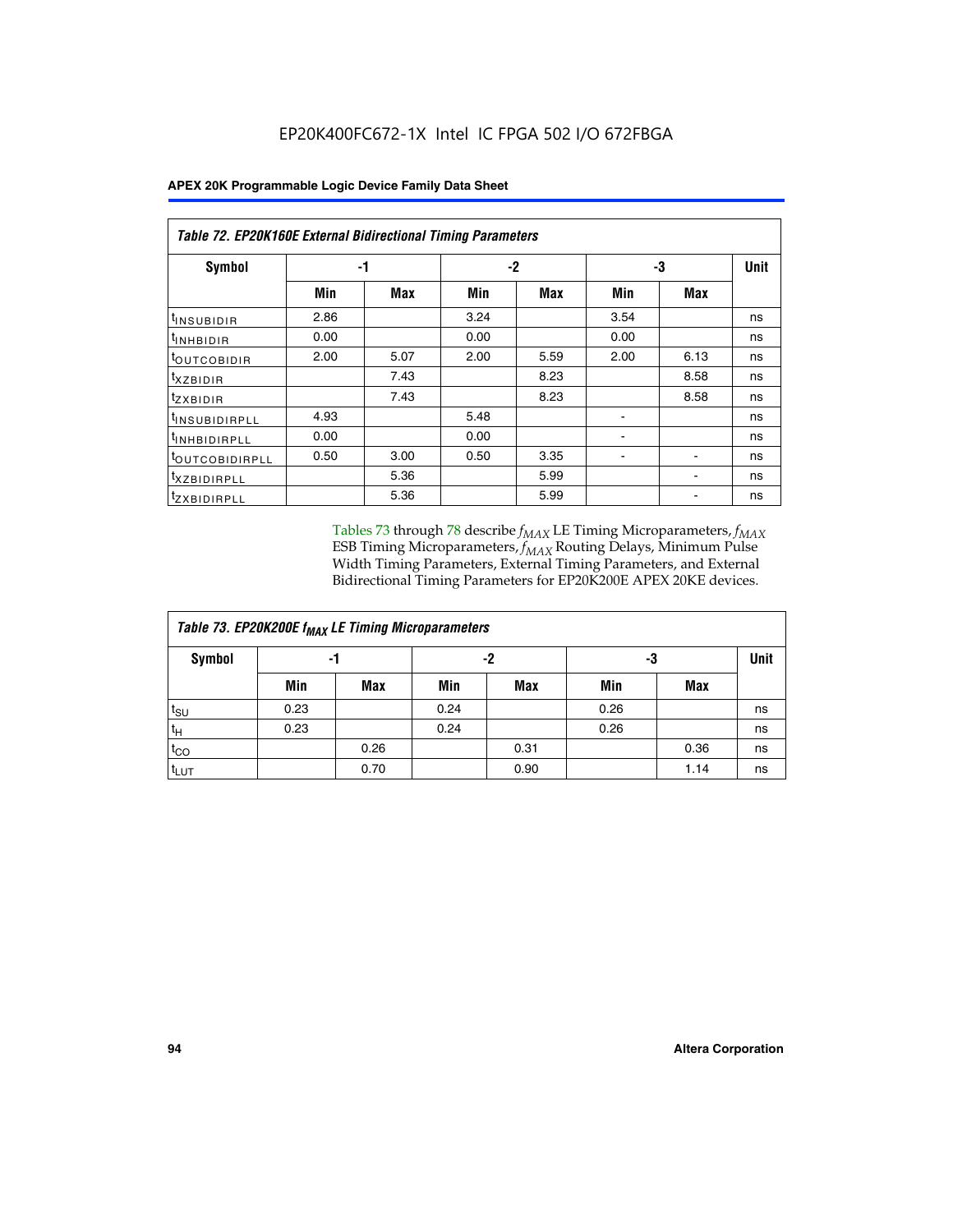EP20K400FC672-1X Intel IC FPGA 502 I/O 672FBGA

| Table 72. EP20K160E External Bidirectional Timing Parameters | | | | | | | |
|---|---|---|---|---|---|---|---|
| Symbol | -1 | | -2 | | -3 | | Unit |
| | Min | Max | Min | Max | Min | Max | |
| $t_{INSUBIDIR}$ | 2.86 | | 3.24 | | 3.54 | | ns |
| $t_{INHBIDIR}$ | 0.00 | | 0.00 | | 0.00 | | ns |
| $t_{OUTCOBIDIR}$ | 2.00 | 5.07 | 2.00 | 5.59 | 2.00 | 6.13 | ns |
| $t_{XZBIDIR}$ | | 7.43 | | 8.23 | | 8.58 | ns |
| $t_{ZXBIDIR}$ | | 7.43 | | 8.23 | | 8.58 | ns |
| $t_{INSUBIDIRPLL}$ | 4.93 | | 5.48 | | - | | ns |
| $t_{INHBIDIRPLL}$ | 0.00 | | 0.00 | | - | | ns |
| $t_{OUTCOBIDIRPLL}$ | 0.50 | 3.00 | 0.50 | 3.35 | - | - | ns |
| $t_{XZBIDIRPLL}$ | | 5.36 | | 5.99 | | - | ns |
| $t_{ZXBIDIRPLL}$ | | 5.36 | | 5.99 | | - | ns |

Tables 73 through 78 describe $f_{MAX}$ LE Timing Microparameters, $f_{MAX}$ ESB Timing Microparameters, $f_{MAX}$ Routing Delays, Minimum Pulse Width Timing Parameters, External Timing Parameters, and External Bidirectional Timing Parameters for EP20K200E APEX 20KE devices.

| Table 73. EP20K200E $f_{MAX}$ LE Timing Microparameters | | | | | | | |
|---|---|---|---|---|---|---|---|
| Symbol | -1 | | -2 | | -3 | | Unit |
| | Min | Max | Min | Max | Min | Max | |
| $t_{SU}$ | 0.23 | | 0.24 | | 0.26 | | ns |
| $t_{H}$ | 0.23 | | 0.24 | | 0.26 | | ns |
| $t_{CO}$ | | 0.26 | | 0.31 | | 0.36 | ns |
| $t_{LUT}$ | | 0.70 | | 0.90 | | 1.14 | ns |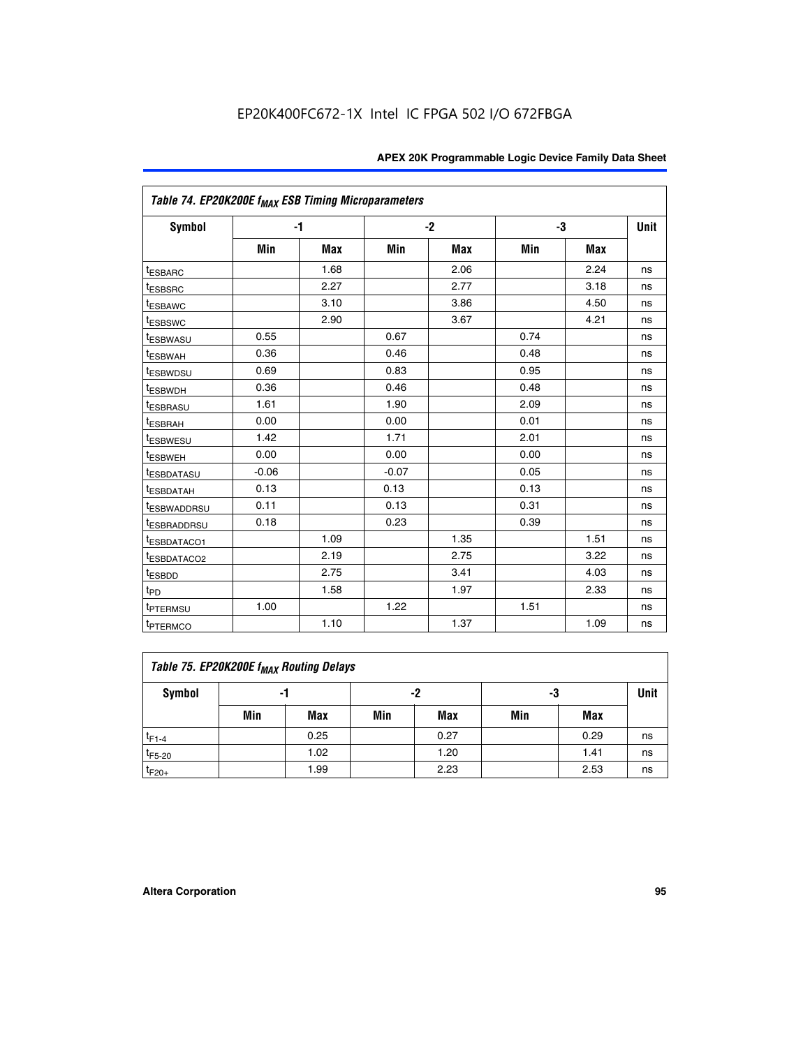EP20K400FC672-1X Intel IC FPGA 502 I/O 672FBGA

| Table 74. EP20K200E $f_{MAX}$ ESB Timing Microparameters | | | | | | | |
|---|---|---|---|---|---|---|---|
| Symbol | -1 | | -2 | | -3 | | Unit |
| | Min | Max | Min | Max | Min | Max | |
| $t_{ESBARC}$ | | 1.68 | | 2.06 | | 2.24 | ns |
| $t_{ESBSRC}$ | | 2.27 | | 2.77 | | 3.18 | ns |
| $t_{ESBAWC}$ | | 3.10 | | 3.86 | | 4.50 | ns |
| $t_{ESBSWC}$ | | 2.90 | | 3.67 | | 4.21 | ns |
| $t_{ESBWASU}$ | 0.55 | | 0.67 | | 0.74 | | ns |
| $t_{ESBWAH}$ | 0.36 | | 0.46 | | 0.48 | | ns |
| $t_{ESBWDSU}$ | 0.69 | | 0.83 | | 0.95 | | ns |
| $t_{ESBWDH}$ | 0.36 | | 0.46 | | 0.48 | | ns |
| $t_{ESBRASU}$ | 1.61 | | 1.90 | | 2.09 | | ns |
| $t_{ESBRAH}$ | 0.00 | | 0.00 | | 0.01 | | ns |
| $t_{ESBWESU}$ | 1.42 | | 1.71 | | 2.01 | | ns |
| $t_{ESBWEH}$ | 0.00 | | 0.00 | | 0.00 | | ns |
| $t_{ESBDATASU}$ | -0.06 | | -0.07 | | 0.05 | | ns |
| $t_{ESBDATAH}$ | 0.13 | | 0.13 | | 0.13 | | ns |
| $t_{ESBWADDRSU}$ | 0.11 | | 0.13 | | 0.31 | | ns |
| $t_{ESBRADDRSU}$ | 0.18 | | 0.23 | | 0.39 | | ns |
| $t_{ESBDATACO1}$ | | 1.09 | | 1.35 | | 1.51 | ns |
| $t_{ESBDATACO2}$ | | 2.19 | | 2.75 | | 3.22 | ns |
| $t_{ESBDD}$ | | 2.75 | | 3.41 | | 4.03 | ns |
| $t_{PD}$ | | 1.58 | | 1.97 | | 2.33 | ns |
| $t_{PTERMSU}$ | 1.00 | | 1.22 | | 1.51 | | ns |
| $t_{PTERMCO}$ | | 1.10 | | 1.37 | | 1.09 | ns |

| Table 75. EP20K200E $f_{MAX}$ Routing Delays | | | | | | | |
|---|---|---|---|---|---|---|---|
| Symbol | -1 | | -2 | | -3 | | Unit |
| | Min | Max | Min | Max | Min | Max | |
| $t_{F1-4}$ | | 0.25 | | 0.27 | | 0.29 | ns |
| $t_{F5-20}$ | | 1.02 | | 1.20 | | 1.41 | ns |
| $t_{F20+}$ | | 1.99 | | 2.23 | | 2.53 | ns |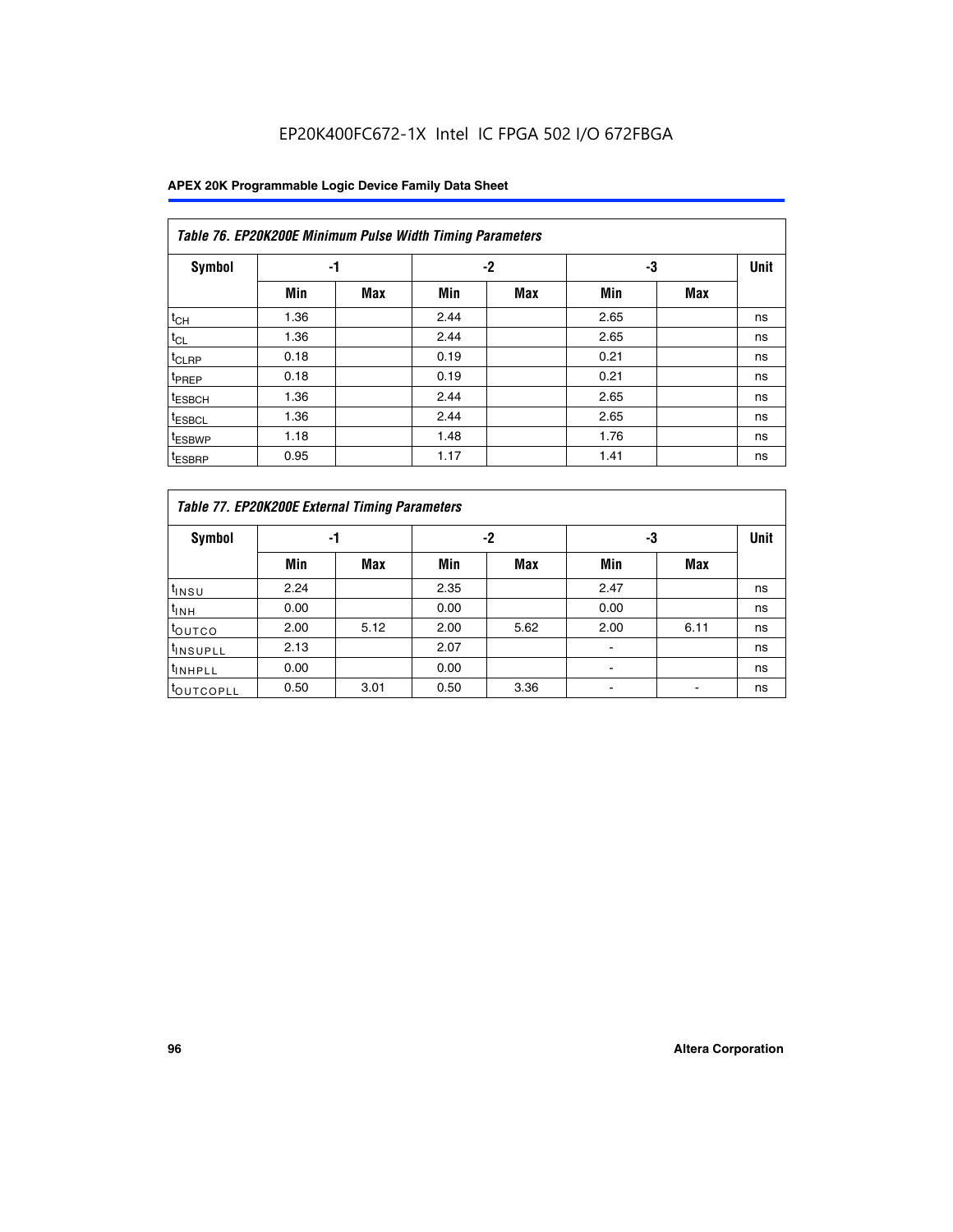Table 76. EP20K200E Minimum Pulse Width Timing Parameters

| Symbol | -1 | | -2 | | -3 | | Unit |
|---|---|---|---|---|---|---|---|
| | Min | Max | Min | Max | Min | Max | |
| $t_{CH}$ | 1.36 | | 2.44 | | 2.65 | | ns |
| $t_{CL}$ | 1.36 | | 2.44 | | 2.65 | | ns |
| $t_{CLRP}$ | 0.18 | | 0.19 | | 0.21 | | ns |
| $t_{PREP}$ | 0.18 | | 0.19 | | 0.21 | | ns |
| $t_{ESBCH}$ | 1.36 | | 2.44 | | 2.65 | | ns |
| $t_{ESBCL}$ | 1.36 | | 2.44 | | 2.65 | | ns |
| $t_{ESBWP}$ | 1.18 | | 1.48 | | 1.76 | | ns |
| $t_{ESBRP}$ | 0.95 | | 1.17 | | 1.41 | | ns |

Table 77. EP20K200E External Timing Parameters

| Symbol | -1 | | -2 | | -3 | | Unit |
|---|---|---|---|---|---|---|---|
| | Min | Max | Min | Max | Min | Max | |
| $t_{INSU}$ | 2.24 | | 2.35 | | 2.47 | | ns |
| $t_{INH}$ | 0.00 | | 0.00 | | 0.00 | | ns |
| $t_{OUTCO}$ | 2.00 | 5.12 | 2.00 | 5.62 | 2.00 | 6.11 | ns |
| $t_{INSUPLL}$ | 2.13 | | 2.07 | | - | | ns |
| $t_{INHPLL}$ | 0.00 | | 0.00 | | - | | ns |
| $t_{OUTCOPLL}$ | 0.50 | 3.01 | 0.50 | 3.36 | - | - | ns |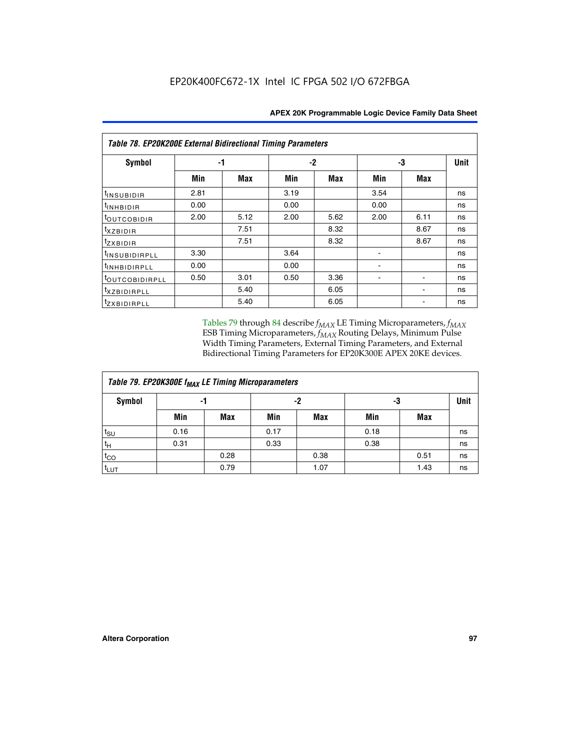**Table 78. EP20K200E External Bidirectional Timing Parameters**

| Symbol | -1 | | -2 | | -3 | | Unit |
|---|---|---|---|---|---|---|---|
| | Min | Max | Min | Max | Min | Max | |
| $t_{INSUBIDIR}$ | 2.81 | | 3.19 | | 3.54 | | ns |
| $t_{INHBIDIR}$ | 0.00 | | 0.00 | | 0.00 | | ns |
| $t_{OUTCOBIDIR}$ | 2.00 | 5.12 | 2.00 | 5.62 | 2.00 | 6.11 | ns |
| $t_{XZBIDIR}$ | | 7.51 | | 8.32 | | 8.67 | ns |
| $t_{ZXBIDIR}$ | | 7.51 | | 8.32 | | 8.67 | ns |
| $t_{INSUBIDIRPLL}$ | 3.30 | | 3.64 | | - | | ns |
| $t_{INHBIDIRPLL}$ | 0.00 | | 0.00 | | - | | ns |
| $t_{OUTCOBIDIRPLL}$ | 0.50 | 3.01 | 0.50 | 3.36 | - | - | ns |
| $t_{XZBIDIRPLL}$ | | 5.40 | | 6.05 | | - | ns |
| $t_{ZXBIDIRPLL}$ | | 5.40 | | 6.05 | | - | ns |

Tables 79 through 84 describe $f_{MAX}$ LE Timing Microparameters, $f_{MAX}$ ESB Timing Microparameters, $f_{MAX}$ Routing Delays, Minimum Pulse Width Timing Parameters, External Timing Parameters, and External Bidirectional Timing Parameters for EP20K300E APEX 20KE devices.

**Table 79. EP20K300E $f_{MAX}$ LE Timing Microparameters**

| Symbol | -1 | | -2 | | -3 | | Unit |
|---|---|---|---|---|---|---|---|
| | Min | Max | Min | Max | Min | Max | |
| $t_{SU}$ | 0.16 | | 0.17 | | 0.18 | | ns |
| $t_H$ | 0.31 | | 0.33 | | 0.38 | | ns |
| $t_{CO}$ | | 0.28 | | 0.38 | | 0.51 | ns |
| $t_{LUT}$ | | 0.79 | | 1.07 | | 1.43 | ns |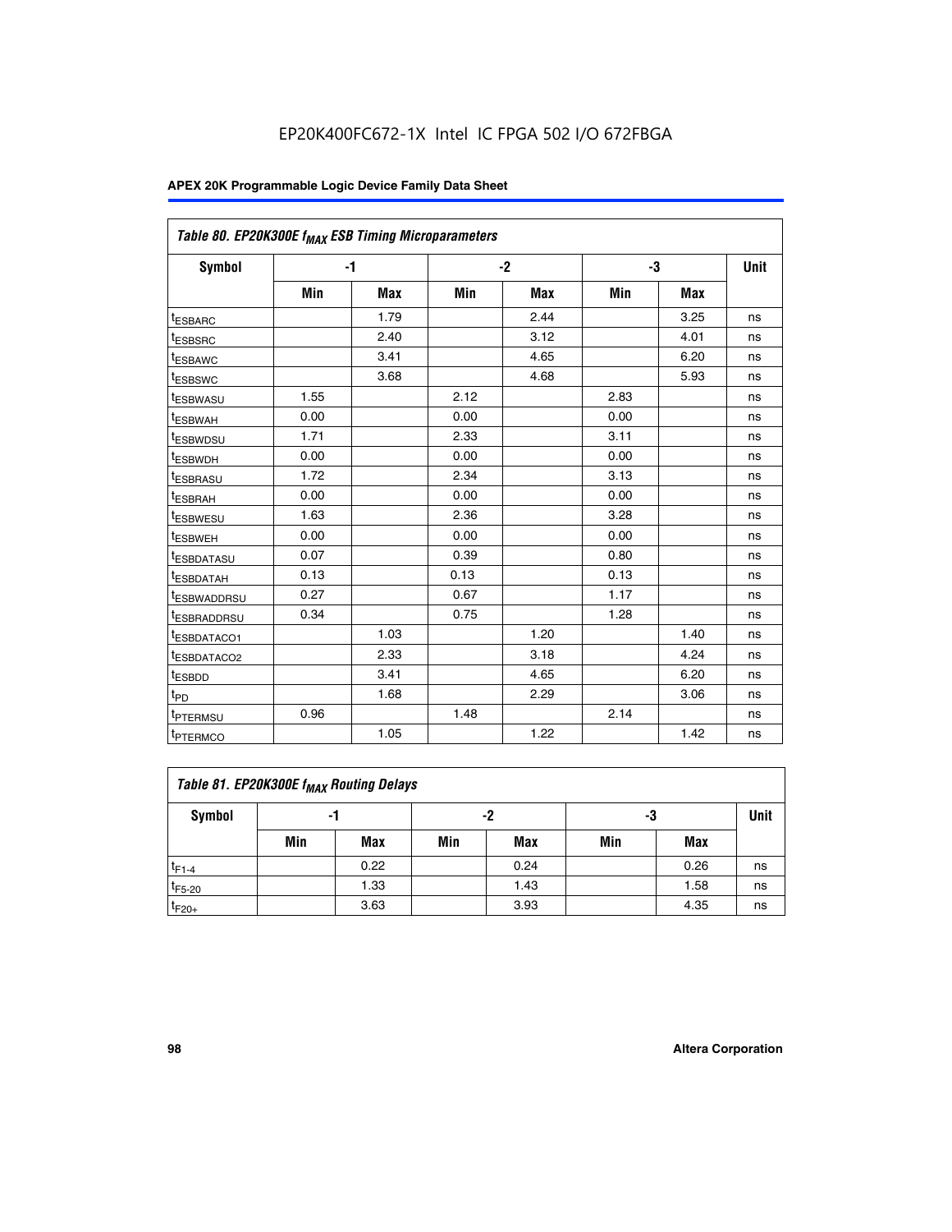EP20K400FC672-1X Intel IC FPGA 502 I/O 672FBGA

| Table 80. EP20K300E $f_{MAX}$ ESB Timing Microparameters | | | | | | | |
|---|---|---|---|---|---|---|---|
| Symbol | -1 | | -2 | | -3 | | Unit |
| | Min | Max | Min | Max | Min | Max | |
| $t_{ESBARC}$ | | 1.79 | | 2.44 | | 3.25 | ns |
| $t_{ESBSRC}$ | | 2.40 | | 3.12 | | 4.01 | ns |
| $t_{ESBAWC}$ | | 3.41 | | 4.65 | | 6.20 | ns |
| $t_{ESBSWC}$ | | 3.68 | | 4.68 | | 5.93 | ns |
| $t_{ESBWASU}$ | 1.55 | | 2.12 | | 2.83 | | ns |
| $t_{ESBWAH}$ | 0.00 | | 0.00 | | 0.00 | | ns |
| $t_{ESBWDSU}$ | 1.71 | | 2.33 | | 3.11 | | ns |
| $t_{ESBWDH}$ | 0.00 | | 0.00 | | 0.00 | | ns |
| $t_{ESBRASU}$ | 1.72 | | 2.34 | | 3.13 | | ns |
| $t_{ESBRAH}$ | 0.00 | | 0.00 | | 0.00 | | ns |
| $t_{ESBWESU}$ | 1.63 | | 2.36 | | 3.28 | | ns |
| $t_{ESBWEH}$ | 0.00 | | 0.00 | | 0.00 | | ns |
| $t_{ESBDATASU}$ | 0.07 | | 0.39 | | 0.80 | | ns |
| $t_{ESBDATAH}$ | 0.13 | | 0.13 | | 0.13 | | ns |
| $t_{ESBWADDRSU}$ | 0.27 | | 0.67 | | 1.17 | | ns |
| $t_{ESBRADDRSU}$ | 0.34 | | 0.75 | | 1.28 | | ns |
| $t_{ESBDATACO1}$ | | 1.03 | | 1.20 | | 1.40 | ns |
| $t_{ESBDATACO2}$ | | 2.33 | | 3.18 | | 4.24 | ns |
| $t_{ESBDD}$ | | 3.41 | | 4.65 | | 6.20 | ns |
| $t_{PD}$ | | 1.68 | | 2.29 | | 3.06 | ns |
| $t_{PTERMSU}$ | 0.96 | | 1.48 | | 2.14 | | ns |
| $t_{PTERMCO}$ | | 1.05 | | 1.22 | | 1.42 | ns |

| Table 81. EP20K300E $f_{MAX}$ Routing Delays | | | | | | | |
|---|---|---|---|---|---|---|---|
| Symbol | -1 | | -2 | | -3 | | Unit |
| | Min | Max | Min | Max | Min | Max | |
| $t_{F1-4}$ | | 0.22 | | 0.24 | | 0.26 | ns |
| $t_{F5-20}$ | | 1.33 | | 1.43 | | 1.58 | ns |
| $t_{F20+}$ | | 3.63 | | 3.93 | | 4.35 | ns |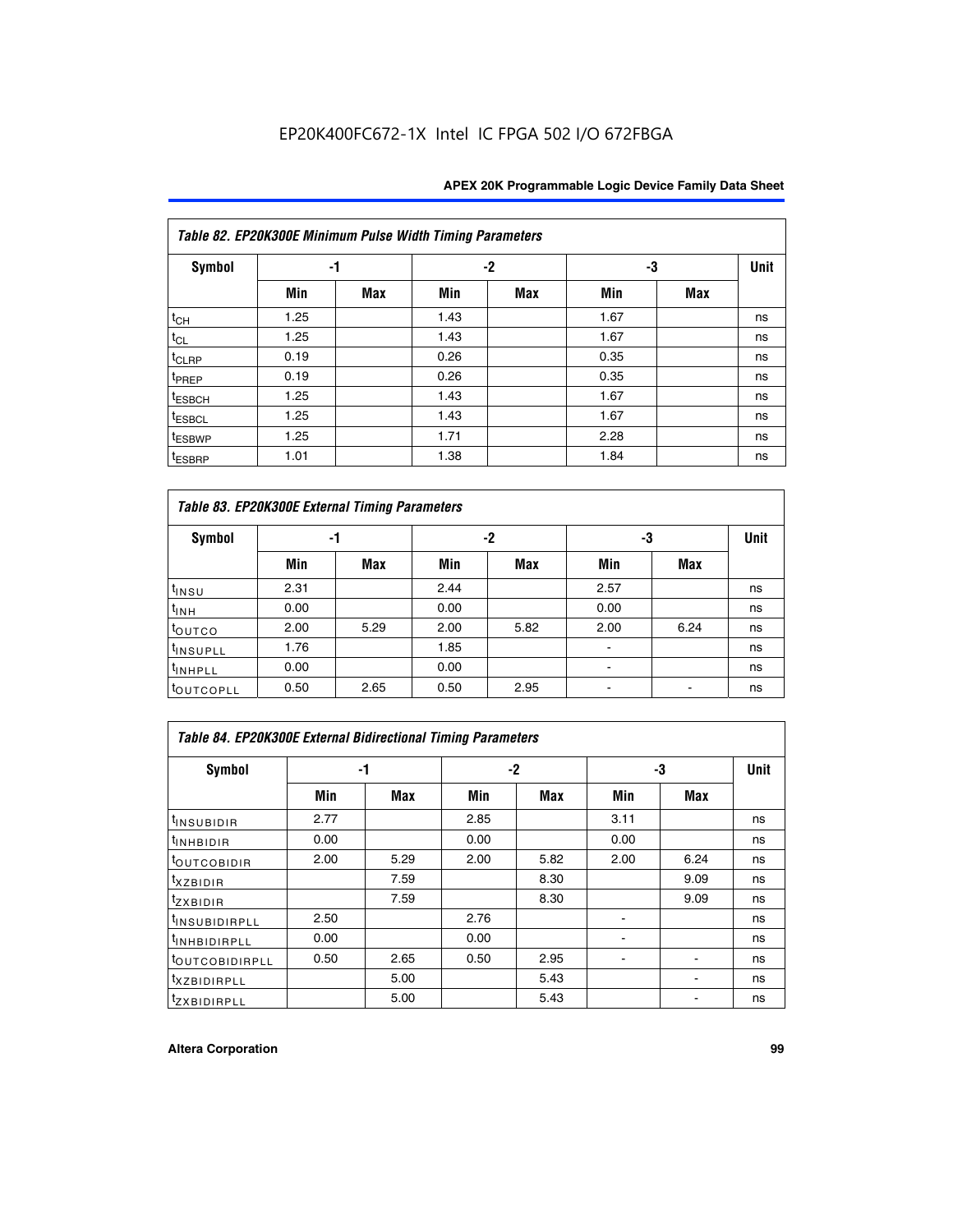EP20K400FC672-1X Intel IC FPGA 502 I/O 672FBGA

| Table 82. EP20K300E Minimum Pulse Width Timing Parameters | | | | | | | |
|---|---|---|---|---|---|---|---|
| Symbol | -1 | | -2 | | -3 | | Unit |
| | Min | Max | Min | Max | Min | Max | |
| $t_{CH}$ | 1.25 | | 1.43 | | 1.67 | | ns |
| $t_{CL}$ | 1.25 | | 1.43 | | 1.67 | | ns |
| $t_{CLRP}$ | 0.19 | | 0.26 | | 0.35 | | ns |
| $t_{PREP}$ | 0.19 | | 0.26 | | 0.35 | | ns |
| $t_{ESBCH}$ | 1.25 | | 1.43 | | 1.67 | | ns |
| $t_{ESBCL}$ | 1.25 | | 1.43 | | 1.67 | | ns |
| $t_{ESBWP}$ | 1.25 | | 1.71 | | 2.28 | | ns |
| $t_{ESBRP}$ | 1.01 | | 1.38 | | 1.84 | | ns |

| Table 83. EP20K300E External Timing Parameters | | | | | | | |
|---|---|---|---|---|---|---|---|
| Symbol | -1 | | -2 | | -3 | | Unit |
| | Min | Max | Min | Max | Min | Max | |
| $t_{INSU}$ | 2.31 | | 2.44 | | 2.57 | | ns |
| $t_{INH}$ | 0.00 | | 0.00 | | 0.00 | | ns |
| $t_{OUTCO}$ | 2.00 | 5.29 | 2.00 | 5.82 | 2.00 | 6.24 | ns |
| $t_{INSUPLL}$ | 1.76 | | 1.85 | | - | | ns |
| $t_{INHPLL}$ | 0.00 | | 0.00 | | - | | ns |
| $t_{OUTCOPLL}$ | 0.50 | 2.65 | 0.50 | 2.95 | - | - | ns |

| Table 84. EP20K300E External Bidirectional Timing Parameters | | | | | | | |
|---|---|---|---|---|---|---|---|
| Symbol | -1 | | -2 | | -3 | | Unit |
| | Min | Max | Min | Max | Min | Max | |
| $t_{INSUBIDIR}$ | 2.77 | | 2.85 | | 3.11 | | ns |
| $t_{INHBIDIR}$ | 0.00 | | 0.00 | | 0.00 | | ns |
| $t_{OUTCOBIDIR}$ | 2.00 | 5.29 | 2.00 | 5.82 | 2.00 | 6.24 | ns |
| $t_{XZBIDIR}$ | | 7.59 | | 8.30 | | 9.09 | ns |
| $t_{ZXBIDIR}$ | | 7.59 | | 8.30 | | 9.09 | ns |
| $t_{INSUBIDIRPLL}$ | 2.50 | | 2.76 | | - | | ns |
| $t_{INHBIDIRPLL}$ | 0.00 | | 0.00 | | - | | ns |
| $t_{OUTCOBIDIRPLL}$ | 0.50 | 2.65 | 0.50 | 2.95 | - | - | ns |
| $t_{XZBIDIRPLL}$ | | 5.00 | | 5.43 | | - | ns |
| $t_{ZXBIDIRPLL}$ | | 5.00 | | 5.43 | | - | ns |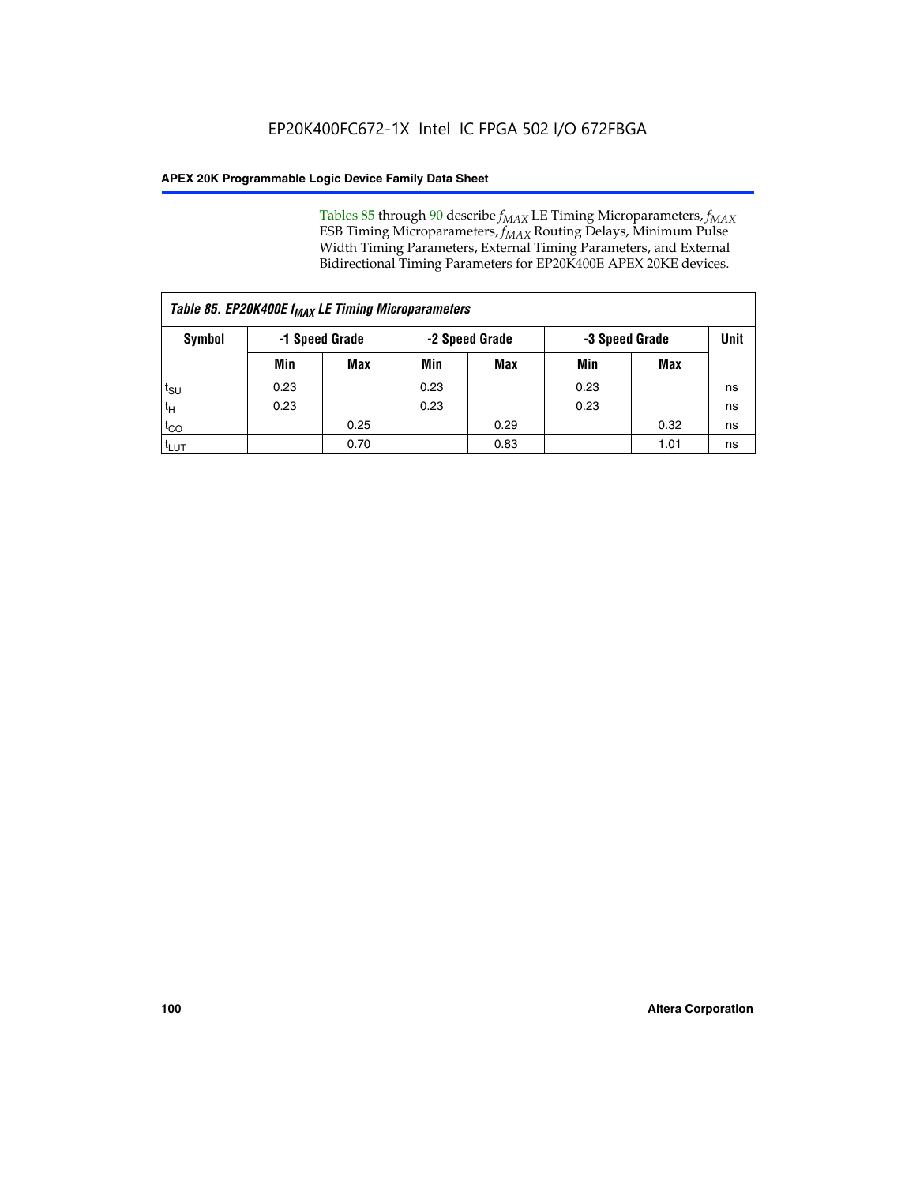Tables 85 through 90 describe $f_{MAX}$ LE Timing Microparameters, $f_{MAX}$ ESB Timing Microparameters, $f_{MAX}$ Routing Delays, Minimum Pulse Width Timing Parameters, External Timing Parameters, and External Bidirectional Timing Parameters for EP20K400E APEX 20KE devices.

| *Table 85. EP20K400E $f_{MAX}$ LE Timing Microparameters* | | | | | | | |
|---|---|---|---|---|---|---|---|
| **Symbol** | **-1 Speed Grade** | | **-2 Speed Grade** | | **-3 Speed Grade** | | **Unit** |
| | **Min** | **Max** | **Min** | **Max** | **Min** | **Max** | |
| $t_{SU}$ | 0.23 | | 0.23 | | 0.23 | | ns |
| $t_H$ | 0.23 | | 0.23 | | 0.23 | | ns |
| $t_{CO}$ | | 0.25 | | 0.29 | | 0.32 | ns |
| $t_{LUT}$ | | 0.70 | | 0.83 | | 1.01 | ns |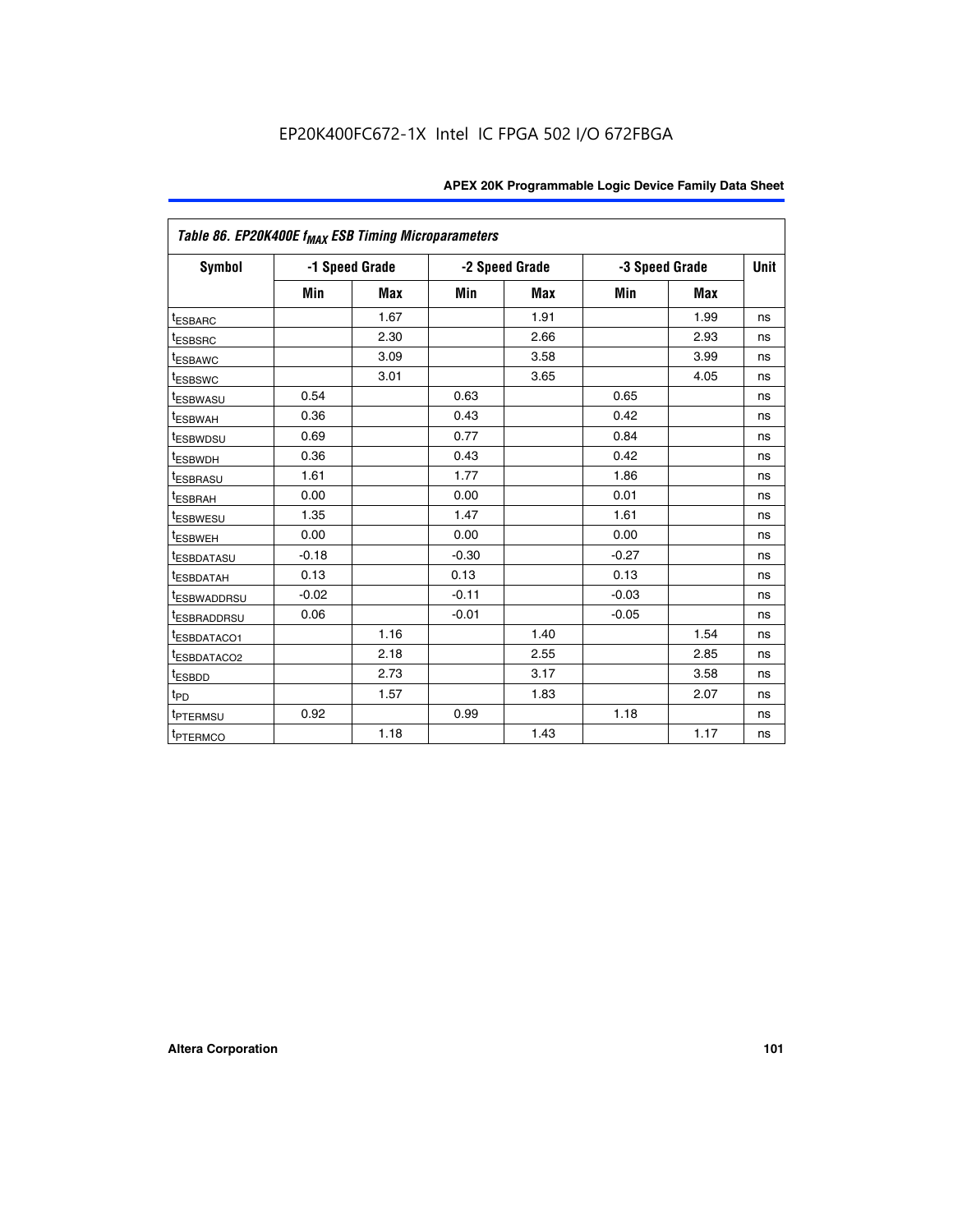EP20K400FC672-1X Intel IC FPGA 502 I/O 672FBGA

| Table 86. EP20K400E $f_{MAX}$ ESB Timing Microparameters | | | | | | | |
|---|---|---|---|---|---|---|---|
| Symbol | -1 Speed Grade | | -2 Speed Grade | | -3 Speed Grade | | Unit |
| | Min | Max | Min | Max | Min | Max | |
| $t_{ESBARC}$ | | 1.67 | | 1.91 | | 1.99 | ns |
| $t_{ESBSRC}$ | | 2.30 | | 2.66 | | 2.93 | ns |
| $t_{ESBAWC}$ | | 3.09 | | 3.58 | | 3.99 | ns |
| $t_{ESBSWC}$ | | 3.01 | | 3.65 | | 4.05 | ns |
| $t_{ESBWASU}$ | 0.54 | | 0.63 | | 0.65 | | ns |
| $t_{ESBWAH}$ | 0.36 | | 0.43 | | 0.42 | | ns |
| $t_{ESBWDSU}$ | 0.69 | | 0.77 | | 0.84 | | ns |
| $t_{ESBWDH}$ | 0.36 | | 0.43 | | 0.42 | | ns |
| $t_{ESBRASU}$ | 1.61 | | 1.77 | | 1.86 | | ns |
| $t_{ESBRAH}$ | 0.00 | | 0.00 | | 0.01 | | ns |
| $t_{ESBWESU}$ | 1.35 | | 1.47 | | 1.61 | | ns |
| $t_{ESBWEH}$ | 0.00 | | 0.00 | | 0.00 | | ns |
| $t_{ESBDATASU}$ | -0.18 | | -0.30 | | -0.27 | | ns |
| $t_{ESBDATAH}$ | 0.13 | | 0.13 | | 0.13 | | ns |
| $t_{ESBWADDRSU}$ | -0.02 | | -0.11 | | -0.03 | | ns |
| $t_{ESBRADDRSU}$ | 0.06 | | -0.01 | | -0.05 | | ns |
| $t_{ESBDATACO1}$ | | 1.16 | | 1.40 | | 1.54 | ns |
| $t_{ESBDATACO2}$ | | 2.18 | | 2.55 | | 2.85 | ns |
| $t_{ESBDD}$ | | 2.73 | | 3.17 | | 3.58 | ns |
| $t_{PD}$ | | 1.57 | | 1.83 | | 2.07 | ns |
| $t_{PTERMSU}$ | 0.92 | | 0.99 | | 1.18 | | ns |
| $t_{PTERMCO}$ | | 1.18 | | 1.43 | | 1.17 | ns |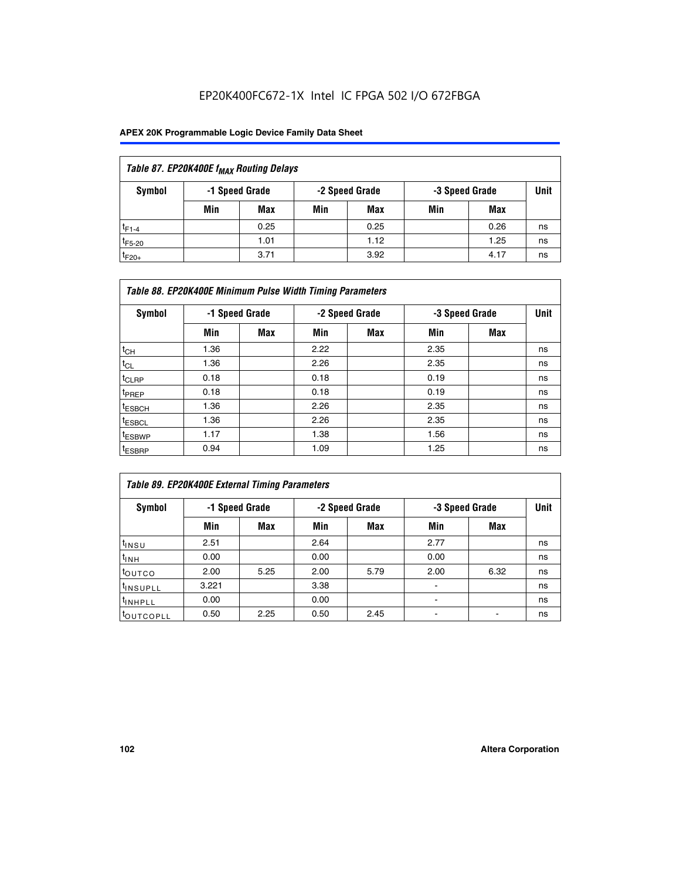EP20K400FC672-1X Intel IC FPGA 502 I/O 672FBGA

| Table 87. EP20K400E $f_{MAX}$ Routing Delays | | | | | | | |
|---|---|---|---|---|---|---|---|
| Symbol | -1 Speed Grade | | -2 Speed Grade | | -3 Speed Grade | | Unit |
| | Min | Max | Min | Max | Min | Max | |
| $t_{F1-4}$ | | 0.25 | | 0.25 | | 0.26 | ns |
| $t_{F5-20}$ | | 1.01 | | 1.12 | | 1.25 | ns |
| $t_{F20+}$ | | 3.71 | | 3.92 | | 4.17 | ns |

| Table 88. EP20K400E Minimum Pulse Width Timing Parameters | | | | | | | |
|---|---|---|---|---|---|---|---|
| Symbol | -1 Speed Grade | | -2 Speed Grade | | -3 Speed Grade | | Unit |
| | Min | Max | Min | Max | Min | Max | |
| $t_{CH}$ | 1.36 | | 2.22 | | 2.35 | | ns |
| $t_{CL}$ | 1.36 | | 2.26 | | 2.35 | | ns |
| $t_{CLRP}$ | 0.18 | | 0.18 | | 0.19 | | ns |
| $t_{PREP}$ | 0.18 | | 0.18 | | 0.19 | | ns |
| $t_{ESBCH}$ | 1.36 | | 2.26 | | 2.35 | | ns |
| $t_{ESBCL}$ | 1.36 | | 2.26 | | 2.35 | | ns |
| $t_{ESBWP}$ | 1.17 | | 1.38 | | 1.56 | | ns |
| $t_{ESBRP}$ | 0.94 | | 1.09 | | 1.25 | | ns |

| Table 89. EP20K400E External Timing Parameters | | | | | | | |
|---|---|---|---|---|---|---|---|
| Symbol | -1 Speed Grade | | -2 Speed Grade | | -3 Speed Grade | | Unit |
| | Min | Max | Min | Max | Min | Max | |
| $t_{INSU}$ | 2.51 | | 2.64 | | 2.77 | | ns |
| $t_{INH}$ | 0.00 | | 0.00 | | 0.00 | | ns |
| $t_{OUTCO}$ | 2.00 | 5.25 | 2.00 | 5.79 | 2.00 | 6.32 | ns |
| $t_{INSUPLL}$ | 3.221 | | 3.38 | | - | | ns |
| $t_{INHPLL}$ | 0.00 | | 0.00 | | - | | ns |
| $t_{OUTCOPLL}$ | 0.50 | 2.25 | 0.50 | 2.45 | - | - | ns |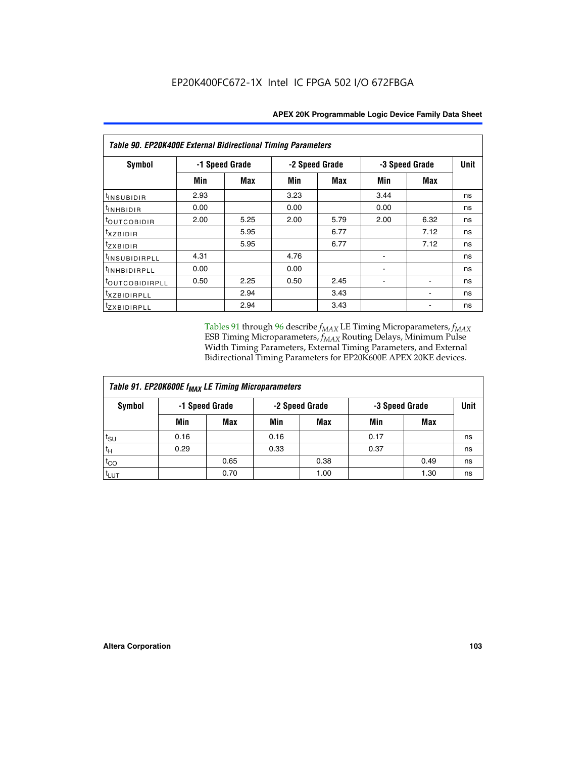EP20K400FC672-1X Intel IC FPGA 502 I/O 672FBGA

**Table 90. EP20K400E External Bidirectional Timing Parameters**

| Symbol | -1 Speed Grade | | -2 Speed Grade | | -3 Speed Grade | | Unit |
|---|---|---|---|---|---|---|---|
| | Min | Max | Min | Max | Min | Max | |
| $t_{INSUBIDIR}$ | 2.93 | | 3.23 | | 3.44 | | ns |
| $t_{INHBIDIR}$ | 0.00 | | 0.00 | | 0.00 | | ns |
| $t_{OUTCOBIDIR}$ | 2.00 | 5.25 | 2.00 | 5.79 | 2.00 | 6.32 | ns |
| $t_{XZBIDIR}$ | | 5.95 | | 6.77 | | 7.12 | ns |
| $t_{ZXBIDIR}$ | | 5.95 | | 6.77 | | 7.12 | ns |
| $t_{INSUBIDIRPLL}$ | 4.31 | | 4.76 | | - | | ns |
| $t_{INHBIDIRPLL}$ | 0.00 | | 0.00 | | - | | ns |
| $t_{OUTCOBIDIRPLL}$ | 0.50 | 2.25 | 0.50 | 2.45 | - | - | ns |
| $t_{XZBIDIRPLL}$ | | 2.94 | | 3.43 | | - | ns |
| $t_{ZXBIDIRPLL}$ | | 2.94 | | 3.43 | | - | ns |

Tables 91 through 96 describe $f_{MAX}$ LE Timing Microparameters, $f_{MAX}$ ESB Timing Microparameters, $f_{MAX}$ Routing Delays, Minimum Pulse Width Timing Parameters, External Timing Parameters, and External Bidirectional Timing Parameters for EP20K600E APEX 20KE devices.

**Table 91. EP20K600E $f_{MAX}$ LE Timing Microparameters**

| Symbol | -1 Speed Grade | | -2 Speed Grade | | -3 Speed Grade | | Unit |
|---|---|---|---|---|---|---|---|
| | Min | Max | Min | Max | Min | Max | |
| $t_{SU}$ | 0.16 | | 0.16 | | 0.17 | | ns |
| $t_H$ | 0.29 | | 0.33 | | 0.37 | | ns |
| $t_{CO}$ | | 0.65 | | 0.38 | | 0.49 | ns |
| $t_{LUT}$ | | 0.70 | | 1.00 | | 1.30 | ns |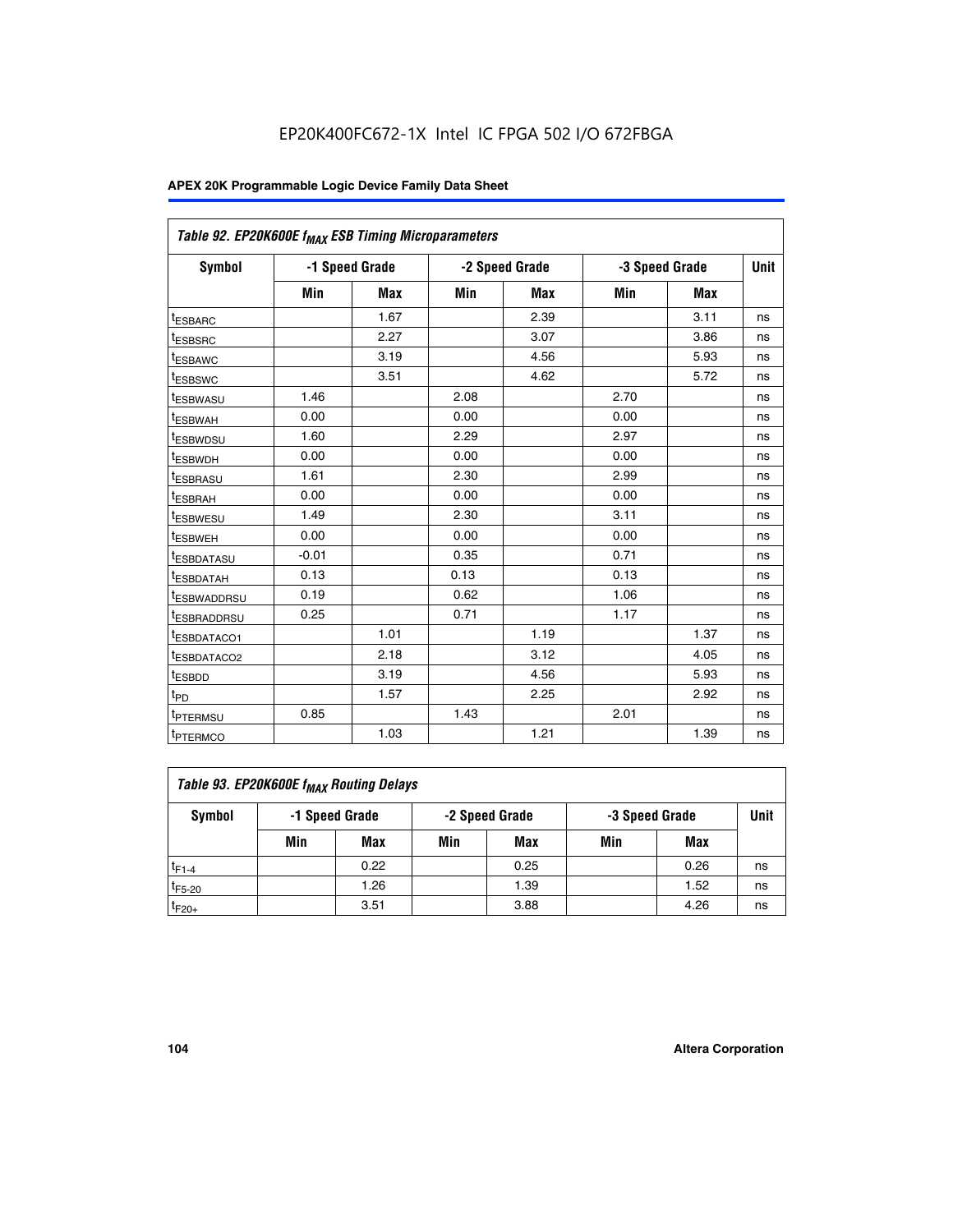EP20K400FC672-1X Intel IC FPGA 502 I/O 672FBGA

| Table 92. EP20K600E $f_{MAX}$ ESB Timing Microparameters | | | | | | | |
|---|---|---|---|---|---|---|---|
| Symbol | -1 Speed Grade | | -2 Speed Grade | | -3 Speed Grade | | Unit |
| | Min | Max | Min | Max | Min | Max | |
| $t_{ESBARC}$ | | 1.67 | | 2.39 | | 3.11 | ns |
| $t_{ESBSRC}$ | | 2.27 | | 3.07 | | 3.86 | ns |
| $t_{ESBAWC}$ | | 3.19 | | 4.56 | | 5.93 | ns |
| $t_{ESBSWC}$ | | 3.51 | | 4.62 | | 5.72 | ns |
| $t_{ESBWASU}$ | 1.46 | | 2.08 | | 2.70 | | ns |
| $t_{ESBWAH}$ | 0.00 | | 0.00 | | 0.00 | | ns |
| $t_{ESBWDSU}$ | 1.60 | | 2.29 | | 2.97 | | ns |
| $t_{ESBWDH}$ | 0.00 | | 0.00 | | 0.00 | | ns |
| $t_{ESBRASU}$ | 1.61 | | 2.30 | | 2.99 | | ns |
| $t_{ESBRAH}$ | 0.00 | | 0.00 | | 0.00 | | ns |
| $t_{ESBWESU}$ | 1.49 | | 2.30 | | 3.11 | | ns |
| $t_{ESBWEH}$ | 0.00 | | 0.00 | | 0.00 | | ns |
| $t_{ESBDATASU}$ | -0.01 | | 0.35 | | 0.71 | | ns |
| $t_{ESBDATAH}$ | 0.13 | | 0.13 | | 0.13 | | ns |
| $t_{ESBWADDRSU}$ | 0.19 | | 0.62 | | 1.06 | | ns |
| $t_{ESBRADDRSU}$ | 0.25 | | 0.71 | | 1.17 | | ns |
| $t_{ESBDATACO1}$ | | 1.01 | | 1.19 | | 1.37 | ns |
| $t_{ESBDATACO2}$ | | 2.18 | | 3.12 | | 4.05 | ns |
| $t_{ESBDD}$ | | 3.19 | | 4.56 | | 5.93 | ns |
| $t_{PD}$ | | 1.57 | | 2.25 | | 2.92 | ns |
| $t_{PTERMSU}$ | 0.85 | | 1.43 | | 2.01 | | ns |
| $t_{PTERMCO}$ | | 1.03 | | 1.21 | | 1.39 | ns |

| Table 93. EP20K600E $f_{MAX}$ Routing Delays | | | | | | | |
|---|---|---|---|---|---|---|---|
| Symbol | -1 Speed Grade | | -2 Speed Grade | | -3 Speed Grade | | Unit |
| | Min | Max | Min | Max | Min | Max | |
| $t_{F1-4}$ | | 0.22 | | 0.25 | | 0.26 | ns |
| $t_{F5-20}$ | | 1.26 | | 1.39 | | 1.52 | ns |
| $t_{F20+}$ | | 3.51 | | 3.88 | | 4.26 | ns |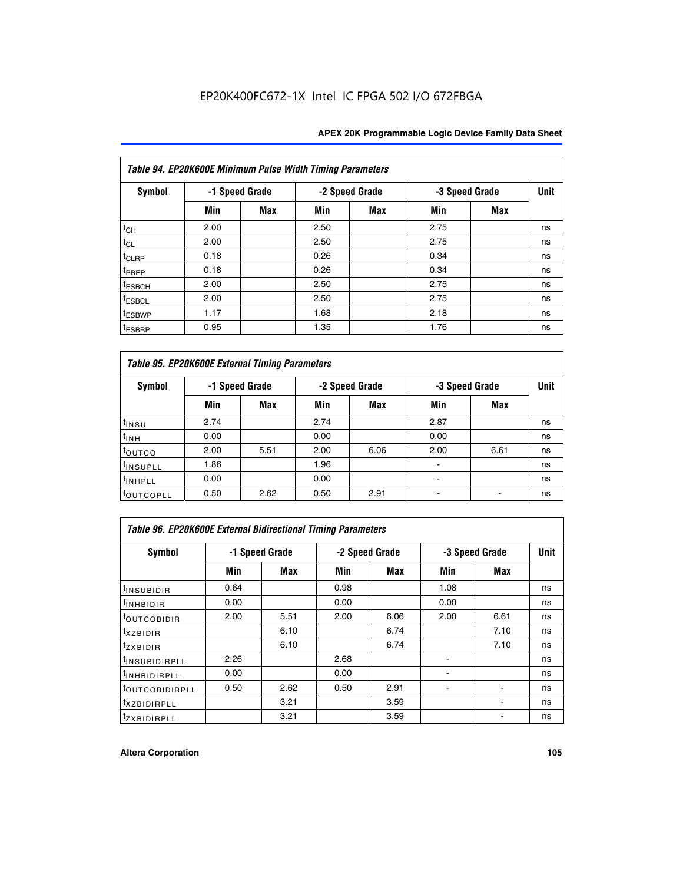EP20K400FC672-1X Intel IC FPGA 502 I/O 672FBGA

| *Table 94. EP20K600E Minimum Pulse Width Timing Parameters* | | | | | | | |
|---|---|---|---|---|---|---|---|
| **Symbol** | **-1 Speed Grade** | | **-2 Speed Grade** | | **-3 Speed Grade** | | **Unit** |
| | **Min** | **Max** | **Min** | **Max** | **Min** | **Max** | |
| $t_{CH}$ | 2.00 | | 2.50 | | 2.75 | | ns |
| $t_{CL}$ | 2.00 | | 2.50 | | 2.75 | | ns |
| $t_{CLRP}$ | 0.18 | | 0.26 | | 0.34 | | ns |
| $t_{PREP}$ | 0.18 | | 0.26 | | 0.34 | | ns |
| $t_{ESBCH}$ | 2.00 | | 2.50 | | 2.75 | | ns |
| $t_{ESBCL}$ | 2.00 | | 2.50 | | 2.75 | | ns |
| $t_{ESBWP}$ | 1.17 | | 1.68 | | 2.18 | | ns |
| $t_{ESBRP}$ | 0.95 | | 1.35 | | 1.76 | | ns |

| *Table 95. EP20K600E External Timing Parameters* | | | | | | | |
|---|---|---|---|---|---|---|---|
| **Symbol** | **-1 Speed Grade** | | **-2 Speed Grade** | | **-3 Speed Grade** | | **Unit** |
| | **Min** | **Max** | **Min** | **Max** | **Min** | **Max** | |
| $t_{INSU}$ | 2.74 | | 2.74 | | 2.87 | | ns |
| $t_{INH}$ | 0.00 | | 0.00 | | 0.00 | | ns |
| $t_{OUTCO}$ | 2.00 | 5.51 | 2.00 | 6.06 | 2.00 | 6.61 | ns |
| $t_{INSUPLL}$ | 1.86 | | 1.96 | | - | | ns |
| $t_{INHPLL}$ | 0.00 | | 0.00 | | - | | ns |
| $t_{OUTCOPLL}$ | 0.50 | 2.62 | 0.50 | 2.91 | - | - | ns |

| *Table 96. EP20K600E External Bidirectional Timing Parameters* | | | | | | | |
|---|---|---|---|---|---|---|---|
| **Symbol** | **-1 Speed Grade** | | **-2 Speed Grade** | | **-3 Speed Grade** | | **Unit** |
| | **Min** | **Max** | **Min** | **Max** | **Min** | **Max** | |
| $t_{INSUBIDIR}$ | 0.64 | | 0.98 | | 1.08 | | ns |
| $t_{INHBIDIR}$ | 0.00 | | 0.00 | | 0.00 | | ns |
| $t_{OUTCOBIDIR}$ | 2.00 | 5.51 | 2.00 | 6.06 | 2.00 | 6.61 | ns |
| $t_{XZBIDIR}$ | | 6.10 | | 6.74 | | 7.10 | ns |
| $t_{ZXBIDIR}$ | | 6.10 | | 6.74 | | 7.10 | ns |
| $t_{INSUBIDIRPLL}$ | 2.26 | | 2.68 | | - | | ns |
| $t_{INHBIDIRPLL}$ | 0.00 | | 0.00 | | - | | ns |
| $t_{OUTCOBIDIRPLL}$ | 0.50 | 2.62 | 0.50 | 2.91 | - | - | ns |
| $t_{XZBIDIRPLL}$ | | 3.21 | | 3.59 | | - | ns |
| $t_{ZXBIDIRPLL}$ | | 3.21 | | 3.59 | | - | ns |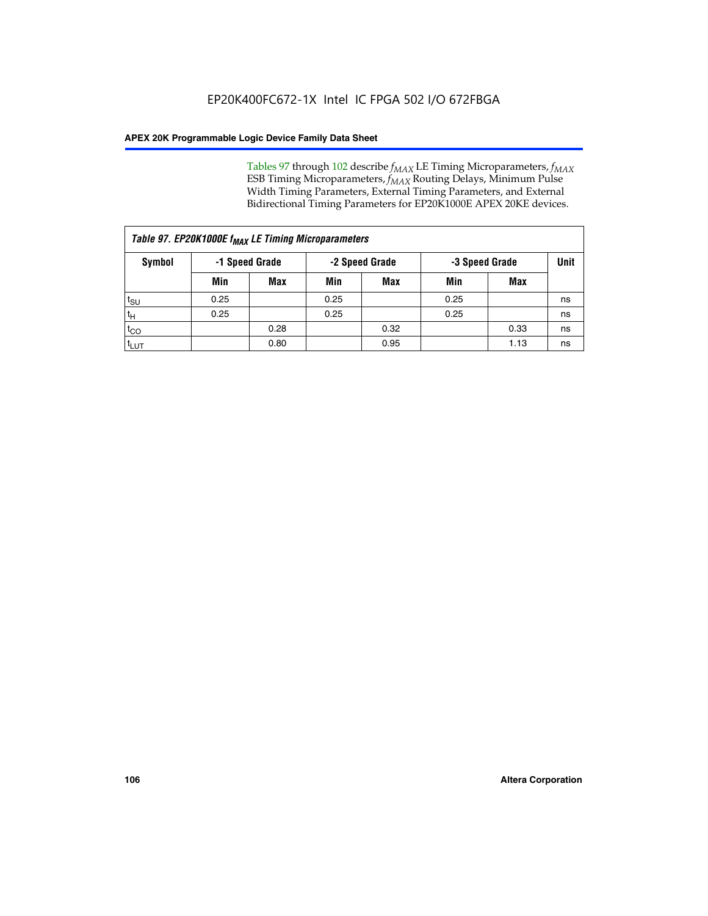Tables 97 through 102 describe $f_{MAX}$ LE Timing Microparameters, $f_{MAX}$ ESB Timing Microparameters, $f_{MAX}$ Routing Delays, Minimum Pulse Width Timing Parameters, External Timing Parameters, and External Bidirectional Timing Parameters for EP20K1000E APEX 20KE devices.

*Table 97. EP20K1000E $f_{MAX}$ LE Timing Microparameters*

| Symbol | -1 Speed Grade | | -2 Speed Grade | | -3 Speed Grade | | Unit |
|---|---|---|---|---|---|---|---|
| | Min | Max | Min | Max | Min | Max | |
| $t_{SU}$ | 0.25 | | 0.25 | | 0.25 | | ns |
| $t_{H}$ | 0.25 | | 0.25 | | 0.25 | | ns |
| $t_{CO}$ | | 0.28 | | 0.32 | | 0.33 | ns |
| $t_{LUT}$ | | 0.80 | | 0.95 | | 1.13 | ns |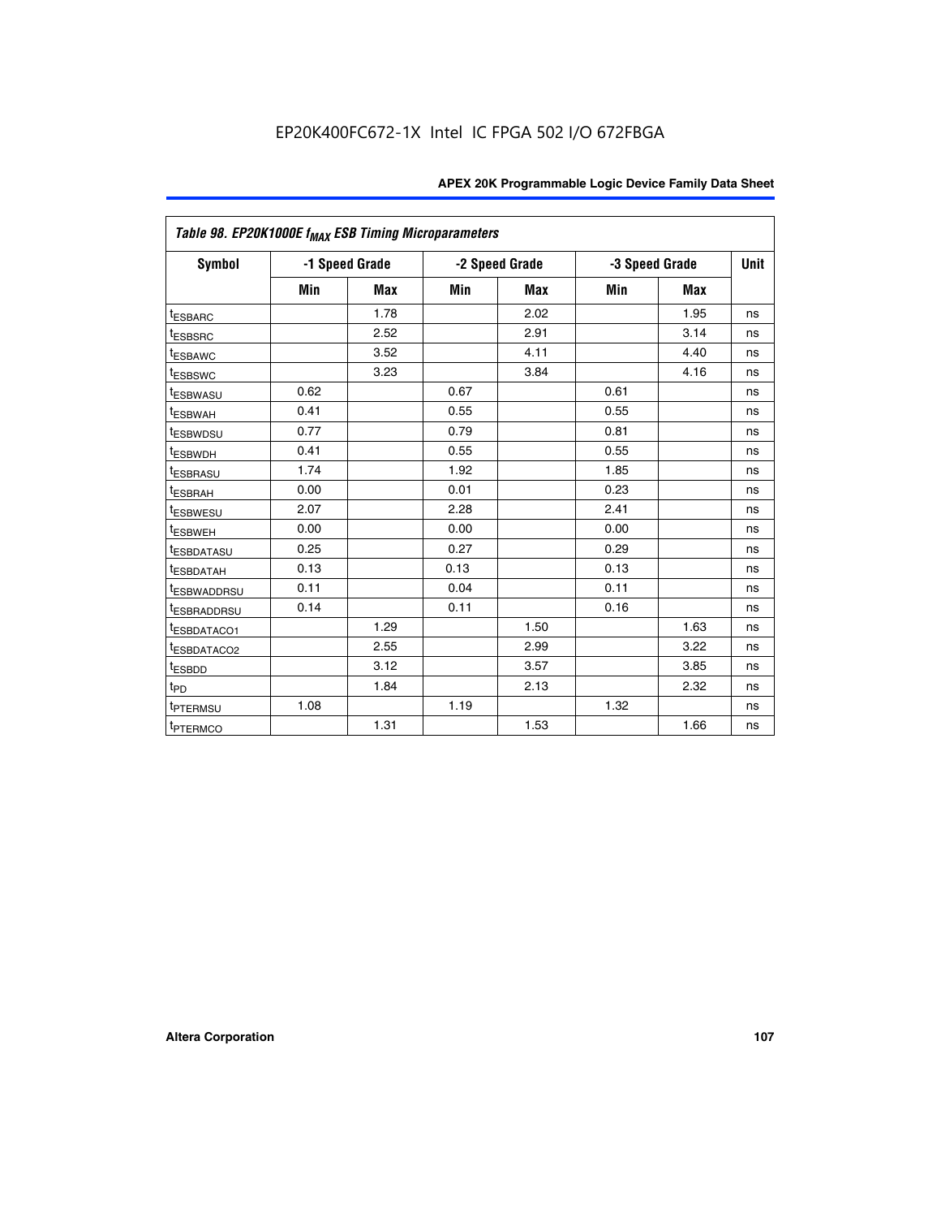| Table 98. EP20K1000E $f_{MAX}$ ESB Timing Microparameters | | | | | | | |
|---|---|---|---|---|---|---|---|
| Symbol | -1 Speed Grade | | -2 Speed Grade | | -3 Speed Grade | | Unit |
| | Min | Max | Min | Max | Min | Max | |
| $t_{ESBARC}$ | | 1.78 | | 2.02 | | 1.95 | ns |
| $t_{ESBSRC}$ | | 2.52 | | 2.91 | | 3.14 | ns |
| $t_{ESBAWC}$ | | 3.52 | | 4.11 | | 4.40 | ns |
| $t_{ESBSWC}$ | | 3.23 | | 3.84 | | 4.16 | ns |
| $t_{ESBWASU}$ | 0.62 | | 0.67 | | 0.61 | | ns |
| $t_{ESBWAH}$ | 0.41 | | 0.55 | | 0.55 | | ns |
| $t_{ESBWDSU}$ | 0.77 | | 0.79 | | 0.81 | | ns |
| $t_{ESBWDH}$ | 0.41 | | 0.55 | | 0.55 | | ns |
| $t_{ESBRASU}$ | 1.74 | | 1.92 | | 1.85 | | ns |
| $t_{ESBRAH}$ | 0.00 | | 0.01 | | 0.23 | | ns |
| $t_{ESBWESU}$ | 2.07 | | 2.28 | | 2.41 | | ns |
| $t_{ESBWEH}$ | 0.00 | | 0.00 | | 0.00 | | ns |
| $t_{ESBDATASU}$ | 0.25 | | 0.27 | | 0.29 | | ns |
| $t_{ESBDATAH}$ | 0.13 | | 0.13 | | 0.13 | | ns |
| $t_{ESBWADDRSU}$ | 0.11 | | 0.04 | | 0.11 | | ns |
| $t_{ESBRADDRSU}$ | 0.14 | | 0.11 | | 0.16 | | ns |
| $t_{ESBDATACO1}$ | | 1.29 | | 1.50 | | 1.63 | ns |
| $t_{ESBDATACO2}$ | | 2.55 | | 2.99 | | 3.22 | ns |
| $t_{ESBDD}$ | | 3.12 | | 3.57 | | 3.85 | ns |
| $t_{PD}$ | | 1.84 | | 2.13 | | 2.32 | ns |
| $t_{PTERMSU}$ | 1.08 | | 1.19 | | 1.32 | | ns |
| $t_{PTERMCO}$ | | 1.31 | | 1.53 | | 1.66 | ns |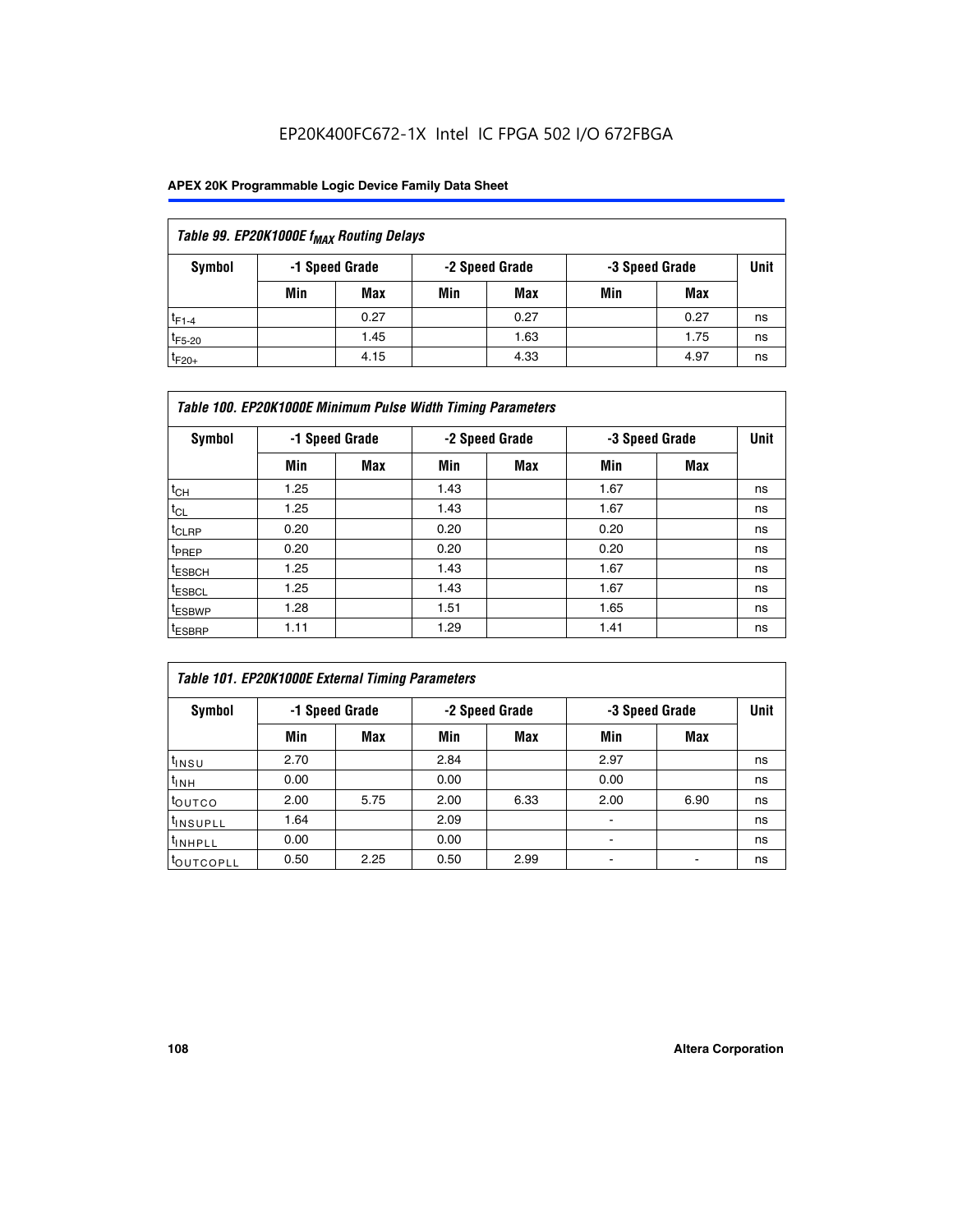EP20K400FC672-1X Intel IC FPGA 502 I/O 672FBGA

| Table 99. EP20K1000E $f_{MAX}$ Routing Delays | | | | | | | |
|---|---|---|---|---|---|---|---|
| Symbol | -1 Speed Grade | | -2 Speed Grade | | -3 Speed Grade | | Unit |
| | Min | Max | Min | Max | Min | Max | |
| $t_{F1-4}$ | | 0.27 | | 0.27 | | 0.27 | ns |
| $t_{F5-20}$ | | 1.45 | | 1.63 | | 1.75 | ns |
| $t_{F20+}$ | | 4.15 | | 4.33 | | 4.97 | ns |

| Table 100. EP20K1000E Minimum Pulse Width Timing Parameters | | | | | | | |
|---|---|---|---|---|---|---|---|
| Symbol | -1 Speed Grade | | -2 Speed Grade | | -3 Speed Grade | | Unit |
| | Min | Max | Min | Max | Min | Max | |
| $t_{CH}$ | 1.25 | | 1.43 | | 1.67 | | ns |
| $t_{CL}$ | 1.25 | | 1.43 | | 1.67 | | ns |
| $t_{CLRP}$ | 0.20 | | 0.20 | | 0.20 | | ns |
| $t_{PREP}$ | 0.20 | | 0.20 | | 0.20 | | ns |
| $t_{ESBCH}$ | 1.25 | | 1.43 | | 1.67 | | ns |
| $t_{ESBCL}$ | 1.25 | | 1.43 | | 1.67 | | ns |
| $t_{ESBWP}$ | 1.28 | | 1.51 | | 1.65 | | ns |
| $t_{ESBRP}$ | 1.11 | | 1.29 | | 1.41 | | ns |

| Table 101. EP20K1000E External Timing Parameters | | | | | | | |
|---|---|---|---|---|---|---|---|
| Symbol | -1 Speed Grade | | -2 Speed Grade | | -3 Speed Grade | | Unit |
| | Min | Max | Min | Max | Min | Max | |
| $t_{INSU}$ | 2.70 | | 2.84 | | 2.97 | | ns |
| $t_{INH}$ | 0.00 | | 0.00 | | 0.00 | | ns |
| $t_{OUTCO}$ | 2.00 | 5.75 | 2.00 | 6.33 | 2.00 | 6.90 | ns |
| $t_{INSUPLL}$ | 1.64 | | 2.09 | | - | | ns |
| $t_{INHPLL}$ | 0.00 | | 0.00 | | - | | ns |
| $t_{OUTCOPLL}$ | 0.50 | 2.25 | 0.50 | 2.99 | - | - | ns |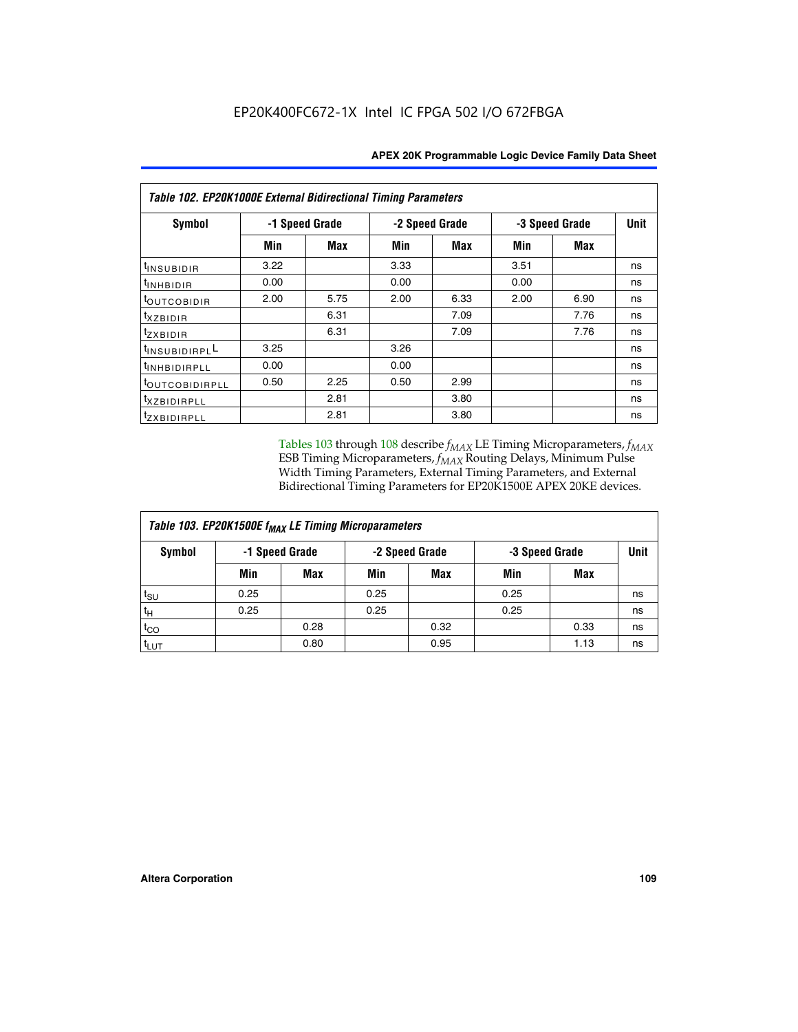| Table 102. EP20K1000E External Bidirectional Timing Parameters | | | | | | | |
|---|---|---|---|---|---|---|---|
| Symbol | -1 Speed Grade | | -2 Speed Grade | | -3 Speed Grade | | Unit |
| | Min | Max | Min | Max | Min | Max | |
| $t_{INSUBIDIR}$ | 3.22 | | 3.33 | | 3.51 | | ns |
| $t_{INHBIDIR}$ | 0.00 | | 0.00 | | 0.00 | | ns |
| $t_{OUTCOBIDIR}$ | 2.00 | 5.75 | 2.00 | 6.33 | 2.00 | 6.90 | ns |
| $t_{XZBIDIR}$ | | 6.31 | | 7.09 | | 7.76 | ns |
| $t_{ZXBIDIR}$ | | 6.31 | | 7.09 | | 7.76 | ns |
| $t_{INSUBIDIRPLL}$ | 3.25 | | 3.26 | | | | ns |
| $t_{INHBIDIRPLL}$ | 0.00 | | 0.00 | | | | ns |
| $t_{OUTCOBIDIRPLL}$ | 0.50 | 2.25 | 0.50 | 2.99 | | | ns |
| $t_{XZBIDIRPLL}$ | | 2.81 | | 3.80 | | | ns |
| $t_{ZXBIDIRPLL}$ | | 2.81 | | 3.80 | | | ns |

Tables 103 through 108 describe $f_{MAX}$ LE Timing Microparameters, $f_{MAX}$ ESB Timing Microparameters, $f_{MAX}$ Routing Delays, Minimum Pulse Width Timing Parameters, External Timing Parameters, and External Bidirectional Timing Parameters for EP20K1500E APEX 20KE devices.

| Table 103. EP20K1500E $f_{MAX}$ LE Timing Microparameters | | | | | | | |
|---|---|---|---|---|---|---|---|
| Symbol | -1 Speed Grade | | -2 Speed Grade | | -3 Speed Grade | | Unit |
| | Min | Max | Min | Max | Min | Max | |
| $t_{SU}$ | 0.25 | | 0.25 | | 0.25 | | ns |
| $t_{H}$ | 0.25 | | 0.25 | | 0.25 | | ns |
| $t_{CO}$ | | 0.28 | | 0.32 | | 0.33 | ns |
| $t_{LUT}$ | | 0.80 | | 0.95 | | 1.13 | ns |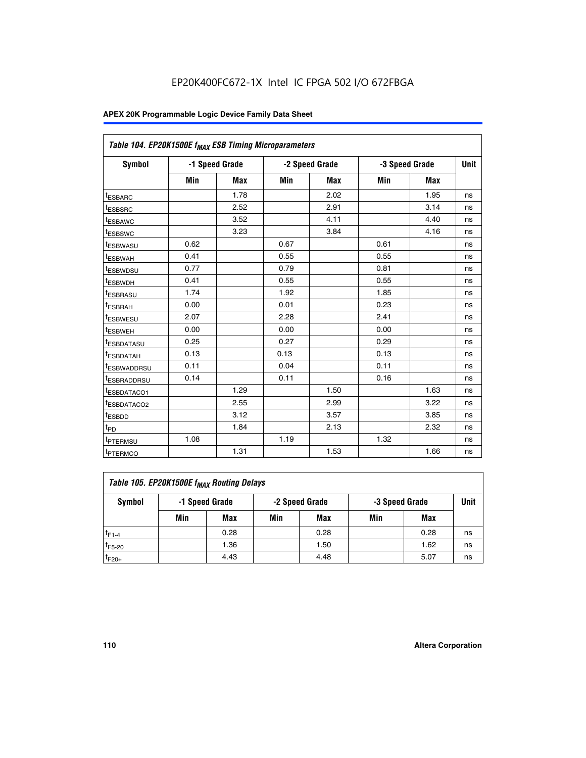EP20K400FC672-1X Intel IC FPGA 502 I/O 672FBGA

| *Table 104. EP20K1500E $f_{MAX}$ ESB Timing Microparameters* | | | | | | | |
|---|---|---|---|---|---|---|---|
| **Symbol** | **-1 Speed Grade** | | **-2 Speed Grade** | | **-3 Speed Grade** | | **Unit** |
| | **Min** | **Max** | **Min** | **Max** | **Min** | **Max** | |
| $t_{ESBARC}$ | | 1.78 | | 2.02 | | 1.95 | ns |
| $t_{ESBSRC}$ | | 2.52 | | 2.91 | | 3.14 | ns |
| $t_{ESBAWC}$ | | 3.52 | | 4.11 | | 4.40 | ns |
| $t_{ESBSWC}$ | | 3.23 | | 3.84 | | 4.16 | ns |
| $t_{ESBWASU}$ | 0.62 | | 0.67 | | 0.61 | | ns |
| $t_{ESBWAH}$ | 0.41 | | 0.55 | | 0.55 | | ns |
| $t_{ESBWDSU}$ | 0.77 | | 0.79 | | 0.81 | | ns |
| $t_{ESBWDH}$ | 0.41 | | 0.55 | | 0.55 | | ns |
| $t_{ESBRASU}$ | 1.74 | | 1.92 | | 1.85 | | ns |
| $t_{ESBRAH}$ | 0.00 | | 0.01 | | 0.23 | | ns |
| $t_{ESBWESU}$ | 2.07 | | 2.28 | | 2.41 | | ns |
| $t_{ESBWEH}$ | 0.00 | | 0.00 | | 0.00 | | ns |
| $t_{ESBDATASU}$ | 0.25 | | 0.27 | | 0.29 | | ns |
| $t_{ESBDATAH}$ | 0.13 | | 0.13 | | 0.13 | | ns |
| $t_{ESBWADDRSU}$ | 0.11 | | 0.04 | | 0.11 | | ns |
| $t_{ESBRADDRSU}$ | 0.14 | | 0.11 | | 0.16 | | ns |
| $t_{ESBDATACO1}$ | | 1.29 | | 1.50 | | 1.63 | ns |
| $t_{ESBDATACO2}$ | | 2.55 | | 2.99 | | 3.22 | ns |
| $t_{ESBDD}$ | | 3.12 | | 3.57 | | 3.85 | ns |
| $t_{PD}$ | | 1.84 | | 2.13 | | 2.32 | ns |
| $t_{PTERMSU}$ | 1.08 | | 1.19 | | 1.32 | | ns |
| $t_{PTERMCO}$ | | 1.31 | | 1.53 | | 1.66 | ns |

| *Table 105. EP20K1500E $f_{MAX}$ Routing Delays* | | | | | | | |
|---|---|---|---|---|---|---|---|
| **Symbol** | **-1 Speed Grade** | | **-2 Speed Grade** | | **-3 Speed Grade** | | **Unit** |
| | **Min** | **Max** | **Min** | **Max** | **Min** | **Max** | |
| $t_{F1-4}$ | | 0.28 | | 0.28 | | 0.28 | ns |
| $t_{F5-20}$ | | 1.36 | | 1.50 | | 1.62 | ns |
| $t_{F20+}$ | | 4.43 | | 4.48 | | 5.07 | ns |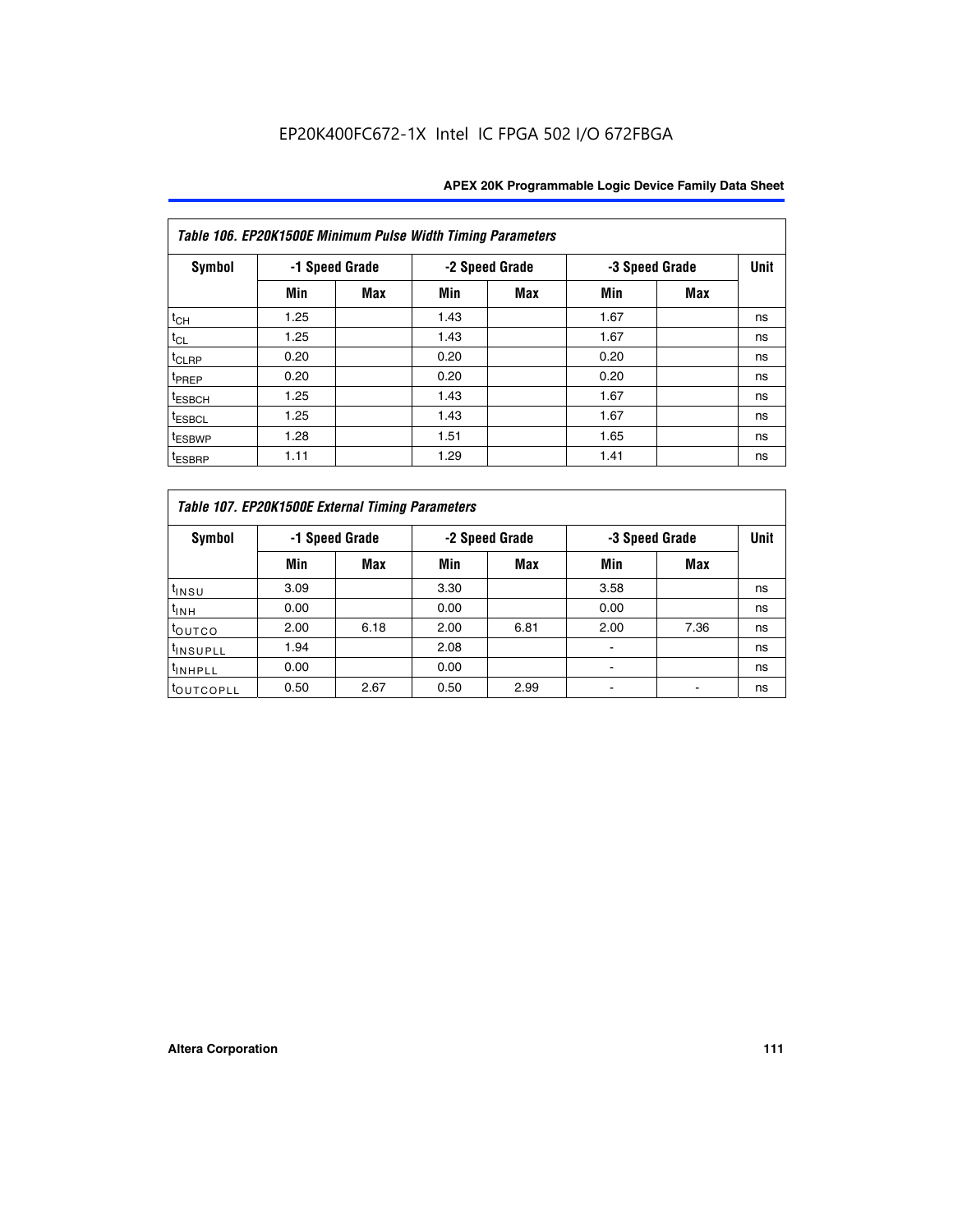| Table 106. EP20K1500E Minimum Pulse Width Timing Parameters | | | | | | | |
|---|---|---|---|---|---|---|---|
| Symbol | -1 Speed Grade | | -2 Speed Grade | | -3 Speed Grade | | Unit |
| | Min | Max | Min | Max | Min | Max | |
| $t_{CH}$ | 1.25 | | 1.43 | | 1.67 | | ns |
| $t_{CL}$ | 1.25 | | 1.43 | | 1.67 | | ns |
| $t_{CLRP}$ | 0.20 | | 0.20 | | 0.20 | | ns |
| $t_{PREP}$ | 0.20 | | 0.20 | | 0.20 | | ns |
| $t_{ESBCH}$ | 1.25 | | 1.43 | | 1.67 | | ns |
| $t_{ESBCL}$ | 1.25 | | 1.43 | | 1.67 | | ns |
| $t_{ESBWP}$ | 1.28 | | 1.51 | | 1.65 | | ns |
| $t_{ESBRP}$ | 1.11 | | 1.29 | | 1.41 | | ns |

| Table 107. EP20K1500E External Timing Parameters | | | | | | | |
|---|---|---|---|---|---|---|---|
| Symbol | -1 Speed Grade | | -2 Speed Grade | | -3 Speed Grade | | Unit |
| | Min | Max | Min | Max | Min | Max | |
| $t_{INSU}$ | 3.09 | | 3.30 | | 3.58 | | ns |
| $t_{INH}$ | 0.00 | | 0.00 | | 0.00 | | ns |
| $t_{OUTCO}$ | 2.00 | 6.18 | 2.00 | 6.81 | 2.00 | 7.36 | ns |
| $t_{INSUPLL}$ | 1.94 | | 2.08 | | - | | ns |
| $t_{INHPLL}$ | 0.00 | | 0.00 | | - | | ns |
| $t_{OUTCOPLL}$ | 0.50 | 2.67 | 0.50 | 2.99 | - | - | ns |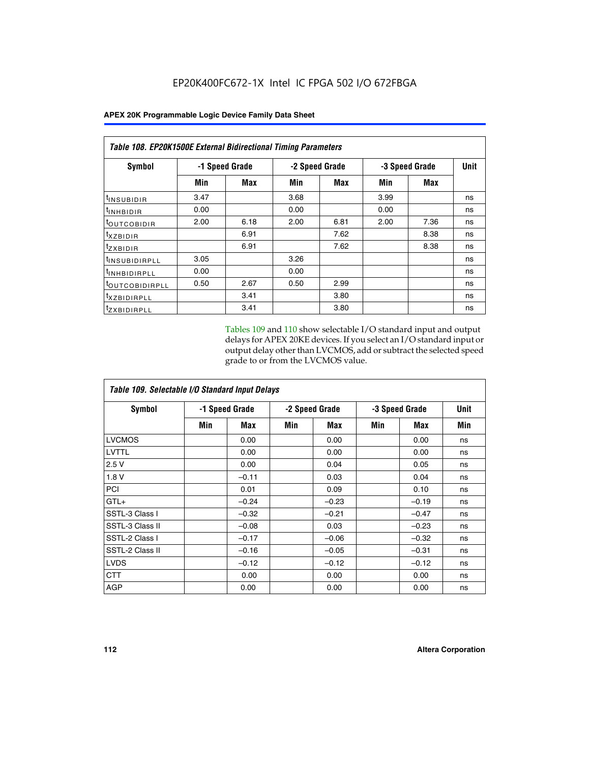EP20K400FC672-1X Intel IC FPGA 502 I/O 672FBGA

| Table 108. EP20K1500E External Bidirectional Timing Parameters | | | | | | | |
|---|---|---|---|---|---|---|---|
| Symbol | -1 Speed Grade | | -2 Speed Grade | | -3 Speed Grade | | Unit |
| | Min | Max | Min | Max | Min | Max | |
| $t_{INSUBIDIR}$ | 3.47 | | 3.68 | | 3.99 | | ns |
| $t_{INHBIDIR}$ | 0.00 | | 0.00 | | 0.00 | | ns |
| $t_{OUTCOBIDIR}$ | 2.00 | 6.18 | 2.00 | 6.81 | 2.00 | 7.36 | ns |
| $t_{XZBIDIR}$ | | 6.91 | | 7.62 | | 8.38 | ns |
| $t_{ZXBIDIR}$ | | 6.91 | | 7.62 | | 8.38 | ns |
| $t_{INSUBIDIRPLL}$ | 3.05 | | 3.26 | | | | ns |
| $t_{INHBIDIRPLL}$ | 0.00 | | 0.00 | | | | ns |
| $t_{OUTCOBIDIRPLL}$ | 0.50 | 2.67 | 0.50 | 2.99 | | | ns |
| $t_{XZBIDIRPLL}$ | | 3.41 | | 3.80 | | | ns |
| $t_{ZXBIDIRPLL}$ | | 3.41 | | 3.80 | | | ns |

Tables 109 and 110 show selectable I/O standard input and output delays for APEX 20KE devices. If you select an I/O standard input or output delay other than LVCMOS, add or subtract the selected speed grade to or from the LVCMOS value.

| Table 109. Selectable I/O Standard Input Delays | | | | | | | |
|---|---|---|---|---|---|---|---|
| Symbol | -1 Speed Grade | | -2 Speed Grade | | -3 Speed Grade | | Unit |
| | Min | Max | Min | Max | Min | Max | Min |
| LVCMOS | | 0.00 | | 0.00 | | 0.00 | ns |
| LVTTL | | 0.00 | | 0.00 | | 0.00 | ns |
| 2.5 V | | 0.00 | | 0.04 | | 0.05 | ns |
| 1.8 V | | –0.11 | | 0.03 | | 0.04 | ns |
| PCI | | 0.01 | | 0.09 | | 0.10 | ns |
| GTL+ | | –0.24 | | –0.23 | | –0.19 | ns |
| SSTL-3 Class I | | –0.32 | | –0.21 | | –0.47 | ns |
| SSTL-3 Class II | | –0.08 | | 0.03 | | –0.23 | ns |
| SSTL-2 Class I | | –0.17 | | –0.06 | | –0.32 | ns |
| SSTL-2 Class II | | –0.16 | | –0.05 | | –0.31 | ns |
| LVDS | | –0.12 | | –0.12 | | –0.12 | ns |
| CTT | | 0.00 | | 0.00 | | 0.00 | ns |
| AGP | | 0.00 | | 0.00 | | 0.00 | ns |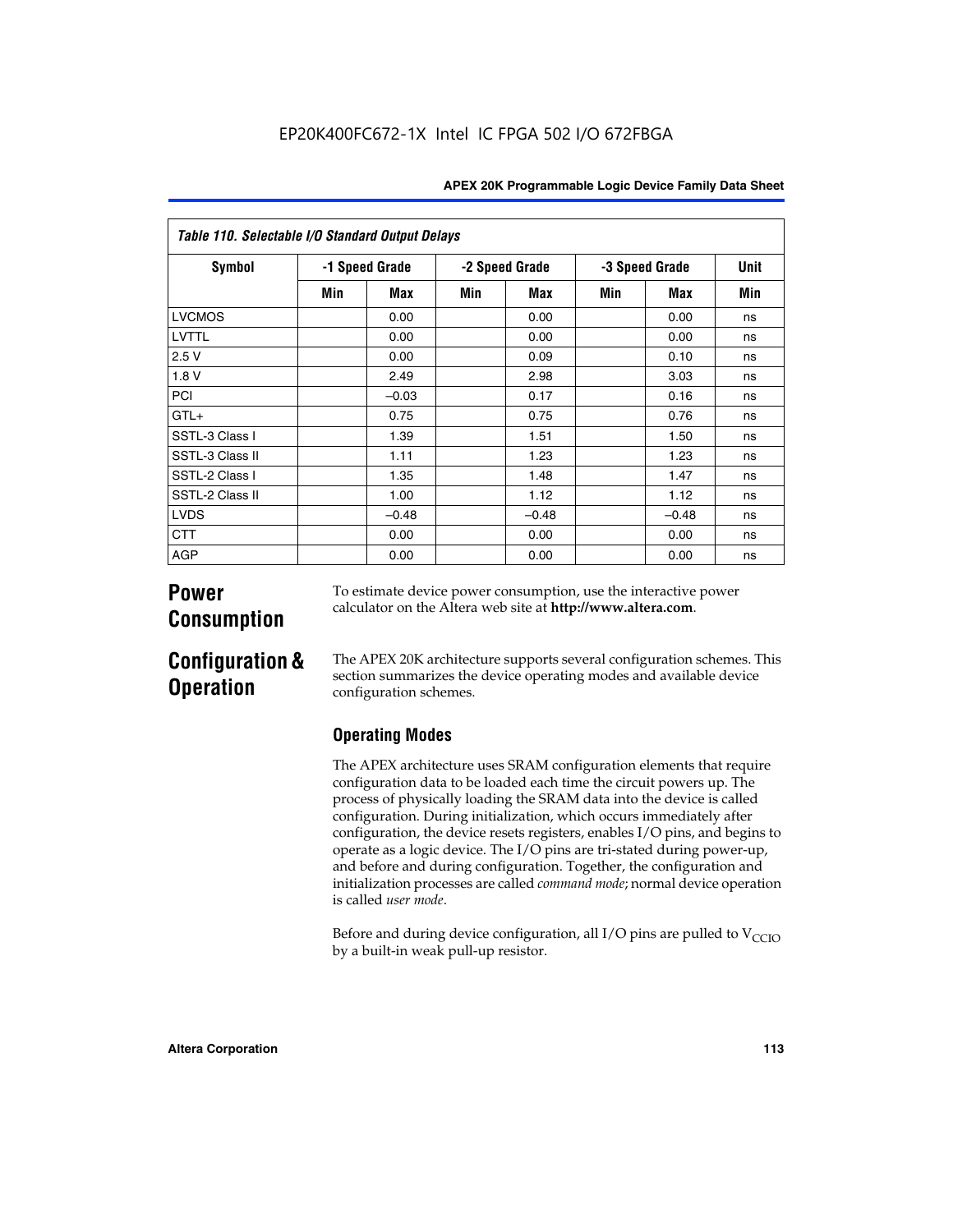| Table 110. Selectable I/O Standard Output Delays | | | | | | | |
|---|---|---|---|---|---|---|---|
| Symbol | -1 Speed Grade | | -2 Speed Grade | | -3 Speed Grade | | Unit |
| | Min | Max | Min | Max | Min | Max | Min |
| LVCMOS | | 0.00 | | 0.00 | | 0.00 | ns |
| LVTTL | | 0.00 | | 0.00 | | 0.00 | ns |
| 2.5 V | | 0.00 | | 0.09 | | 0.10 | ns |
| 1.8 V | | 2.49 | | 2.98 | | 3.03 | ns |
| PCI | | –0.03 | | 0.17 | | 0.16 | ns |
| GTL+ | | 0.75 | | 0.75 | | 0.76 | ns |
| SSTL-3 Class I | | 1.39 | | 1.51 | | 1.50 | ns |
| SSTL-3 Class II | | 1.11 | | 1.23 | | 1.23 | ns |
| SSTL-2 Class I | | 1.35 | | 1.48 | | 1.47 | ns |
| SSTL-2 Class II | | 1.00 | | 1.12 | | 1.12 | ns |
| LVDS | | –0.48 | | –0.48 | | –0.48 | ns |
| CTT | | 0.00 | | 0.00 | | 0.00 | ns |
| AGP | | 0.00 | | 0.00 | | 0.00 | ns |

# Power Consumption

To estimate device power consumption, use the interactive power calculator on the Altera web site at **http://www.altera.com**.

# Configuration & Operation

The APEX 20K architecture supports several configuration schemes. This section summarizes the device operating modes and available device configuration schemes.

## Operating Modes

The APEX architecture uses SRAM configuration elements that require configuration data to be loaded each time the circuit powers up. The process of physically loading the SRAM data into the device is called configuration. During initialization, which occurs immediately after configuration, the device resets registers, enables I/O pins, and begins to operate as a logic device. The I/O pins are tri-stated during power-up, and before and during configuration. Together, the configuration and initialization processes are called *command mode*; normal device operation is called *user mode*.

Before and during device configuration, all I/O pins are pulled to $V_{CCIO}$ by a built-in weak pull-up resistor.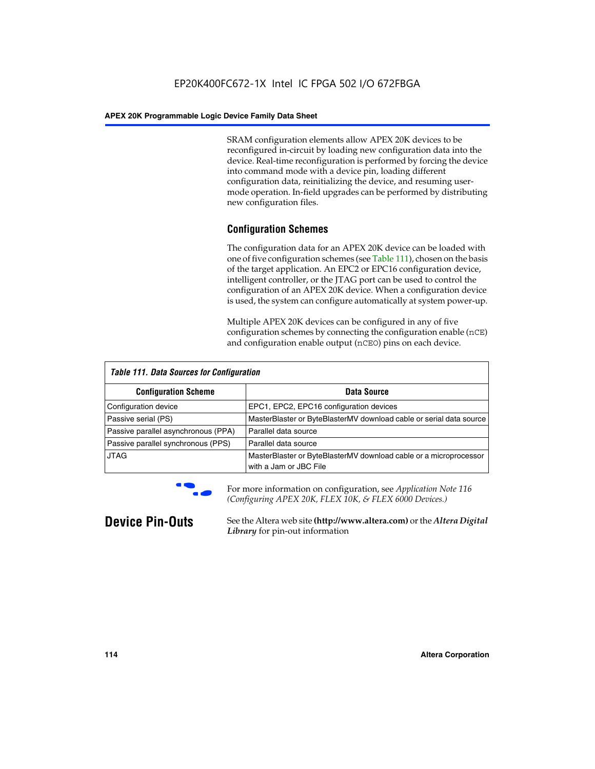SRAM configuration elements allow APEX 20K devices to be reconfigured in-circuit by loading new configuration data into the device. Real-time reconfiguration is performed by forcing the device into command mode with a device pin, loading different configuration data, reinitializing the device, and resuming user-mode operation. In-field upgrades can be performed by distributing new configuration files.

## Configuration Schemes

The configuration data for an APEX 20K device can be loaded with one of five configuration schemes (see Table 111), chosen on the basis of the target application. An EPC2 or EPC16 configuration device, intelligent controller, or the JTAG port can be used to control the configuration of an APEX 20K device. When a configuration device is used, the system can configure automatically at system power-up.

Multiple APEX 20K devices can be configured in any of five configuration schemes by connecting the configuration enable (`nCE`) and configuration enable output (`nCEO`) pins on each device.

*Table 111. Data Sources for Configuration*

| Configuration Scheme | Data Source |
|---|---|
| Configuration device | EPC1, EPC2, EPC16 configuration devices |
| Passive serial (PS) | MasterBlaster or ByteBlasterMV download cable or serial data source |
| Passive parallel asynchronous (PPA) | Parallel data source |
| Passive parallel synchronous (PPS) | Parallel data source |
| JTAG | MasterBlaster or ByteBlasterMV download cable or a microprocessor with a Jam or JBC File |

For more information on configuration, see *Application Note 116 (Configuring APEX 20K, FLEX 10K, & FLEX 6000 Devices.)*

# Device Pin-Outs

See the Altera web site **(http://www.altera.com)** or the ***Altera Digital Library*** for pin-out information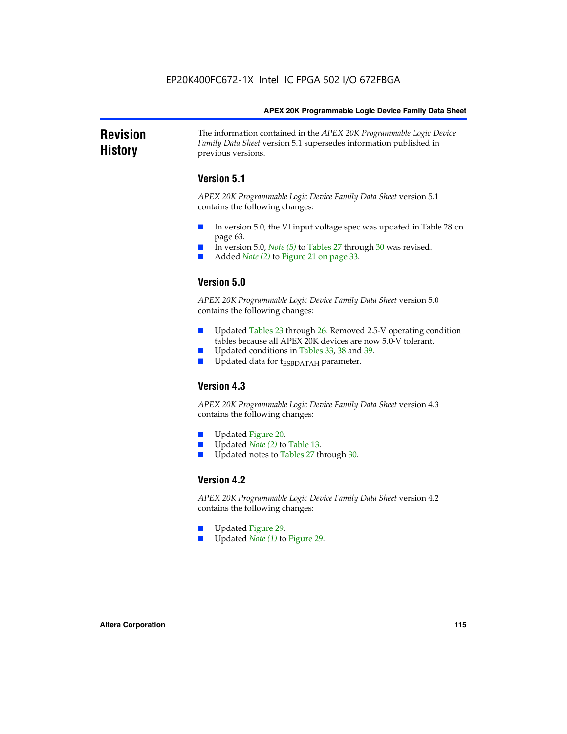# Revision History

The information contained in the *APEX 20K Programmable Logic Device Family Data Sheet* version 5.1 supersedes information published in previous versions.

## Version 5.1

*APEX 20K Programmable Logic Device Family Data Sheet* version 5.1 contains the following changes:

- In version 5.0, the VI input voltage spec was updated in Table 28 on page 63.
- In version 5.0, *Note (5)* to Tables 27 through 30 was revised.
- Added *Note (2)* to Figure 21 on page 33.

## Version 5.0

*APEX 20K Programmable Logic Device Family Data Sheet* version 5.0 contains the following changes:

- Updated Tables 23 through 26. Removed 2.5-V operating condition tables because all APEX 20K devices are now 5.0-V tolerant.
- Updated conditions in Tables 33, 38 and 39.
- Updated data for $t_{ESBDATAH}$ parameter.

## Version 4.3

*APEX 20K Programmable Logic Device Family Data Sheet* version 4.3 contains the following changes:

- Updated Figure 20.
- Updated *Note (2)* to Table 13.
- Updated notes to Tables 27 through 30.

## Version 4.2

*APEX 20K Programmable Logic Device Family Data Sheet* version 4.2 contains the following changes:

- Updated Figure 29.
- Updated *Note (1)* to Figure 29.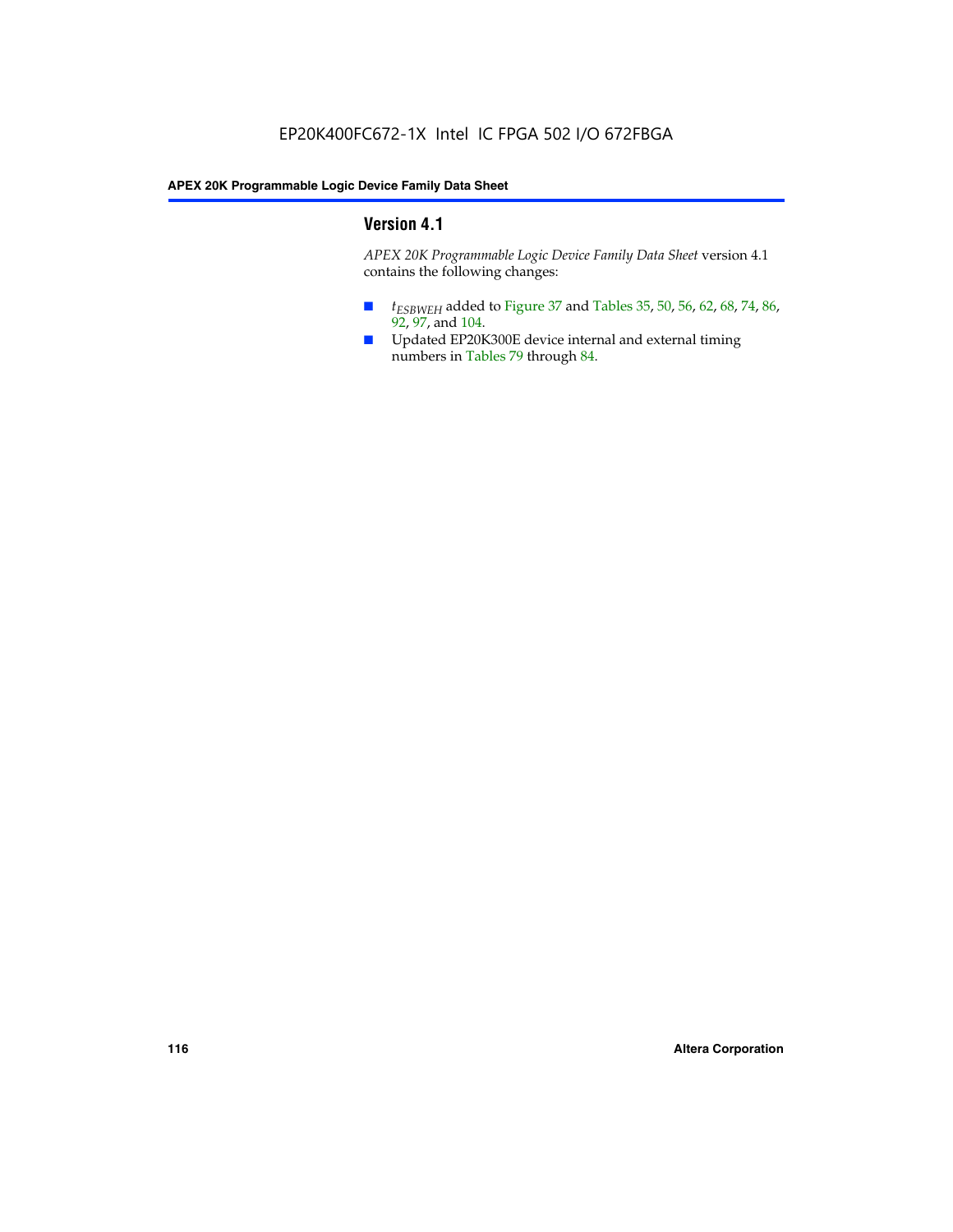## Version 4.1

*APEX 20K Programmable Logic Device Family Data Sheet* version 4.1 contains the following changes:

- $t_{ESBWEH}$ added to Figure 37 and Tables 35, 50, 56, 62, 68, 74, 86, 92, 97, and 104.
- Updated EP20K300E device internal and external timing numbers in Tables 79 through 84.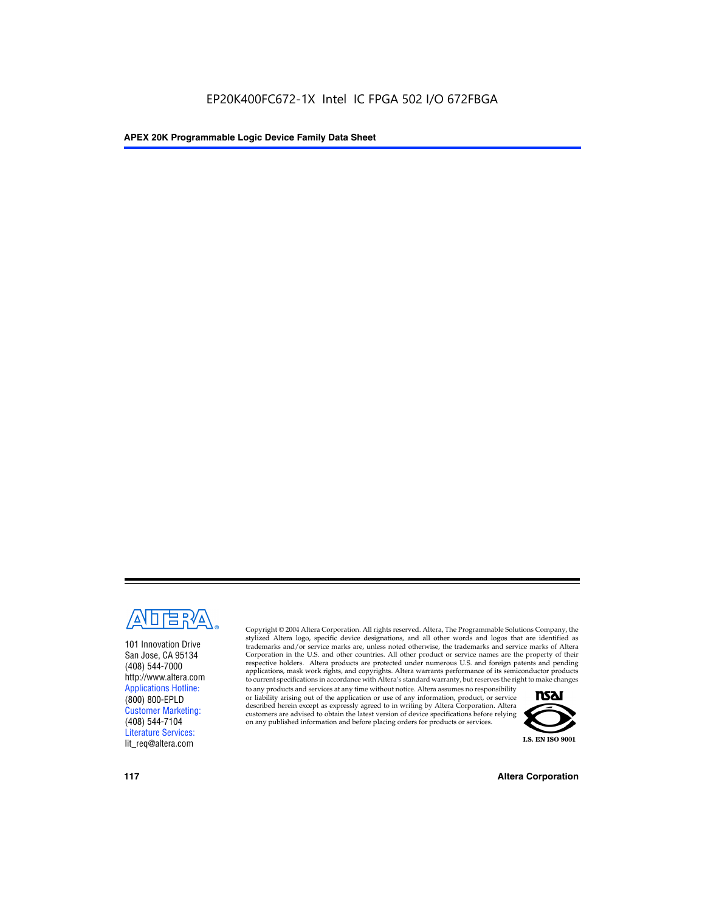EP20K400FC672-1X Intel IC FPGA 502 I/O 672FBGA

101 Innovation Drive
San Jose, CA 95134
(408) 544-7000
http://www.altera.com
Applications Hotline:
(800) 800-EPLD
Customer Marketing:
(408) 544-7104
Literature Services:
lit_req@altera.com

Copyright © 2004 Altera Corporation. All rights reserved. Altera, The Programmable Solutions Company, the stylized Altera logo, specific device designations, and all other words and logos that are identified as trademarks and/or service marks are, unless noted otherwise, the trademarks and service marks of Altera Corporation in the U.S. and other countries. All other product or service names are the property of their respective holders. Altera products are protected under numerous U.S. and foreign patents and pending applications, mask work rights, and copyrights. Altera warrants performance of its semiconductor products to current specifications in accordance with Altera's standard warranty, but reserves the right to make changes to any products and services at any time without notice. Altera assumes no responsibility or liability arising out of the application or use of any information, product, or service described herein except as expressly agreed to in writing by Altera Corporation. Altera customers are advised to obtain the latest version of device specifications before relying on any published information and before placing orders for products or services.

I.S. EN ISO 9001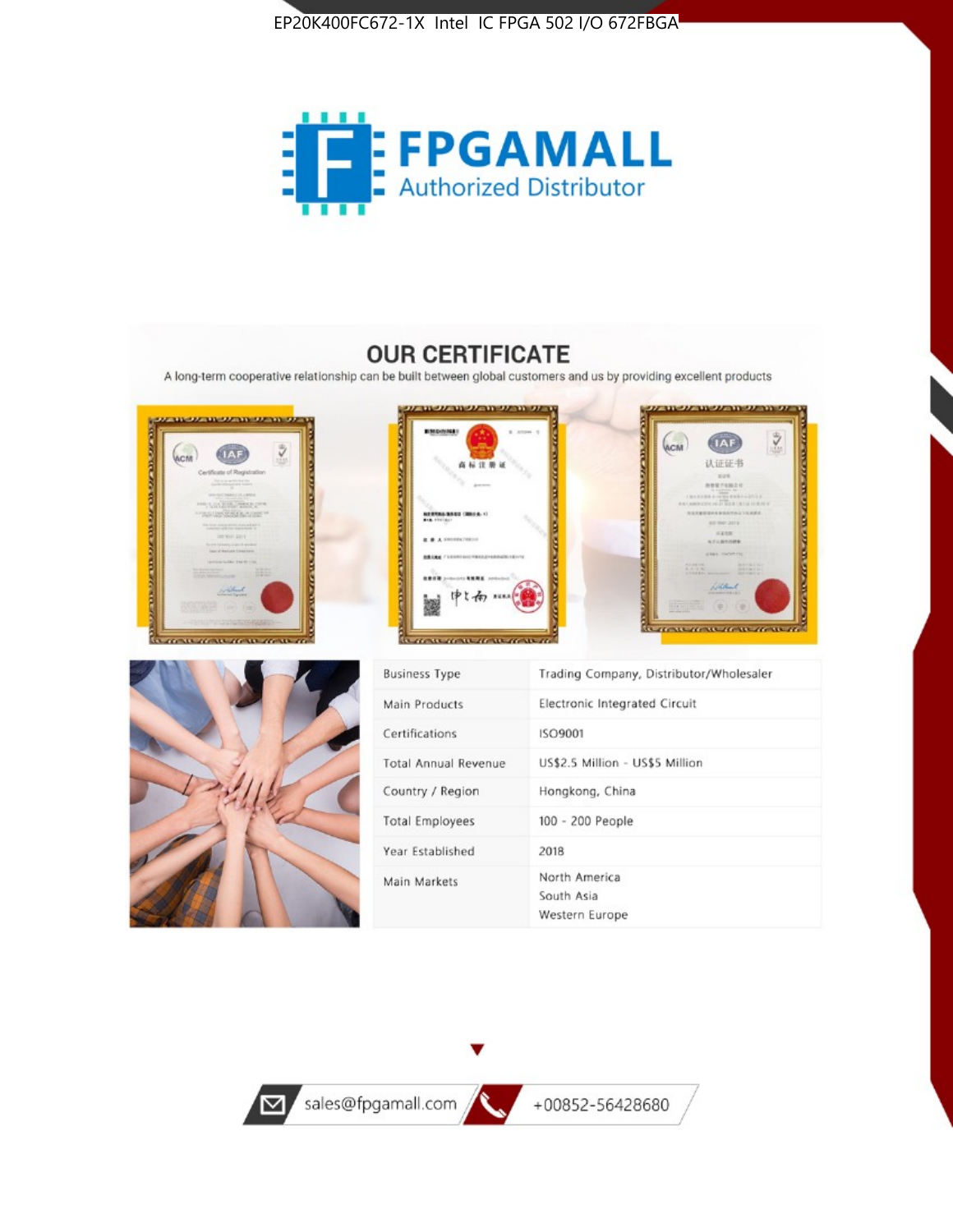FPGAMALL
Authorized Distributor

## OUR CERTIFICATE

A long-term cooperative relationship can be built between global customers and us by providing excellent products

| | |
|---|---|
| Business Type | Trading Company, Distributor/Wholesaler |
| Main Products | Electronic Integrated Circuit |
| Certifications | ISO9001 |
| Total Annual Revenue | US$2.5 Million - US$5 Million |
| Country / Region | Hongkong, China |
| Total Employees | 100 - 200 People |
| Year Established | 2018 |
| Main Markets | North America<br>South Asia<br>Western Europe |

sales@fpgamall.com

+00852-56428680